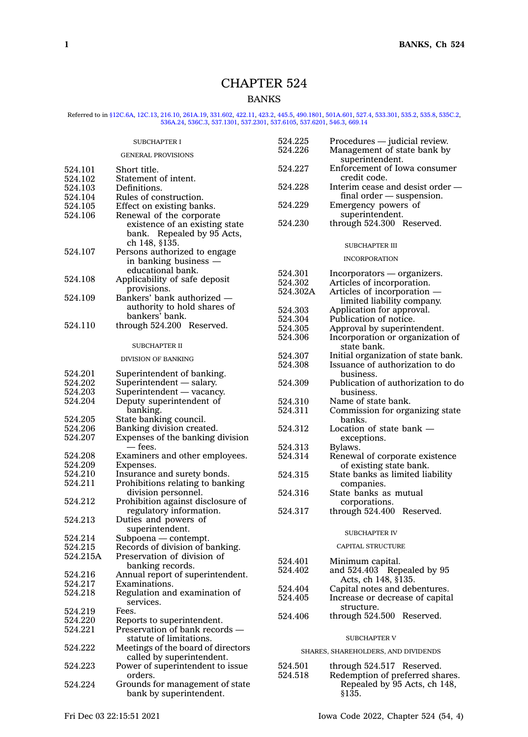# CHAPTER 524

## BANKS

Referred to in §12C.6A, 12C.13, 216.10, 261A.19, 331.602, 422.11, 423.2, 445.5, 490.1801, 501A.601, 527.4, 533.301, 535.2, 535.8, 535C.2, 536A.24, 536C.3, 537.1301, 537.2301, 537.6105, 537.6201, 546.3, 669.14

### SUBCHAPTER I

#### GENERAL PROVISIONS

| | |
|---|---|
| 524.101 | Short title. |
| 524.102 | Statement of intent. |
| 524.103 | Definitions. |
| 524.104 | Rules of construction. |
| 524.105 | Effect on existing banks. |
| 524.106 | Renewal of the corporate existence of an existing state bank. Repealed by 95 Acts, ch 148, §135. |
| 524.107 | Persons authorized to engage in banking business — educational bank. |
| 524.108 | Applicability of safe deposit provisions. |
| 524.109 | Bankers' bank authorized — authority to hold shares of bankers' bank. |
| 524.110 | through 524.200 Reserved. |

### SUBCHAPTER II

#### DIVISION OF BANKING

| | |
|---|---|
| 524.201 | Superintendent of banking. |
| 524.202 | Superintendent — salary. |
| 524.203 | Superintendent — vacancy. |
| 524.204 | Deputy superintendent of banking. |
| 524.205 | State banking council. |
| 524.206 | Banking division created. |
| 524.207 | Expenses of the banking division — fees. |
| 524.208 | Examiners and other employees. |
| 524.209 | Expenses. |
| 524.210 | Insurance and surety bonds. |
| 524.211 | Prohibitions relating to banking division personnel. |
| 524.212 | Prohibition against disclosure of regulatory information. |
| 524.213 | Duties and powers of superintendent. |
| 524.214 | Subpoena — contempt. |
| 524.215 | Records of division of banking. |
| 524.215A | Preservation of division of banking records. |
| 524.216 | Annual report of superintendent. |
| 524.217 | Examinations. |
| 524.218 | Regulation and examination of services. |
| 524.219 | Fees. |
| 524.220 | Reports to superintendent. |
| 524.221 | Preservation of bank records — statute of limitations. |
| 524.222 | Meetings of the board of directors called by superintendent. |
| 524.223 | Power of superintendent to issue orders. |
| 524.224 | Grounds for management of state bank by superintendent. |
| 524.225 | Procedures — judicial review. |
| 524.226 | Management of state bank by superintendent. |
| 524.227 | Enforcement of Iowa consumer credit code. |
| 524.228 | Interim cease and desist order — final order — suspension. |
| 524.229 | Emergency powers of superintendent. |
| 524.230 | through 524.300 Reserved. |

### SUBCHAPTER III

#### INCORPORATION

| | |
|---|---|
| 524.301 | Incorporators — organizers. |
| 524.302 | Articles of incorporation. |
| 524.302A | Articles of incorporation — limited liability company. |
| 524.303 | Application for approval. |
| 524.304 | Publication of notice. |
| 524.305 | Approval by superintendent. |
| 524.306 | Incorporation or organization of state bank. |
| 524.307 | Initial organization of state bank. |
| 524.308 | Issuance of authorization to do business. |
| 524.309 | Publication of authorization to do business. |
| 524.310 | Name of state bank. |
| 524.311 | Commission for organizing state banks. |
| 524.312 | Location of state bank — exceptions. |
| 524.313 | Bylaws. |
| 524.314 | Renewal of corporate existence of existing state bank. |
| 524.315 | State banks as limited liability companies. |
| 524.316 | State banks as mutual corporations. |
| 524.317 | through 524.400 Reserved. |

### SUBCHAPTER IV

#### CAPITAL STRUCTURE

| | |
|---|---|
| 524.401 | Minimum capital. |
| 524.402 | and 524.403 Repealed by 95 Acts, ch 148, §135. |
| 524.404 | Capital notes and debentures. |
| 524.405 | Increase or decrease of capital structure. |
| 524.406 | through 524.500 Reserved. |

### SUBCHAPTER V

#### SHARES, SHAREHOLDERS, AND DIVIDENDS

| | |
|---|---|
| 524.501 | through 524.517 Reserved. |
| 524.518 | Redemption of preferred shares. Repealed by 95 Acts, ch 148, §135. |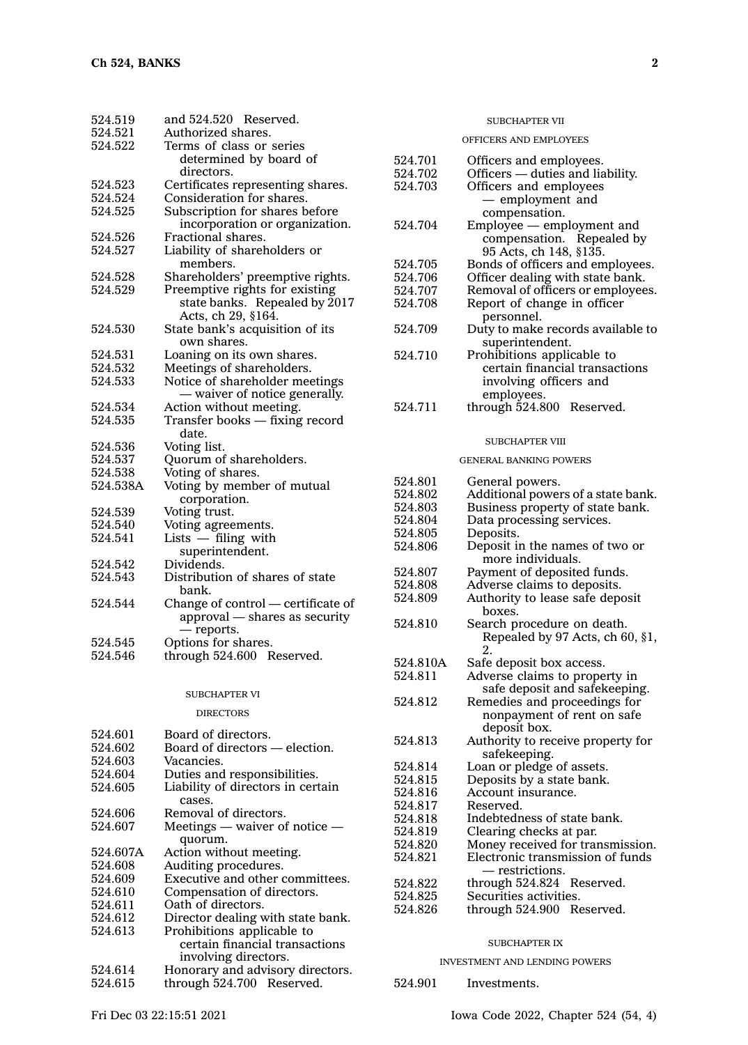524.519 and 524.520 Reserved.
524.521 Authorized shares.
524.522 Terms of class or series determined by board of directors.
524.523 Certificates representing shares.
524.524 Consideration for shares.
524.525 Subscription for shares before incorporation or organization.
524.526 Fractional shares.
524.527 Liability of shareholders or members.
524.528 Shareholders' preemptive rights.
524.529 Preemptive rights for existing state banks. Repealed by 2017 Acts, ch 29, §164.
524.530 State bank's acquisition of its own shares.
524.531 Loaning on its own shares.
524.532 Meetings of shareholders.
524.533 Notice of shareholder meetings — waiver of notice generally.
524.534 Action without meeting.
524.535 Transfer books — fixing record date.
524.536 Voting list.
524.537 Quorum of shareholders.
524.538 Voting of shares.
524.538A Voting by member of mutual corporation.
524.539 Voting trust.
524.540 Voting agreements.
524.541 Lists — filing with superintendent.
524.542 Dividends.
524.543 Distribution of shares of state bank.
524.544 Change of control — certificate of approval — shares as security — reports.
524.545 Options for shares.
524.546 through 524.600 Reserved.

SUBCHAPTER VI

DIRECTORS

524.601 Board of directors.
524.602 Board of directors — election.
524.603 Vacancies.
524.604 Duties and responsibilities.
524.605 Liability of directors in certain cases.
524.606 Removal of directors.
524.607 Meetings — waiver of notice — quorum.
524.607A Action without meeting.
524.608 Auditing procedures.
524.609 Executive and other committees.
524.610 Compensation of directors.
524.611 Oath of directors.
524.612 Director dealing with state bank.
524.613 Prohibitions applicable to certain financial transactions involving directors.
524.614 Honorary and advisory directors.
524.615 through 524.700 Reserved.

SUBCHAPTER VII

OFFICERS AND EMPLOYEES

524.701 Officers and employees.
524.702 Officers — duties and liability.
524.703 Officers and employees — employment and compensation.
524.704 Employee — employment and compensation. Repealed by 95 Acts, ch 148, §135.
524.705 Bonds of officers and employees.
524.706 Officer dealing with state bank.
524.707 Removal of officers or employees.
524.708 Report of change in officer personnel.
524.709 Duty to make records available to superintendent.
524.710 Prohibitions applicable to certain financial transactions involving officers and employees.
524.711 through 524.800 Reserved.

SUBCHAPTER VIII

GENERAL BANKING POWERS

524.801 General powers.
524.802 Additional powers of a state bank.
524.803 Business property of state bank.
524.804 Data processing services.
524.805 Deposits.
524.806 Deposit in the names of two or more individuals.
524.807 Payment of deposited funds.
524.808 Adverse claims to deposits.
524.809 Authority to lease safe deposit boxes.
524.810 Search procedure on death. Repealed by 97 Acts, ch 60, §1, 2.
524.810A Safe deposit box access.
524.811 Adverse claims to property in safe deposit and safekeeping.
524.812 Remedies and proceedings for nonpayment of rent on safe deposit box.
524.813 Authority to receive property for safekeeping.
524.814 Loan or pledge of assets.
524.815 Deposits by a state bank.
524.816 Account insurance.
524.817 Reserved.
524.818 Indebtedness of state bank.
524.819 Clearing checks at par.
524.820 Money received for transmission.
524.821 Electronic transmission of funds — restrictions.
524.822 through 524.824 Reserved.
524.825 Securities activities.
524.826 through 524.900 Reserved.

SUBCHAPTER IX

INVESTMENT AND LENDING POWERS

524.901 Investments.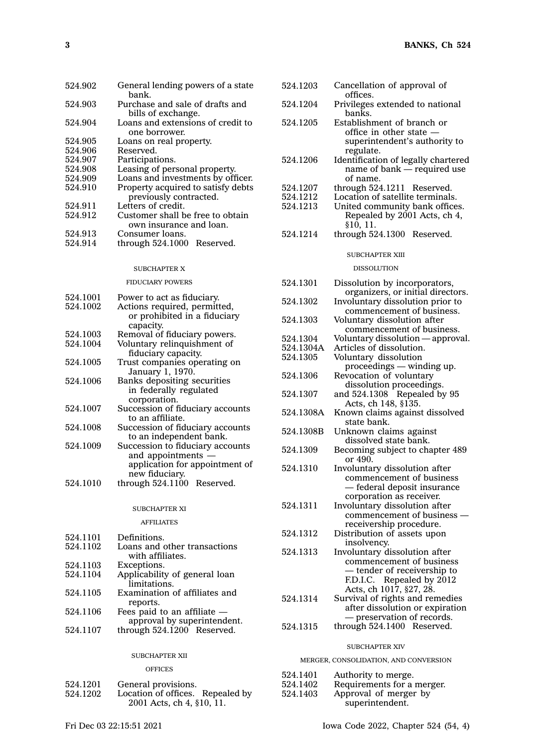524.902 General lending powers of a state bank.
524.903 Purchase and sale of drafts and bills of exchange.
524.904 Loans and extensions of credit to one borrower.
524.905 Loans on real property.
524.906 Reserved.
524.907 Participations.
524.908 Leasing of personal property.
524.909 Loans and investments by officer.
524.910 Property acquired to satisfy debts previously contracted.
524.911 Letters of credit.
524.912 Customer shall be free to obtain own insurance and loan.
524.913 Consumer loans.
524.914 through 524.1000 Reserved.

SUBCHAPTER X

FIDUCIARY POWERS

524.1001 Power to act as fiduciary.
524.1002 Actions required, permitted, or prohibited in a fiduciary capacity.
524.1003 Removal of fiduciary powers.
524.1004 Voluntary relinquishment of fiduciary capacity.
524.1005 Trust companies operating on January 1, 1970.
524.1006 Banks depositing securities in federally regulated corporation.
524.1007 Succession of fiduciary accounts to an affiliate.
524.1008 Succession of fiduciary accounts to an independent bank.
524.1009 Succession to fiduciary accounts and appointments — application for appointment of new fiduciary.
524.1010 through 524.1100 Reserved.

SUBCHAPTER XI

AFFILIATES

524.1101 Definitions.
524.1102 Loans and other transactions with affiliates.
524.1103 Exceptions.
524.1104 Applicability of general loan limitations.
524.1105 Examination of affiliates and reports.
524.1106 Fees paid to an affiliate — approval by superintendent.
524.1107 through 524.1200 Reserved.

SUBCHAPTER XII

OFFICES

524.1201 General provisions.
524.1202 Location of offices. Repealed by 2001 Acts, ch 4, §10, 11.
524.1203 Cancellation of approval of offices.
524.1204 Privileges extended to national banks.
524.1205 Establishment of branch or office in other state — superintendent's authority to regulate.
524.1206 Identification of legally chartered name of bank — required use of name.
524.1207 through 524.1211 Reserved.
524.1212 Location of satellite terminals.
524.1213 United community bank offices. Repealed by 2001 Acts, ch 4, §10, 11.
524.1214 through 524.1300 Reserved.

SUBCHAPTER XIII

DISSOLUTION

524.1301 Dissolution by incorporators, organizers, or initial directors.
524.1302 Involuntary dissolution prior to commencement of business.
524.1303 Voluntary dissolution after commencement of business.
524.1304 Voluntary dissolution — approval.
524.1304A Articles of dissolution.
524.1305 Voluntary dissolution proceedings — winding up.
524.1306 Revocation of voluntary dissolution proceedings.
524.1307 and 524.1308 Repealed by 95 Acts, ch 148, §135.
524.1308A Known claims against dissolved state bank.
524.1308B Unknown claims against dissolved state bank.
524.1309 Becoming subject to chapter 489 or 490.
524.1310 Involuntary dissolution after commencement of business — federal deposit insurance corporation as receiver.
524.1311 Involuntary dissolution after commencement of business — receivership procedure.
524.1312 Distribution of assets upon insolvency.
524.1313 Involuntary dissolution after commencement of business — tender of receivership to F.D.I.C. Repealed by 2012 Acts, ch 1017, §27, 28.
524.1314 Survival of rights and remedies after dissolution or expiration — preservation of records.
524.1315 through 524.1400 Reserved.

SUBCHAPTER XIV

MERGER, CONSOLIDATION, AND CONVERSION

524.1401 Authority to merge.
524.1402 Requirements for a merger.
524.1403 Approval of merger by superintendent.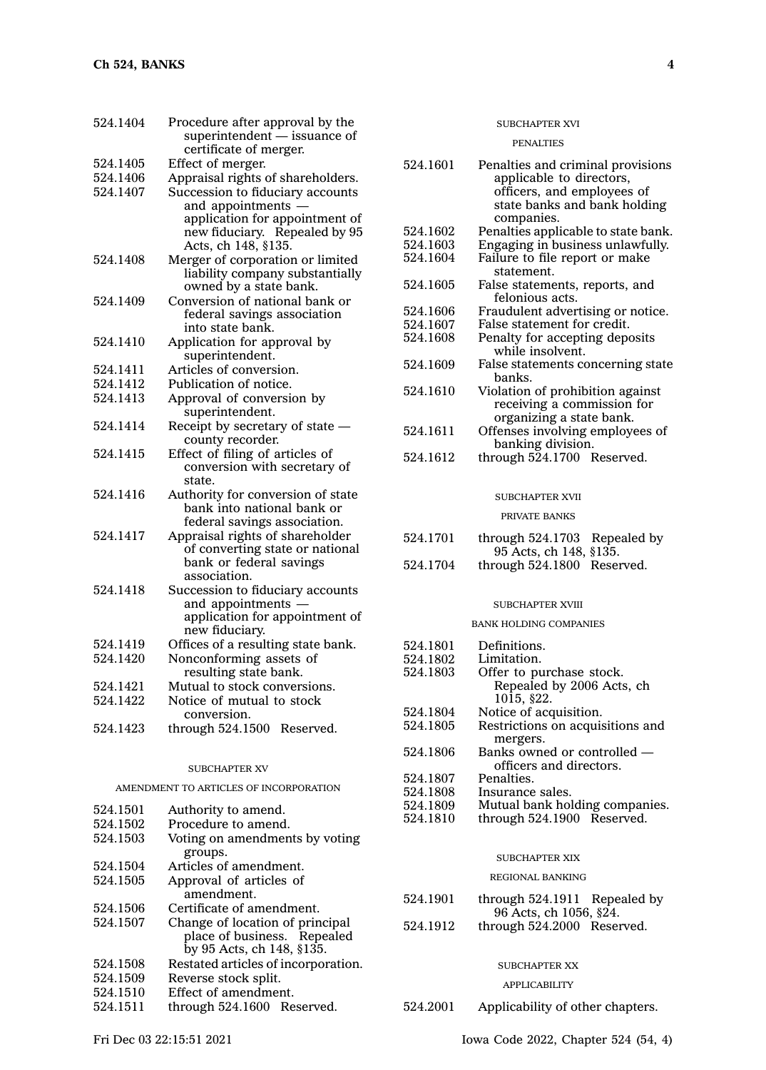| | |
|---|---|
| 524.1404 | Procedure after approval by the superintendent — issuance of certificate of merger. |
| 524.1405 | Effect of merger. |
| 524.1406 | Appraisal rights of shareholders. |
| 524.1407 | Succession to fiduciary accounts and appointments — application for appointment of new fiduciary. Repealed by 95 Acts, ch 148, §135. |
| 524.1408 | Merger of corporation or limited liability company substantially owned by a state bank. |
| 524.1409 | Conversion of national bank or federal savings association into state bank. |
| 524.1410 | Application for approval by superintendent. |
| 524.1411 | Articles of conversion. |
| 524.1412 | Publication of notice. |
| 524.1413 | Approval of conversion by superintendent. |
| 524.1414 | Receipt by secretary of state — county recorder. |
| 524.1415 | Effect of filing of articles of conversion with secretary of state. |
| 524.1416 | Authority for conversion of state bank into national bank or federal savings association. |
| 524.1417 | Appraisal rights of shareholder of converting state or national bank or federal savings association. |
| 524.1418 | Succession to fiduciary accounts and appointments — application for appointment of new fiduciary. |
| 524.1419 | Offices of a resulting state bank. |
| 524.1420 | Nonconforming assets of resulting state bank. |
| 524.1421 | Mutual to stock conversions. |
| 524.1422 | Notice of mutual to stock conversion. |
| 524.1423 | through 524.1500 Reserved. |

SUBCHAPTER XV

AMENDMENT TO ARTICLES OF INCORPORATION

| | |
|---|---|
| 524.1501 | Authority to amend. |
| 524.1502 | Procedure to amend. |
| 524.1503 | Voting on amendments by voting groups. |
| 524.1504 | Articles of amendment. |
| 524.1505 | Approval of articles of amendment. |
| 524.1506 | Certificate of amendment. |
| 524.1507 | Change of location of principal place of business. Repealed by 95 Acts, ch 148, §135. |
| 524.1508 | Restated articles of incorporation. |
| 524.1509 | Reverse stock split. |
| 524.1510 | Effect of amendment. |
| 524.1511 | through 524.1600 Reserved. |

SUBCHAPTER XVI

PENALTIES

| | |
|---|---|
| 524.1601 | Penalties and criminal provisions applicable to directors, officers, and employees of state banks and bank holding companies. |
| 524.1602 | Penalties applicable to state bank. |
| 524.1603 | Engaging in business unlawfully. |
| 524.1604 | Failure to file report or make statement. |
| 524.1605 | False statements, reports, and felonious acts. |
| 524.1606 | Fraudulent advertising or notice. |
| 524.1607 | False statement for credit. |
| 524.1608 | Penalty for accepting deposits while insolvent. |
| 524.1609 | False statements concerning state banks. |
| 524.1610 | Violation of prohibition against receiving a commission for organizing a state bank. |
| 524.1611 | Offenses involving employees of banking division. |
| 524.1612 | through 524.1700 Reserved. |

SUBCHAPTER XVII

PRIVATE BANKS

| | |
|---|---|
| 524.1701 | through 524.1703 Repealed by 95 Acts, ch 148, §135. |
| 524.1704 | through 524.1800 Reserved. |

SUBCHAPTER XVIII

BANK HOLDING COMPANIES

| | |
|---|---|
| 524.1801 | Definitions. |
| 524.1802 | Limitation. |
| 524.1803 | Offer to purchase stock. Repealed by 2006 Acts, ch 1015, §22. |
| 524.1804 | Notice of acquisition. |
| 524.1805 | Restrictions on acquisitions and mergers. |
| 524.1806 | Banks owned or controlled — officers and directors. |
| 524.1807 | Penalties. |
| 524.1808 | Insurance sales. |
| 524.1809 | Mutual bank holding companies. |
| 524.1810 | through 524.1900 Reserved. |

SUBCHAPTER XIX

REGIONAL BANKING

| | |
|---|---|
| 524.1901 | through 524.1911 Repealed by 96 Acts, ch 1056, §24. |
| 524.1912 | through 524.2000 Reserved. |

SUBCHAPTER XX

APPLICABILITY

| | |
|---|---|
| 524.2001 | Applicability of other chapters. |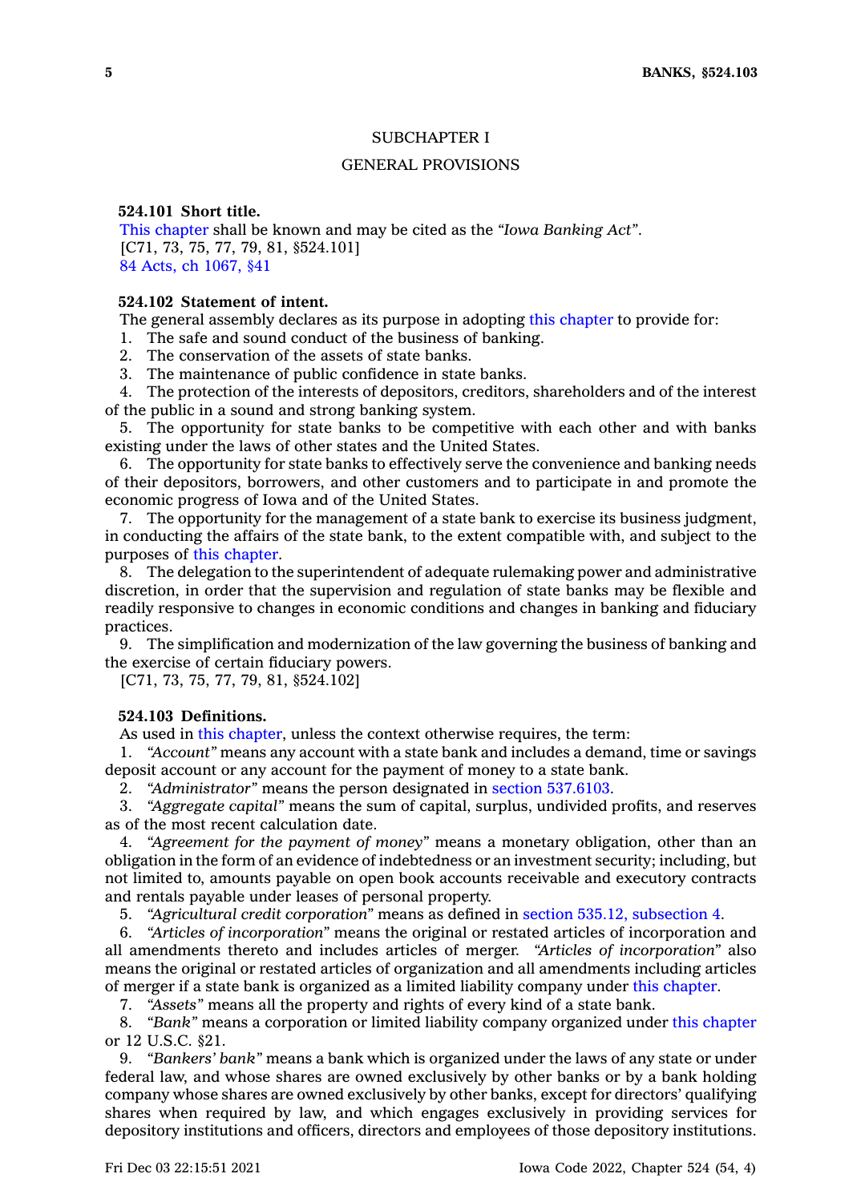## SUBCHAPTER I

## GENERAL PROVISIONS

### 524.101 Short title.

This chapter shall be known and may be cited as the *"Iowa Banking Act"*.

[C71, 73, 75, 77, 79, 81, §524.101]

84 Acts, ch 1067, §41

### 524.102 Statement of intent.

The general assembly declares as its purpose in adopting this chapter to provide for:

1. The safe and sound conduct of the business of banking.
2. The conservation of the assets of state banks.
3. The maintenance of public confidence in state banks.
4. The protection of the interests of depositors, creditors, shareholders and of the interest of the public in a sound and strong banking system.
5. The opportunity for state banks to be competitive with each other and with banks existing under the laws of other states and the United States.
6. The opportunity for state banks to effectively serve the convenience and banking needs of their depositors, borrowers, and other customers and to participate in and promote the economic progress of Iowa and of the United States.
7. The opportunity for the management of a state bank to exercise its business judgment, in conducting the affairs of the state bank, to the extent compatible with, and subject to the purposes of this chapter.
8. The delegation to the superintendent of adequate rulemaking power and administrative discretion, in order that the supervision and regulation of state banks may be flexible and readily responsive to changes in economic conditions and changes in banking and fiduciary practices.
9. The simplification and modernization of the law governing the business of banking and the exercise of certain fiduciary powers.

[C71, 73, 75, 77, 79, 81, §524.102]

### 524.103 Definitions.

As used in this chapter, unless the context otherwise requires, the term:

1. *"Account"* means any account with a state bank and includes a demand, time or savings deposit account or any account for the payment of money to a state bank.
2. *"Administrator"* means the person designated in section 537.6103.
3. *"Aggregate capital"* means the sum of capital, surplus, undivided profits, and reserves as of the most recent calculation date.
4. *"Agreement for the payment of money"* means a monetary obligation, other than an obligation in the form of an evidence of indebtedness or an investment security; including, but not limited to, amounts payable on open book accounts receivable and executory contracts and rentals payable under leases of personal property.
5. *"Agricultural credit corporation"* means as defined in section 535.12, subsection 4.
6. *"Articles of incorporation"* means the original or restated articles of incorporation and all amendments thereto and includes articles of merger. *"Articles of incorporation"* also means the original or restated articles of organization and all amendments including articles of merger if a state bank is organized as a limited liability company under this chapter.
7. *"Assets"* means all the property and rights of every kind of a state bank.
8. *"Bank"* means a corporation or limited liability company organized under this chapter or 12 U.S.C. §21.
9. *"Bankers' bank"* means a bank which is organized under the laws of any state or under federal law, and whose shares are owned exclusively by other banks or by a bank holding company whose shares are owned exclusively by other banks, except for directors' qualifying shares when required by law, and which engages exclusively in providing services for depository institutions and officers, directors and employees of those depository institutions.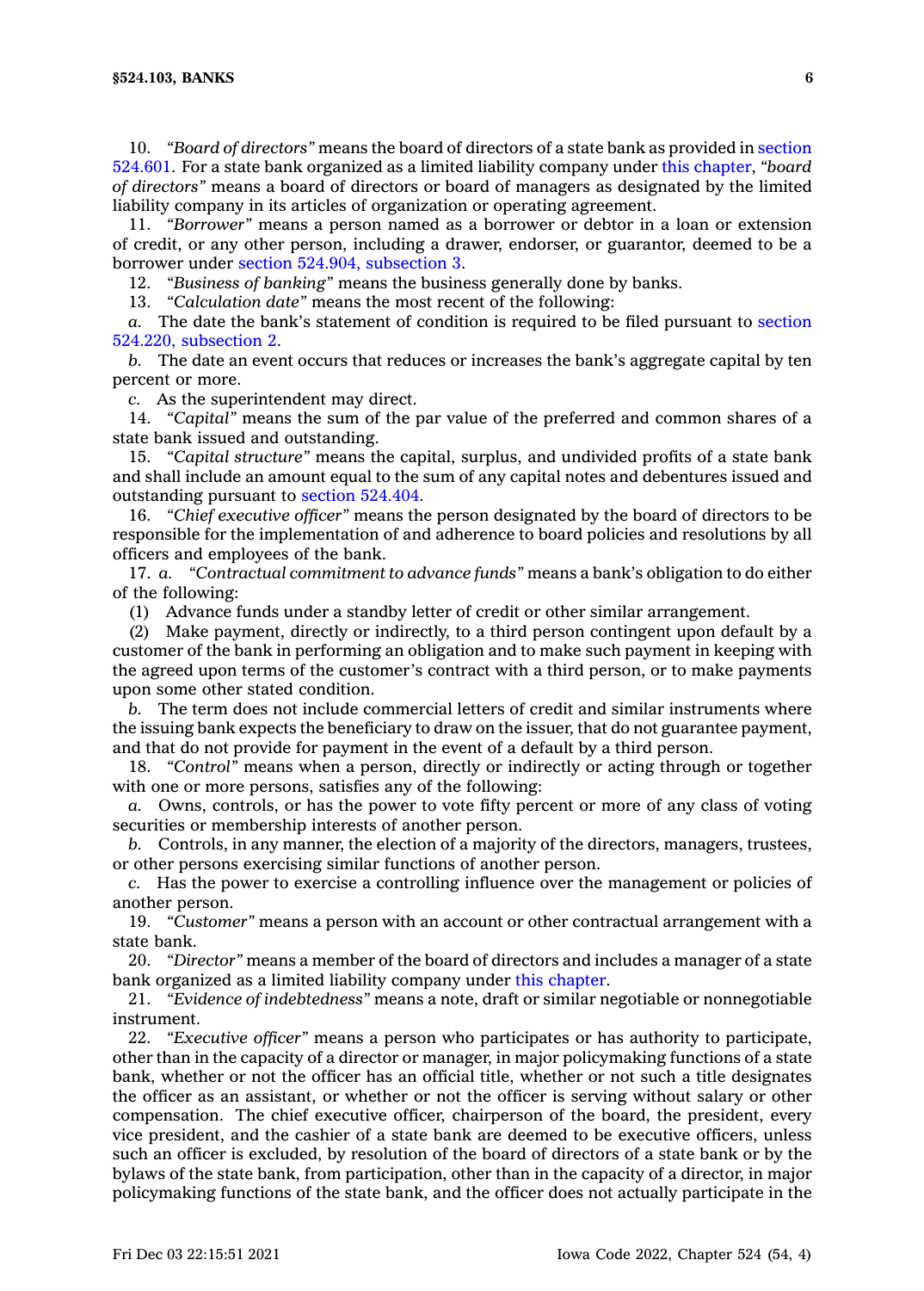10. *"Board of directors"* means the board of directors of a state bank as provided in section 524.601. For a state bank organized as a limited liability company under this chapter, *"board of directors"* means a board of directors or board of managers as designated by the limited liability company in its articles of organization or operating agreement.

11. *"Borrower"* means a person named as a borrower or debtor in a loan or extension of credit, or any other person, including a drawer, endorser, or guarantor, deemed to be a borrower under section 524.904, subsection 3.

12. *"Business of banking"* means the business generally done by banks.

13. *"Calculation date"* means the most recent of the following:

*a.* The date the bank's statement of condition is required to be filed pursuant to section 524.220, subsection 2.

*b.* The date an event occurs that reduces or increases the bank's aggregate capital by ten percent or more.

*c.* As the superintendent may direct.

14. *"Capital"* means the sum of the par value of the preferred and common shares of a state bank issued and outstanding.

15. *"Capital structure"* means the capital, surplus, and undivided profits of a state bank and shall include an amount equal to the sum of any capital notes and debentures issued and outstanding pursuant to section 524.404.

16. *"Chief executive officer"* means the person designated by the board of directors to be responsible for the implementation of and adherence to board policies and resolutions by all officers and employees of the bank.

17. *a. "Contractual commitment to advance funds"* means a bank's obligation to do either of the following:

(1) Advance funds under a standby letter of credit or other similar arrangement.

(2) Make payment, directly or indirectly, to a third person contingent upon default by a customer of the bank in performing an obligation and to make such payment in keeping with the agreed upon terms of the customer's contract with a third person, or to make payments upon some other stated condition.

*b.* The term does not include commercial letters of credit and similar instruments where the issuing bank expects the beneficiary to draw on the issuer, that do not guarantee payment, and that do not provide for payment in the event of a default by a third person.

18. *"Control"* means when a person, directly or indirectly or acting through or together with one or more persons, satisfies any of the following:

*a.* Owns, controls, or has the power to vote fifty percent or more of any class of voting securities or membership interests of another person.

*b.* Controls, in any manner, the election of a majority of the directors, managers, trustees, or other persons exercising similar functions of another person.

*c.* Has the power to exercise a controlling influence over the management or policies of another person.

19. *"Customer"* means a person with an account or other contractual arrangement with a state bank.

20. *"Director"* means a member of the board of directors and includes a manager of a state bank organized as a limited liability company under this chapter.

21. *"Evidence of indebtedness"* means a note, draft or similar negotiable or nonnegotiable instrument.

22. *"Executive officer"* means a person who participates or has authority to participate, other than in the capacity of a director or manager, in major policymaking functions of a state bank, whether or not the officer has an official title, whether or not such a title designates the officer as an assistant, or whether or not the officer is serving without salary or other compensation. The chief executive officer, chairperson of the board, the president, every vice president, and the cashier of a state bank are deemed to be executive officers, unless such an officer is excluded, by resolution of the board of directors of a state bank or by the bylaws of the state bank, from participation, other than in the capacity of a director, in major policymaking functions of the state bank, and the officer does not actually participate in the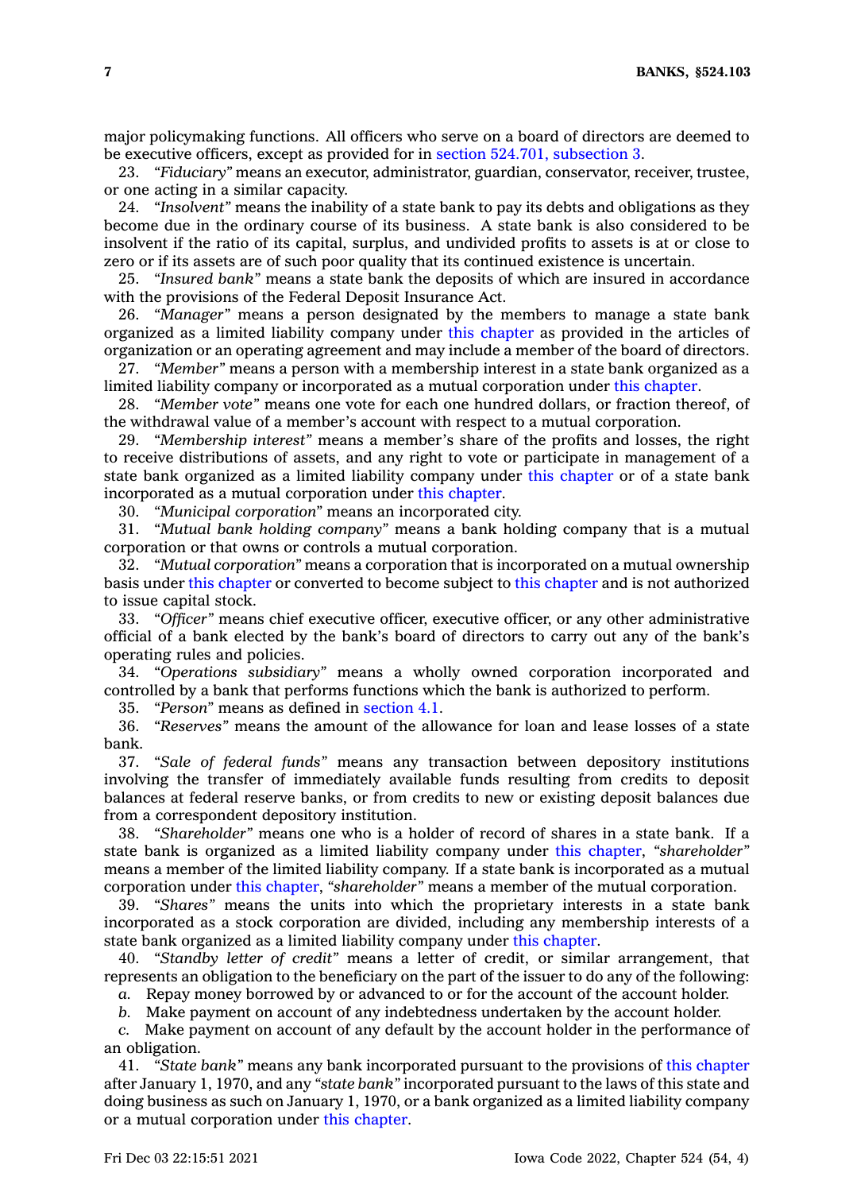major policymaking functions. All officers who serve on a board of directors are deemed to be executive officers, except as provided for in section 524.701, subsection 3.

23. *"Fiduciary"* means an executor, administrator, guardian, conservator, receiver, trustee, or one acting in a similar capacity.

24. *"Insolvent"* means the inability of a state bank to pay its debts and obligations as they become due in the ordinary course of its business. A state bank is also considered to be insolvent if the ratio of its capital, surplus, and undivided profits to assets is at or close to zero or if its assets are of such poor quality that its continued existence is uncertain.

25. *"Insured bank"* means a state bank the deposits of which are insured in accordance with the provisions of the Federal Deposit Insurance Act.

26. *"Manager"* means a person designated by the members to manage a state bank organized as a limited liability company under this chapter as provided in the articles of organization or an operating agreement and may include a member of the board of directors.

27. *"Member"* means a person with a membership interest in a state bank organized as a limited liability company or incorporated as a mutual corporation under this chapter.

28. *"Member vote"* means one vote for each one hundred dollars, or fraction thereof, of the withdrawal value of a member's account with respect to a mutual corporation.

29. *"Membership interest"* means a member's share of the profits and losses, the right to receive distributions of assets, and any right to vote or participate in management of a state bank organized as a limited liability company under this chapter or of a state bank incorporated as a mutual corporation under this chapter.

30. *"Municipal corporation"* means an incorporated city.

31. *"Mutual bank holding company"* means a bank holding company that is a mutual corporation or that owns or controls a mutual corporation.

32. *"Mutual corporation"* means a corporation that is incorporated on a mutual ownership basis under this chapter or converted to become subject to this chapter and is not authorized to issue capital stock.

33. *"Officer"* means chief executive officer, executive officer, or any other administrative official of a bank elected by the bank's board of directors to carry out any of the bank's operating rules and policies.

34. *"Operations subsidiary"* means a wholly owned corporation incorporated and controlled by a bank that performs functions which the bank is authorized to perform.

35. *"Person"* means as defined in section 4.1.

36. *"Reserves"* means the amount of the allowance for loan and lease losses of a state bank.

37. *"Sale of federal funds"* means any transaction between depository institutions involving the transfer of immediately available funds resulting from credits to deposit balances at federal reserve banks, or from credits to new or existing deposit balances due from a correspondent depository institution.

38. *"Shareholder"* means one who is a holder of record of shares in a state bank. If a state bank is organized as a limited liability company under this chapter, *"shareholder"* means a member of the limited liability company. If a state bank is incorporated as a mutual corporation under this chapter, *"shareholder"* means a member of the mutual corporation.

39. *"Shares"* means the units into which the proprietary interests in a state bank incorporated as a stock corporation are divided, including any membership interests of a state bank organized as a limited liability company under this chapter.

40. *"Standby letter of credit"* means a letter of credit, or similar arrangement, that represents an obligation to the beneficiary on the part of the issuer to do any of the following:

*a.* Repay money borrowed by or advanced to or for the account of the account holder.

*b.* Make payment on account of any indebtedness undertaken by the account holder.

*c.* Make payment on account of any default by the account holder in the performance of an obligation.

41. *"State bank"* means any bank incorporated pursuant to the provisions of this chapter after January 1, 1970, and any *"state bank"* incorporated pursuant to the laws of this state and doing business as such on January 1, 1970, or a bank organized as a limited liability company or a mutual corporation under this chapter.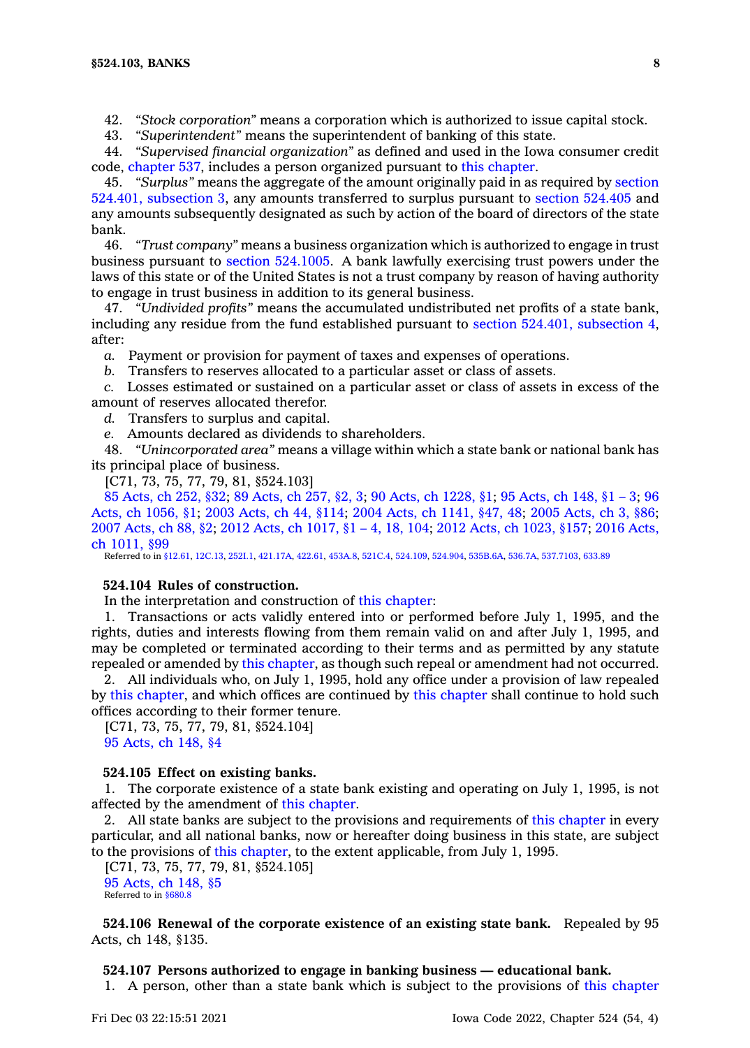42. *"Stock corporation"* means a corporation which is authorized to issue capital stock.

43. *"Superintendent"* means the superintendent of banking of this state.

44. *"Supervised financial organization"* as defined and used in the Iowa consumer credit code, chapter 537, includes a person organized pursuant to this chapter.

45. *"Surplus"* means the aggregate of the amount originally paid in as required by section 524.401, subsection 3, any amounts transferred to surplus pursuant to section 524.405 and any amounts subsequently designated as such by action of the board of directors of the state bank.

46. *"Trust company"* means a business organization which is authorized to engage in trust business pursuant to section 524.1005. A bank lawfully exercising trust powers under the laws of this state or of the United States is not a trust company by reason of having authority to engage in trust business in addition to its general business.

47. *"Undivided profits"* means the accumulated undistributed net profits of a state bank, including any residue from the fund established pursuant to section 524.401, subsection 4, after:

*a.* Payment or provision for payment of taxes and expenses of operations.

*b.* Transfers to reserves allocated to a particular asset or class of assets.

*c.* Losses estimated or sustained on a particular asset or class of assets in excess of the amount of reserves allocated therefor.

*d.* Transfers to surplus and capital.

*e.* Amounts declared as dividends to shareholders.

48. *"Unincorporated area"* means a village within which a state bank or national bank has its principal place of business.

[C71, 73, 75, 77, 79, 81, §524.103]

85 Acts, ch 252, §32; 89 Acts, ch 257, §2, 3; 90 Acts, ch 1228, §1; 95 Acts, ch 148, §1 – 3; 96 Acts, ch 1056, §1; 2003 Acts, ch 44, §114; 2004 Acts, ch 1141, §47, 48; 2005 Acts, ch 3, §86; 2007 Acts, ch 88, §2; 2012 Acts, ch 1017, §1 – 4, 18, 104; 2012 Acts, ch 1023, §157; 2016 Acts, ch 1011, §99

Referred to in §12.61, 12C.13, 252I.1, 421.17A, 422.61, 453A.8, 521C.4, 524.109, 524.904, 535B.6A, 536.7A, 537.7103, 633.89

**524.104 Rules of construction.**

In the interpretation and construction of this chapter:

1. Transactions or acts validly entered into or performed before July 1, 1995, and the rights, duties and interests flowing from them remain valid on and after July 1, 1995, and may be completed or terminated according to their terms and as permitted by any statute repealed or amended by this chapter, as though such repeal or amendment had not occurred.

2. All individuals who, on July 1, 1995, hold any office under a provision of law repealed by this chapter, and which offices are continued by this chapter shall continue to hold such offices according to their former tenure.

[C71, 73, 75, 77, 79, 81, §524.104]

95 Acts, ch 148, §4

**524.105 Effect on existing banks.**

1. The corporate existence of a state bank existing and operating on July 1, 1995, is not affected by the amendment of this chapter.

2. All state banks are subject to the provisions and requirements of this chapter in every particular, and all national banks, now or hereafter doing business in this state, are subject to the provisions of this chapter, to the extent applicable, from July 1, 1995.

[C71, 73, 75, 77, 79, 81, §524.105]

95 Acts, ch 148, §5

Referred to in §680.8

**524.106 Renewal of the corporate existence of an existing state bank.** Repealed by 95 Acts, ch 148, §135.

**524.107 Persons authorized to engage in banking business — educational bank.**

1. A person, other than a state bank which is subject to the provisions of this chapter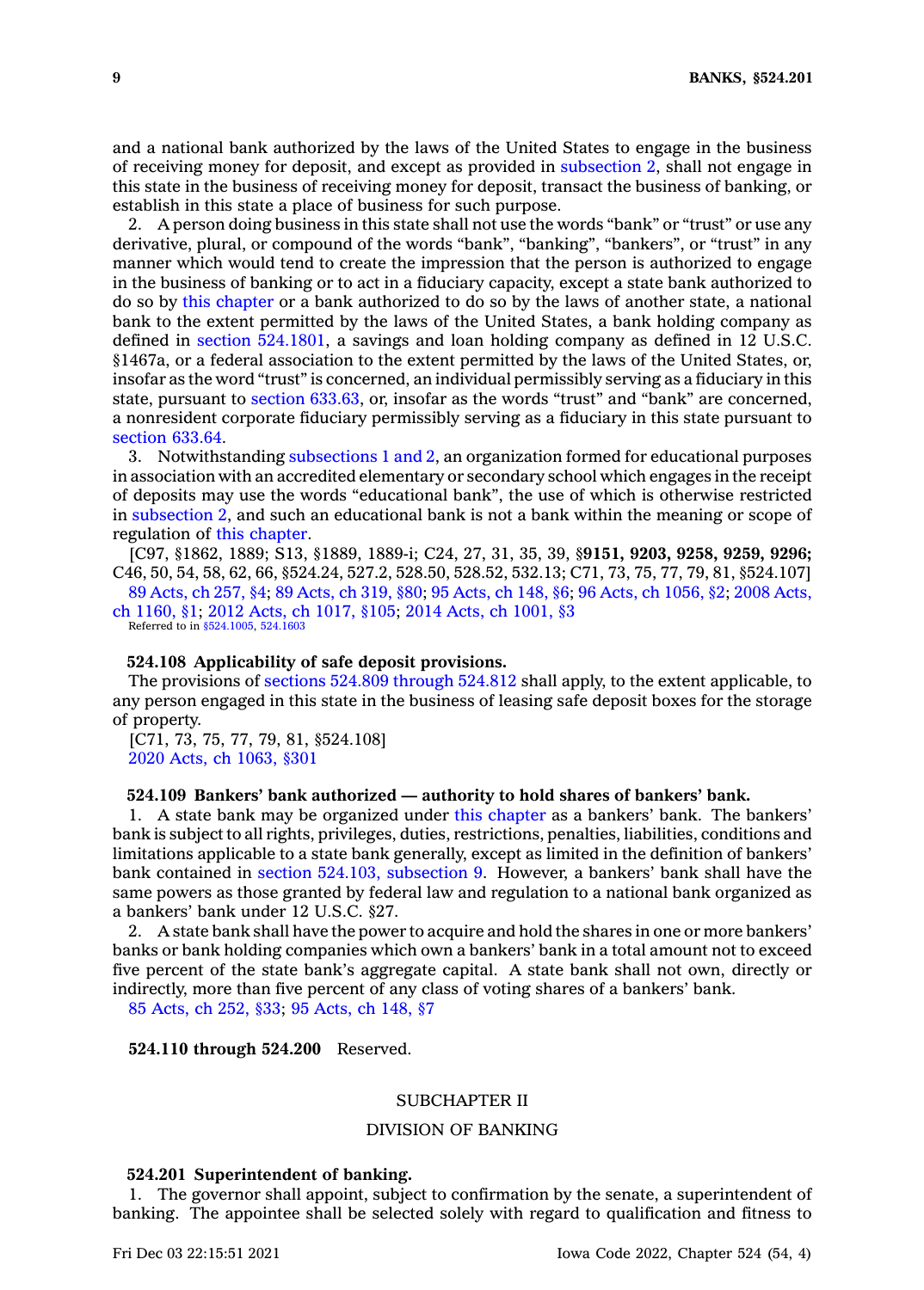and a national bank authorized by the laws of the United States to engage in the business of receiving money for deposit, and except as provided in subsection 2, shall not engage in this state in the business of receiving money for deposit, transact the business of banking, or establish in this state a place of business for such purpose.

2. A person doing business in this state shall not use the words "bank" or "trust" or use any derivative, plural, or compound of the words "bank", "banking", "bankers", or "trust" in any manner which would tend to create the impression that the person is authorized to engage in the business of banking or to act in a fiduciary capacity, except a state bank authorized to do so by this chapter or a bank authorized to do so by the laws of another state, a national bank to the extent permitted by the laws of the United States, a bank holding company as defined in section 524.1801, a savings and loan holding company as defined in 12 U.S.C. §1467a, or a federal association to the extent permitted by the laws of the United States, or, insofar as the word "trust" is concerned, an individual permissibly serving as a fiduciary in this state, pursuant to section 633.63, or, insofar as the words "trust" and "bank" are concerned, a nonresident corporate fiduciary permissibly serving as a fiduciary in this state pursuant to section 633.64.

3. Notwithstanding subsections 1 and 2, an organization formed for educational purposes in association with an accredited elementary or secondary school which engages in the receipt of deposits may use the words "educational bank", the use of which is otherwise restricted in subsection 2, and such an educational bank is not a bank within the meaning or scope of regulation of this chapter.

[C97, §1862, 1889; S13, §1889, 1889-i; C24, 27, 31, 35, 39, §**9151, 9203, 9258, 9259, 9296;** C46, 50, 54, 58, 62, 66, §524.24, 527.2, 528.50, 528.52, 532.13; C71, 73, 75, 77, 79, 81, §524.107]

89 Acts, ch 257, §4; 89 Acts, ch 319, §80; 95 Acts, ch 148, §6; 96 Acts, ch 1056, §2; 2008 Acts, ch 1160, §1; 2012 Acts, ch 1017, §105; 2014 Acts, ch 1001, §3

Referred to in §524.1005, 524.1603

**524.108 Applicability of safe deposit provisions.**

The provisions of sections 524.809 through 524.812 shall apply, to the extent applicable, to any person engaged in this state in the business of leasing safe deposit boxes for the storage of property.

[C71, 73, 75, 77, 79, 81, §524.108]

2020 Acts, ch 1063, §301

**524.109 Bankers' bank authorized — authority to hold shares of bankers' bank.**

1. A state bank may be organized under this chapter as a bankers' bank. The bankers' bank is subject to all rights, privileges, duties, restrictions, penalties, liabilities, conditions and limitations applicable to a state bank generally, except as limited in the definition of bankers' bank contained in section 524.103, subsection 9. However, a bankers' bank shall have the same powers as those granted by federal law and regulation to a national bank organized as a bankers' bank under 12 U.S.C. §27.

2. A state bank shall have the power to acquire and hold the shares in one or more bankers' banks or bank holding companies which own a bankers' bank in a total amount not to exceed five percent of the state bank's aggregate capital. A state bank shall not own, directly or indirectly, more than five percent of any class of voting shares of a bankers' bank.

85 Acts, ch 252, §33; 95 Acts, ch 148, §7

**524.110 through 524.200** Reserved.

## SUBCHAPTER II

## DIVISION OF BANKING

**524.201 Superintendent of banking.**

1. The governor shall appoint, subject to confirmation by the senate, a superintendent of banking. The appointee shall be selected solely with regard to qualification and fitness to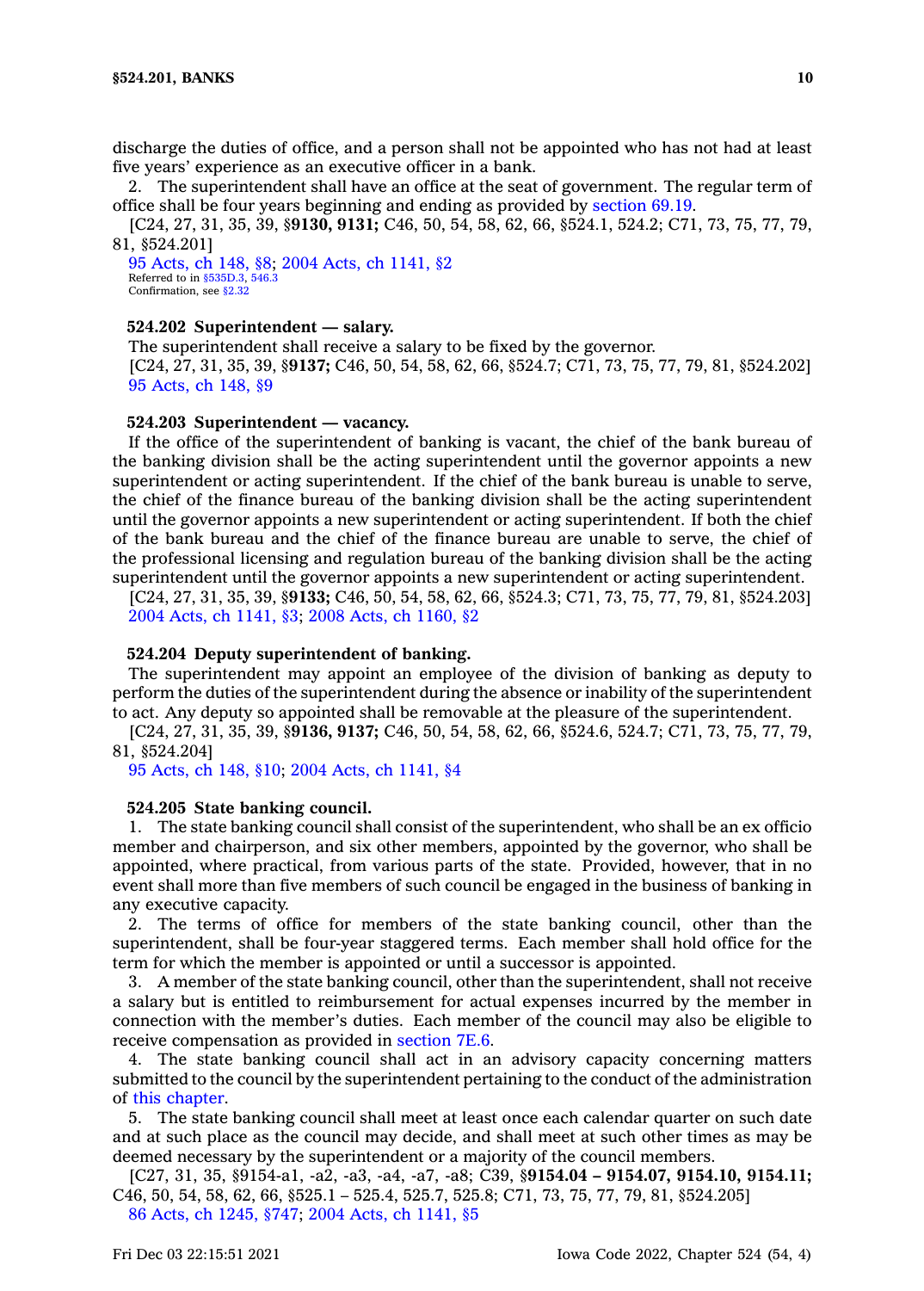discharge the duties of office, and a person shall not be appointed who has not had at least five years' experience as an executive officer in a bank.

2. The superintendent shall have an office at the seat of government. The regular term of office shall be four years beginning and ending as provided by section 69.19.

[C24, 27, 31, 35, 39, §**9130, 9131;** C46, 50, 54, 58, 62, 66, §524.1, 524.2; C71, 73, 75, 77, 79, 81, §524.201]

95 Acts, ch 148, §8; 2004 Acts, ch 1141, §2

Referred to in §535D.3, 546.3

Confirmation, see §2.32

### 524.202 Superintendent — salary.

The superintendent shall receive a salary to be fixed by the governor.

[C24, 27, 31, 35, 39, §**9137;** C46, 50, 54, 58, 62, 66, §524.7; C71, 73, 75, 77, 79, 81, §524.202]

95 Acts, ch 148, §9

### 524.203 Superintendent — vacancy.

If the office of the superintendent of banking is vacant, the chief of the bank bureau of the banking division shall be the acting superintendent until the governor appoints a new superintendent or acting superintendent. If the chief of the bank bureau is unable to serve, the chief of the finance bureau of the banking division shall be the acting superintendent until the governor appoints a new superintendent or acting superintendent. If both the chief of the bank bureau and the chief of the finance bureau are unable to serve, the chief of the professional licensing and regulation bureau of the banking division shall be the acting superintendent until the governor appoints a new superintendent or acting superintendent.

[C24, 27, 31, 35, 39, §**9133;** C46, 50, 54, 58, 62, 66, §524.3; C71, 73, 75, 77, 79, 81, §524.203]

2004 Acts, ch 1141, §3; 2008 Acts, ch 1160, §2

### 524.204 Deputy superintendent of banking.

The superintendent may appoint an employee of the division of banking as deputy to perform the duties of the superintendent during the absence or inability of the superintendent to act. Any deputy so appointed shall be removable at the pleasure of the superintendent.

[C24, 27, 31, 35, 39, §**9136, 9137;** C46, 50, 54, 58, 62, 66, §524.6, 524.7; C71, 73, 75, 77, 79, 81, §524.204]

95 Acts, ch 148, §10; 2004 Acts, ch 1141, §4

### 524.205 State banking council.

1. The state banking council shall consist of the superintendent, who shall be an ex officio member and chairperson, and six other members, appointed by the governor, who shall be appointed, where practical, from various parts of the state. Provided, however, that in no event shall more than five members of such council be engaged in the business of banking in any executive capacity.

2. The terms of office for members of the state banking council, other than the superintendent, shall be four-year staggered terms. Each member shall hold office for the term for which the member is appointed or until a successor is appointed.

3. A member of the state banking council, other than the superintendent, shall not receive a salary but is entitled to reimbursement for actual expenses incurred by the member in connection with the member's duties. Each member of the council may also be eligible to receive compensation as provided in section 7E.6.

4. The state banking council shall act in an advisory capacity concerning matters submitted to the council by the superintendent pertaining to the conduct of the administration of this chapter.

5. The state banking council shall meet at least once each calendar quarter on such date and at such place as the council may decide, and shall meet at such other times as may be deemed necessary by the superintendent or a majority of the council members.

[C27, 31, 35, §9154-a1, -a2, -a3, -a4, -a7, -a8; C39, §**9154.04 – 9154.07, 9154.10, 9154.11;** C46, 50, 54, 58, 62, 66, §525.1 – 525.4, 525.7, 525.8; C71, 73, 75, 77, 79, 81, §524.205]

86 Acts, ch 1245, §747; 2004 Acts, ch 1141, §5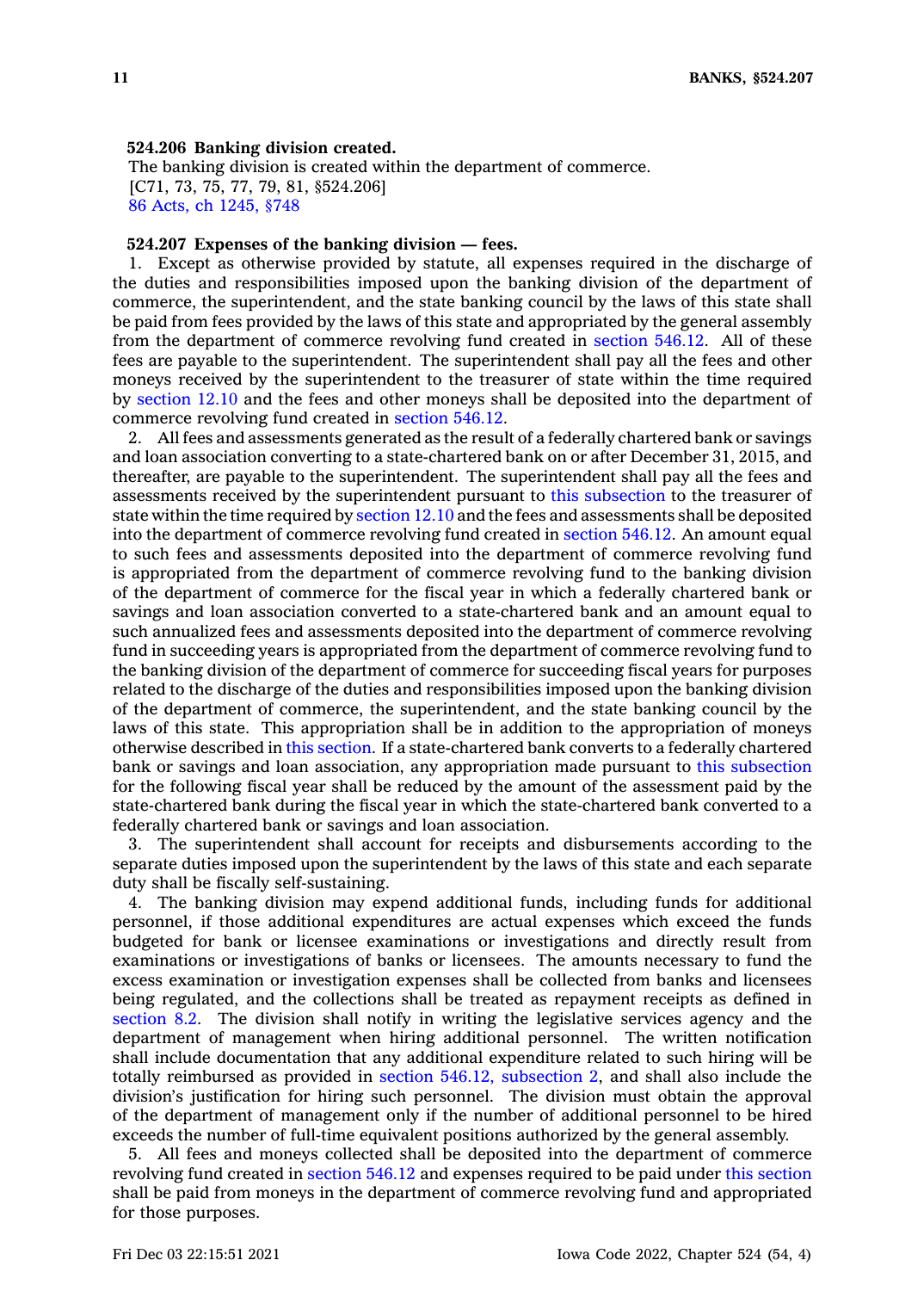**524.206 Banking division created.**

The banking division is created within the department of commerce.

[C71, 73, 75, 77, 79, 81, §524.206]

86 Acts, ch 1245, §748

**524.207 Expenses of the banking division — fees.**

1. Except as otherwise provided by statute, all expenses required in the discharge of the duties and responsibilities imposed upon the banking division of the department of commerce, the superintendent, and the state banking council by the laws of this state shall be paid from fees provided by the laws of this state and appropriated by the general assembly from the department of commerce revolving fund created in section 546.12. All of these fees are payable to the superintendent. The superintendent shall pay all the fees and other moneys received by the superintendent to the treasurer of state within the time required by section 12.10 and the fees and other moneys shall be deposited into the department of commerce revolving fund created in section 546.12.

2. All fees and assessments generated as the result of a federally chartered bank or savings and loan association converting to a state-chartered bank on or after December 31, 2015, and thereafter, are payable to the superintendent. The superintendent shall pay all the fees and assessments received by the superintendent pursuant to this subsection to the treasurer of state within the time required by section 12.10 and the fees and assessments shall be deposited into the department of commerce revolving fund created in section 546.12. An amount equal to such fees and assessments deposited into the department of commerce revolving fund is appropriated from the department of commerce revolving fund to the banking division of the department of commerce for the fiscal year in which a federally chartered bank or savings and loan association converted to a state-chartered bank and an amount equal to such annualized fees and assessments deposited into the department of commerce revolving fund in succeeding years is appropriated from the department of commerce revolving fund to the banking division of the department of commerce for succeeding fiscal years for purposes related to the discharge of the duties and responsibilities imposed upon the banking division of the department of commerce, the superintendent, and the state banking council by the laws of this state. This appropriation shall be in addition to the appropriation of moneys otherwise described in this section. If a state-chartered bank converts to a federally chartered bank or savings and loan association, any appropriation made pursuant to this subsection for the following fiscal year shall be reduced by the amount of the assessment paid by the state-chartered bank during the fiscal year in which the state-chartered bank converted to a federally chartered bank or savings and loan association.

3. The superintendent shall account for receipts and disbursements according to the separate duties imposed upon the superintendent by the laws of this state and each separate duty shall be fiscally self-sustaining.

4. The banking division may expend additional funds, including funds for additional personnel, if those additional expenditures are actual expenses which exceed the funds budgeted for bank or licensee examinations or investigations and directly result from examinations or investigations of banks or licensees. The amounts necessary to fund the excess examination or investigation expenses shall be collected from banks and licensees being regulated, and the collections shall be treated as repayment receipts as defined in section 8.2. The division shall notify in writing the legislative services agency and the department of management when hiring additional personnel. The written notification shall include documentation that any additional expenditure related to such hiring will be totally reimbursed as provided in section 546.12, subsection 2, and shall also include the division's justification for hiring such personnel. The division must obtain the approval of the department of management only if the number of additional personnel to be hired exceeds the number of full-time equivalent positions authorized by the general assembly.

5. All fees and moneys collected shall be deposited into the department of commerce revolving fund created in section 546.12 and expenses required to be paid under this section shall be paid from moneys in the department of commerce revolving fund and appropriated for those purposes.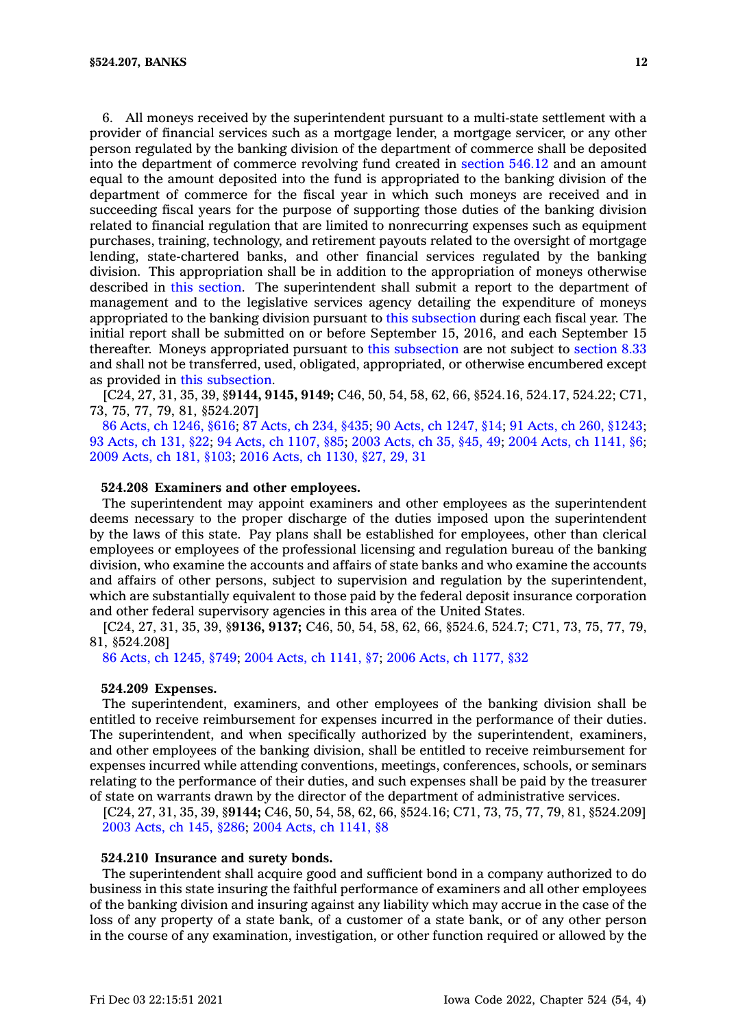6. All moneys received by the superintendent pursuant to a multi-state settlement with a provider of financial services such as a mortgage lender, a mortgage servicer, or any other person regulated by the banking division of the department of commerce shall be deposited into the department of commerce revolving fund created in section 546.12 and an amount equal to the amount deposited into the fund is appropriated to the banking division of the department of commerce for the fiscal year in which such moneys are received and in succeeding fiscal years for the purpose of supporting those duties of the banking division related to financial regulation that are limited to nonrecurring expenses such as equipment purchases, training, technology, and retirement payouts related to the oversight of mortgage lending, state-chartered banks, and other financial services regulated by the banking division. This appropriation shall be in addition to the appropriation of moneys otherwise described in this section. The superintendent shall submit a report to the department of management and to the legislative services agency detailing the expenditure of moneys appropriated to the banking division pursuant to this subsection during each fiscal year. The initial report shall be submitted on or before September 15, 2016, and each September 15 thereafter. Moneys appropriated pursuant to this subsection are not subject to section 8.33 and shall not be transferred, used, obligated, appropriated, or otherwise encumbered except as provided in this subsection.

[C24, 27, 31, 35, 39, §**9144, 9145, 9149;** C46, 50, 54, 58, 62, 66, §524.16, 524.17, 524.22; C71, 73, 75, 77, 79, 81, §524.207]

86 Acts, ch 1246, §616; 87 Acts, ch 234, §435; 90 Acts, ch 1247, §14; 91 Acts, ch 260, §1243; 93 Acts, ch 131, §22; 94 Acts, ch 1107, §85; 2003 Acts, ch 35, §45, 49; 2004 Acts, ch 1141, §6; 2009 Acts, ch 181, §103; 2016 Acts, ch 1130, §27, 29, 31

**524.208 Examiners and other employees.**

The superintendent may appoint examiners and other employees as the superintendent deems necessary to the proper discharge of the duties imposed upon the superintendent by the laws of this state. Pay plans shall be established for employees, other than clerical employees or employees of the professional licensing and regulation bureau of the banking division, who examine the accounts and affairs of state banks and who examine the accounts and affairs of other persons, subject to supervision and regulation by the superintendent, which are substantially equivalent to those paid by the federal deposit insurance corporation and other federal supervisory agencies in this area of the United States.

[C24, 27, 31, 35, 39, §**9136, 9137;** C46, 50, 54, 58, 62, 66, §524.6, 524.7; C71, 73, 75, 77, 79, 81, §524.208]

86 Acts, ch 1245, §749; 2004 Acts, ch 1141, §7; 2006 Acts, ch 1177, §32

**524.209 Expenses.**

The superintendent, examiners, and other employees of the banking division shall be entitled to receive reimbursement for expenses incurred in the performance of their duties. The superintendent, and when specifically authorized by the superintendent, examiners, and other employees of the banking division, shall be entitled to receive reimbursement for expenses incurred while attending conventions, meetings, conferences, schools, or seminars relating to the performance of their duties, and such expenses shall be paid by the treasurer of state on warrants drawn by the director of the department of administrative services.

[C24, 27, 31, 35, 39, §**9144;** C46, 50, 54, 58, 62, 66, §524.16; C71, 73, 75, 77, 79, 81, §524.209]

2003 Acts, ch 145, §286; 2004 Acts, ch 1141, §8

**524.210 Insurance and surety bonds.**

The superintendent shall acquire good and sufficient bond in a company authorized to do business in this state insuring the faithful performance of examiners and all other employees of the banking division and insuring against any liability which may accrue in the case of the loss of any property of a state bank, of a customer of a state bank, or of any other person in the course of any examination, investigation, or other function required or allowed by the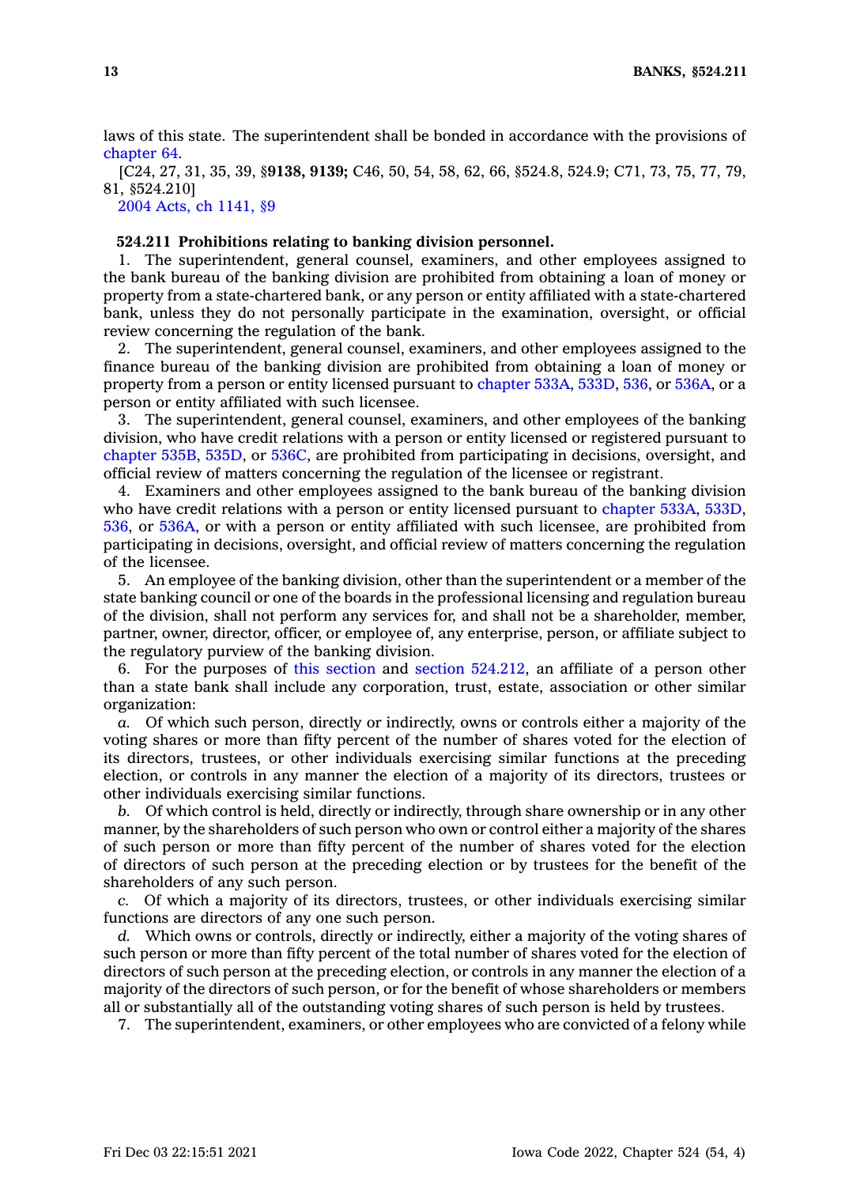laws of this state. The superintendent shall be bonded in accordance with the provisions of chapter 64.

[C24, 27, 31, 35, 39, §**9138, 9139;** C46, 50, 54, 58, 62, 66, §524.8, 524.9; C71, 73, 75, 77, 79, 81, §524.210]

2004 Acts, ch 1141, §9

**524.211 Prohibitions relating to banking division personnel.**

1. The superintendent, general counsel, examiners, and other employees assigned to the bank bureau of the banking division are prohibited from obtaining a loan of money or property from a state-chartered bank, or any person or entity affiliated with a state-chartered bank, unless they do not personally participate in the examination, oversight, or official review concerning the regulation of the bank.

2. The superintendent, general counsel, examiners, and other employees assigned to the finance bureau of the banking division are prohibited from obtaining a loan of money or property from a person or entity licensed pursuant to chapter 533A, 533D, 536, or 536A, or a person or entity affiliated with such licensee.

3. The superintendent, general counsel, examiners, and other employees of the banking division, who have credit relations with a person or entity licensed or registered pursuant to chapter 535B, 535D, or 536C, are prohibited from participating in decisions, oversight, and official review of matters concerning the regulation of the licensee or registrant.

4. Examiners and other employees assigned to the bank bureau of the banking division who have credit relations with a person or entity licensed pursuant to chapter 533A, 533D, 536, or 536A, or with a person or entity affiliated with such licensee, are prohibited from participating in decisions, oversight, and official review of matters concerning the regulation of the licensee.

5. An employee of the banking division, other than the superintendent or a member of the state banking council or one of the boards in the professional licensing and regulation bureau of the division, shall not perform any services for, and shall not be a shareholder, member, partner, owner, director, officer, or employee of, any enterprise, person, or affiliate subject to the regulatory purview of the banking division.

6. For the purposes of this section and section 524.212, an affiliate of a person other than a state bank shall include any corporation, trust, estate, association or other similar organization:

*a.* Of which such person, directly or indirectly, owns or controls either a majority of the voting shares or more than fifty percent of the number of shares voted for the election of its directors, trustees, or other individuals exercising similar functions at the preceding election, or controls in any manner the election of a majority of its directors, trustees or other individuals exercising similar functions.

*b.* Of which control is held, directly or indirectly, through share ownership or in any other manner, by the shareholders of such person who own or control either a majority of the shares of such person or more than fifty percent of the number of shares voted for the election of directors of such person at the preceding election or by trustees for the benefit of the shareholders of any such person.

*c.* Of which a majority of its directors, trustees, or other individuals exercising similar functions are directors of any one such person.

*d.* Which owns or controls, directly or indirectly, either a majority of the voting shares of such person or more than fifty percent of the total number of shares voted for the election of directors of such person at the preceding election, or controls in any manner the election of a majority of the directors of such person, or for the benefit of whose shareholders or members all or substantially all of the outstanding voting shares of such person is held by trustees.

7. The superintendent, examiners, or other employees who are convicted of a felony while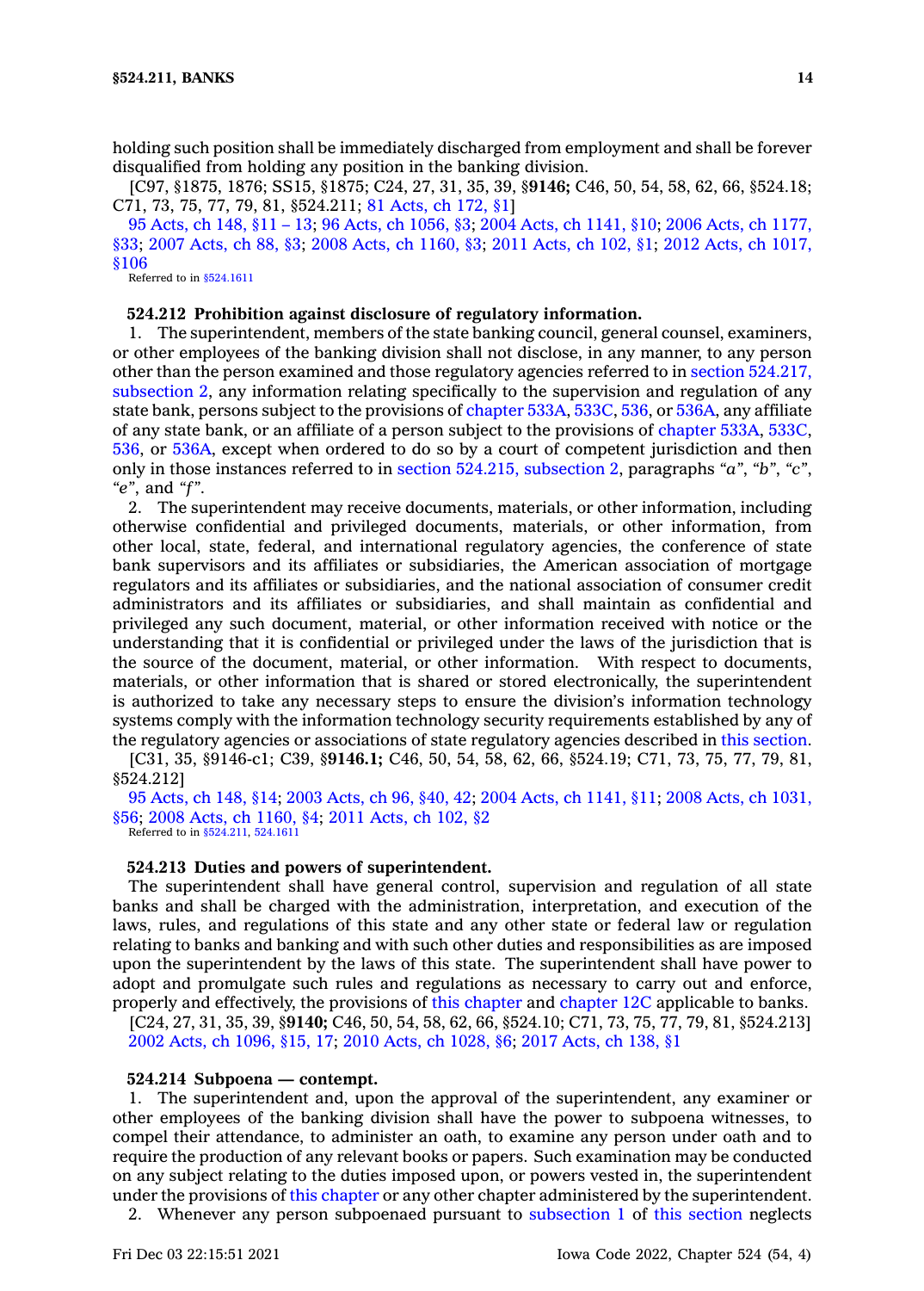holding such position shall be immediately discharged from employment and shall be forever disqualified from holding any position in the banking division.

[C97, §1875, 1876; SS15, §1875; C24, 27, 31, 35, 39, §**9146;** C46, 50, 54, 58, 62, 66, §524.18; C71, 73, 75, 77, 79, 81, §524.211; 81 Acts, ch 172, §1]

95 Acts, ch 148, §11 – 13; 96 Acts, ch 1056, §3; 2004 Acts, ch 1141, §10; 2006 Acts, ch 1177, §33; 2007 Acts, ch 88, §3; 2008 Acts, ch 1160, §3; 2011 Acts, ch 102, §1; 2012 Acts, ch 1017, §106

Referred to in §524.1611

**524.212 Prohibition against disclosure of regulatory information.**

1. The superintendent, members of the state banking council, general counsel, examiners, or other employees of the banking division shall not disclose, in any manner, to any person other than the person examined and those regulatory agencies referred to in section 524.217, subsection 2, any information relating specifically to the supervision and regulation of any state bank, persons subject to the provisions of chapter 533A, 533C, 536, or 536A, any affiliate of any state bank, or an affiliate of a person subject to the provisions of chapter 533A, 533C, 536, or 536A, except when ordered to do so by a court of competent jurisdiction and then only in those instances referred to in section 524.215, subsection 2, paragraphs *"a"*, *"b"*, *"c"*, *"e"*, and *"f"*.

2. The superintendent may receive documents, materials, or other information, including otherwise confidential and privileged documents, materials, or other information, from other local, state, federal, and international regulatory agencies, the conference of state bank supervisors and its affiliates or subsidiaries, the American association of mortgage regulators and its affiliates or subsidiaries, and the national association of consumer credit administrators and its affiliates or subsidiaries, and shall maintain as confidential and privileged any such document, material, or other information received with notice or the understanding that it is confidential or privileged under the laws of the jurisdiction that is the source of the document, material, or other information. With respect to documents, materials, or other information that is shared or stored electronically, the superintendent is authorized to take any necessary steps to ensure the division's information technology systems comply with the information technology security requirements established by any of the regulatory agencies or associations of state regulatory agencies described in this section.

[C31, 35, §9146-c1; C39, §**9146.1;** C46, 50, 54, 58, 62, 66, §524.19; C71, 73, 75, 77, 79, 81, §524.212]

95 Acts, ch 148, §14; 2003 Acts, ch 96, §40, 42; 2004 Acts, ch 1141, §11; 2008 Acts, ch 1031, §56; 2008 Acts, ch 1160, §4; 2011 Acts, ch 102, §2

Referred to in §524.211, 524.1611

**524.213 Duties and powers of superintendent.**

The superintendent shall have general control, supervision and regulation of all state banks and shall be charged with the administration, interpretation, and execution of the laws, rules, and regulations of this state and any other state or federal law or regulation relating to banks and banking and with such other duties and responsibilities as are imposed upon the superintendent by the laws of this state. The superintendent shall have power to adopt and promulgate such rules and regulations as necessary to carry out and enforce, properly and effectively, the provisions of this chapter and chapter 12C applicable to banks.

[C24, 27, 31, 35, 39, §**9140;** C46, 50, 54, 58, 62, 66, §524.10; C71, 73, 75, 77, 79, 81, §524.213]

2002 Acts, ch 1096, §15, 17; 2010 Acts, ch 1028, §6; 2017 Acts, ch 138, §1

**524.214 Subpoena — contempt.**

1. The superintendent and, upon the approval of the superintendent, any examiner or other employees of the banking division shall have the power to subpoena witnesses, to compel their attendance, to administer an oath, to examine any person under oath and to require the production of any relevant books or papers. Such examination may be conducted on any subject relating to the duties imposed upon, or powers vested in, the superintendent under the provisions of this chapter or any other chapter administered by the superintendent.

2. Whenever any person subpoenaed pursuant to subsection 1 of this section neglects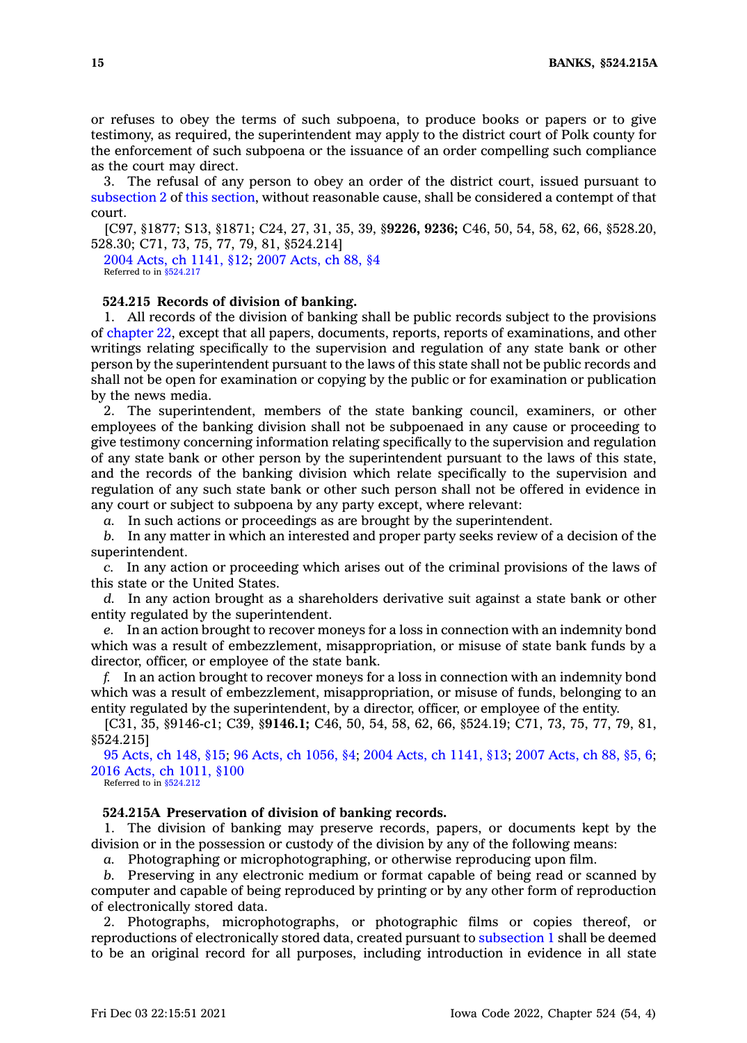or refuses to obey the terms of such subpoena, to produce books or papers or to give testimony, as required, the superintendent may apply to the district court of Polk county for the enforcement of such subpoena or the issuance of an order compelling such compliance as the court may direct.

3. The refusal of any person to obey an order of the district court, issued pursuant to subsection 2 of this section, without reasonable cause, shall be considered a contempt of that court.

[C97, §1877; S13, §1871; C24, 27, 31, 35, 39, §**9226, 9236;** C46, 50, 54, 58, 62, 66, §528.20, 528.30; C71, 73, 75, 77, 79, 81, §524.214]

2004 Acts, ch 1141, §12; 2007 Acts, ch 88, §4

Referred to in §524.217

**524.215 Records of division of banking.**

1. All records of the division of banking shall be public records subject to the provisions of chapter 22, except that all papers, documents, reports, reports of examinations, and other writings relating specifically to the supervision and regulation of any state bank or other person by the superintendent pursuant to the laws of this state shall not be public records and shall not be open for examination or copying by the public or for examination or publication by the news media.

2. The superintendent, members of the state banking council, examiners, or other employees of the banking division shall not be subpoenaed in any cause or proceeding to give testimony concerning information relating specifically to the supervision and regulation of any state bank or other person by the superintendent pursuant to the laws of this state, and the records of the banking division which relate specifically to the supervision and regulation of any such state bank or other such person shall not be offered in evidence in any court or subject to subpoena by any party except, where relevant:

*a.* In such actions or proceedings as are brought by the superintendent.

*b.* In any matter in which an interested and proper party seeks review of a decision of the superintendent.

*c.* In any action or proceeding which arises out of the criminal provisions of the laws of this state or the United States.

*d.* In any action brought as a shareholders derivative suit against a state bank or other entity regulated by the superintendent.

*e.* In an action brought to recover moneys for a loss in connection with an indemnity bond which was a result of embezzlement, misappropriation, or misuse of state bank funds by a director, officer, or employee of the state bank.

*f.* In an action brought to recover moneys for a loss in connection with an indemnity bond which was a result of embezzlement, misappropriation, or misuse of funds, belonging to an entity regulated by the superintendent, by a director, officer, or employee of the entity.

[C31, 35, §9146-c1; C39, §**9146.1;** C46, 50, 54, 58, 62, 66, §524.19; C71, 73, 75, 77, 79, 81, §524.215]

95 Acts, ch 148, §15; 96 Acts, ch 1056, §4; 2004 Acts, ch 1141, §13; 2007 Acts, ch 88, §5, 6; 2016 Acts, ch 1011, §100

Referred to in §524.212

**524.215A Preservation of division of banking records.**

1. The division of banking may preserve records, papers, or documents kept by the division or in the possession or custody of the division by any of the following means:

*a.* Photographing or microphotographing, or otherwise reproducing upon film.

*b.* Preserving in any electronic medium or format capable of being read or scanned by computer and capable of being reproduced by printing or by any other form of reproduction of electronically stored data.

2. Photographs, microphotographs, or photographic films or copies thereof, or reproductions of electronically stored data, created pursuant to subsection 1 shall be deemed to be an original record for all purposes, including introduction in evidence in all state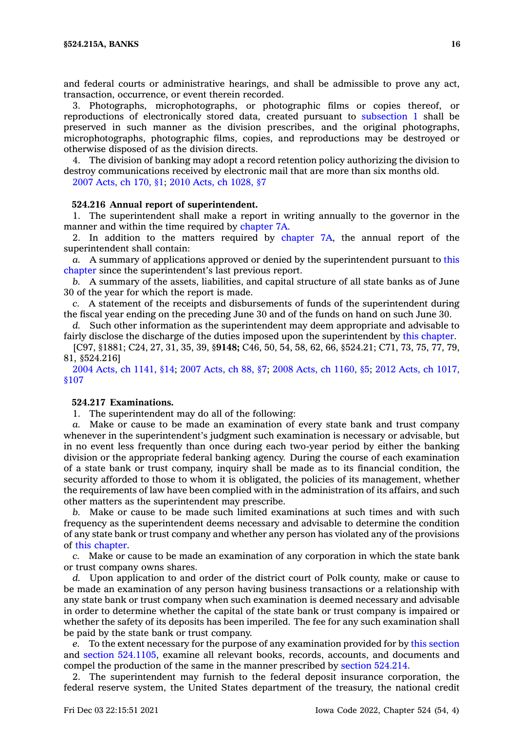and federal courts or administrative hearings, and shall be admissible to prove any act, transaction, occurrence, or event therein recorded.

3. Photographs, microphotographs, or photographic films or copies thereof, or reproductions of electronically stored data, created pursuant to subsection 1 shall be preserved in such manner as the division prescribes, and the original photographs, microphotographs, photographic films, copies, and reproductions may be destroyed or otherwise disposed of as the division directs.

4. The division of banking may adopt a record retention policy authorizing the division to destroy communications received by electronic mail that are more than six months old.

2007 Acts, ch 170, §1; 2010 Acts, ch 1028, §7

**524.216 Annual report of superintendent.**

1. The superintendent shall make a report in writing annually to the governor in the manner and within the time required by chapter 7A.

2. In addition to the matters required by chapter 7A, the annual report of the superintendent shall contain:

*a.* A summary of applications approved or denied by the superintendent pursuant to this chapter since the superintendent's last previous report.

*b.* A summary of the assets, liabilities, and capital structure of all state banks as of June 30 of the year for which the report is made.

*c.* A statement of the receipts and disbursements of funds of the superintendent during the fiscal year ending on the preceding June 30 and of the funds on hand on such June 30.

*d.* Such other information as the superintendent may deem appropriate and advisable to fairly disclose the discharge of the duties imposed upon the superintendent by this chapter.

[C97, §1881; C24, 27, 31, 35, 39, §**9148;** C46, 50, 54, 58, 62, 66, §524.21; C71, 73, 75, 77, 79, 81, §524.216]

2004 Acts, ch 1141, §14; 2007 Acts, ch 88, §7; 2008 Acts, ch 1160, §5; 2012 Acts, ch 1017, §107

**524.217 Examinations.**

1. The superintendent may do all of the following:

*a.* Make or cause to be made an examination of every state bank and trust company whenever in the superintendent's judgment such examination is necessary or advisable, but in no event less frequently than once during each two-year period by either the banking division or the appropriate federal banking agency. During the course of each examination of a state bank or trust company, inquiry shall be made as to its financial condition, the security afforded to those to whom it is obligated, the policies of its management, whether the requirements of law have been complied with in the administration of its affairs, and such other matters as the superintendent may prescribe.

*b.* Make or cause to be made such limited examinations at such times and with such frequency as the superintendent deems necessary and advisable to determine the condition of any state bank or trust company and whether any person has violated any of the provisions of this chapter.

*c.* Make or cause to be made an examination of any corporation in which the state bank or trust company owns shares.

*d.* Upon application to and order of the district court of Polk county, make or cause to be made an examination of any person having business transactions or a relationship with any state bank or trust company when such examination is deemed necessary and advisable in order to determine whether the capital of the state bank or trust company is impaired or whether the safety of its deposits has been imperiled. The fee for any such examination shall be paid by the state bank or trust company.

*e.* To the extent necessary for the purpose of any examination provided for by this section and section 524.1105, examine all relevant books, records, accounts, and documents and compel the production of the same in the manner prescribed by section 524.214.

2. The superintendent may furnish to the federal deposit insurance corporation, the federal reserve system, the United States department of the treasury, the national credit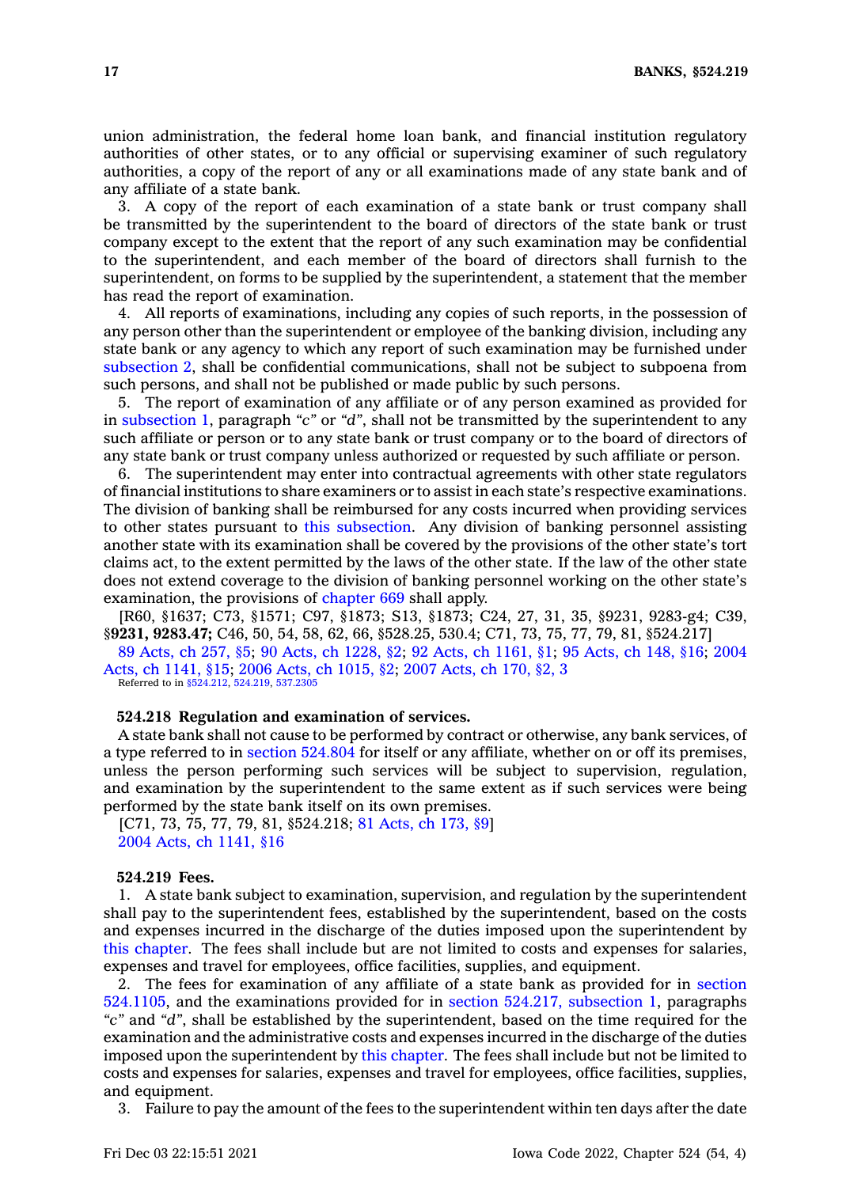union administration, the federal home loan bank, and financial institution regulatory authorities of other states, or to any official or supervising examiner of such regulatory authorities, a copy of the report of any or all examinations made of any state bank and of any affiliate of a state bank.

3. A copy of the report of each examination of a state bank or trust company shall be transmitted by the superintendent to the board of directors of the state bank or trust company except to the extent that the report of any such examination may be confidential to the superintendent, and each member of the board of directors shall furnish to the superintendent, on forms to be supplied by the superintendent, a statement that the member has read the report of examination.

4. All reports of examinations, including any copies of such reports, in the possession of any person other than the superintendent or employee of the banking division, including any state bank or any agency to which any report of such examination may be furnished under subsection 2, shall be confidential communications, shall not be subject to subpoena from such persons, and shall not be published or made public by such persons.

5. The report of examination of any affiliate or of any person examined as provided for in subsection 1, paragraph *"c"* or *"d"*, shall not be transmitted by the superintendent to any such affiliate or person or to any state bank or trust company or to the board of directors of any state bank or trust company unless authorized or requested by such affiliate or person.

6. The superintendent may enter into contractual agreements with other state regulators of financial institutions to share examiners or to assist in each state's respective examinations. The division of banking shall be reimbursed for any costs incurred when providing services to other states pursuant to this subsection. Any division of banking personnel assisting another state with its examination shall be covered by the provisions of the other state's tort claims act, to the extent permitted by the laws of the other state. If the law of the other state does not extend coverage to the division of banking personnel working on the other state's examination, the provisions of chapter 669 shall apply.

[R60, §1637; C73, §1571; C97, §1873; S13, §1873; C24, 27, 31, 35, §9231, 9283-g4; C39, §**9231, 9283.47;** C46, 50, 54, 58, 62, 66, §528.25, 530.4; C71, 73, 75, 77, 79, 81, §524.217]

89 Acts, ch 257, §5; 90 Acts, ch 1228, §2; 92 Acts, ch 1161, §1; 95 Acts, ch 148, §16; 2004 Acts, ch 1141, §15; 2006 Acts, ch 1015, §2; 2007 Acts, ch 170, §2, 3

Referred to in §524.212, 524.219, 537.2305

### 524.218 Regulation and examination of services.

A state bank shall not cause to be performed by contract or otherwise, any bank services, of a type referred to in section 524.804 for itself or any affiliate, whether on or off its premises, unless the person performing such services will be subject to supervision, regulation, and examination by the superintendent to the same extent as if such services were being performed by the state bank itself on its own premises.

[C71, 73, 75, 77, 79, 81, §524.218; 81 Acts, ch 173, §9]

2004 Acts, ch 1141, §16

### 524.219 Fees.

1. A state bank subject to examination, supervision, and regulation by the superintendent shall pay to the superintendent fees, established by the superintendent, based on the costs and expenses incurred in the discharge of the duties imposed upon the superintendent by this chapter. The fees shall include but are not limited to costs and expenses for salaries, expenses and travel for employees, office facilities, supplies, and equipment.

2. The fees for examination of any affiliate of a state bank as provided for in section 524.1105, and the examinations provided for in section 524.217, subsection 1, paragraphs *"c"* and *"d"*, shall be established by the superintendent, based on the time required for the examination and the administrative costs and expenses incurred in the discharge of the duties imposed upon the superintendent by this chapter. The fees shall include but not be limited to costs and expenses for salaries, expenses and travel for employees, office facilities, supplies, and equipment.

3. Failure to pay the amount of the fees to the superintendent within ten days after the date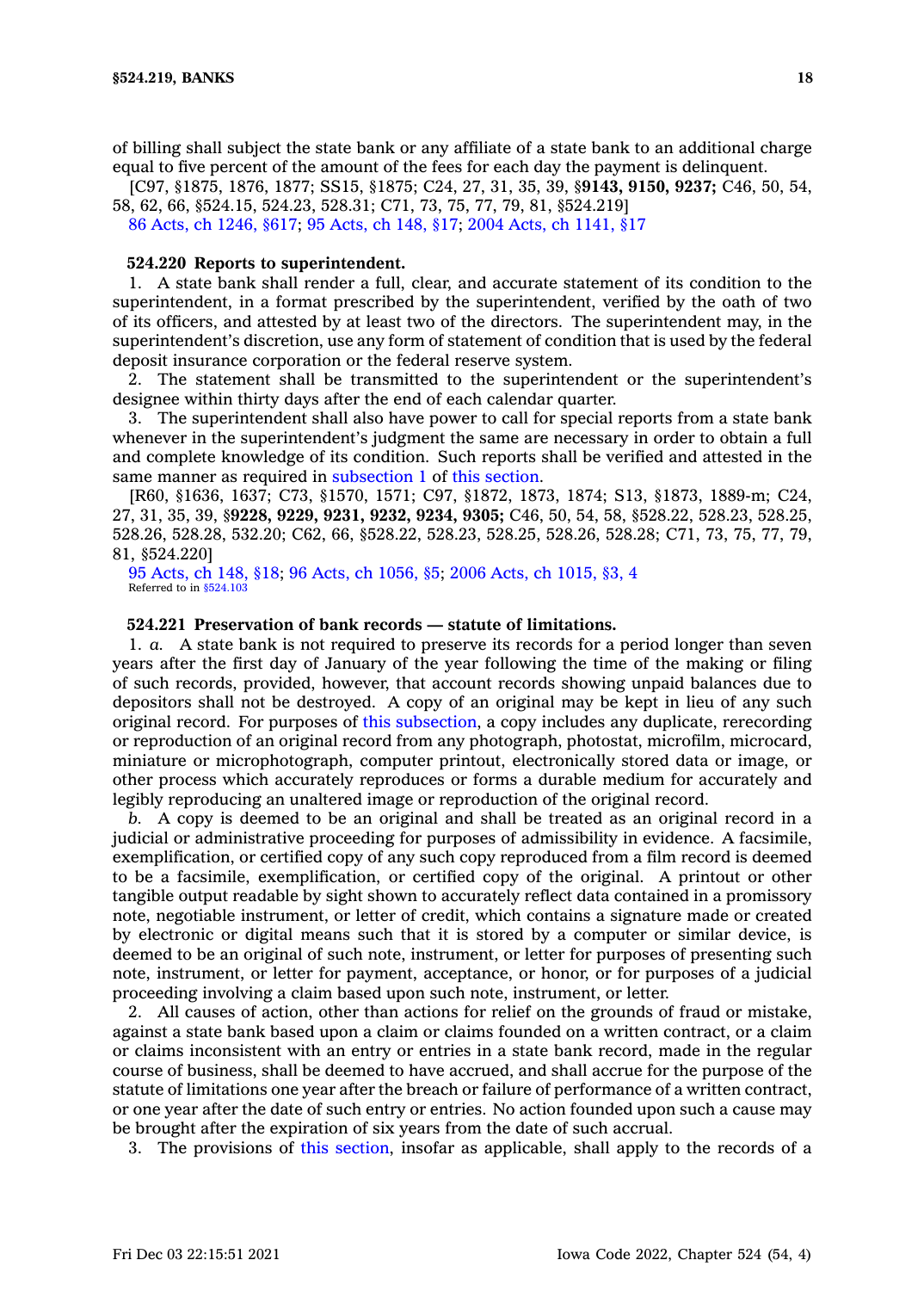of billing shall subject the state bank or any affiliate of a state bank to an additional charge equal to five percent of the amount of the fees for each day the payment is delinquent.

[C97, §1875, 1876, 1877; SS15, §1875; C24, 27, 31, 35, 39, §**9143, 9150, 9237;** C46, 50, 54, 58, 62, 66, §524.15, 524.23, 528.31; C71, 73, 75, 77, 79, 81, §524.219]

86 Acts, ch 1246, §617; 95 Acts, ch 148, §17; 2004 Acts, ch 1141, §17

**524.220 Reports to superintendent.**

1. A state bank shall render a full, clear, and accurate statement of its condition to the superintendent, in a format prescribed by the superintendent, verified by the oath of two of its officers, and attested by at least two of the directors. The superintendent may, in the superintendent's discretion, use any form of statement of condition that is used by the federal deposit insurance corporation or the federal reserve system.

2. The statement shall be transmitted to the superintendent or the superintendent's designee within thirty days after the end of each calendar quarter.

3. The superintendent shall also have power to call for special reports from a state bank whenever in the superintendent's judgment the same are necessary in order to obtain a full and complete knowledge of its condition. Such reports shall be verified and attested in the same manner as required in subsection 1 of this section.

[R60, §1636, 1637; C73, §1570, 1571; C97, §1872, 1873, 1874; S13, §1873, 1889-m; C24, 27, 31, 35, 39, §**9228, 9229, 9231, 9232, 9234, 9305;** C46, 50, 54, 58, §528.22, 528.23, 528.25, 528.26, 528.28, 532.20; C62, 66, §528.22, 528.23, 528.25, 528.26, 528.28; C71, 73, 75, 77, 79, 81, §524.220]

95 Acts, ch 148, §18; 96 Acts, ch 1056, §5; 2006 Acts, ch 1015, §3, 4
Referred to in §524.103

**524.221 Preservation of bank records — statute of limitations.**

1. *a.* A state bank is not required to preserve its records for a period longer than seven years after the first day of January of the year following the time of the making or filing of such records, provided, however, that account records showing unpaid balances due to depositors shall not be destroyed. A copy of an original may be kept in lieu of any such original record. For purposes of this subsection, a copy includes any duplicate, rerecording or reproduction of an original record from any photograph, photostat, microfilm, microcard, miniature or microphotograph, computer printout, electronically stored data or image, or other process which accurately reproduces or forms a durable medium for accurately and legibly reproducing an unaltered image or reproduction of the original record.

*b.* A copy is deemed to be an original and shall be treated as an original record in a judicial or administrative proceeding for purposes of admissibility in evidence. A facsimile, exemplification, or certified copy of any such copy reproduced from a film record is deemed to be a facsimile, exemplification, or certified copy of the original. A printout or other tangible output readable by sight shown to accurately reflect data contained in a promissory note, negotiable instrument, or letter of credit, which contains a signature made or created by electronic or digital means such that it is stored by a computer or similar device, is deemed to be an original of such note, instrument, or letter for purposes of presenting such note, instrument, or letter for payment, acceptance, or honor, or for purposes of a judicial proceeding involving a claim based upon such note, instrument, or letter.

2. All causes of action, other than actions for relief on the grounds of fraud or mistake, against a state bank based upon a claim or claims founded on a written contract, or a claim or claims inconsistent with an entry or entries in a state bank record, made in the regular course of business, shall be deemed to have accrued, and shall accrue for the purpose of the statute of limitations one year after the breach or failure of performance of a written contract, or one year after the date of such entry or entries. No action founded upon such a cause may be brought after the expiration of six years from the date of such accrual.

3. The provisions of this section, insofar as applicable, shall apply to the records of a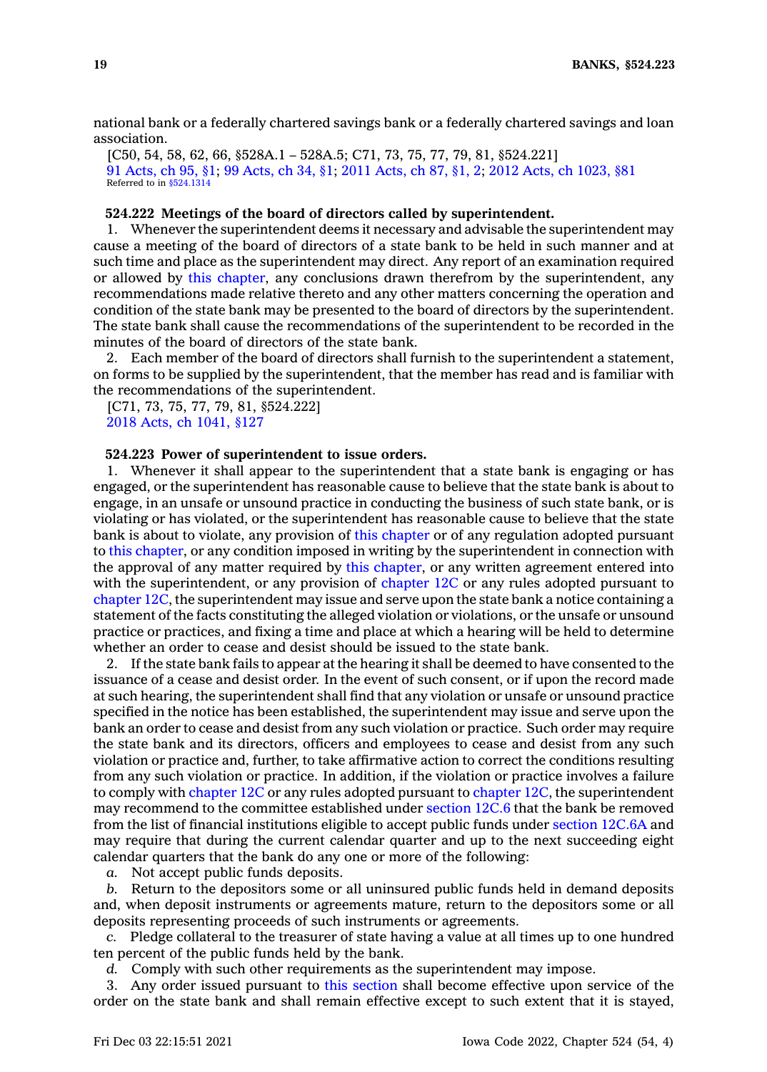national bank or a federally chartered savings bank or a federally chartered savings and loan association.

[C50, 54, 58, 62, 66, §528A.1 – 528A.5; C71, 73, 75, 77, 79, 81, §524.221]

91 Acts, ch 95, §1; 99 Acts, ch 34, §1; 2011 Acts, ch 87, §1, 2; 2012 Acts, ch 1023, §81

Referred to in §524.1314

**524.222 Meetings of the board of directors called by superintendent.**

1. Whenever the superintendent deems it necessary and advisable the superintendent may cause a meeting of the board of directors of a state bank to be held in such manner and at such time and place as the superintendent may direct. Any report of an examination required or allowed by this chapter, any conclusions drawn therefrom by the superintendent, any recommendations made relative thereto and any other matters concerning the operation and condition of the state bank may be presented to the board of directors by the superintendent. The state bank shall cause the recommendations of the superintendent to be recorded in the minutes of the board of directors of the state bank.

2. Each member of the board of directors shall furnish to the superintendent a statement, on forms to be supplied by the superintendent, that the member has read and is familiar with the recommendations of the superintendent.

[C71, 73, 75, 77, 79, 81, §524.222]

2018 Acts, ch 1041, §127

**524.223 Power of superintendent to issue orders.**

1. Whenever it shall appear to the superintendent that a state bank is engaging or has engaged, or the superintendent has reasonable cause to believe that the state bank is about to engage, in an unsafe or unsound practice in conducting the business of such state bank, or is violating or has violated, or the superintendent has reasonable cause to believe that the state bank is about to violate, any provision of this chapter or of any regulation adopted pursuant to this chapter, or any condition imposed in writing by the superintendent in connection with the approval of any matter required by this chapter, or any written agreement entered into with the superintendent, or any provision of chapter 12C or any rules adopted pursuant to chapter 12C, the superintendent may issue and serve upon the state bank a notice containing a statement of the facts constituting the alleged violation or violations, or the unsafe or unsound practice or practices, and fixing a time and place at which a hearing will be held to determine whether an order to cease and desist should be issued to the state bank.

2. If the state bank fails to appear at the hearing it shall be deemed to have consented to the issuance of a cease and desist order. In the event of such consent, or if upon the record made at such hearing, the superintendent shall find that any violation or unsafe or unsound practice specified in the notice has been established, the superintendent may issue and serve upon the bank an order to cease and desist from any such violation or practice. Such order may require the state bank and its directors, officers and employees to cease and desist from any such violation or practice and, further, to take affirmative action to correct the conditions resulting from any such violation or practice. In addition, if the violation or practice involves a failure to comply with chapter 12C or any rules adopted pursuant to chapter 12C, the superintendent may recommend to the committee established under section 12C.6 that the bank be removed from the list of financial institutions eligible to accept public funds under section 12C.6A and may require that during the current calendar quarter and up to the next succeeding eight calendar quarters that the bank do any one or more of the following:

*a.* Not accept public funds deposits.

*b.* Return to the depositors some or all uninsured public funds held in demand deposits and, when deposit instruments or agreements mature, return to the depositors some or all deposits representing proceeds of such instruments or agreements.

*c.* Pledge collateral to the treasurer of state having a value at all times up to one hundred ten percent of the public funds held by the bank.

*d.* Comply with such other requirements as the superintendent may impose.

3. Any order issued pursuant to this section shall become effective upon service of the order on the state bank and shall remain effective except to such extent that it is stayed,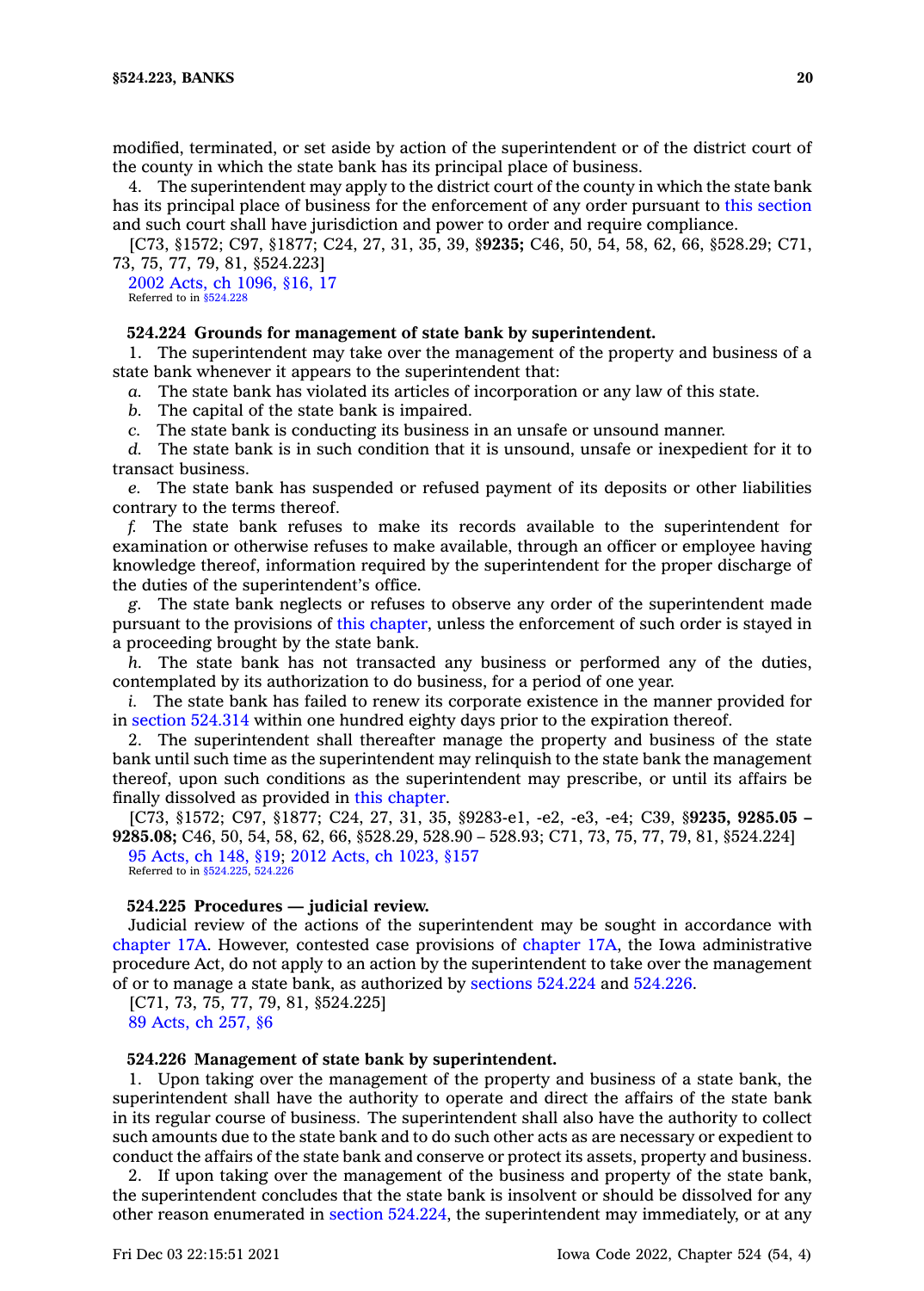modified, terminated, or set aside by action of the superintendent or of the district court of the county in which the state bank has its principal place of business.

4. The superintendent may apply to the district court of the county in which the state bank has its principal place of business for the enforcement of any order pursuant to this section and such court shall have jurisdiction and power to order and require compliance.

[C73, §1572; C97, §1877; C24, 27, 31, 35, 39, §**9235;** C46, 50, 54, 58, 62, 66, §528.29; C71, 73, 75, 77, 79, 81, §524.223]

2002 Acts, ch 1096, §16, 17
Referred to in §524.228

**524.224 Grounds for management of state bank by superintendent.**

1. The superintendent may take over the management of the property and business of a state bank whenever it appears to the superintendent that:

*a.* The state bank has violated its articles of incorporation or any law of this state.

*b.* The capital of the state bank is impaired.

*c.* The state bank is conducting its business in an unsafe or unsound manner.

*d.* The state bank is in such condition that it is unsound, unsafe or inexpedient for it to transact business.

*e.* The state bank has suspended or refused payment of its deposits or other liabilities contrary to the terms thereof.

*f.* The state bank refuses to make its records available to the superintendent for examination or otherwise refuses to make available, through an officer or employee having knowledge thereof, information required by the superintendent for the proper discharge of the duties of the superintendent's office.

*g.* The state bank neglects or refuses to observe any order of the superintendent made pursuant to the provisions of this chapter, unless the enforcement of such order is stayed in a proceeding brought by the state bank.

*h.* The state bank has not transacted any business or performed any of the duties, contemplated by its authorization to do business, for a period of one year.

*i.* The state bank has failed to renew its corporate existence in the manner provided for in section 524.314 within one hundred eighty days prior to the expiration thereof.

2. The superintendent shall thereafter manage the property and business of the state bank until such time as the superintendent may relinquish to the state bank the management thereof, upon such conditions as the superintendent may prescribe, or until its affairs be finally dissolved as provided in this chapter.

[C73, §1572; C97, §1877; C24, 27, 31, 35, §9283-e1, -e2, -e3, -e4; C39, §**9235, 9285.05 – 9285.08;** C46, 50, 54, 58, 62, 66, §528.29, 528.90 – 528.93; C71, 73, 75, 77, 79, 81, §524.224]

95 Acts, ch 148, §19; 2012 Acts, ch 1023, §157
Referred to in §524.225, 524.226

**524.225 Procedures — judicial review.**

Judicial review of the actions of the superintendent may be sought in accordance with chapter 17A. However, contested case provisions of chapter 17A, the Iowa administrative procedure Act, do not apply to an action by the superintendent to take over the management of or to manage a state bank, as authorized by sections 524.224 and 524.226.

[C71, 73, 75, 77, 79, 81, §524.225]

89 Acts, ch 257, §6

**524.226 Management of state bank by superintendent.**

1. Upon taking over the management of the property and business of a state bank, the superintendent shall have the authority to operate and direct the affairs of the state bank in its regular course of business. The superintendent shall also have the authority to collect such amounts due to the state bank and to do such other acts as are necessary or expedient to conduct the affairs of the state bank and conserve or protect its assets, property and business.

2. If upon taking over the management of the business and property of the state bank, the superintendent concludes that the state bank is insolvent or should be dissolved for any other reason enumerated in section 524.224, the superintendent may immediately, or at any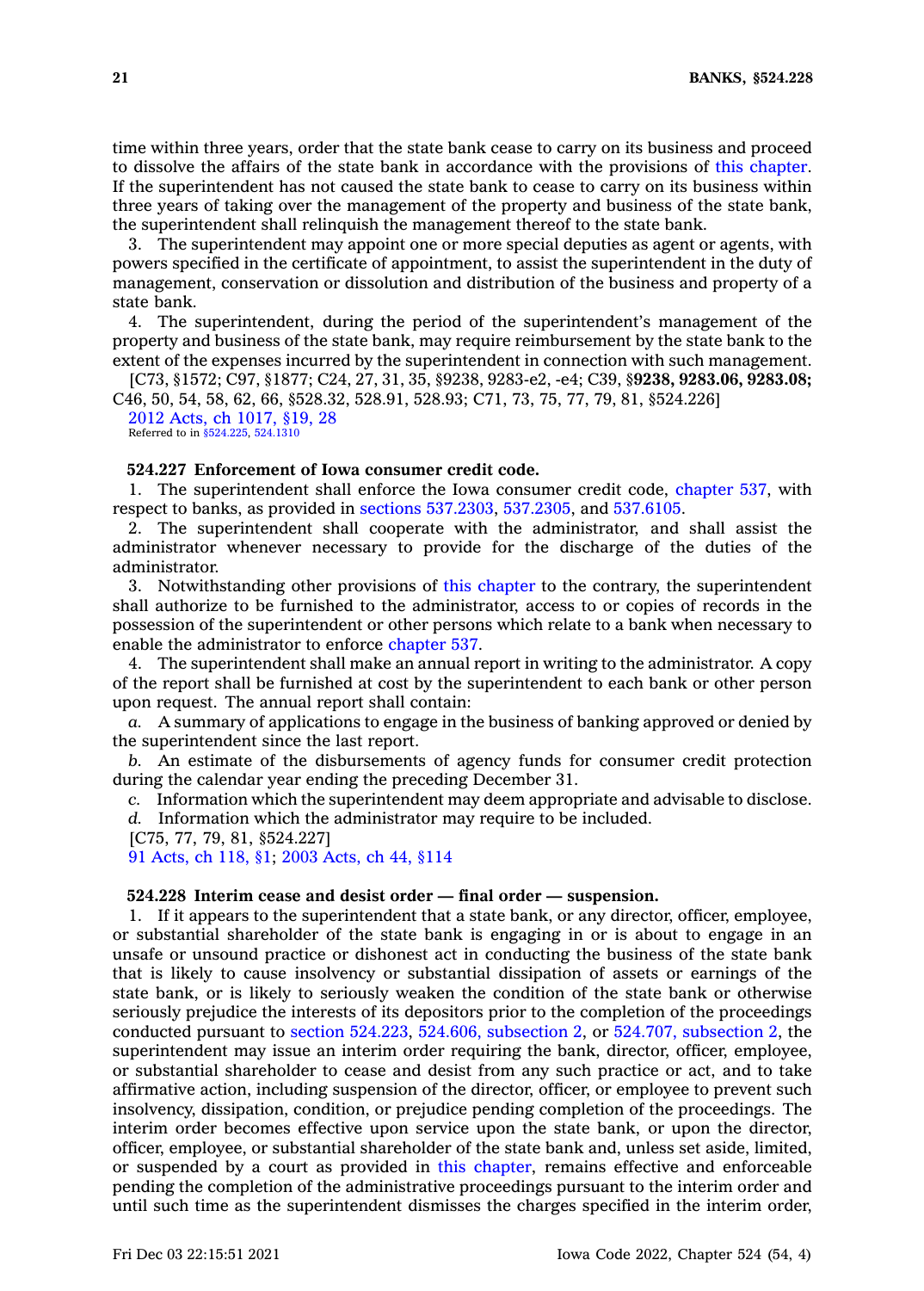time within three years, order that the state bank cease to carry on its business and proceed to dissolve the affairs of the state bank in accordance with the provisions of this chapter. If the superintendent has not caused the state bank to cease to carry on its business within three years of taking over the management of the property and business of the state bank, the superintendent shall relinquish the management thereof to the state bank.

3. The superintendent may appoint one or more special deputies as agent or agents, with powers specified in the certificate of appointment, to assist the superintendent in the duty of management, conservation or dissolution and distribution of the business and property of a state bank.

4. The superintendent, during the period of the superintendent's management of the property and business of the state bank, may require reimbursement by the state bank to the extent of the expenses incurred by the superintendent in connection with such management.

[C73, §1572; C97, §1877; C24, 27, 31, 35, §9238, 9283-e2, -e4; C39, §**9238, 9283.06, 9283.08;** C46, 50, 54, 58, 62, 66, §528.32, 528.91, 528.93; C71, 73, 75, 77, 79, 81, §524.226]

2012 Acts, ch 1017, §19, 28

Referred to in §524.225, 524.1310

**524.227 Enforcement of Iowa consumer credit code.**

1. The superintendent shall enforce the Iowa consumer credit code, chapter 537, with respect to banks, as provided in sections 537.2303, 537.2305, and 537.6105.

2. The superintendent shall cooperate with the administrator, and shall assist the administrator whenever necessary to provide for the discharge of the duties of the administrator.

3. Notwithstanding other provisions of this chapter to the contrary, the superintendent shall authorize to be furnished to the administrator, access to or copies of records in the possession of the superintendent or other persons which relate to a bank when necessary to enable the administrator to enforce chapter 537.

4. The superintendent shall make an annual report in writing to the administrator. A copy of the report shall be furnished at cost by the superintendent to each bank or other person upon request. The annual report shall contain:

*a.* A summary of applications to engage in the business of banking approved or denied by the superintendent since the last report.

*b.* An estimate of the disbursements of agency funds for consumer credit protection during the calendar year ending the preceding December 31.

*c.* Information which the superintendent may deem appropriate and advisable to disclose.

*d.* Information which the administrator may require to be included.

[C75, 77, 79, 81, §524.227]

91 Acts, ch 118, §1; 2003 Acts, ch 44, §114

**524.228 Interim cease and desist order — final order — suspension.**

1. If it appears to the superintendent that a state bank, or any director, officer, employee, or substantial shareholder of the state bank is engaging in or is about to engage in an unsafe or unsound practice or dishonest act in conducting the business of the state bank that is likely to cause insolvency or substantial dissipation of assets or earnings of the state bank, or is likely to seriously weaken the condition of the state bank or otherwise seriously prejudice the interests of its depositors prior to the completion of the proceedings conducted pursuant to section 524.223, 524.606, subsection 2, or 524.707, subsection 2, the superintendent may issue an interim order requiring the bank, director, officer, employee, or substantial shareholder to cease and desist from any such practice or act, and to take affirmative action, including suspension of the director, officer, or employee to prevent such insolvency, dissipation, condition, or prejudice pending completion of the proceedings. The interim order becomes effective upon service upon the state bank, or upon the director, officer, employee, or substantial shareholder of the state bank and, unless set aside, limited, or suspended by a court as provided in this chapter, remains effective and enforceable pending the completion of the administrative proceedings pursuant to the interim order and until such time as the superintendent dismisses the charges specified in the interim order,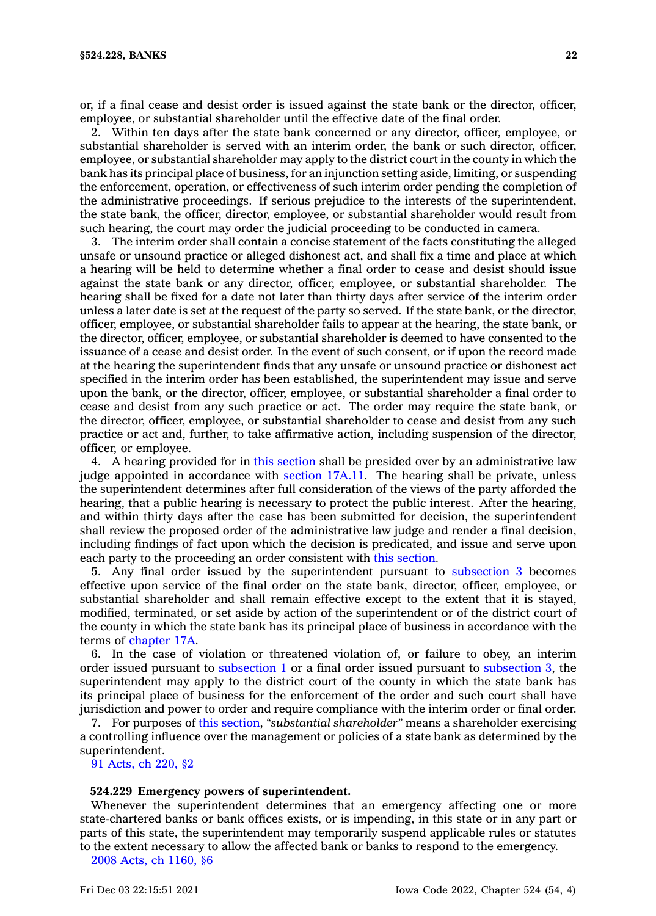or, if a final cease and desist order is issued against the state bank or the director, officer, employee, or substantial shareholder until the effective date of the final order.

2. Within ten days after the state bank concerned or any director, officer, employee, or substantial shareholder is served with an interim order, the bank or such director, officer, employee, or substantial shareholder may apply to the district court in the county in which the bank has its principal place of business, for an injunction setting aside, limiting, or suspending the enforcement, operation, or effectiveness of such interim order pending the completion of the administrative proceedings. If serious prejudice to the interests of the superintendent, the state bank, the officer, director, employee, or substantial shareholder would result from such hearing, the court may order the judicial proceeding to be conducted in camera.

3. The interim order shall contain a concise statement of the facts constituting the alleged unsafe or unsound practice or alleged dishonest act, and shall fix a time and place at which a hearing will be held to determine whether a final order to cease and desist should issue against the state bank or any director, officer, employee, or substantial shareholder. The hearing shall be fixed for a date not later than thirty days after service of the interim order unless a later date is set at the request of the party so served. If the state bank, or the director, officer, employee, or substantial shareholder fails to appear at the hearing, the state bank, or the director, officer, employee, or substantial shareholder is deemed to have consented to the issuance of a cease and desist order. In the event of such consent, or if upon the record made at the hearing the superintendent finds that any unsafe or unsound practice or dishonest act specified in the interim order has been established, the superintendent may issue and serve upon the bank, or the director, officer, employee, or substantial shareholder a final order to cease and desist from any such practice or act. The order may require the state bank, or the director, officer, employee, or substantial shareholder to cease and desist from any such practice or act and, further, to take affirmative action, including suspension of the director, officer, or employee.

4. A hearing provided for in this section shall be presided over by an administrative law judge appointed in accordance with section 17A.11. The hearing shall be private, unless the superintendent determines after full consideration of the views of the party afforded the hearing, that a public hearing is necessary to protect the public interest. After the hearing, and within thirty days after the case has been submitted for decision, the superintendent shall review the proposed order of the administrative law judge and render a final decision, including findings of fact upon which the decision is predicated, and issue and serve upon each party to the proceeding an order consistent with this section.

5. Any final order issued by the superintendent pursuant to subsection 3 becomes effective upon service of the final order on the state bank, director, officer, employee, or substantial shareholder and shall remain effective except to the extent that it is stayed, modified, terminated, or set aside by action of the superintendent or of the district court of the county in which the state bank has its principal place of business in accordance with the terms of chapter 17A.

6. In the case of violation or threatened violation of, or failure to obey, an interim order issued pursuant to subsection 1 or a final order issued pursuant to subsection 3, the superintendent may apply to the district court of the county in which the state bank has its principal place of business for the enforcement of the order and such court shall have jurisdiction and power to order and require compliance with the interim order or final order.

7. For purposes of this section, *"substantial shareholder"* means a shareholder exercising a controlling influence over the management or policies of a state bank as determined by the superintendent.

91 Acts, ch 220, §2

**524.229 Emergency powers of superintendent.**

Whenever the superintendent determines that an emergency affecting one or more state-chartered banks or bank offices exists, or is impending, in this state or in any part or parts of this state, the superintendent may temporarily suspend applicable rules or statutes to the extent necessary to allow the affected bank or banks to respond to the emergency.

2008 Acts, ch 1160, §6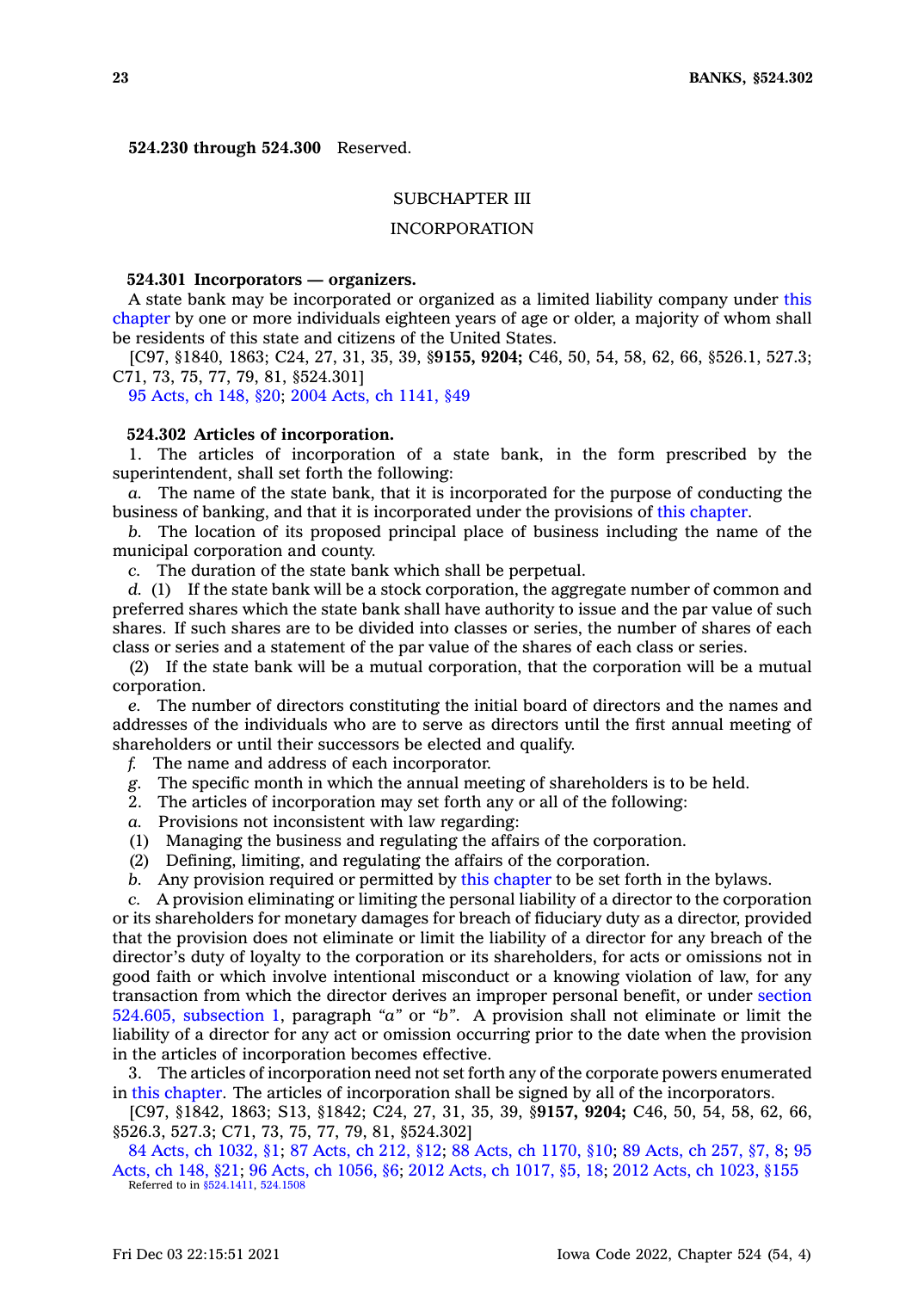**524.230 through 524.300** Reserved.

## SUBCHAPTER III

## INCORPORATION

**524.301 Incorporators — organizers.**

A state bank may be incorporated or organized as a limited liability company under this chapter by one or more individuals eighteen years of age or older, a majority of whom shall be residents of this state and citizens of the United States.

[C97, §1840, 1863; C24, 27, 31, 35, 39, §**9155, 9204;** C46, 50, 54, 58, 62, 66, §526.1, 527.3; C71, 73, 75, 77, 79, 81, §524.301]

95 Acts, ch 148, §20; 2004 Acts, ch 1141, §49

**524.302 Articles of incorporation.**

1. The articles of incorporation of a state bank, in the form prescribed by the superintendent, shall set forth the following:

*a.* The name of the state bank, that it is incorporated for the purpose of conducting the business of banking, and that it is incorporated under the provisions of this chapter.

*b.* The location of its proposed principal place of business including the name of the municipal corporation and county.

*c.* The duration of the state bank which shall be perpetual.

*d.* (1) If the state bank will be a stock corporation, the aggregate number of common and preferred shares which the state bank shall have authority to issue and the par value of such shares. If such shares are to be divided into classes or series, the number of shares of each class or series and a statement of the par value of the shares of each class or series.

(2) If the state bank will be a mutual corporation, that the corporation will be a mutual corporation.

*e.* The number of directors constituting the initial board of directors and the names and addresses of the individuals who are to serve as directors until the first annual meeting of shareholders or until their successors be elected and qualify.

*f.* The name and address of each incorporator.

*g.* The specific month in which the annual meeting of shareholders is to be held.

2. The articles of incorporation may set forth any or all of the following:

*a.* Provisions not inconsistent with law regarding:

(1) Managing the business and regulating the affairs of the corporation.

(2) Defining, limiting, and regulating the affairs of the corporation.

*b.* Any provision required or permitted by this chapter to be set forth in the bylaws.

*c.* A provision eliminating or limiting the personal liability of a director to the corporation or its shareholders for monetary damages for breach of fiduciary duty as a director, provided that the provision does not eliminate or limit the liability of a director for any breach of the director's duty of loyalty to the corporation or its shareholders, for acts or omissions not in good faith or which involve intentional misconduct or a knowing violation of law, for any transaction from which the director derives an improper personal benefit, or under section 524.605, subsection 1, paragraph *"a"* or *"b"*. A provision shall not eliminate or limit the liability of a director for any act or omission occurring prior to the date when the provision in the articles of incorporation becomes effective.

3. The articles of incorporation need not set forth any of the corporate powers enumerated in this chapter. The articles of incorporation shall be signed by all of the incorporators.

[C97, §1842, 1863; S13, §1842; C24, 27, 31, 35, 39, §**9157, 9204;** C46, 50, 54, 58, 62, 66, §526.3, 527.3; C71, 73, 75, 77, 79, 81, §524.302]

84 Acts, ch 1032, §1; 87 Acts, ch 212, §12; 88 Acts, ch 1170, §10; 89 Acts, ch 257, §7, 8; 95 Acts, ch 148, §21; 96 Acts, ch 1056, §6; 2012 Acts, ch 1017, §5, 18; 2012 Acts, ch 1023, §155

Referred to in §524.1411, 524.1508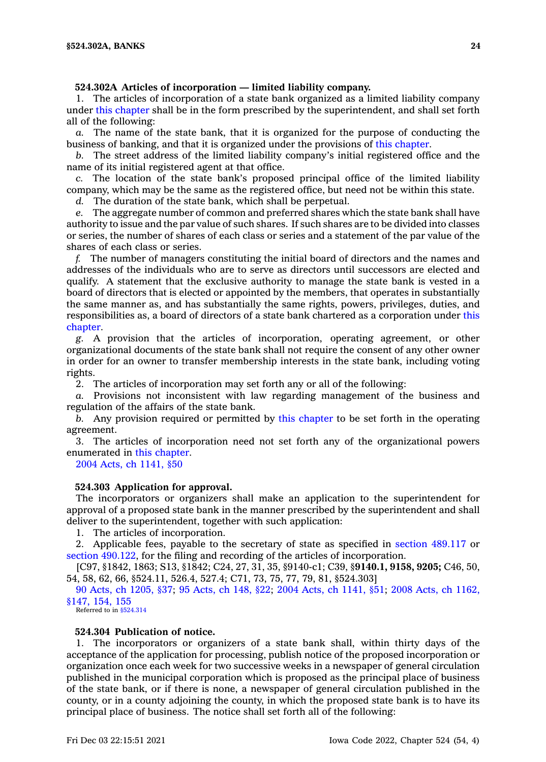**524.302A Articles of incorporation — limited liability company.**

1. The articles of incorporation of a state bank organized as a limited liability company under this chapter shall be in the form prescribed by the superintendent, and shall set forth all of the following:

*a.* The name of the state bank, that it is organized for the purpose of conducting the business of banking, and that it is organized under the provisions of this chapter.

*b.* The street address of the limited liability company's initial registered office and the name of its initial registered agent at that office.

*c.* The location of the state bank's proposed principal office of the limited liability company, which may be the same as the registered office, but need not be within this state.

*d.* The duration of the state bank, which shall be perpetual.

*e.* The aggregate number of common and preferred shares which the state bank shall have authority to issue and the par value of such shares. If such shares are to be divided into classes or series, the number of shares of each class or series and a statement of the par value of the shares of each class or series.

*f.* The number of managers constituting the initial board of directors and the names and addresses of the individuals who are to serve as directors until successors are elected and qualify. A statement that the exclusive authority to manage the state bank is vested in a board of directors that is elected or appointed by the members, that operates in substantially the same manner as, and has substantially the same rights, powers, privileges, duties, and responsibilities as, a board of directors of a state bank chartered as a corporation under this chapter.

*g.* A provision that the articles of incorporation, operating agreement, or other organizational documents of the state bank shall not require the consent of any other owner in order for an owner to transfer membership interests in the state bank, including voting rights.

2. The articles of incorporation may set forth any or all of the following:

*a.* Provisions not inconsistent with law regarding management of the business and regulation of the affairs of the state bank.

*b.* Any provision required or permitted by this chapter to be set forth in the operating agreement.

3. The articles of incorporation need not set forth any of the organizational powers enumerated in this chapter.

2004 Acts, ch 1141, §50

**524.303 Application for approval.**

The incorporators or organizers shall make an application to the superintendent for approval of a proposed state bank in the manner prescribed by the superintendent and shall deliver to the superintendent, together with such application:

1. The articles of incorporation.

2. Applicable fees, payable to the secretary of state as specified in section 489.117 or section 490.122, for the filing and recording of the articles of incorporation.

[C97, §1842, 1863; S13, §1842; C24, 27, 31, 35, §9140-c1; C39, §**9140.1, 9158, 9205;** C46, 50, 54, 58, 62, 66, §524.11, 526.4, 527.4; C71, 73, 75, 77, 79, 81, §524.303]

90 Acts, ch 1205, §37; 95 Acts, ch 148, §22; 2004 Acts, ch 1141, §51; 2008 Acts, ch 1162, §147, 154, 155

Referred to in §524.314

**524.304 Publication of notice.**

1. The incorporators or organizers of a state bank shall, within thirty days of the acceptance of the application for processing, publish notice of the proposed incorporation or organization once each week for two successive weeks in a newspaper of general circulation published in the municipal corporation which is proposed as the principal place of business of the state bank, or if there is none, a newspaper of general circulation published in the county, or in a county adjoining the county, in which the proposed state bank is to have its principal place of business. The notice shall set forth all of the following: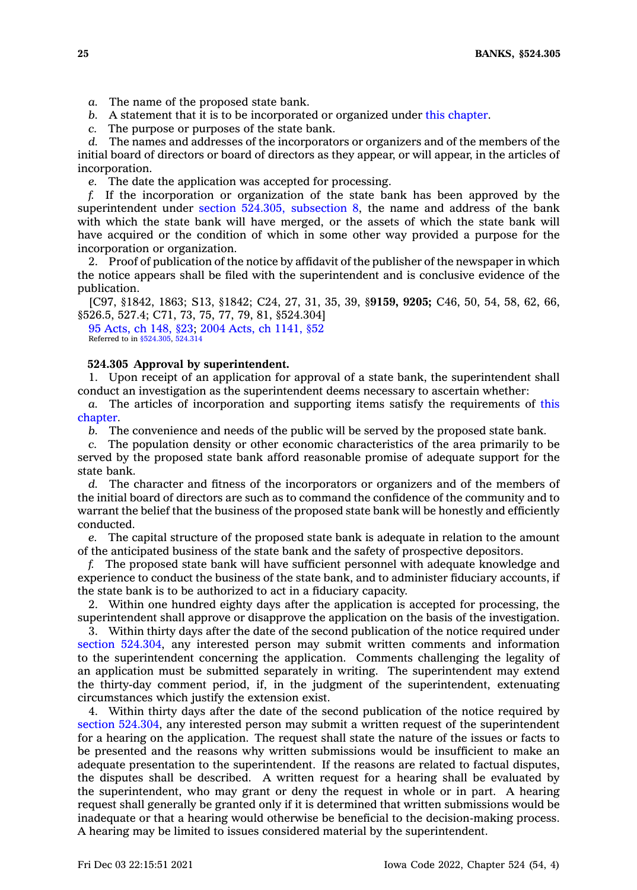*a.* The name of the proposed state bank.

*b.* A statement that it is to be incorporated or organized under this chapter.

*c.* The purpose or purposes of the state bank.

*d.* The names and addresses of the incorporators or organizers and of the members of the initial board of directors or board of directors as they appear, or will appear, in the articles of incorporation.

*e.* The date the application was accepted for processing.

*f.* If the incorporation or organization of the state bank has been approved by the superintendent under section 524.305, subsection 8, the name and address of the bank with which the state bank will have merged, or the assets of which the state bank will have acquired or the condition of which in some other way provided a purpose for the incorporation or organization.

2. Proof of publication of the notice by affidavit of the publisher of the newspaper in which the notice appears shall be filed with the superintendent and is conclusive evidence of the publication.

[C97, §1842, 1863; S13, §1842; C24, 27, 31, 35, 39, §**9159, 9205;** C46, 50, 54, 58, 62, 66, §526.5, 527.4; C71, 73, 75, 77, 79, 81, §524.304]

95 Acts, ch 148, §23; 2004 Acts, ch 1141, §52

Referred to in §524.305, 524.314

**524.305 Approval by superintendent.**

1. Upon receipt of an application for approval of a state bank, the superintendent shall conduct an investigation as the superintendent deems necessary to ascertain whether:

*a.* The articles of incorporation and supporting items satisfy the requirements of this chapter.

*b.* The convenience and needs of the public will be served by the proposed state bank.

*c.* The population density or other economic characteristics of the area primarily to be served by the proposed state bank afford reasonable promise of adequate support for the state bank.

*d.* The character and fitness of the incorporators or organizers and of the members of the initial board of directors are such as to command the confidence of the community and to warrant the belief that the business of the proposed state bank will be honestly and efficiently conducted.

*e.* The capital structure of the proposed state bank is adequate in relation to the amount of the anticipated business of the state bank and the safety of prospective depositors.

*f.* The proposed state bank will have sufficient personnel with adequate knowledge and experience to conduct the business of the state bank, and to administer fiduciary accounts, if the state bank is to be authorized to act in a fiduciary capacity.

2. Within one hundred eighty days after the application is accepted for processing, the superintendent shall approve or disapprove the application on the basis of the investigation.

3. Within thirty days after the date of the second publication of the notice required under section 524.304, any interested person may submit written comments and information to the superintendent concerning the application. Comments challenging the legality of an application must be submitted separately in writing. The superintendent may extend the thirty-day comment period, if, in the judgment of the superintendent, extenuating circumstances which justify the extension exist.

4. Within thirty days after the date of the second publication of the notice required by section 524.304, any interested person may submit a written request of the superintendent for a hearing on the application. The request shall state the nature of the issues or facts to be presented and the reasons why written submissions would be insufficient to make an adequate presentation to the superintendent. If the reasons are related to factual disputes, the disputes shall be described. A written request for a hearing shall be evaluated by the superintendent, who may grant or deny the request in whole or in part. A hearing request shall generally be granted only if it is determined that written submissions would be inadequate or that a hearing would otherwise be beneficial to the decision-making process. A hearing may be limited to issues considered material by the superintendent.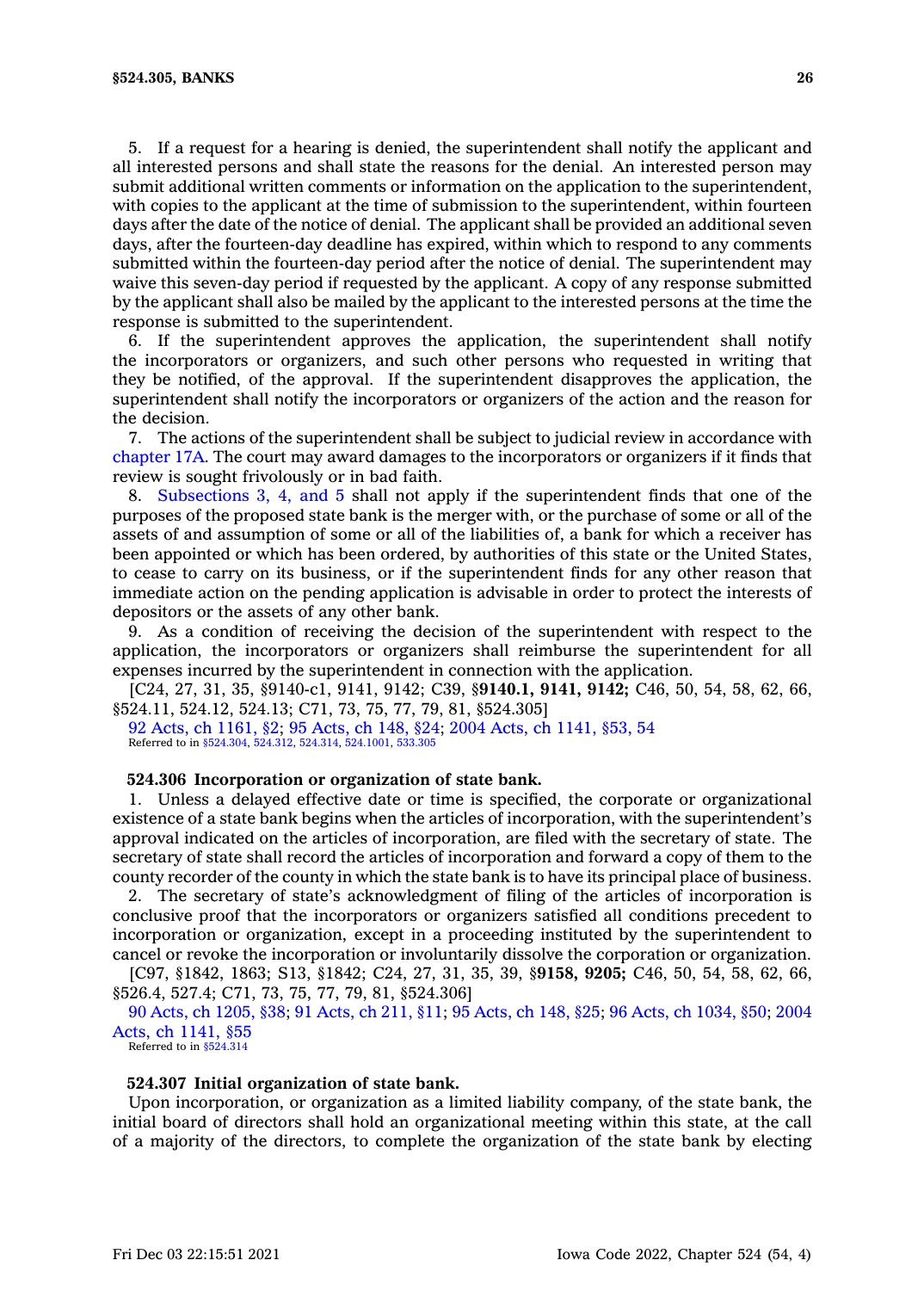5. If a request for a hearing is denied, the superintendent shall notify the applicant and all interested persons and shall state the reasons for the denial. An interested person may submit additional written comments or information on the application to the superintendent, with copies to the applicant at the time of submission to the superintendent, within fourteen days after the date of the notice of denial. The applicant shall be provided an additional seven days, after the fourteen-day deadline has expired, within which to respond to any comments submitted within the fourteen-day period after the notice of denial. The superintendent may waive this seven-day period if requested by the applicant. A copy of any response submitted by the applicant shall also be mailed by the applicant to the interested persons at the time the response is submitted to the superintendent.

6. If the superintendent approves the application, the superintendent shall notify the incorporators or organizers, and such other persons who requested in writing that they be notified, of the approval. If the superintendent disapproves the application, the superintendent shall notify the incorporators or organizers of the action and the reason for the decision.

7. The actions of the superintendent shall be subject to judicial review in accordance with chapter 17A. The court may award damages to the incorporators or organizers if it finds that review is sought frivolously or in bad faith.

8. Subsections 3, 4, and 5 shall not apply if the superintendent finds that one of the purposes of the proposed state bank is the merger with, or the purchase of some or all of the assets of and assumption of some or all of the liabilities of, a bank for which a receiver has been appointed or which has been ordered, by authorities of this state or the United States, to cease to carry on its business, or if the superintendent finds for any other reason that immediate action on the pending application is advisable in order to protect the interests of depositors or the assets of any other bank.

9. As a condition of receiving the decision of the superintendent with respect to the application, the incorporators or organizers shall reimburse the superintendent for all expenses incurred by the superintendent in connection with the application.

[C24, 27, 31, 35, §9140-c1, 9141, 9142; C39, §**9140.1, 9141, 9142;** C46, 50, 54, 58, 62, 66, §524.11, 524.12, 524.13; C71, 73, 75, 77, 79, 81, §524.305]

92 Acts, ch 1161, §2; 95 Acts, ch 148, §24; 2004 Acts, ch 1141, §53, 54
Referred to in §524.304, 524.312, 524.314, 524.1001, 533.305

**524.306 Incorporation or organization of state bank.**

1. Unless a delayed effective date or time is specified, the corporate or organizational existence of a state bank begins when the articles of incorporation, with the superintendent's approval indicated on the articles of incorporation, are filed with the secretary of state. The secretary of state shall record the articles of incorporation and forward a copy of them to the county recorder of the county in which the state bank is to have its principal place of business.

2. The secretary of state's acknowledgment of filing of the articles of incorporation is conclusive proof that the incorporators or organizers satisfied all conditions precedent to incorporation or organization, except in a proceeding instituted by the superintendent to cancel or revoke the incorporation or involuntarily dissolve the corporation or organization.

[C97, §1842, 1863; S13, §1842; C24, 27, 31, 35, 39, §**9158, 9205;** C46, 50, 54, 58, 62, 66, §526.4, 527.4; C71, 73, 75, 77, 79, 81, §524.306]

90 Acts, ch 1205, §38; 91 Acts, ch 211, §11; 95 Acts, ch 148, §25; 96 Acts, ch 1034, §50; 2004 Acts, ch 1141, §55
Referred to in §524.314

**524.307 Initial organization of state bank.**

Upon incorporation, or organization as a limited liability company, of the state bank, the initial board of directors shall hold an organizational meeting within this state, at the call of a majority of the directors, to complete the organization of the state bank by electing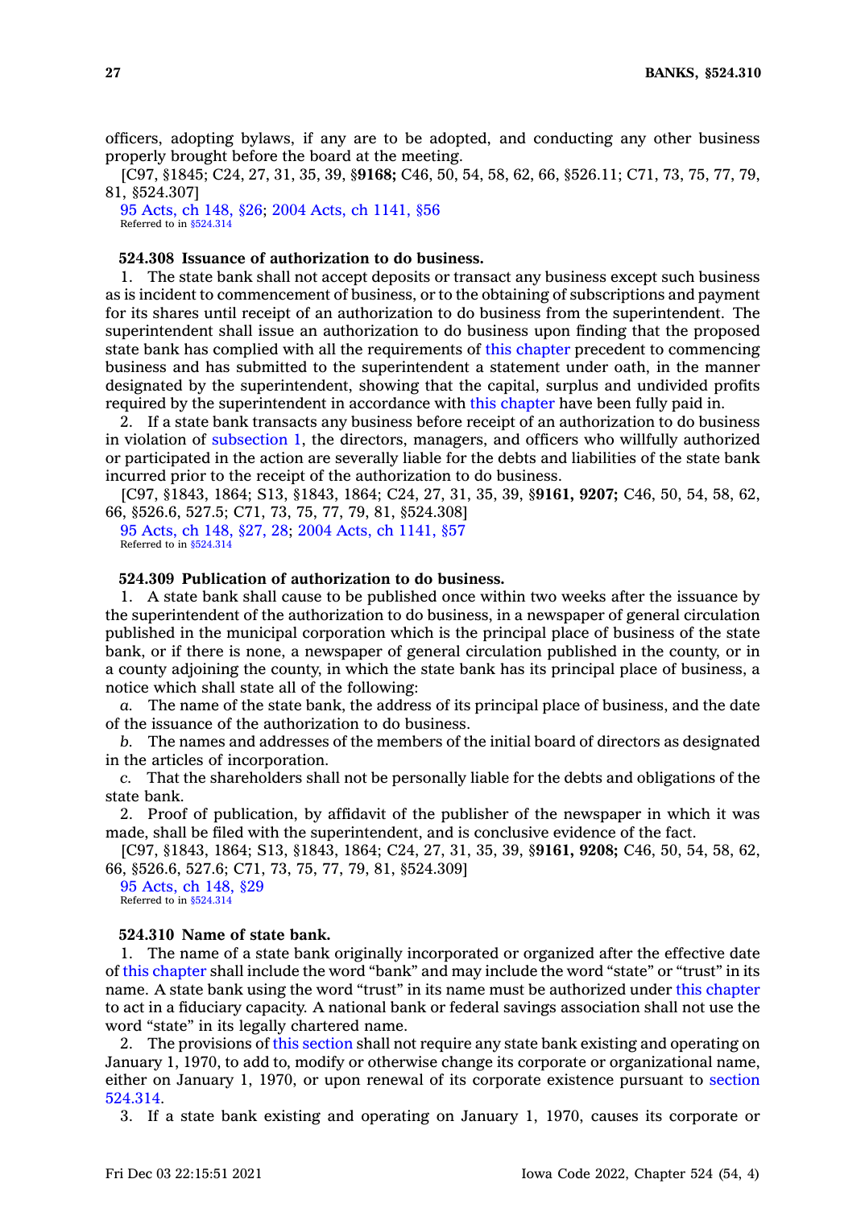officers, adopting bylaws, if any are to be adopted, and conducting any other business properly brought before the board at the meeting.

[C97, §1845; C24, 27, 31, 35, 39, §**9168;** C46, 50, 54, 58, 62, 66, §526.11; C71, 73, 75, 77, 79, 81, §524.307]

95 Acts, ch 148, §26; 2004 Acts, ch 1141, §56
Referred to in §524.314

**524.308 Issuance of authorization to do business.**

1. The state bank shall not accept deposits or transact any business except such business as is incident to commencement of business, or to the obtaining of subscriptions and payment for its shares until receipt of an authorization to do business from the superintendent. The superintendent shall issue an authorization to do business upon finding that the proposed state bank has complied with all the requirements of this chapter precedent to commencing business and has submitted to the superintendent a statement under oath, in the manner designated by the superintendent, showing that the capital, surplus and undivided profits required by the superintendent in accordance with this chapter have been fully paid in.

2. If a state bank transacts any business before receipt of an authorization to do business in violation of subsection 1, the directors, managers, and officers who willfully authorized or participated in the action are severally liable for the debts and liabilities of the state bank incurred prior to the receipt of the authorization to do business.

[C97, §1843, 1864; S13, §1843, 1864; C24, 27, 31, 35, 39, §**9161, 9207;** C46, 50, 54, 58, 62, 66, §526.6, 527.5; C71, 73, 75, 77, 79, 81, §524.308]

95 Acts, ch 148, §27, 28; 2004 Acts, ch 1141, §57
Referred to in §524.314

**524.309 Publication of authorization to do business.**

1. A state bank shall cause to be published once within two weeks after the issuance by the superintendent of the authorization to do business, in a newspaper of general circulation published in the municipal corporation which is the principal place of business of the state bank, or if there is none, a newspaper of general circulation published in the county, or in a county adjoining the county, in which the state bank has its principal place of business, a notice which shall state all of the following:

*a.* The name of the state bank, the address of its principal place of business, and the date of the issuance of the authorization to do business.

*b.* The names and addresses of the members of the initial board of directors as designated in the articles of incorporation.

*c.* That the shareholders shall not be personally liable for the debts and obligations of the state bank.

2. Proof of publication, by affidavit of the publisher of the newspaper in which it was made, shall be filed with the superintendent, and is conclusive evidence of the fact.

[C97, §1843, 1864; S13, §1843, 1864; C24, 27, 31, 35, 39, §**9161, 9208;** C46, 50, 54, 58, 62, 66, §526.6, 527.6; C71, 73, 75, 77, 79, 81, §524.309]

95 Acts, ch 148, §29
Referred to in §524.314

**524.310 Name of state bank.**

1. The name of a state bank originally incorporated or organized after the effective date of this chapter shall include the word "bank" and may include the word "state" or "trust" in its name. A state bank using the word "trust" in its name must be authorized under this chapter to act in a fiduciary capacity. A national bank or federal savings association shall not use the word "state" in its legally chartered name.

2. The provisions of this section shall not require any state bank existing and operating on January 1, 1970, to add to, modify or otherwise change its corporate or organizational name, either on January 1, 1970, or upon renewal of its corporate existence pursuant to section 524.314.

3. If a state bank existing and operating on January 1, 1970, causes its corporate or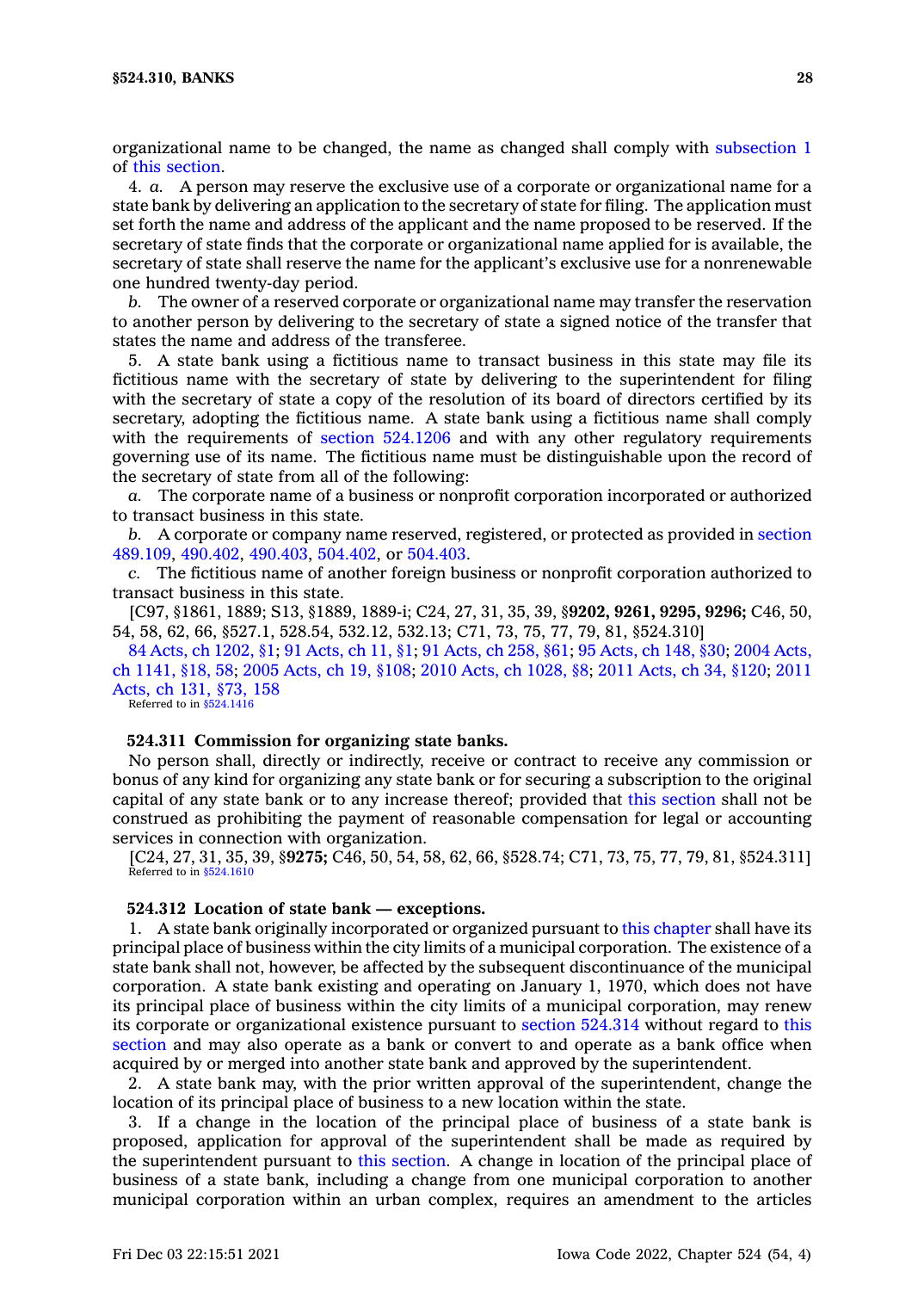organizational name to be changed, the name as changed shall comply with subsection 1 of this section.

4. *a.* A person may reserve the exclusive use of a corporate or organizational name for a state bank by delivering an application to the secretary of state for filing. The application must set forth the name and address of the applicant and the name proposed to be reserved. If the secretary of state finds that the corporate or organizational name applied for is available, the secretary of state shall reserve the name for the applicant's exclusive use for a nonrenewable one hundred twenty-day period.

*b.* The owner of a reserved corporate or organizational name may transfer the reservation to another person by delivering to the secretary of state a signed notice of the transfer that states the name and address of the transferee.

5. A state bank using a fictitious name to transact business in this state may file its fictitious name with the secretary of state by delivering to the superintendent for filing with the secretary of state a copy of the resolution of its board of directors certified by its secretary, adopting the fictitious name. A state bank using a fictitious name shall comply with the requirements of section 524.1206 and with any other regulatory requirements governing use of its name. The fictitious name must be distinguishable upon the record of the secretary of state from all of the following:

*a.* The corporate name of a business or nonprofit corporation incorporated or authorized to transact business in this state.

*b.* A corporate or company name reserved, registered, or protected as provided in section 489.109, 490.402, 490.403, 504.402, or 504.403.

*c.* The fictitious name of another foreign business or nonprofit corporation authorized to transact business in this state.

[C97, §1861, 1889; S13, §1889, 1889-i; C24, 27, 31, 35, 39, §**9202, 9261, 9295, 9296;** C46, 50, 54, 58, 62, 66, §527.1, 528.54, 532.12, 532.13; C71, 73, 75, 77, 79, 81, §524.310]

84 Acts, ch 1202, §1; 91 Acts, ch 11, §1; 91 Acts, ch 258, §61; 95 Acts, ch 148, §30; 2004 Acts, ch 1141, §18, 58; 2005 Acts, ch 19, §108; 2010 Acts, ch 1028, §8; 2011 Acts, ch 34, §120; 2011 Acts, ch 131, §73, 158

Referred to in §524.1416

**524.311 Commission for organizing state banks.**

No person shall, directly or indirectly, receive or contract to receive any commission or bonus of any kind for organizing any state bank or for securing a subscription to the original capital of any state bank or to any increase thereof; provided that this section shall not be construed as prohibiting the payment of reasonable compensation for legal or accounting services in connection with organization.

[C24, 27, 31, 35, 39, §**9275;** C46, 50, 54, 58, 62, 66, §528.74; C71, 73, 75, 77, 79, 81, §524.311]

Referred to in §524.1610

**524.312 Location of state bank — exceptions.**

1. A state bank originally incorporated or organized pursuant to this chapter shall have its principal place of business within the city limits of a municipal corporation. The existence of a state bank shall not, however, be affected by the subsequent discontinuance of the municipal corporation. A state bank existing and operating on January 1, 1970, which does not have its principal place of business within the city limits of a municipal corporation, may renew its corporate or organizational existence pursuant to section 524.314 without regard to this section and may also operate as a bank or convert to and operate as a bank office when acquired by or merged into another state bank and approved by the superintendent.

2. A state bank may, with the prior written approval of the superintendent, change the location of its principal place of business to a new location within the state.

3. If a change in the location of the principal place of business of a state bank is proposed, application for approval of the superintendent shall be made as required by the superintendent pursuant to this section. A change in location of the principal place of business of a state bank, including a change from one municipal corporation to another municipal corporation within an urban complex, requires an amendment to the articles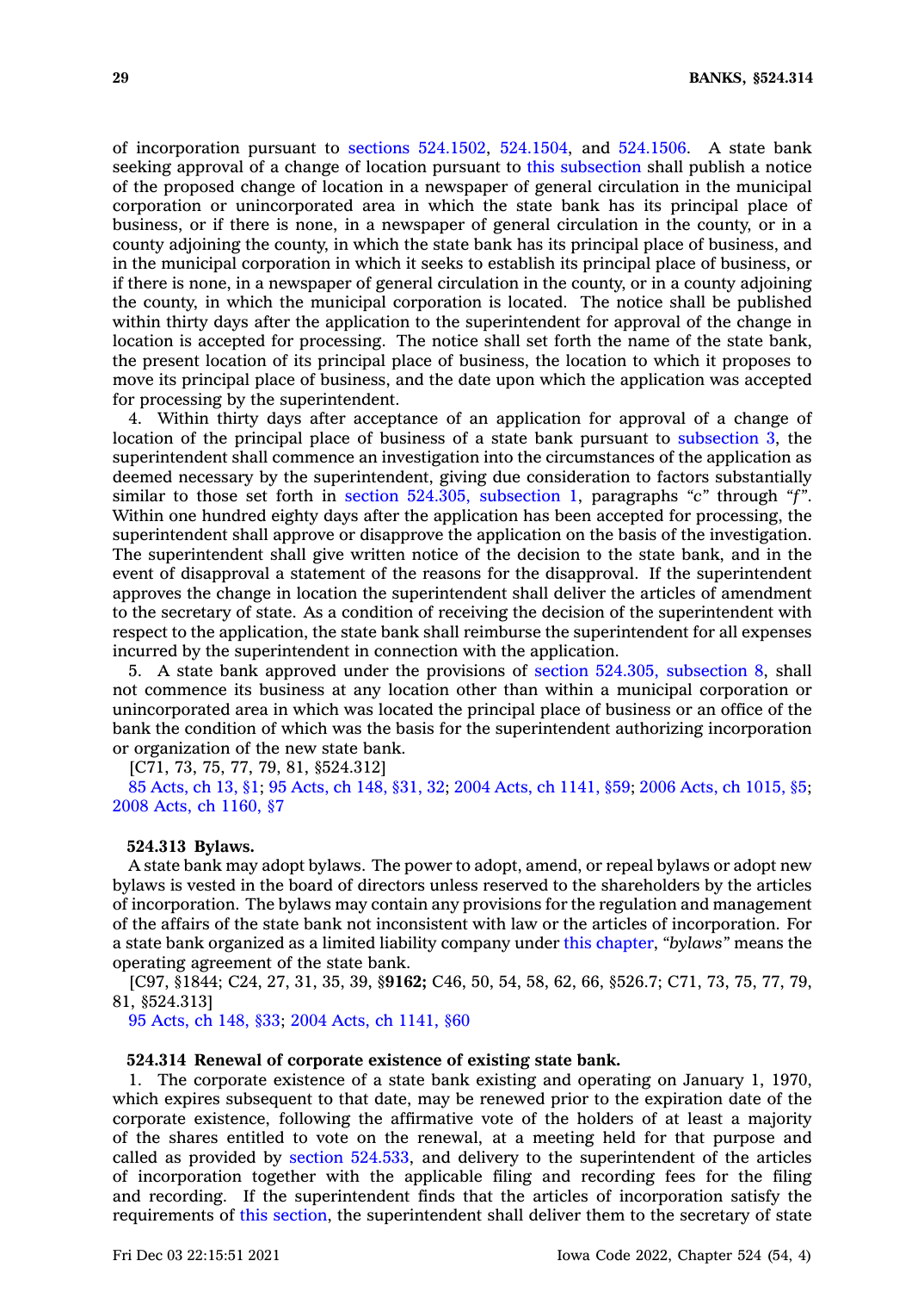of incorporation pursuant to sections 524.1502, 524.1504, and 524.1506. A state bank seeking approval of a change of location pursuant to this subsection shall publish a notice of the proposed change of location in a newspaper of general circulation in the municipal corporation or unincorporated area in which the state bank has its principal place of business, or if there is none, in a newspaper of general circulation in the county, or in a county adjoining the county, in which the state bank has its principal place of business, and in the municipal corporation in which it seeks to establish its principal place of business, or if there is none, in a newspaper of general circulation in the county, or in a county adjoining the county, in which the municipal corporation is located. The notice shall be published within thirty days after the application to the superintendent for approval of the change in location is accepted for processing. The notice shall set forth the name of the state bank, the present location of its principal place of business, the location to which it proposes to move its principal place of business, and the date upon which the application was accepted for processing by the superintendent.

4. Within thirty days after acceptance of an application for approval of a change of location of the principal place of business of a state bank pursuant to subsection 3, the superintendent shall commence an investigation into the circumstances of the application as deemed necessary by the superintendent, giving due consideration to factors substantially similar to those set forth in section 524.305, subsection 1, paragraphs *"c"* through *"f"*. Within one hundred eighty days after the application has been accepted for processing, the superintendent shall approve or disapprove the application on the basis of the investigation. The superintendent shall give written notice of the decision to the state bank, and in the event of disapproval a statement of the reasons for the disapproval. If the superintendent approves the change in location the superintendent shall deliver the articles of amendment to the secretary of state. As a condition of receiving the decision of the superintendent with respect to the application, the state bank shall reimburse the superintendent for all expenses incurred by the superintendent in connection with the application.

5. A state bank approved under the provisions of section 524.305, subsection 8, shall not commence its business at any location other than within a municipal corporation or unincorporated area in which was located the principal place of business or an office of the bank the condition of which was the basis for the superintendent authorizing incorporation or organization of the new state bank.

[C71, 73, 75, 77, 79, 81, §524.312]

85 Acts, ch 13, §1; 95 Acts, ch 148, §31, 32; 2004 Acts, ch 1141, §59; 2006 Acts, ch 1015, §5; 2008 Acts, ch 1160, §7

**524.313 Bylaws.**

A state bank may adopt bylaws. The power to adopt, amend, or repeal bylaws or adopt new bylaws is vested in the board of directors unless reserved to the shareholders by the articles of incorporation. The bylaws may contain any provisions for the regulation and management of the affairs of the state bank not inconsistent with law or the articles of incorporation. For a state bank organized as a limited liability company under this chapter, *"bylaws"* means the operating agreement of the state bank.

[C97, §1844; C24, 27, 31, 35, 39, §**9162;** C46, 50, 54, 58, 62, 66, §526.7; C71, 73, 75, 77, 79, 81, §524.313]

95 Acts, ch 148, §33; 2004 Acts, ch 1141, §60

**524.314 Renewal of corporate existence of existing state bank.**

1. The corporate existence of a state bank existing and operating on January 1, 1970, which expires subsequent to that date, may be renewed prior to the expiration date of the corporate existence, following the affirmative vote of the holders of at least a majority of the shares entitled to vote on the renewal, at a meeting held for that purpose and called as provided by section 524.533, and delivery to the superintendent of the articles of incorporation together with the applicable filing and recording fees for the filing and recording. If the superintendent finds that the articles of incorporation satisfy the requirements of this section, the superintendent shall deliver them to the secretary of state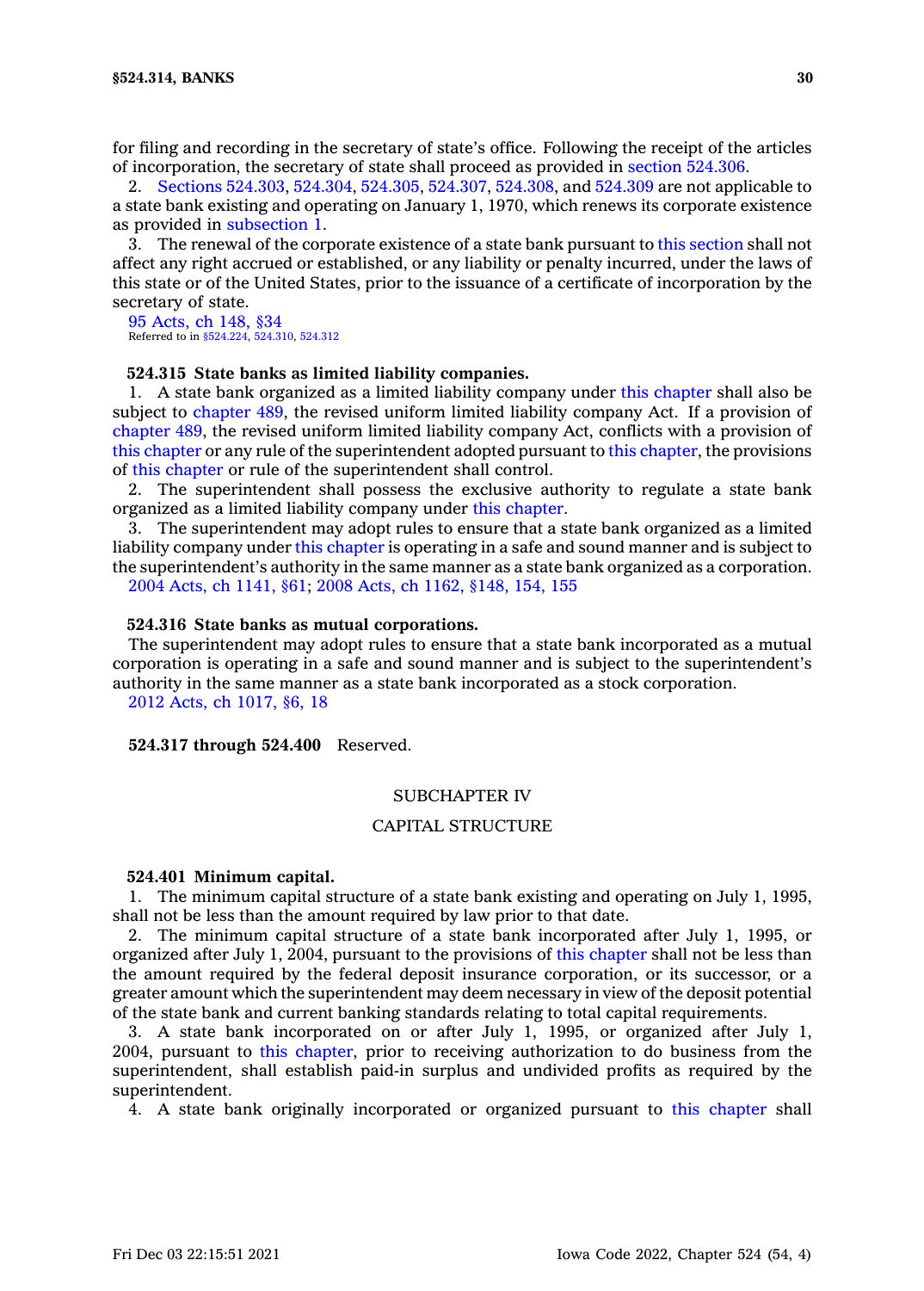for filing and recording in the secretary of state's office. Following the receipt of the articles of incorporation, the secretary of state shall proceed as provided in section 524.306.

2. Sections 524.303, 524.304, 524.305, 524.307, 524.308, and 524.309 are not applicable to a state bank existing and operating on January 1, 1970, which renews its corporate existence as provided in subsection 1.

3. The renewal of the corporate existence of a state bank pursuant to this section shall not affect any right accrued or established, or any liability or penalty incurred, under the laws of this state or of the United States, prior to the issuance of a certificate of incorporation by the secretary of state.

95 Acts, ch 148, §34
Referred to in §524.224, 524.310, 524.312

**524.315 State banks as limited liability companies.**

1. A state bank organized as a limited liability company under this chapter shall also be subject to chapter 489, the revised uniform limited liability company Act. If a provision of chapter 489, the revised uniform limited liability company Act, conflicts with a provision of this chapter or any rule of the superintendent adopted pursuant to this chapter, the provisions of this chapter or rule of the superintendent shall control.

2. The superintendent shall possess the exclusive authority to regulate a state bank organized as a limited liability company under this chapter.

3. The superintendent may adopt rules to ensure that a state bank organized as a limited liability company under this chapter is operating in a safe and sound manner and is subject to the superintendent's authority in the same manner as a state bank organized as a corporation.

2004 Acts, ch 1141, §61; 2008 Acts, ch 1162, §148, 154, 155

**524.316 State banks as mutual corporations.**

The superintendent may adopt rules to ensure that a state bank incorporated as a mutual corporation is operating in a safe and sound manner and is subject to the superintendent's authority in the same manner as a state bank incorporated as a stock corporation.

2012 Acts, ch 1017, §6, 18

**524.317 through 524.400** Reserved.

## SUBCHAPTER IV

## CAPITAL STRUCTURE

**524.401 Minimum capital.**

1. The minimum capital structure of a state bank existing and operating on July 1, 1995, shall not be less than the amount required by law prior to that date.

2. The minimum capital structure of a state bank incorporated after July 1, 1995, or organized after July 1, 2004, pursuant to the provisions of this chapter shall not be less than the amount required by the federal deposit insurance corporation, or its successor, or a greater amount which the superintendent may deem necessary in view of the deposit potential of the state bank and current banking standards relating to total capital requirements.

3. A state bank incorporated on or after July 1, 1995, or organized after July 1, 2004, pursuant to this chapter, prior to receiving authorization to do business from the superintendent, shall establish paid-in surplus and undivided profits as required by the superintendent.

4. A state bank originally incorporated or organized pursuant to this chapter shall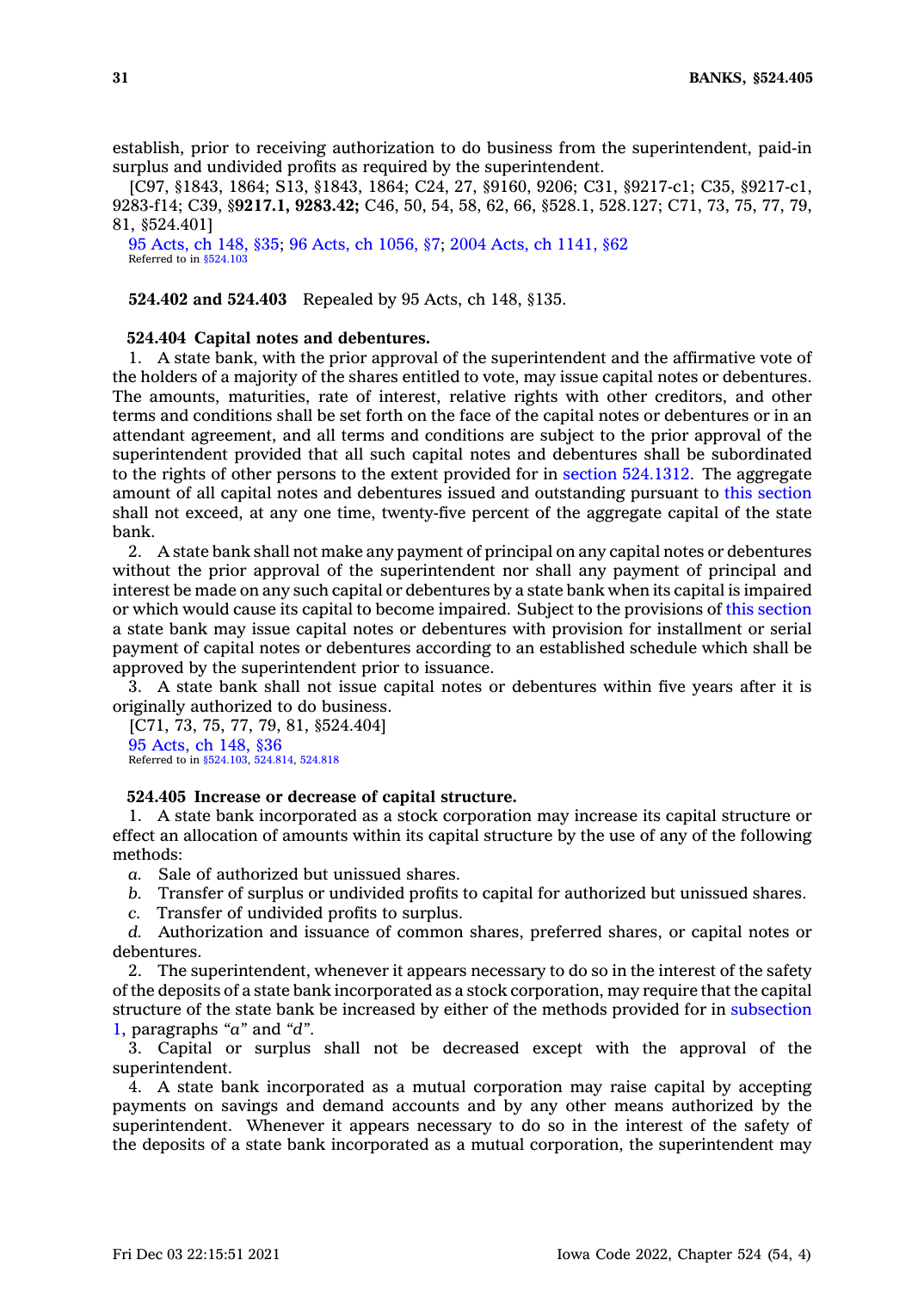establish, prior to receiving authorization to do business from the superintendent, paid-in surplus and undivided profits as required by the superintendent.

[C97, §1843, 1864; S13, §1843, 1864; C24, 27, §9160, 9206; C31, §9217-c1; C35, §9217-c1, 9283-f14; C39, §**9217.1, 9283.42;** C46, 50, 54, 58, 62, 66, §528.1, 528.127; C71, 73, 75, 77, 79, 81, §524.401]

95 Acts, ch 148, §35; 96 Acts, ch 1056, §7; 2004 Acts, ch 1141, §62
Referred to in §524.103

**524.402 and 524.403** Repealed by 95 Acts, ch 148, §135.

**524.404 Capital notes and debentures.**

1. A state bank, with the prior approval of the superintendent and the affirmative vote of the holders of a majority of the shares entitled to vote, may issue capital notes or debentures. The amounts, maturities, rate of interest, relative rights with other creditors, and other terms and conditions shall be set forth on the face of the capital notes or debentures or in an attendant agreement, and all terms and conditions are subject to the prior approval of the superintendent provided that all such capital notes and debentures shall be subordinated to the rights of other persons to the extent provided for in section 524.1312. The aggregate amount of all capital notes and debentures issued and outstanding pursuant to this section shall not exceed, at any one time, twenty-five percent of the aggregate capital of the state bank.

2. A state bank shall not make any payment of principal on any capital notes or debentures without the prior approval of the superintendent nor shall any payment of principal and interest be made on any such capital or debentures by a state bank when its capital is impaired or which would cause its capital to become impaired. Subject to the provisions of this section a state bank may issue capital notes or debentures with provision for installment or serial payment of capital notes or debentures according to an established schedule which shall be approved by the superintendent prior to issuance.

3. A state bank shall not issue capital notes or debentures within five years after it is originally authorized to do business.

[C71, 73, 75, 77, 79, 81, §524.404]

95 Acts, ch 148, §36
Referred to in §524.103, 524.814, 524.818

**524.405 Increase or decrease of capital structure.**

1. A state bank incorporated as a stock corporation may increase its capital structure or effect an allocation of amounts within its capital structure by the use of any of the following methods:

*a.* Sale of authorized but unissued shares.

*b.* Transfer of surplus or undivided profits to capital for authorized but unissued shares.

*c.* Transfer of undivided profits to surplus.

*d.* Authorization and issuance of common shares, preferred shares, or capital notes or debentures.

2. The superintendent, whenever it appears necessary to do so in the interest of the safety of the deposits of a state bank incorporated as a stock corporation, may require that the capital structure of the state bank be increased by either of the methods provided for in subsection 1, paragraphs *"a"* and *"d"*.

3. Capital or surplus shall not be decreased except with the approval of the superintendent.

4. A state bank incorporated as a mutual corporation may raise capital by accepting payments on savings and demand accounts and by any other means authorized by the superintendent. Whenever it appears necessary to do so in the interest of the safety of the deposits of a state bank incorporated as a mutual corporation, the superintendent may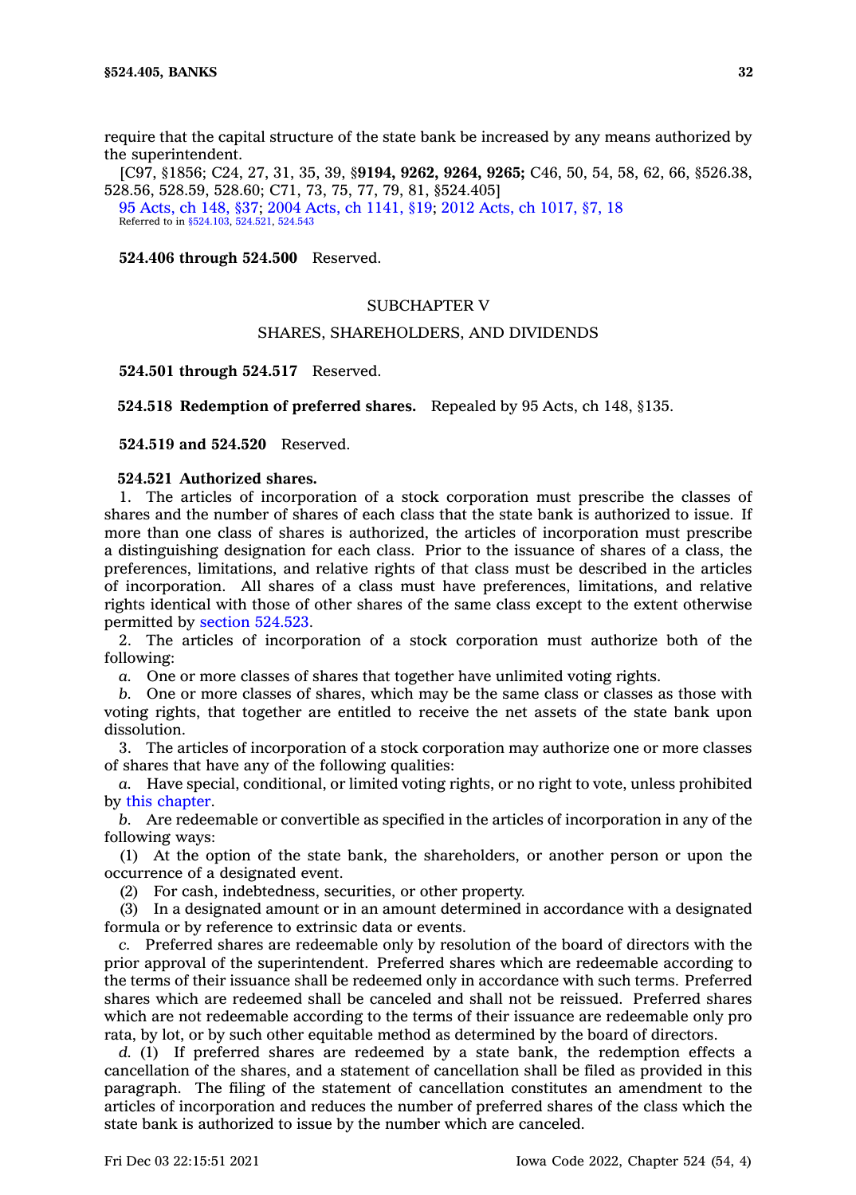require that the capital structure of the state bank be increased by any means authorized by the superintendent.

[C97, §1856; C24, 27, 31, 35, 39, §**9194, 9262, 9264, 9265;** C46, 50, 54, 58, 62, 66, §526.38, 528.56, 528.59, 528.60; C71, 73, 75, 77, 79, 81, §524.405]

95 Acts, ch 148, §37; 2004 Acts, ch 1141, §19; 2012 Acts, ch 1017, §7, 18

Referred to in §524.103, 524.521, 524.543

**524.406 through 524.500** Reserved.

## SUBCHAPTER V

## SHARES, SHAREHOLDERS, AND DIVIDENDS

**524.501 through 524.517** Reserved.

**524.518 Redemption of preferred shares.** Repealed by 95 Acts, ch 148, §135.

**524.519 and 524.520** Reserved.

**524.521 Authorized shares.**

1. The articles of incorporation of a stock corporation must prescribe the classes of shares and the number of shares of each class that the state bank is authorized to issue. If more than one class of shares is authorized, the articles of incorporation must prescribe a distinguishing designation for each class. Prior to the issuance of shares of a class, the preferences, limitations, and relative rights of that class must be described in the articles of incorporation. All shares of a class must have preferences, limitations, and relative rights identical with those of other shares of the same class except to the extent otherwise permitted by section 524.523.

2. The articles of incorporation of a stock corporation must authorize both of the following:

*a.* One or more classes of shares that together have unlimited voting rights.

*b.* One or more classes of shares, which may be the same class or classes as those with voting rights, that together are entitled to receive the net assets of the state bank upon dissolution.

3. The articles of incorporation of a stock corporation may authorize one or more classes of shares that have any of the following qualities:

*a.* Have special, conditional, or limited voting rights, or no right to vote, unless prohibited by this chapter.

*b.* Are redeemable or convertible as specified in the articles of incorporation in any of the following ways:

(1) At the option of the state bank, the shareholders, or another person or upon the occurrence of a designated event.

(2) For cash, indebtedness, securities, or other property.

(3) In a designated amount or in an amount determined in accordance with a designated formula or by reference to extrinsic data or events.

*c.* Preferred shares are redeemable only by resolution of the board of directors with the prior approval of the superintendent. Preferred shares which are redeemable according to the terms of their issuance shall be redeemed only in accordance with such terms. Preferred shares which are redeemed shall be canceled and shall not be reissued. Preferred shares which are not redeemable according to the terms of their issuance are redeemable only pro rata, by lot, or by such other equitable method as determined by the board of directors.

*d.* (1) If preferred shares are redeemed by a state bank, the redemption effects a cancellation of the shares, and a statement of cancellation shall be filed as provided in this paragraph. The filing of the statement of cancellation constitutes an amendment to the articles of incorporation and reduces the number of preferred shares of the class which the state bank is authorized to issue by the number which are canceled.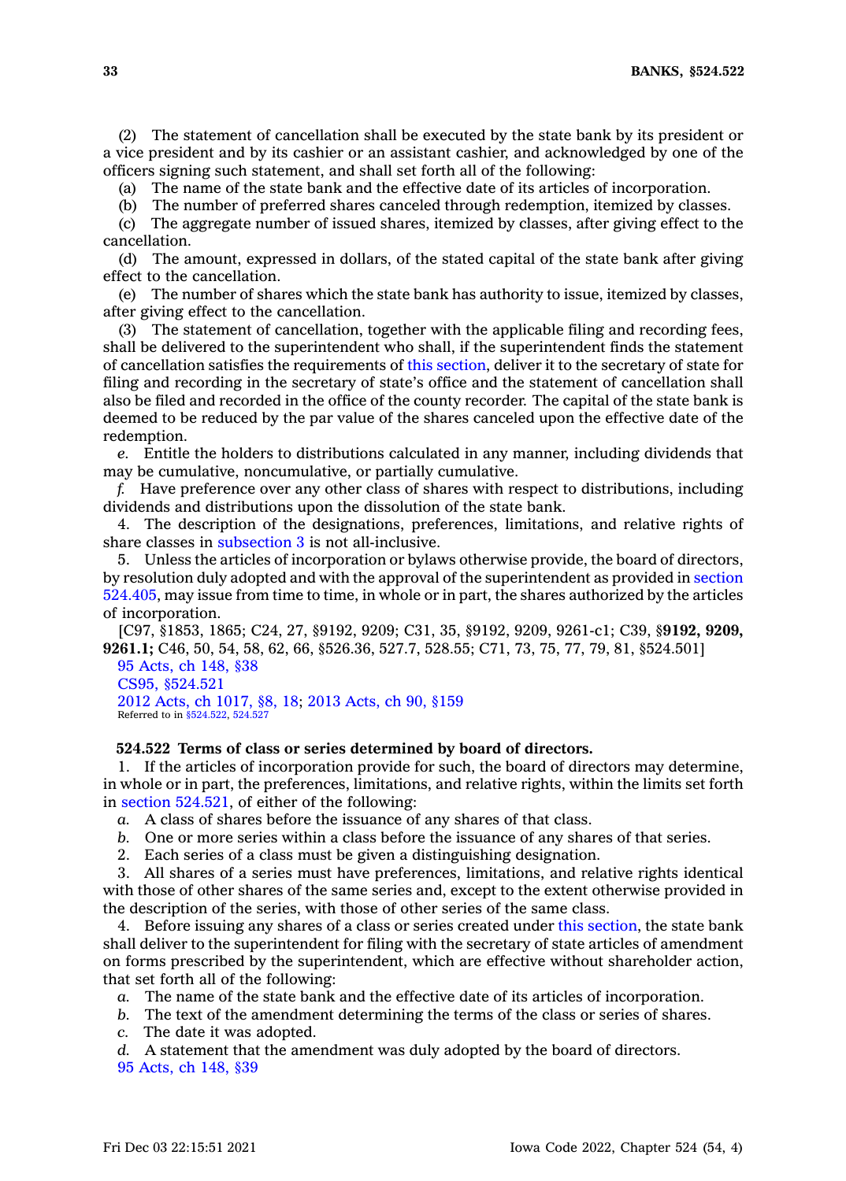(2) The statement of cancellation shall be executed by the state bank by its president or a vice president and by its cashier or an assistant cashier, and acknowledged by one of the officers signing such statement, and shall set forth all of the following:

(a) The name of the state bank and the effective date of its articles of incorporation.

(b) The number of preferred shares canceled through redemption, itemized by classes.

(c) The aggregate number of issued shares, itemized by classes, after giving effect to the cancellation.

(d) The amount, expressed in dollars, of the stated capital of the state bank after giving effect to the cancellation.

(e) The number of shares which the state bank has authority to issue, itemized by classes, after giving effect to the cancellation.

(3) The statement of cancellation, together with the applicable filing and recording fees, shall be delivered to the superintendent who shall, if the superintendent finds the statement of cancellation satisfies the requirements of this section, deliver it to the secretary of state for filing and recording in the secretary of state's office and the statement of cancellation shall also be filed and recorded in the office of the county recorder. The capital of the state bank is deemed to be reduced by the par value of the shares canceled upon the effective date of the redemption.

*e.* Entitle the holders to distributions calculated in any manner, including dividends that may be cumulative, noncumulative, or partially cumulative.

*f.* Have preference over any other class of shares with respect to distributions, including dividends and distributions upon the dissolution of the state bank.

4. The description of the designations, preferences, limitations, and relative rights of share classes in subsection 3 is not all-inclusive.

5. Unless the articles of incorporation or bylaws otherwise provide, the board of directors, by resolution duly adopted and with the approval of the superintendent as provided in section 524.405, may issue from time to time, in whole or in part, the shares authorized by the articles of incorporation.

[C97, §1853, 1865; C24, 27, §9192, 9209; C31, 35, §9192, 9209, 9261-c1; C39, §**9192, 9209, 9261.1;** C46, 50, 54, 58, 62, 66, §526.36, 527.7, 528.55; C71, 73, 75, 77, 79, 81, §524.501]

95 Acts, ch 148, §38
CS95, §524.521
2012 Acts, ch 1017, §8, 18; 2013 Acts, ch 90, §159
Referred to in §524.522, 524.527

**524.522 Terms of class or series determined by board of directors.**

1. If the articles of incorporation provide for such, the board of directors may determine, in whole or in part, the preferences, limitations, and relative rights, within the limits set forth in section 524.521, of either of the following:

*a.* A class of shares before the issuance of any shares of that class.

*b.* One or more series within a class before the issuance of any shares of that series.

2. Each series of a class must be given a distinguishing designation.

3. All shares of a series must have preferences, limitations, and relative rights identical with those of other shares of the same series and, except to the extent otherwise provided in the description of the series, with those of other series of the same class.

4. Before issuing any shares of a class or series created under this section, the state bank shall deliver to the superintendent for filing with the secretary of state articles of amendment on forms prescribed by the superintendent, which are effective without shareholder action, that set forth all of the following:

*a.* The name of the state bank and the effective date of its articles of incorporation.

*b.* The text of the amendment determining the terms of the class or series of shares.

*c.* The date it was adopted.

*d.* A statement that the amendment was duly adopted by the board of directors.

95 Acts, ch 148, §39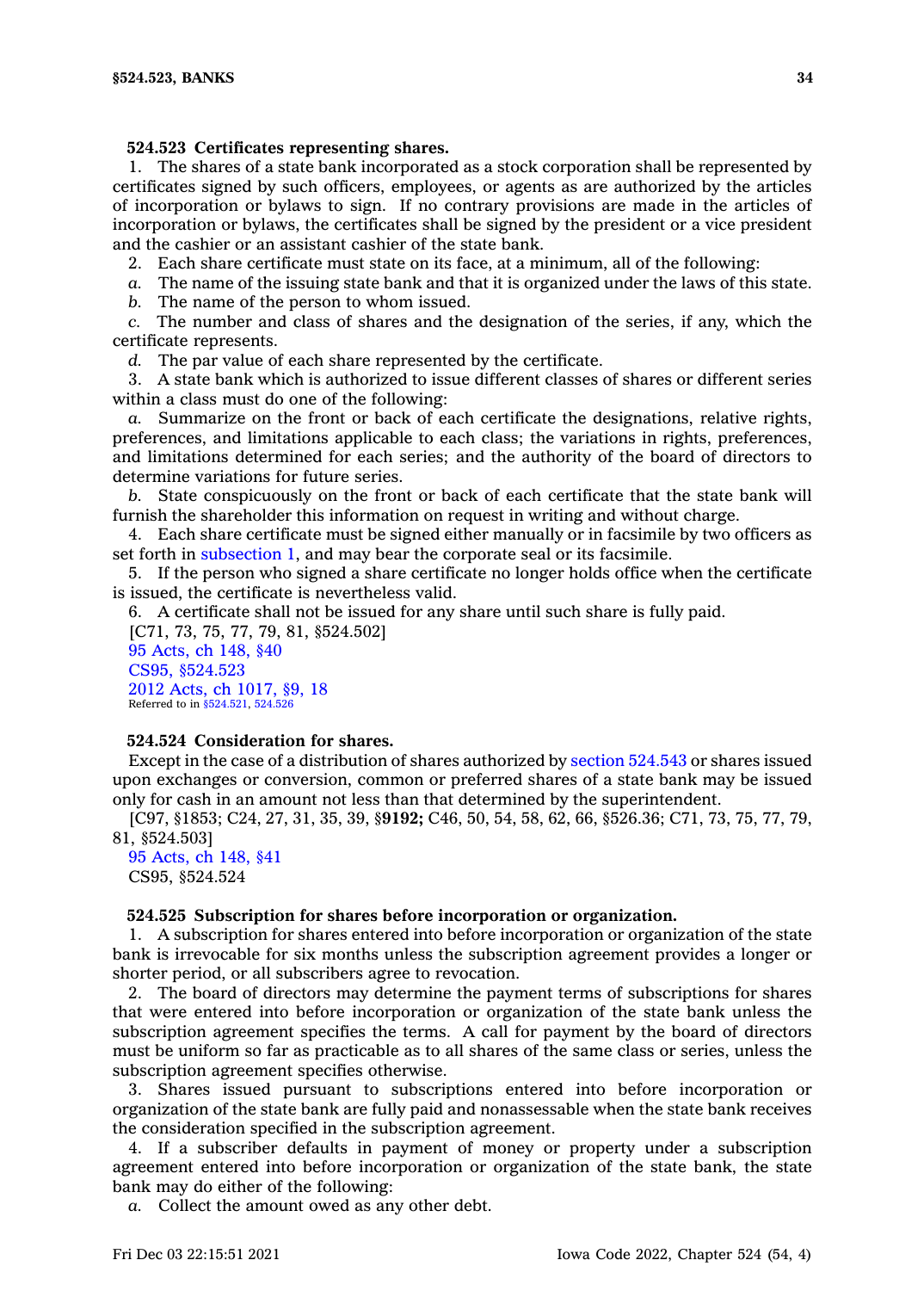### 524.523 Certificates representing shares.

1. The shares of a state bank incorporated as a stock corporation shall be represented by certificates signed by such officers, employees, or agents as are authorized by the articles of incorporation or bylaws to sign. If no contrary provisions are made in the articles of incorporation or bylaws, the certificates shall be signed by the president or a vice president and the cashier or an assistant cashier of the state bank.

2. Each share certificate must state on its face, at a minimum, all of the following:

*a.* The name of the issuing state bank and that it is organized under the laws of this state.

*b.* The name of the person to whom issued.

*c.* The number and class of shares and the designation of the series, if any, which the certificate represents.

*d.* The par value of each share represented by the certificate.

3. A state bank which is authorized to issue different classes of shares or different series within a class must do one of the following:

*a.* Summarize on the front or back of each certificate the designations, relative rights, preferences, and limitations applicable to each class; the variations in rights, preferences, and limitations determined for each series; and the authority of the board of directors to determine variations for future series.

*b.* State conspicuously on the front or back of each certificate that the state bank will furnish the shareholder this information on request in writing and without charge.

4. Each share certificate must be signed either manually or in facsimile by two officers as set forth in subsection 1, and may bear the corporate seal or its facsimile.

5. If the person who signed a share certificate no longer holds office when the certificate is issued, the certificate is nevertheless valid.

6. A certificate shall not be issued for any share until such share is fully paid.

[C71, 73, 75, 77, 79, 81, §524.502]

95 Acts, ch 148, §40
CS95, §524.523
2012 Acts, ch 1017, §9, 18
Referred to in §524.521, 524.526

### 524.524 Consideration for shares.

Except in the case of a distribution of shares authorized by section 524.543 or shares issued upon exchanges or conversion, common or preferred shares of a state bank may be issued only for cash in an amount not less than that determined by the superintendent.

[C97, §1853; C24, 27, 31, 35, 39, §**9192;** C46, 50, 54, 58, 62, 66, §526.36; C71, 73, 75, 77, 79, 81, §524.503]

95 Acts, ch 148, §41
CS95, §524.524

### 524.525 Subscription for shares before incorporation or organization.

1. A subscription for shares entered into before incorporation or organization of the state bank is irrevocable for six months unless the subscription agreement provides a longer or shorter period, or all subscribers agree to revocation.

2. The board of directors may determine the payment terms of subscriptions for shares that were entered into before incorporation or organization of the state bank unless the subscription agreement specifies the terms. A call for payment by the board of directors must be uniform so far as practicable as to all shares of the same class or series, unless the subscription agreement specifies otherwise.

3. Shares issued pursuant to subscriptions entered into before incorporation or organization of the state bank are fully paid and nonassessable when the state bank receives the consideration specified in the subscription agreement.

4. If a subscriber defaults in payment of money or property under a subscription agreement entered into before incorporation or organization of the state bank, the state bank may do either of the following:

*a.* Collect the amount owed as any other debt.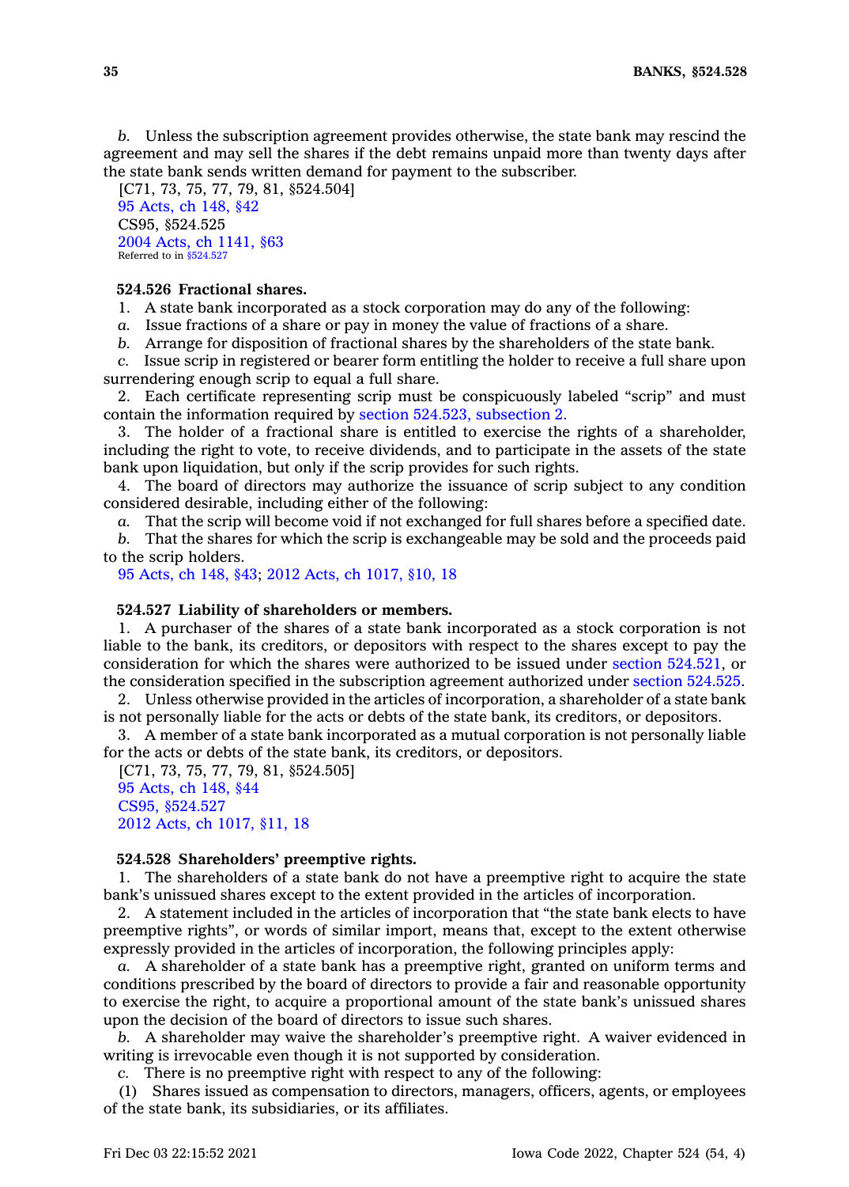*b.* Unless the subscription agreement provides otherwise, the state bank may rescind the agreement and may sell the shares if the debt remains unpaid more than twenty days after the state bank sends written demand for payment to the subscriber.

[C71, 73, 75, 77, 79, 81, §524.504]
95 Acts, ch 148, §42
CS95, §524.525
2004 Acts, ch 1141, §63
Referred to in §524.527

### 524.526 Fractional shares.

1. A state bank incorporated as a stock corporation may do any of the following:

*a.* Issue fractions of a share or pay in money the value of fractions of a share.

*b.* Arrange for disposition of fractional shares by the shareholders of the state bank.

*c.* Issue scrip in registered or bearer form entitling the holder to receive a full share upon surrendering enough scrip to equal a full share.

2. Each certificate representing scrip must be conspicuously labeled "scrip" and must contain the information required by section 524.523, subsection 2.

3. The holder of a fractional share is entitled to exercise the rights of a shareholder, including the right to vote, to receive dividends, and to participate in the assets of the state bank upon liquidation, but only if the scrip provides for such rights.

4. The board of directors may authorize the issuance of scrip subject to any condition considered desirable, including either of the following:

*a.* That the scrip will become void if not exchanged for full shares before a specified date.

*b.* That the shares for which the scrip is exchangeable may be sold and the proceeds paid to the scrip holders.

95 Acts, ch 148, §43; 2012 Acts, ch 1017, §10, 18

### 524.527 Liability of shareholders or members.

1. A purchaser of the shares of a state bank incorporated as a stock corporation is not liable to the bank, its creditors, or depositors with respect to the shares except to pay the consideration for which the shares were authorized to be issued under section 524.521, or the consideration specified in the subscription agreement authorized under section 524.525.

2. Unless otherwise provided in the articles of incorporation, a shareholder of a state bank is not personally liable for the acts or debts of the state bank, its creditors, or depositors.

3. A member of a state bank incorporated as a mutual corporation is not personally liable for the acts or debts of the state bank, its creditors, or depositors.

[C71, 73, 75, 77, 79, 81, §524.505]
95 Acts, ch 148, §44
CS95, §524.527
2012 Acts, ch 1017, §11, 18

### 524.528 Shareholders' preemptive rights.

1. The shareholders of a state bank do not have a preemptive right to acquire the state bank's unissued shares except to the extent provided in the articles of incorporation.

2. A statement included in the articles of incorporation that "the state bank elects to have preemptive rights", or words of similar import, means that, except to the extent otherwise expressly provided in the articles of incorporation, the following principles apply:

*a.* A shareholder of a state bank has a preemptive right, granted on uniform terms and conditions prescribed by the board of directors to provide a fair and reasonable opportunity to exercise the right, to acquire a proportional amount of the state bank's unissued shares upon the decision of the board of directors to issue such shares.

*b.* A shareholder may waive the shareholder's preemptive right. A waiver evidenced in writing is irrevocable even though it is not supported by consideration.

*c.* There is no preemptive right with respect to any of the following:

(1) Shares issued as compensation to directors, managers, officers, agents, or employees of the state bank, its subsidiaries, or its affiliates.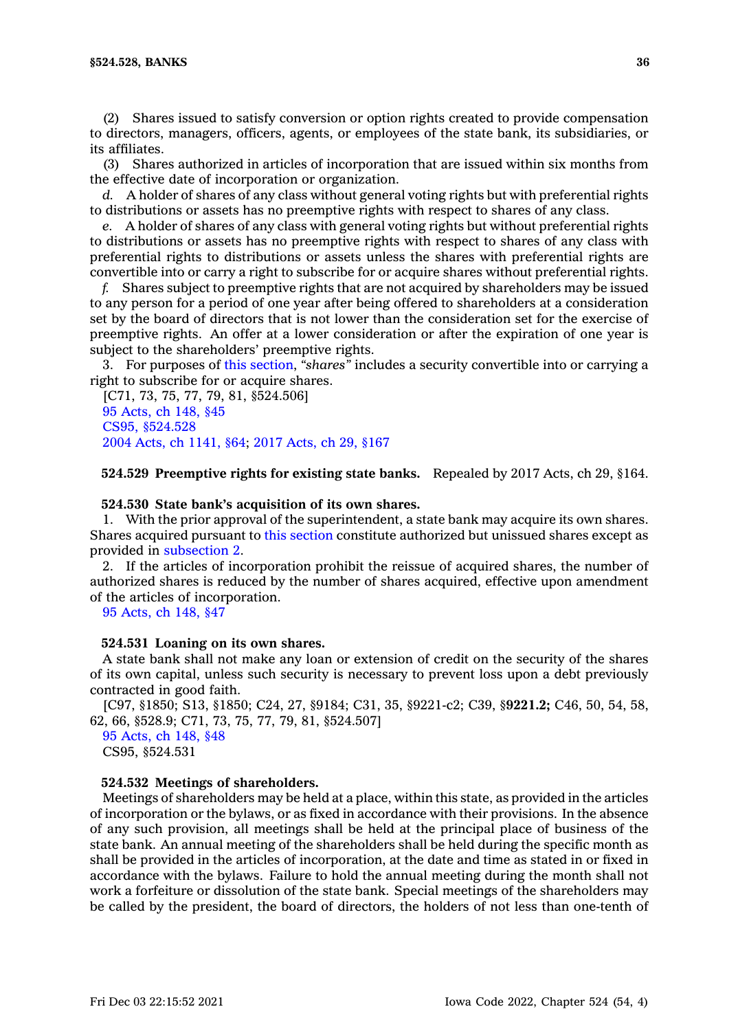(2) Shares issued to satisfy conversion or option rights created to provide compensation to directors, managers, officers, agents, or employees of the state bank, its subsidiaries, or its affiliates.

(3) Shares authorized in articles of incorporation that are issued within six months from the effective date of incorporation or organization.

*d.* A holder of shares of any class without general voting rights but with preferential rights to distributions or assets has no preemptive rights with respect to shares of any class.

*e.* A holder of shares of any class with general voting rights but without preferential rights to distributions or assets has no preemptive rights with respect to shares of any class with preferential rights to distributions or assets unless the shares with preferential rights are convertible into or carry a right to subscribe for or acquire shares without preferential rights.

*f.* Shares subject to preemptive rights that are not acquired by shareholders may be issued to any person for a period of one year after being offered to shareholders at a consideration set by the board of directors that is not lower than the consideration set for the exercise of preemptive rights. An offer at a lower consideration or after the expiration of one year is subject to the shareholders' preemptive rights.

3. For purposes of this section, *"shares"* includes a security convertible into or carrying a right to subscribe for or acquire shares.

[C71, 73, 75, 77, 79, 81, §524.506]
95 Acts, ch 148, §45
CS95, §524.528
2004 Acts, ch 1141, §64; 2017 Acts, ch 29, §167

**524.529 Preemptive rights for existing state banks.** Repealed by 2017 Acts, ch 29, §164.

**524.530 State bank's acquisition of its own shares.**

1. With the prior approval of the superintendent, a state bank may acquire its own shares. Shares acquired pursuant to this section constitute authorized but unissued shares except as provided in subsection 2.

2. If the articles of incorporation prohibit the reissue of acquired shares, the number of authorized shares is reduced by the number of shares acquired, effective upon amendment of the articles of incorporation.

95 Acts, ch 148, §47

**524.531 Loaning on its own shares.**

A state bank shall not make any loan or extension of credit on the security of the shares of its own capital, unless such security is necessary to prevent loss upon a debt previously contracted in good faith.

[C97, §1850; S13, §1850; C24, 27, §9184; C31, 35, §9221-c2; C39, §**9221.2;** C46, 50, 54, 58, 62, 66, §528.9; C71, 73, 75, 77, 79, 81, §524.507]
95 Acts, ch 148, §48
CS95, §524.531

**524.532 Meetings of shareholders.**

Meetings of shareholders may be held at a place, within this state, as provided in the articles of incorporation or the bylaws, or as fixed in accordance with their provisions. In the absence of any such provision, all meetings shall be held at the principal place of business of the state bank. An annual meeting of the shareholders shall be held during the specific month as shall be provided in the articles of incorporation, at the date and time as stated in or fixed in accordance with the bylaws. Failure to hold the annual meeting during the month shall not work a forfeiture or dissolution of the state bank. Special meetings of the shareholders may be called by the president, the board of directors, the holders of not less than one-tenth of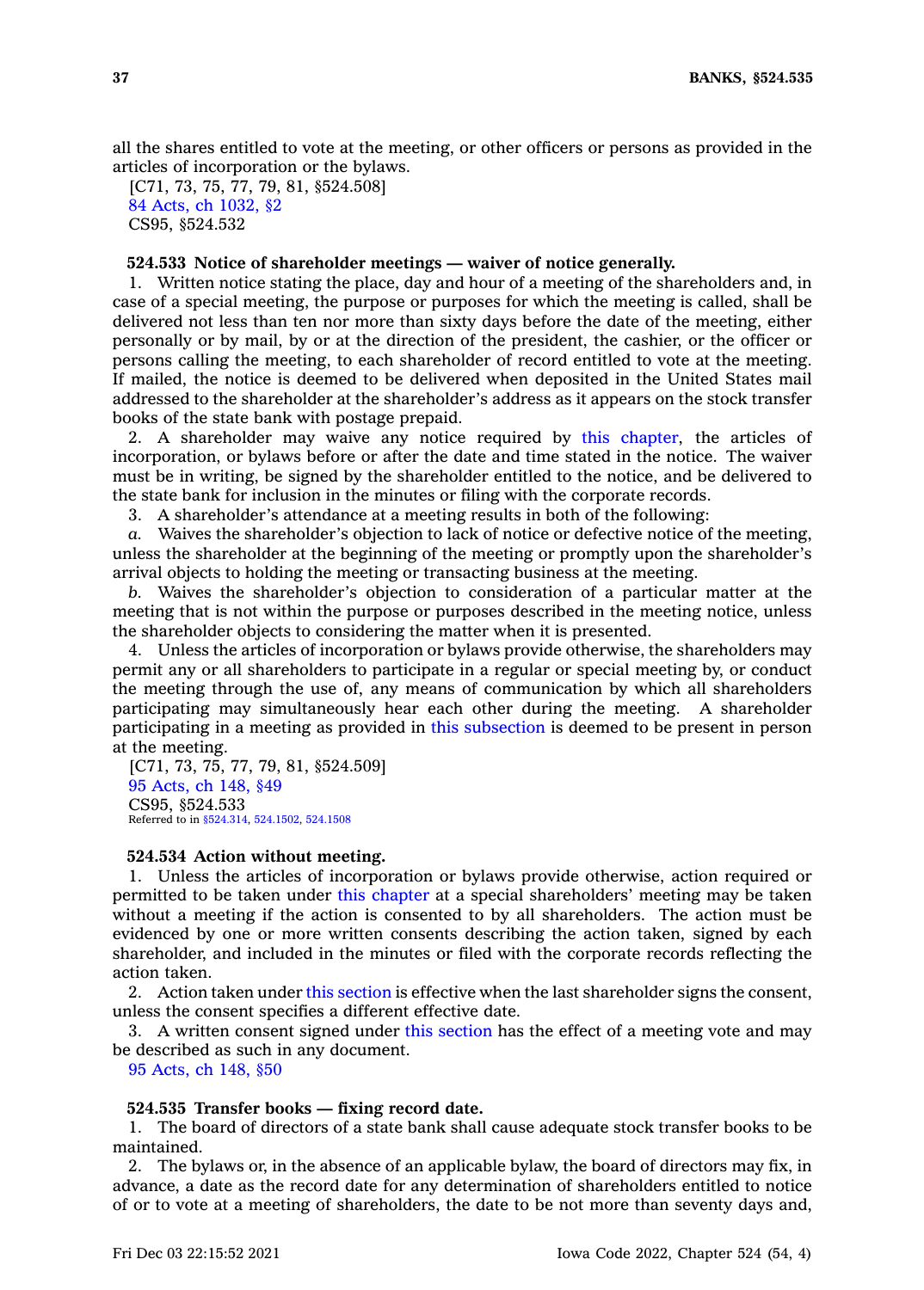all the shares entitled to vote at the meeting, or other officers or persons as provided in the articles of incorporation or the bylaws.

[C71, 73, 75, 77, 79, 81, §524.508]
84 Acts, ch 1032, §2
CS95, §524.532

**524.533 Notice of shareholder meetings — waiver of notice generally.**

1. Written notice stating the place, day and hour of a meeting of the shareholders and, in case of a special meeting, the purpose or purposes for which the meeting is called, shall be delivered not less than ten nor more than sixty days before the date of the meeting, either personally or by mail, by or at the direction of the president, the cashier, or the officer or persons calling the meeting, to each shareholder of record entitled to vote at the meeting. If mailed, the notice is deemed to be delivered when deposited in the United States mail addressed to the shareholder at the shareholder's address as it appears on the stock transfer books of the state bank with postage prepaid.

2. A shareholder may waive any notice required by this chapter, the articles of incorporation, or bylaws before or after the date and time stated in the notice. The waiver must be in writing, be signed by the shareholder entitled to the notice, and be delivered to the state bank for inclusion in the minutes or filing with the corporate records.

3. A shareholder's attendance at a meeting results in both of the following:

*a.* Waives the shareholder's objection to lack of notice or defective notice of the meeting, unless the shareholder at the beginning of the meeting or promptly upon the shareholder's arrival objects to holding the meeting or transacting business at the meeting.

*b.* Waives the shareholder's objection to consideration of a particular matter at the meeting that is not within the purpose or purposes described in the meeting notice, unless the shareholder objects to considering the matter when it is presented.

4. Unless the articles of incorporation or bylaws provide otherwise, the shareholders may permit any or all shareholders to participate in a regular or special meeting by, or conduct the meeting through the use of, any means of communication by which all shareholders participating may simultaneously hear each other during the meeting. A shareholder participating in a meeting as provided in this subsection is deemed to be present in person at the meeting.

[C71, 73, 75, 77, 79, 81, §524.509]
95 Acts, ch 148, §49
CS95, §524.533
Referred to in §524.314, 524.1502, 524.1508

**524.534 Action without meeting.**

1. Unless the articles of incorporation or bylaws provide otherwise, action required or permitted to be taken under this chapter at a special shareholders' meeting may be taken without a meeting if the action is consented to by all shareholders. The action must be evidenced by one or more written consents describing the action taken, signed by each shareholder, and included in the minutes or filed with the corporate records reflecting the action taken.

2. Action taken under this section is effective when the last shareholder signs the consent, unless the consent specifies a different effective date.

3. A written consent signed under this section has the effect of a meeting vote and may be described as such in any document.

95 Acts, ch 148, §50

**524.535 Transfer books — fixing record date.**

1. The board of directors of a state bank shall cause adequate stock transfer books to be maintained.

2. The bylaws or, in the absence of an applicable bylaw, the board of directors may fix, in advance, a date as the record date for any determination of shareholders entitled to notice of or to vote at a meeting of shareholders, the date to be not more than seventy days and,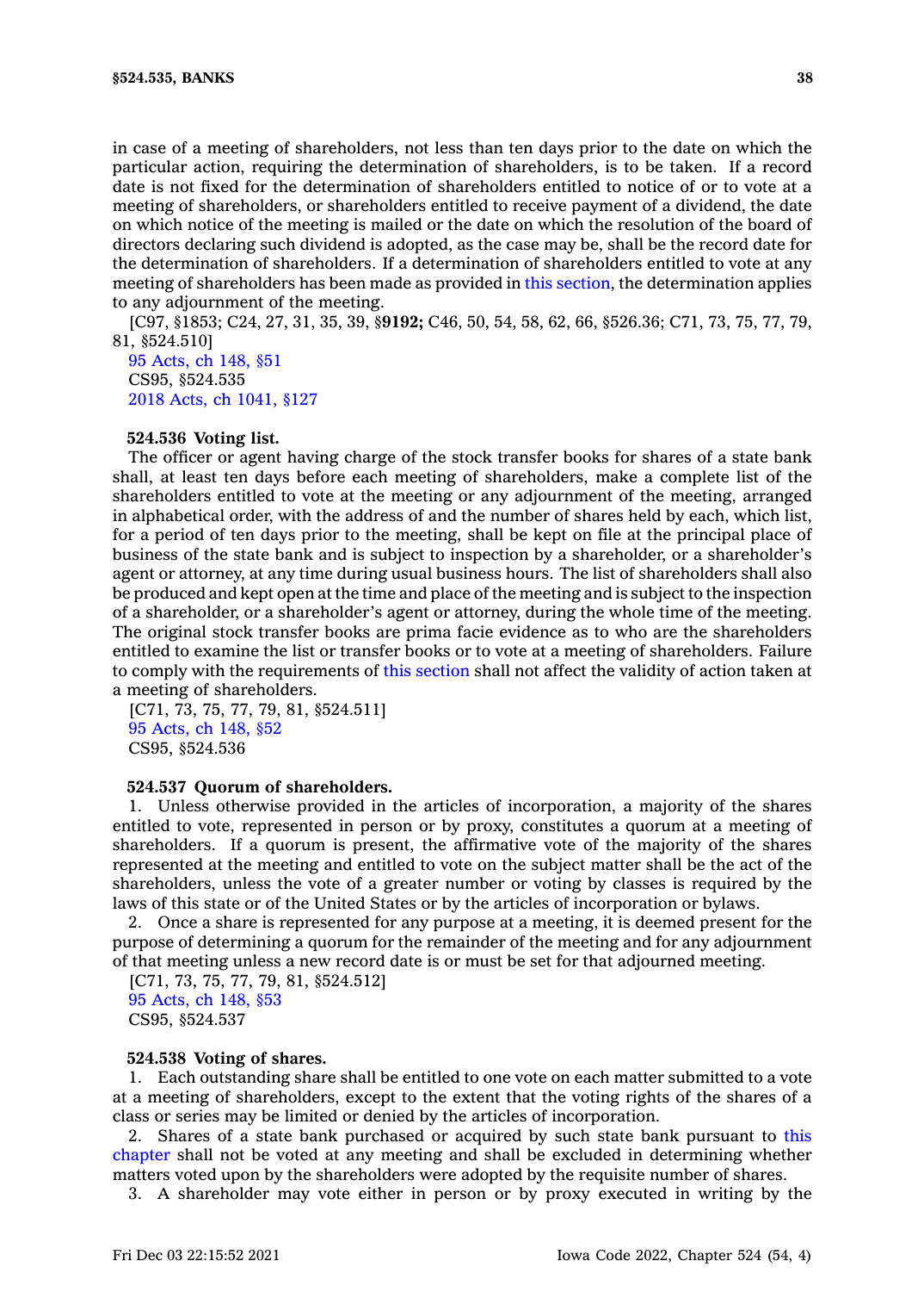in case of a meeting of shareholders, not less than ten days prior to the date on which the particular action, requiring the determination of shareholders, is to be taken. If a record date is not fixed for the determination of shareholders entitled to notice of or to vote at a meeting of shareholders, or shareholders entitled to receive payment of a dividend, the date on which notice of the meeting is mailed or the date on which the resolution of the board of directors declaring such dividend is adopted, as the case may be, shall be the record date for the determination of shareholders. If a determination of shareholders entitled to vote at any meeting of shareholders has been made as provided in this section, the determination applies to any adjournment of the meeting.

[C97, §1853; C24, 27, 31, 35, 39, §**9192;** C46, 50, 54, 58, 62, 66, §526.36; C71, 73, 75, 77, 79, 81, §524.510]

95 Acts, ch 148, §51
CS95, §524.535
2018 Acts, ch 1041, §127

**524.536 Voting list.**

The officer or agent having charge of the stock transfer books for shares of a state bank shall, at least ten days before each meeting of shareholders, make a complete list of the shareholders entitled to vote at the meeting or any adjournment of the meeting, arranged in alphabetical order, with the address of and the number of shares held by each, which list, for a period of ten days prior to the meeting, shall be kept on file at the principal place of business of the state bank and is subject to inspection by a shareholder, or a shareholder's agent or attorney, at any time during usual business hours. The list of shareholders shall also be produced and kept open at the time and place of the meeting and is subject to the inspection of a shareholder, or a shareholder's agent or attorney, during the whole time of the meeting. The original stock transfer books are prima facie evidence as to who are the shareholders entitled to examine the list or transfer books or to vote at a meeting of shareholders. Failure to comply with the requirements of this section shall not affect the validity of action taken at a meeting of shareholders.

[C71, 73, 75, 77, 79, 81, §524.511]
95 Acts, ch 148, §52
CS95, §524.536

**524.537 Quorum of shareholders.**

1. Unless otherwise provided in the articles of incorporation, a majority of the shares entitled to vote, represented in person or by proxy, constitutes a quorum at a meeting of shareholders. If a quorum is present, the affirmative vote of the majority of the shares represented at the meeting and entitled to vote on the subject matter shall be the act of the shareholders, unless the vote of a greater number or voting by classes is required by the laws of this state or of the United States or by the articles of incorporation or bylaws.

2. Once a share is represented for any purpose at a meeting, it is deemed present for the purpose of determining a quorum for the remainder of the meeting and for any adjournment of that meeting unless a new record date is or must be set for that adjourned meeting.

[C71, 73, 75, 77, 79, 81, §524.512]
95 Acts, ch 148, §53
CS95, §524.537

**524.538 Voting of shares.**

1. Each outstanding share shall be entitled to one vote on each matter submitted to a vote at a meeting of shareholders, except to the extent that the voting rights of the shares of a class or series may be limited or denied by the articles of incorporation.

2. Shares of a state bank purchased or acquired by such state bank pursuant to this chapter shall not be voted at any meeting and shall be excluded in determining whether matters voted upon by the shareholders were adopted by the requisite number of shares.

3. A shareholder may vote either in person or by proxy executed in writing by the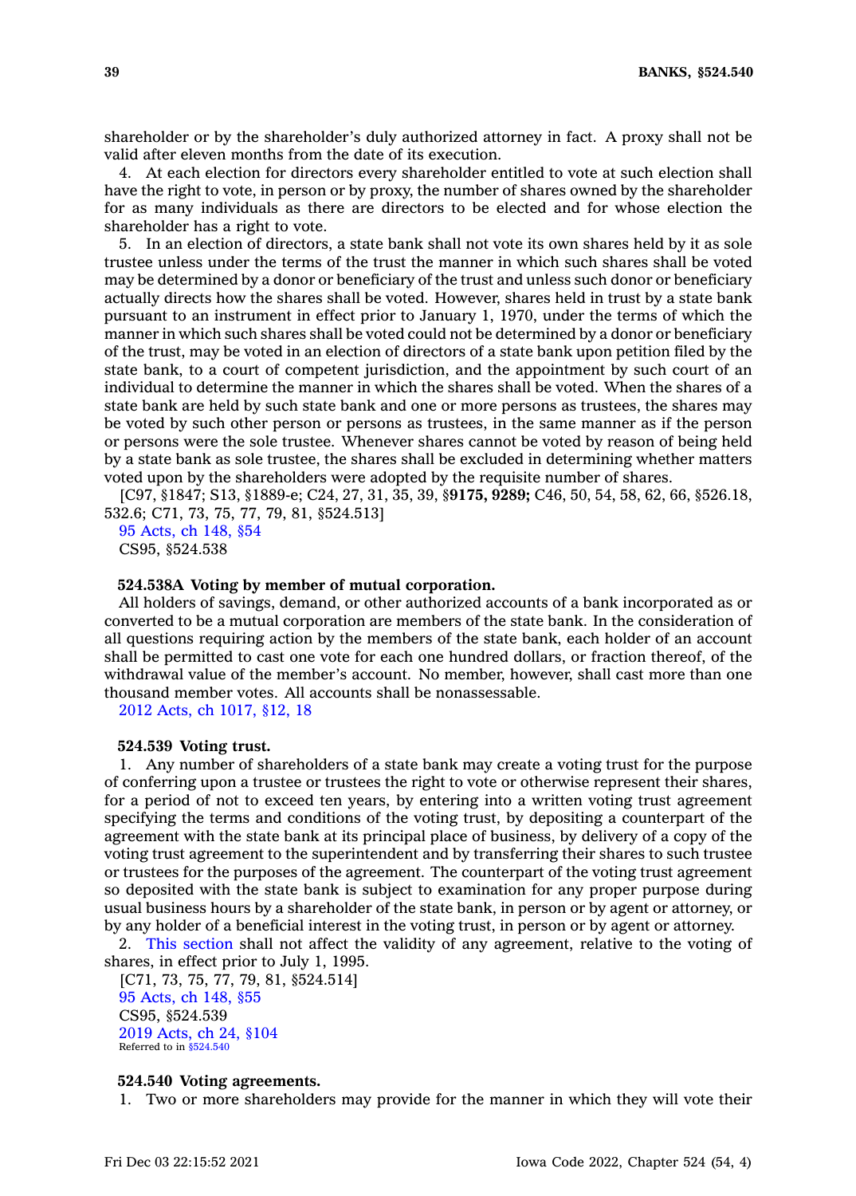shareholder or by the shareholder's duly authorized attorney in fact. A proxy shall not be valid after eleven months from the date of its execution.

4. At each election for directors every shareholder entitled to vote at such election shall have the right to vote, in person or by proxy, the number of shares owned by the shareholder for as many individuals as there are directors to be elected and for whose election the shareholder has a right to vote.

5. In an election of directors, a state bank shall not vote its own shares held by it as sole trustee unless under the terms of the trust the manner in which such shares shall be voted may be determined by a donor or beneficiary of the trust and unless such donor or beneficiary actually directs how the shares shall be voted. However, shares held in trust by a state bank pursuant to an instrument in effect prior to January 1, 1970, under the terms of which the manner in which such shares shall be voted could not be determined by a donor or beneficiary of the trust, may be voted in an election of directors of a state bank upon petition filed by the state bank, to a court of competent jurisdiction, and the appointment by such court of an individual to determine the manner in which the shares shall be voted. When the shares of a state bank are held by such state bank and one or more persons as trustees, the shares may be voted by such other person or persons as trustees, in the same manner as if the person or persons were the sole trustee. Whenever shares cannot be voted by reason of being held by a state bank as sole trustee, the shares shall be excluded in determining whether matters voted upon by the shareholders were adopted by the requisite number of shares.

[C97, §1847; S13, §1889-e; C24, 27, 31, 35, 39, §**9175, 9289;** C46, 50, 54, 58, 62, 66, §526.18, 532.6; C71, 73, 75, 77, 79, 81, §524.513]
95 Acts, ch 148, §54
CS95, §524.538

**524.538A Voting by member of mutual corporation.**

All holders of savings, demand, or other authorized accounts of a bank incorporated as or converted to be a mutual corporation are members of the state bank. In the consideration of all questions requiring action by the members of the state bank, each holder of an account shall be permitted to cast one vote for each one hundred dollars, or fraction thereof, of the withdrawal value of the member's account. No member, however, shall cast more than one thousand member votes. All accounts shall be nonassessable.
2012 Acts, ch 1017, §12, 18

**524.539 Voting trust.**

1. Any number of shareholders of a state bank may create a voting trust for the purpose of conferring upon a trustee or trustees the right to vote or otherwise represent their shares, for a period of not to exceed ten years, by entering into a written voting trust agreement specifying the terms and conditions of the voting trust, by depositing a counterpart of the agreement with the state bank at its principal place of business, by delivery of a copy of the voting trust agreement to the superintendent and by transferring their shares to such trustee or trustees for the purposes of the agreement. The counterpart of the voting trust agreement so deposited with the state bank is subject to examination for any proper purpose during usual business hours by a shareholder of the state bank, in person or by agent or attorney, or by any holder of a beneficial interest in the voting trust, in person or by agent or attorney.

2. This section shall not affect the validity of any agreement, relative to the voting of shares, in effect prior to July 1, 1995.

[C71, 73, 75, 77, 79, 81, §524.514]
95 Acts, ch 148, §55
CS95, §524.539
2019 Acts, ch 24, §104
Referred to in §524.540

**524.540 Voting agreements.**

1. Two or more shareholders may provide for the manner in which they will vote their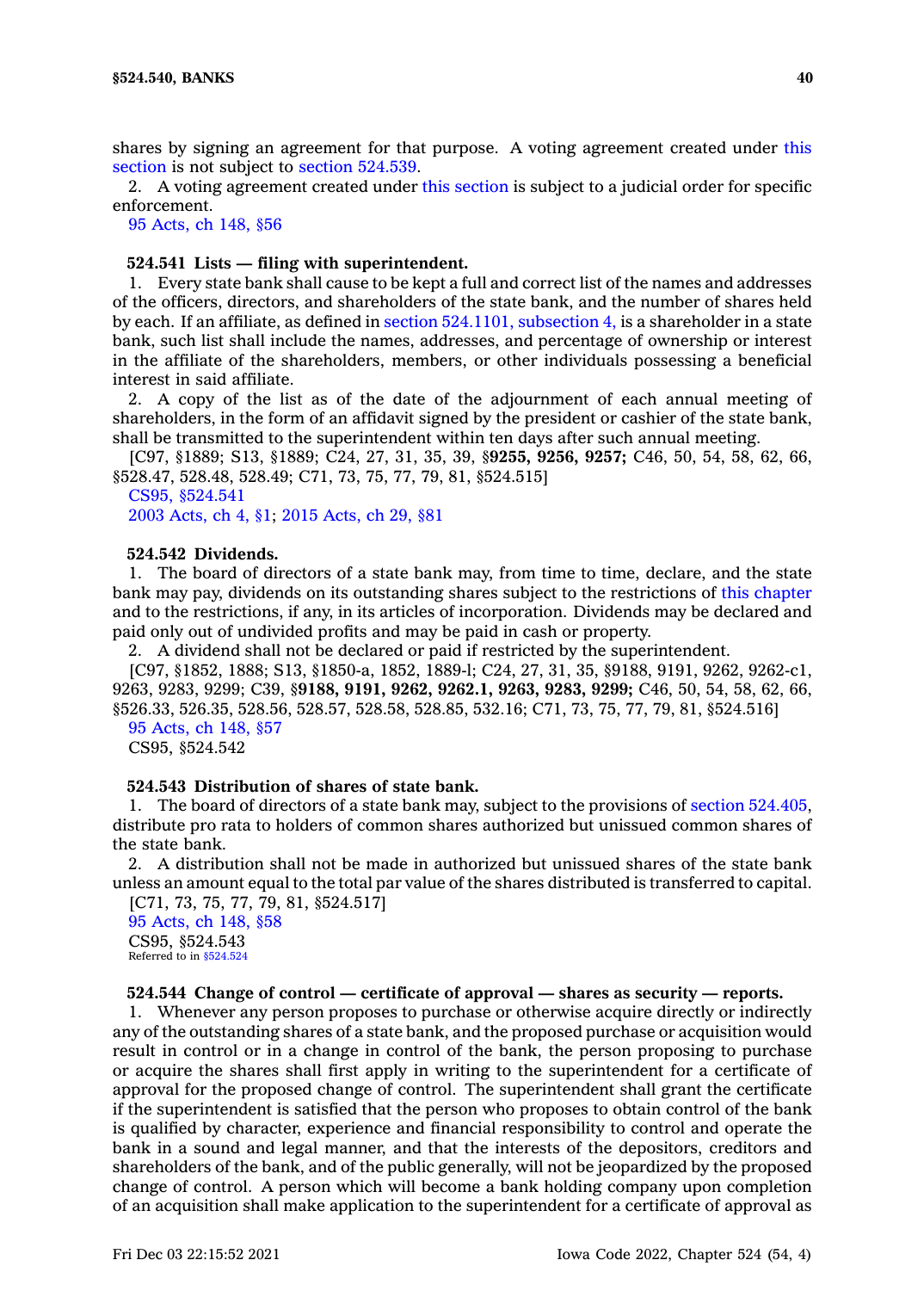shares by signing an agreement for that purpose. A voting agreement created under this section is not subject to section 524.539.

2. A voting agreement created under this section is subject to a judicial order for specific enforcement.

95 Acts, ch 148, §56

**524.541 Lists — filing with superintendent.**

1. Every state bank shall cause to be kept a full and correct list of the names and addresses of the officers, directors, and shareholders of the state bank, and the number of shares held by each. If an affiliate, as defined in section 524.1101, subsection 4, is a shareholder in a state bank, such list shall include the names, addresses, and percentage of ownership or interest in the affiliate of the shareholders, members, or other individuals possessing a beneficial interest in said affiliate.

2. A copy of the list as of the date of the adjournment of each annual meeting of shareholders, in the form of an affidavit signed by the president or cashier of the state bank, shall be transmitted to the superintendent within ten days after such annual meeting.

[C97, §1889; S13, §1889; C24, 27, 31, 35, 39, §**9255, 9256, 9257;** C46, 50, 54, 58, 62, 66, §528.47, 528.48, 528.49; C71, 73, 75, 77, 79, 81, §524.515]

CS95, §524.541

2003 Acts, ch 4, §1; 2015 Acts, ch 29, §81

**524.542 Dividends.**

1. The board of directors of a state bank may, from time to time, declare, and the state bank may pay, dividends on its outstanding shares subject to the restrictions of this chapter and to the restrictions, if any, in its articles of incorporation. Dividends may be declared and paid only out of undivided profits and may be paid in cash or property.

2. A dividend shall not be declared or paid if restricted by the superintendent.

[C97, §1852, 1888; S13, §1850-a, 1852, 1889-l; C24, 27, 31, 35, §9188, 9191, 9262, 9262-c1, 9263, 9283, 9299; C39, §**9188, 9191, 9262, 9262.1, 9263, 9283, 9299;** C46, 50, 54, 58, 62, 66, §526.33, 526.35, 528.56, 528.57, 528.58, 528.85, 532.16; C71, 73, 75, 77, 79, 81, §524.516]

95 Acts, ch 148, §57

CS95, §524.542

**524.543 Distribution of shares of state bank.**

1. The board of directors of a state bank may, subject to the provisions of section 524.405, distribute pro rata to holders of common shares authorized but unissued common shares of the state bank.

2. A distribution shall not be made in authorized but unissued shares of the state bank unless an amount equal to the total par value of the shares distributed is transferred to capital.

[C71, 73, 75, 77, 79, 81, §524.517]

95 Acts, ch 148, §58

CS95, §524.543

Referred to in §524.524

**524.544 Change of control — certificate of approval — shares as security — reports.**

1. Whenever any person proposes to purchase or otherwise acquire directly or indirectly any of the outstanding shares of a state bank, and the proposed purchase or acquisition would result in control or in a change in control of the bank, the person proposing to purchase or acquire the shares shall first apply in writing to the superintendent for a certificate of approval for the proposed change of control. The superintendent shall grant the certificate if the superintendent is satisfied that the person who proposes to obtain control of the bank is qualified by character, experience and financial responsibility to control and operate the bank in a sound and legal manner, and that the interests of the depositors, creditors and shareholders of the bank, and of the public generally, will not be jeopardized by the proposed change of control. A person which will become a bank holding company upon completion of an acquisition shall make application to the superintendent for a certificate of approval as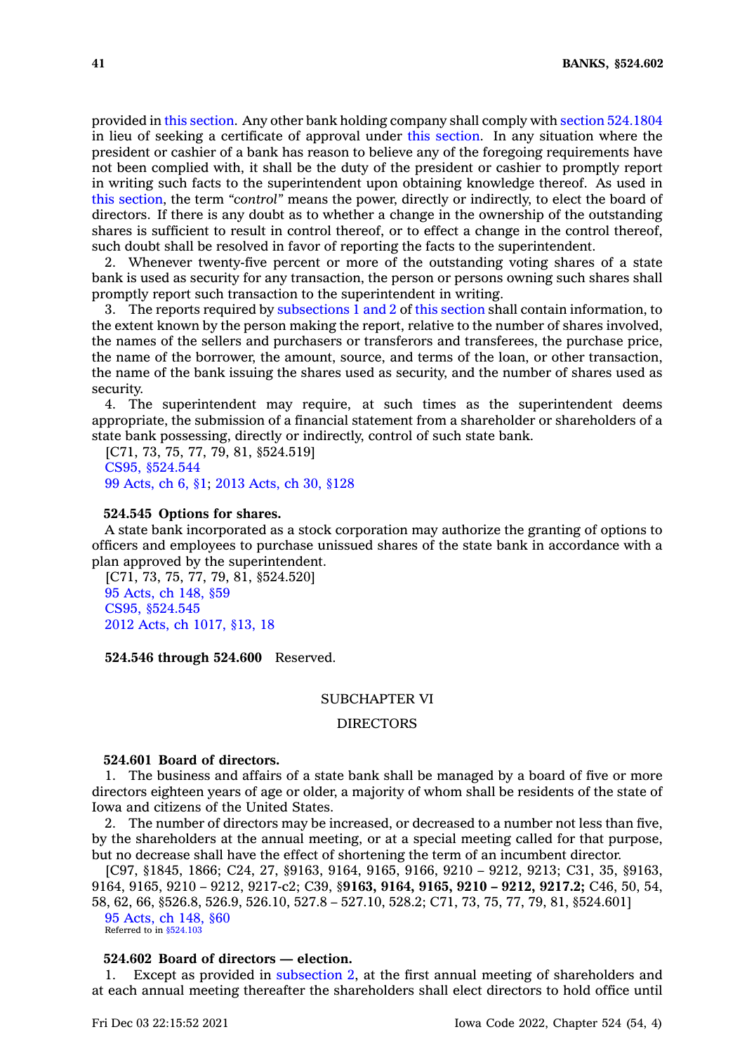provided in this section. Any other bank holding company shall comply with section 524.1804 in lieu of seeking a certificate of approval under this section. In any situation where the president or cashier of a bank has reason to believe any of the foregoing requirements have not been complied with, it shall be the duty of the president or cashier to promptly report in writing such facts to the superintendent upon obtaining knowledge thereof. As used in this section, the term *"control"* means the power, directly or indirectly, to elect the board of directors. If there is any doubt as to whether a change in the ownership of the outstanding shares is sufficient to result in control thereof, or to effect a change in the control thereof, such doubt shall be resolved in favor of reporting the facts to the superintendent.

2. Whenever twenty-five percent or more of the outstanding voting shares of a state bank is used as security for any transaction, the person or persons owning such shares shall promptly report such transaction to the superintendent in writing.

3. The reports required by subsections 1 and 2 of this section shall contain information, to the extent known by the person making the report, relative to the number of shares involved, the names of the sellers and purchasers or transferors and transferees, the purchase price, the name of the borrower, the amount, source, and terms of the loan, or other transaction, the name of the bank issuing the shares used as security, and the number of shares used as security.

4. The superintendent may require, at such times as the superintendent deems appropriate, the submission of a financial statement from a shareholder or shareholders of a state bank possessing, directly or indirectly, control of such state bank.

[C71, 73, 75, 77, 79, 81, §524.519]
CS95, §524.544
99 Acts, ch 6, §1; 2013 Acts, ch 30, §128

**524.545 Options for shares.**

A state bank incorporated as a stock corporation may authorize the granting of options to officers and employees to purchase unissued shares of the state bank in accordance with a plan approved by the superintendent.

[C71, 73, 75, 77, 79, 81, §524.520]
95 Acts, ch 148, §59
CS95, §524.545
2012 Acts, ch 1017, §13, 18

**524.546 through 524.600** Reserved.

## SUBCHAPTER VI

## DIRECTORS

**524.601 Board of directors.**

1. The business and affairs of a state bank shall be managed by a board of five or more directors eighteen years of age or older, a majority of whom shall be residents of the state of Iowa and citizens of the United States.

2. The number of directors may be increased, or decreased to a number not less than five, by the shareholders at the annual meeting, or at a special meeting called for that purpose, but no decrease shall have the effect of shortening the term of an incumbent director.

[C97, §1845, 1866; C24, 27, §9163, 9164, 9165, 9166, 9210 – 9212, 9213; C31, 35, §9163, 9164, 9165, 9210 – 9212, 9217-c2; C39, §**9163, 9164, 9165, 9210 – 9212, 9217.2;** C46, 50, 54, 58, 62, 66, §526.8, 526.9, 526.10, 527.8 – 527.10, 528.2; C71, 73, 75, 77, 79, 81, §524.601]
95 Acts, ch 148, §60
Referred to in §524.103

**524.602 Board of directors — election.**

1. Except as provided in subsection 2, at the first annual meeting of shareholders and at each annual meeting thereafter the shareholders shall elect directors to hold office until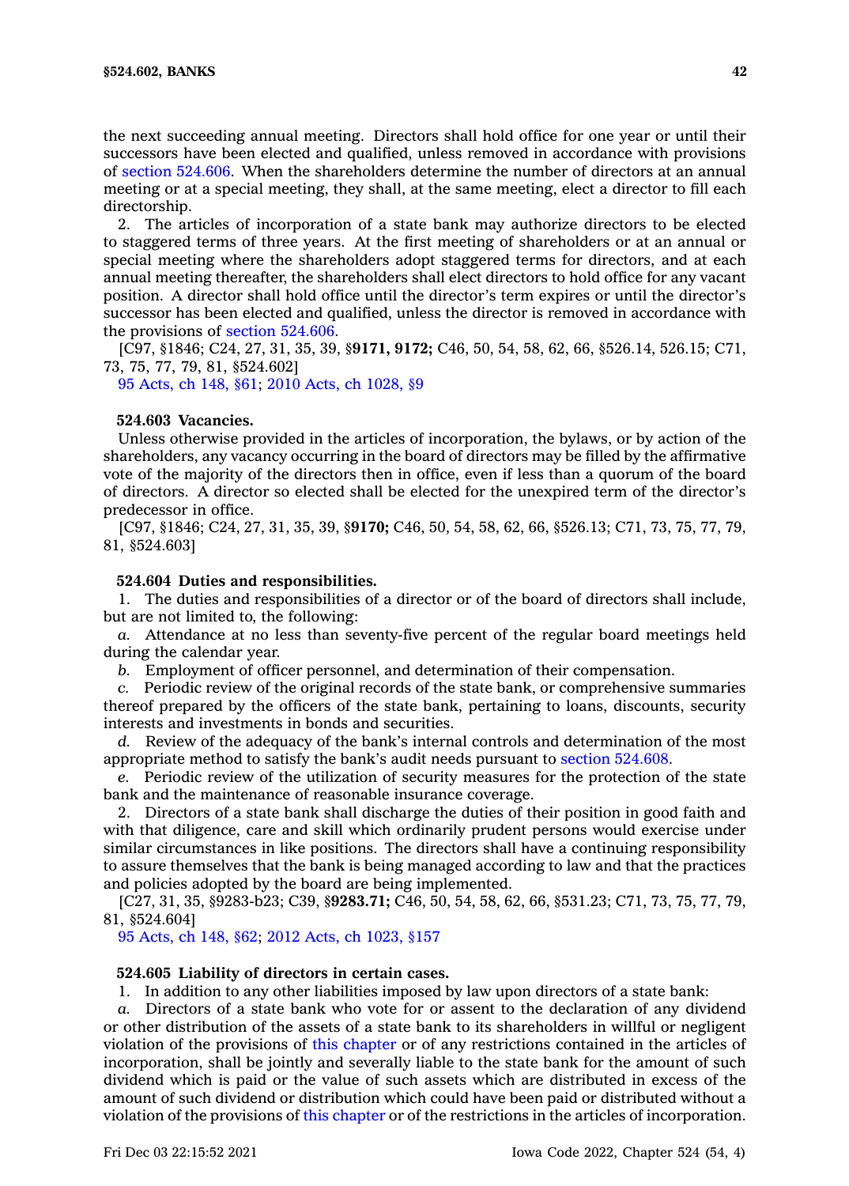the next succeeding annual meeting. Directors shall hold office for one year or until their successors have been elected and qualified, unless removed in accordance with provisions of section 524.606. When the shareholders determine the number of directors at an annual meeting or at a special meeting, they shall, at the same meeting, elect a director to fill each directorship.

2. The articles of incorporation of a state bank may authorize directors to be elected to staggered terms of three years. At the first meeting of shareholders or at an annual or special meeting where the shareholders adopt staggered terms for directors, and at each annual meeting thereafter, the shareholders shall elect directors to hold office for any vacant position. A director shall hold office until the director's term expires or until the director's successor has been elected and qualified, unless the director is removed in accordance with the provisions of section 524.606.

[C97, §1846; C24, 27, 31, 35, 39, §**9171, 9172;** C46, 50, 54, 58, 62, 66, §526.14, 526.15; C71, 73, 75, 77, 79, 81, §524.602]

95 Acts, ch 148, §61; 2010 Acts, ch 1028, §9

**524.603 Vacancies.**

Unless otherwise provided in the articles of incorporation, the bylaws, or by action of the shareholders, any vacancy occurring in the board of directors may be filled by the affirmative vote of the majority of the directors then in office, even if less than a quorum of the board of directors. A director so elected shall be elected for the unexpired term of the director's predecessor in office.

[C97, §1846; C24, 27, 31, 35, 39, §**9170;** C46, 50, 54, 58, 62, 66, §526.13; C71, 73, 75, 77, 79, 81, §524.603]

**524.604 Duties and responsibilities.**

1. The duties and responsibilities of a director or of the board of directors shall include, but are not limited to, the following:

*a.* Attendance at no less than seventy-five percent of the regular board meetings held during the calendar year.

*b.* Employment of officer personnel, and determination of their compensation.

*c.* Periodic review of the original records of the state bank, or comprehensive summaries thereof prepared by the officers of the state bank, pertaining to loans, discounts, security interests and investments in bonds and securities.

*d.* Review of the adequacy of the bank's internal controls and determination of the most appropriate method to satisfy the bank's audit needs pursuant to section 524.608.

*e.* Periodic review of the utilization of security measures for the protection of the state bank and the maintenance of reasonable insurance coverage.

2. Directors of a state bank shall discharge the duties of their position in good faith and with that diligence, care and skill which ordinarily prudent persons would exercise under similar circumstances in like positions. The directors shall have a continuing responsibility to assure themselves that the bank is being managed according to law and that the practices and policies adopted by the board are being implemented.

[C27, 31, 35, §9283-b23; C39, §**9283.71;** C46, 50, 54, 58, 62, 66, §531.23; C71, 73, 75, 77, 79, 81, §524.604]

95 Acts, ch 148, §62; 2012 Acts, ch 1023, §157

**524.605 Liability of directors in certain cases.**

1. In addition to any other liabilities imposed by law upon directors of a state bank:

*a.* Directors of a state bank who vote for or assent to the declaration of any dividend or other distribution of the assets of a state bank to its shareholders in willful or negligent violation of the provisions of this chapter or of any restrictions contained in the articles of incorporation, shall be jointly and severally liable to the state bank for the amount of such dividend which is paid or the value of such assets which are distributed in excess of the amount of such dividend or distribution which could have been paid or distributed without a violation of the provisions of this chapter or of the restrictions in the articles of incorporation.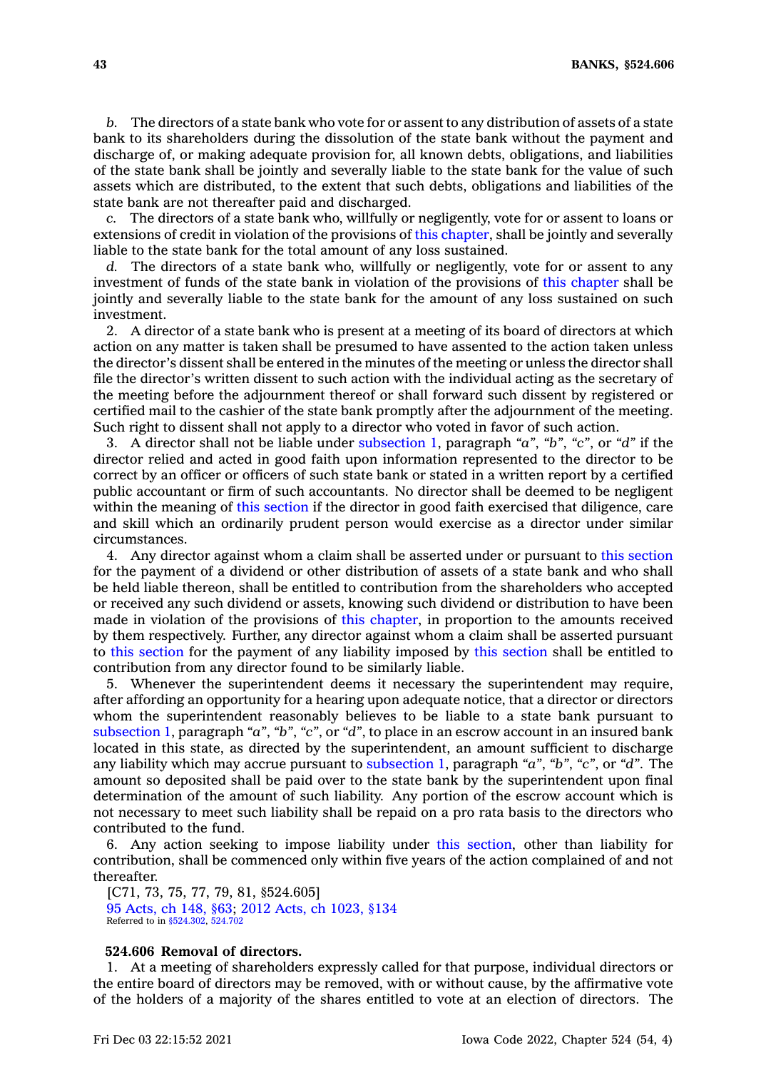*b.* The directors of a state bank who vote for or assent to any distribution of assets of a state bank to its shareholders during the dissolution of the state bank without the payment and discharge of, or making adequate provision for, all known debts, obligations, and liabilities of the state bank shall be jointly and severally liable to the state bank for the value of such assets which are distributed, to the extent that such debts, obligations and liabilities of the state bank are not thereafter paid and discharged.

*c.* The directors of a state bank who, willfully or negligently, vote for or assent to loans or extensions of credit in violation of the provisions of this chapter, shall be jointly and severally liable to the state bank for the total amount of any loss sustained.

*d.* The directors of a state bank who, willfully or negligently, vote for or assent to any investment of funds of the state bank in violation of the provisions of this chapter shall be jointly and severally liable to the state bank for the amount of any loss sustained on such investment.

2. A director of a state bank who is present at a meeting of its board of directors at which action on any matter is taken shall be presumed to have assented to the action taken unless the director's dissent shall be entered in the minutes of the meeting or unless the director shall file the director's written dissent to such action with the individual acting as the secretary of the meeting before the adjournment thereof or shall forward such dissent by registered or certified mail to the cashier of the state bank promptly after the adjournment of the meeting. Such right to dissent shall not apply to a director who voted in favor of such action.

3. A director shall not be liable under subsection 1, paragraph *"a"*, *"b"*, *"c"*, or *"d"* if the director relied and acted in good faith upon information represented to the director to be correct by an officer or officers of such state bank or stated in a written report by a certified public accountant or firm of such accountants. No director shall be deemed to be negligent within the meaning of this section if the director in good faith exercised that diligence, care and skill which an ordinarily prudent person would exercise as a director under similar circumstances.

4. Any director against whom a claim shall be asserted under or pursuant to this section for the payment of a dividend or other distribution of assets of a state bank and who shall be held liable thereon, shall be entitled to contribution from the shareholders who accepted or received any such dividend or assets, knowing such dividend or distribution to have been made in violation of the provisions of this chapter, in proportion to the amounts received by them respectively. Further, any director against whom a claim shall be asserted pursuant to this section for the payment of any liability imposed by this section shall be entitled to contribution from any director found to be similarly liable.

5. Whenever the superintendent deems it necessary the superintendent may require, after affording an opportunity for a hearing upon adequate notice, that a director or directors whom the superintendent reasonably believes to be liable to a state bank pursuant to subsection 1, paragraph *"a"*, *"b"*, *"c"*, or *"d"*, to place in an escrow account in an insured bank located in this state, as directed by the superintendent, an amount sufficient to discharge any liability which may accrue pursuant to subsection 1, paragraph *"a"*, *"b"*, *"c"*, or *"d"*. The amount so deposited shall be paid over to the state bank by the superintendent upon final determination of the amount of such liability. Any portion of the escrow account which is not necessary to meet such liability shall be repaid on a pro rata basis to the directors who contributed to the fund.

6. Any action seeking to impose liability under this section, other than liability for contribution, shall be commenced only within five years of the action complained of and not thereafter.

[C71, 73, 75, 77, 79, 81, §524.605]

95 Acts, ch 148, §63; 2012 Acts, ch 1023, §134

Referred to in §524.302, 524.702

**524.606 Removal of directors.**

1. At a meeting of shareholders expressly called for that purpose, individual directors or the entire board of directors may be removed, with or without cause, by the affirmative vote of the holders of a majority of the shares entitled to vote at an election of directors. The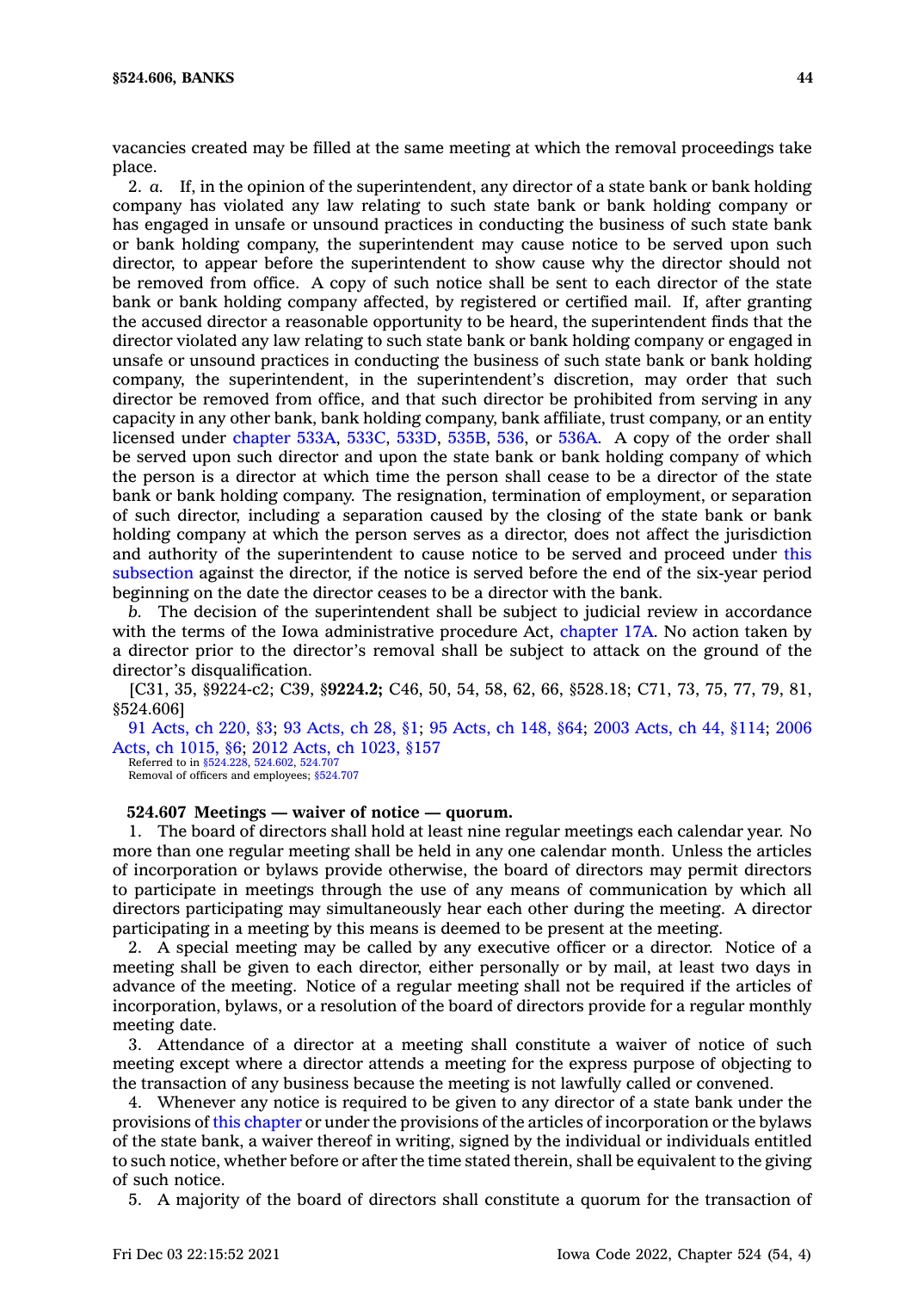vacancies created may be filled at the same meeting at which the removal proceedings take place.

2. *a.* If, in the opinion of the superintendent, any director of a state bank or bank holding company has violated any law relating to such state bank or bank holding company or has engaged in unsafe or unsound practices in conducting the business of such state bank or bank holding company, the superintendent may cause notice to be served upon such director, to appear before the superintendent to show cause why the director should not be removed from office. A copy of such notice shall be sent to each director of the state bank or bank holding company affected, by registered or certified mail. If, after granting the accused director a reasonable opportunity to be heard, the superintendent finds that the director violated any law relating to such state bank or bank holding company or engaged in unsafe or unsound practices in conducting the business of such state bank or bank holding company, the superintendent, in the superintendent's discretion, may order that such director be removed from office, and that such director be prohibited from serving in any capacity in any other bank, bank holding company, bank affiliate, trust company, or an entity licensed under chapter 533A, 533C, 533D, 535B, 536, or 536A. A copy of the order shall be served upon such director and upon the state bank or bank holding company of which the person is a director at which time the person shall cease to be a director of the state bank or bank holding company. The resignation, termination of employment, or separation of such director, including a separation caused by the closing of the state bank or bank holding company at which the person serves as a director, does not affect the jurisdiction and authority of the superintendent to cause notice to be served and proceed under this subsection against the director, if the notice is served before the end of the six-year period beginning on the date the director ceases to be a director with the bank.

*b.* The decision of the superintendent shall be subject to judicial review in accordance with the terms of the Iowa administrative procedure Act, chapter 17A. No action taken by a director prior to the director's removal shall be subject to attack on the ground of the director's disqualification.

[C31, 35, §9224-c2; C39, §**9224.2;** C46, 50, 54, 58, 62, 66, §528.18; C71, 73, 75, 77, 79, 81, §524.606]

91 Acts, ch 220, §3; 93 Acts, ch 28, §1; 95 Acts, ch 148, §64; 2003 Acts, ch 44, §114; 2006 Acts, ch 1015, §6; 2012 Acts, ch 1023, §157

Referred to in §524.228, 524.602, 524.707
Removal of officers and employees; §524.707

**524.607 Meetings — waiver of notice — quorum.**

1. The board of directors shall hold at least nine regular meetings each calendar year. No more than one regular meeting shall be held in any one calendar month. Unless the articles of incorporation or bylaws provide otherwise, the board of directors may permit directors to participate in meetings through the use of any means of communication by which all directors participating may simultaneously hear each other during the meeting. A director participating in a meeting by this means is deemed to be present at the meeting.

2. A special meeting may be called by any executive officer or a director. Notice of a meeting shall be given to each director, either personally or by mail, at least two days in advance of the meeting. Notice of a regular meeting shall not be required if the articles of incorporation, bylaws, or a resolution of the board of directors provide for a regular monthly meeting date.

3. Attendance of a director at a meeting shall constitute a waiver of notice of such meeting except where a director attends a meeting for the express purpose of objecting to the transaction of any business because the meeting is not lawfully called or convened.

4. Whenever any notice is required to be given to any director of a state bank under the provisions of this chapter or under the provisions of the articles of incorporation or the bylaws of the state bank, a waiver thereof in writing, signed by the individual or individuals entitled to such notice, whether before or after the time stated therein, shall be equivalent to the giving of such notice.

5. A majority of the board of directors shall constitute a quorum for the transaction of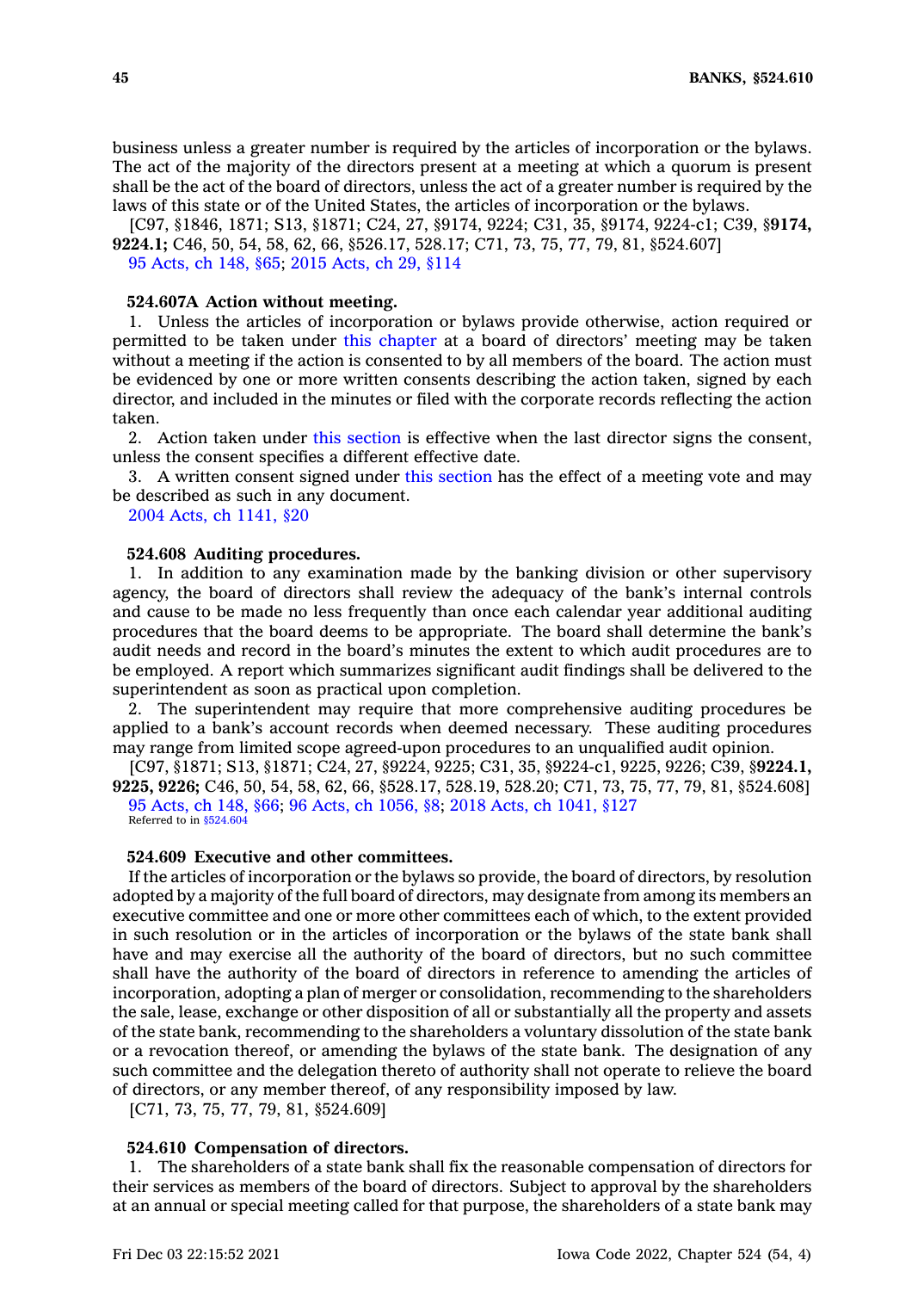business unless a greater number is required by the articles of incorporation or the bylaws. The act of the majority of the directors present at a meeting at which a quorum is present shall be the act of the board of directors, unless the act of a greater number is required by the laws of this state or of the United States, the articles of incorporation or the bylaws.

[C97, §1846, 1871; S13, §1871; C24, 27, §9174, 9224; C31, 35, §9174, 9224-c1; C39, §**9174, 9224.1;** C46, 50, 54, 58, 62, 66, §526.17, 528.17; C71, 73, 75, 77, 79, 81, §524.607]

95 Acts, ch 148, §65; 2015 Acts, ch 29, §114

**524.607A Action without meeting.**

1. Unless the articles of incorporation or bylaws provide otherwise, action required or permitted to be taken under this chapter at a board of directors' meeting may be taken without a meeting if the action is consented to by all members of the board. The action must be evidenced by one or more written consents describing the action taken, signed by each director, and included in the minutes or filed with the corporate records reflecting the action taken.

2. Action taken under this section is effective when the last director signs the consent, unless the consent specifies a different effective date.

3. A written consent signed under this section has the effect of a meeting vote and may be described as such in any document.

2004 Acts, ch 1141, §20

**524.608 Auditing procedures.**

1. In addition to any examination made by the banking division or other supervisory agency, the board of directors shall review the adequacy of the bank's internal controls and cause to be made no less frequently than once each calendar year additional auditing procedures that the board deems to be appropriate. The board shall determine the bank's audit needs and record in the board's minutes the extent to which audit procedures are to be employed. A report which summarizes significant audit findings shall be delivered to the superintendent as soon as practical upon completion.

2. The superintendent may require that more comprehensive auditing procedures be applied to a bank's account records when deemed necessary. These auditing procedures may range from limited scope agreed-upon procedures to an unqualified audit opinion.

[C97, §1871; S13, §1871; C24, 27, §9224, 9225; C31, 35, §9224-c1, 9225, 9226; C39, §**9224.1, 9225, 9226;** C46, 50, 54, 58, 62, 66, §528.17, 528.19, 528.20; C71, 73, 75, 77, 79, 81, §524.608]

95 Acts, ch 148, §66; 96 Acts, ch 1056, §8; 2018 Acts, ch 1041, §127

Referred to in §524.604

**524.609 Executive and other committees.**

If the articles of incorporation or the bylaws so provide, the board of directors, by resolution adopted by a majority of the full board of directors, may designate from among its members an executive committee and one or more other committees each of which, to the extent provided in such resolution or in the articles of incorporation or the bylaws of the state bank shall have and may exercise all the authority of the board of directors, but no such committee shall have the authority of the board of directors in reference to amending the articles of incorporation, adopting a plan of merger or consolidation, recommending to the shareholders the sale, lease, exchange or other disposition of all or substantially all the property and assets of the state bank, recommending to the shareholders a voluntary dissolution of the state bank or a revocation thereof, or amending the bylaws of the state bank. The designation of any such committee and the delegation thereto of authority shall not operate to relieve the board of directors, or any member thereof, of any responsibility imposed by law.

[C71, 73, 75, 77, 79, 81, §524.609]

**524.610 Compensation of directors.**

1. The shareholders of a state bank shall fix the reasonable compensation of directors for their services as members of the board of directors. Subject to approval by the shareholders at an annual or special meeting called for that purpose, the shareholders of a state bank may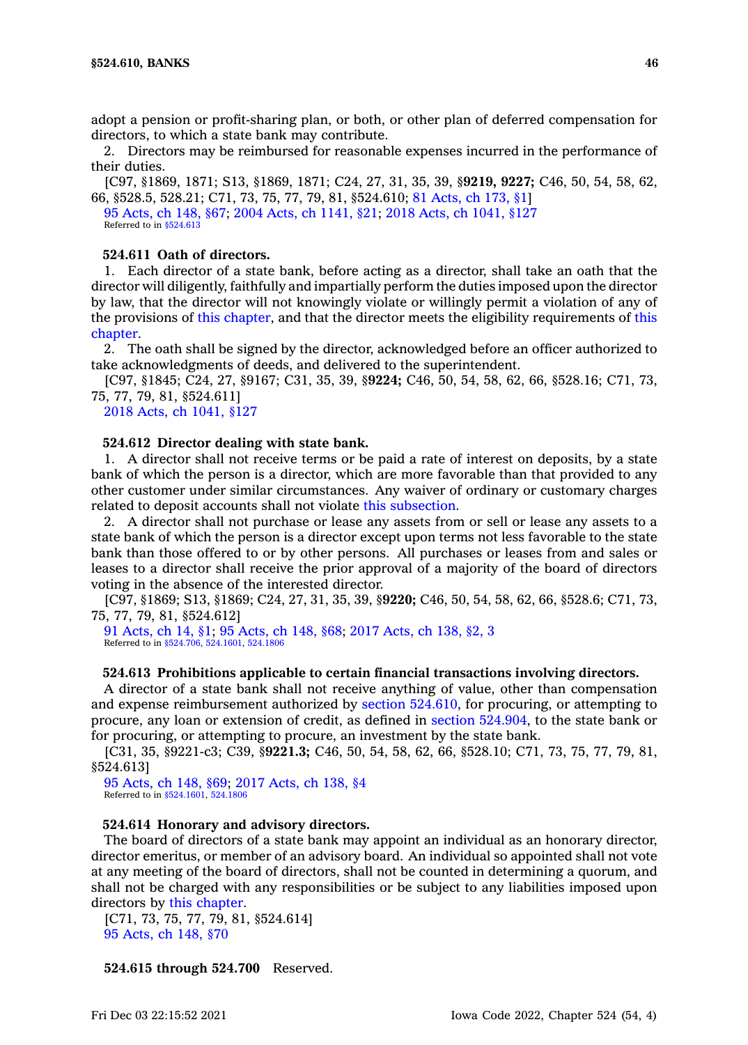adopt a pension or profit-sharing plan, or both, or other plan of deferred compensation for directors, to which a state bank may contribute.

2. Directors may be reimbursed for reasonable expenses incurred in the performance of their duties.

[C97, §1869, 1871; S13, §1869, 1871; C24, 27, 31, 35, 39, §**9219, 9227;** C46, 50, 54, 58, 62, 66, §528.5, 528.21; C71, 73, 75, 77, 79, 81, §524.610; 81 Acts, ch 173, §1]

95 Acts, ch 148, §67; 2004 Acts, ch 1141, §21; 2018 Acts, ch 1041, §127

Referred to in §524.613

**524.611 Oath of directors.**

1. Each director of a state bank, before acting as a director, shall take an oath that the director will diligently, faithfully and impartially perform the duties imposed upon the director by law, that the director will not knowingly violate or willingly permit a violation of any of the provisions of this chapter, and that the director meets the eligibility requirements of this chapter.

2. The oath shall be signed by the director, acknowledged before an officer authorized to take acknowledgments of deeds, and delivered to the superintendent.

[C97, §1845; C24, 27, §9167; C31, 35, 39, §**9224;** C46, 50, 54, 58, 62, 66, §528.16; C71, 73, 75, 77, 79, 81, §524.611]

2018 Acts, ch 1041, §127

**524.612 Director dealing with state bank.**

1. A director shall not receive terms or be paid a rate of interest on deposits, by a state bank of which the person is a director, which are more favorable than that provided to any other customer under similar circumstances. Any waiver of ordinary or customary charges related to deposit accounts shall not violate this subsection.

2. A director shall not purchase or lease any assets from or sell or lease any assets to a state bank of which the person is a director except upon terms not less favorable to the state bank than those offered to or by other persons. All purchases or leases from and sales or leases to a director shall receive the prior approval of a majority of the board of directors voting in the absence of the interested director.

[C97, §1869; S13, §1869; C24, 27, 31, 35, 39, §**9220;** C46, 50, 54, 58, 62, 66, §528.6; C71, 73, 75, 77, 79, 81, §524.612]

91 Acts, ch 14, §1; 95 Acts, ch 148, §68; 2017 Acts, ch 138, §2, 3

Referred to in §524.706, 524.1601, 524.1806

**524.613 Prohibitions applicable to certain financial transactions involving directors.**

A director of a state bank shall not receive anything of value, other than compensation and expense reimbursement authorized by section 524.610, for procuring, or attempting to procure, any loan or extension of credit, as defined in section 524.904, to the state bank or for procuring, or attempting to procure, an investment by the state bank.

[C31, 35, §9221-c3; C39, §**9221.3;** C46, 50, 54, 58, 62, 66, §528.10; C71, 73, 75, 77, 79, 81, §524.613]

95 Acts, ch 148, §69; 2017 Acts, ch 138, §4

Referred to in §524.1601, 524.1806

**524.614 Honorary and advisory directors.**

The board of directors of a state bank may appoint an individual as an honorary director, director emeritus, or member of an advisory board. An individual so appointed shall not vote at any meeting of the board of directors, shall not be counted in determining a quorum, and shall not be charged with any responsibilities or be subject to any liabilities imposed upon directors by this chapter.

[C71, 73, 75, 77, 79, 81, §524.614]

95 Acts, ch 148, §70

**524.615 through 524.700** Reserved.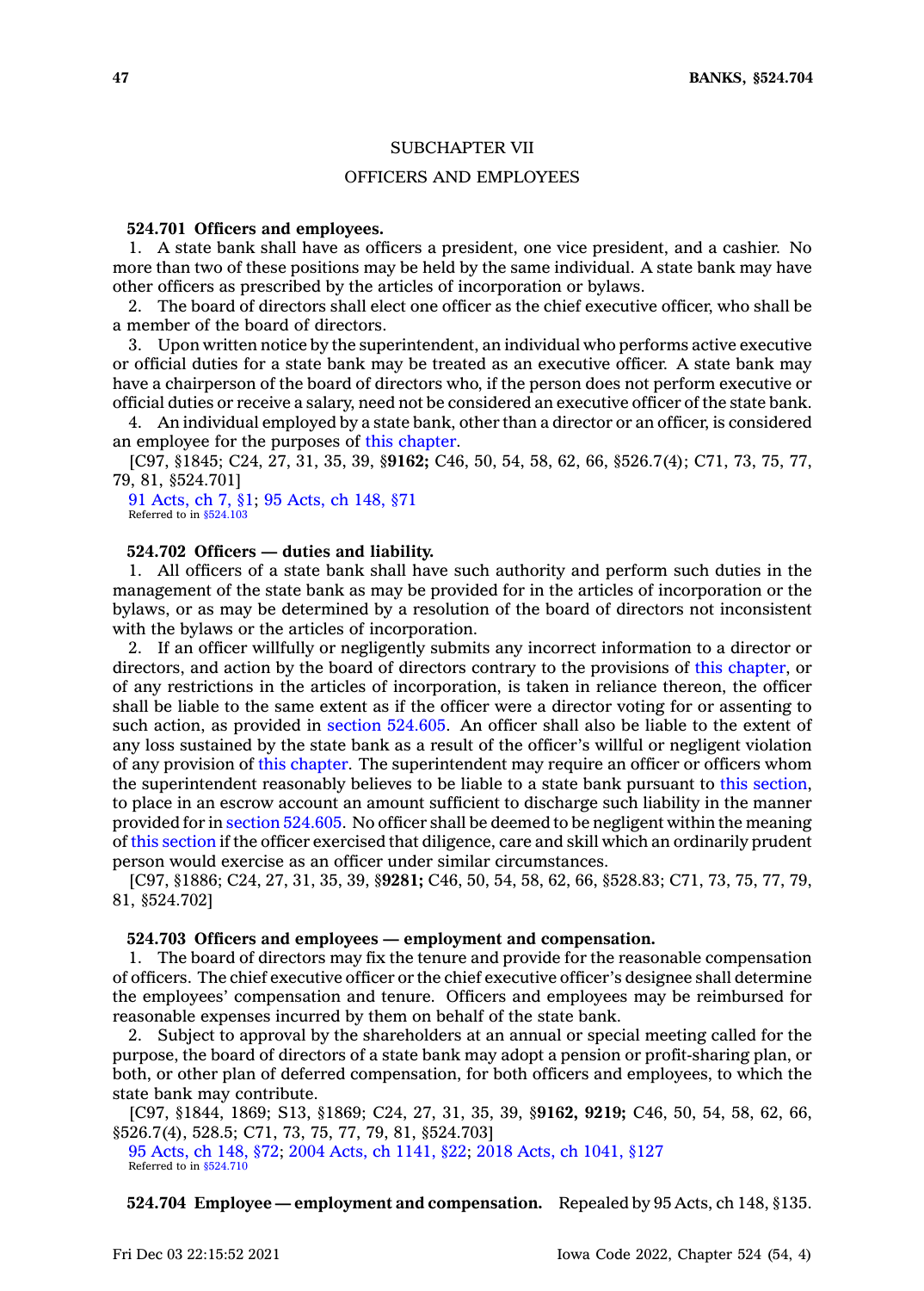SUBCHAPTER VII

OFFICERS AND EMPLOYEES

**524.701 Officers and employees.**

1. A state bank shall have as officers a president, one vice president, and a cashier. No more than two of these positions may be held by the same individual. A state bank may have other officers as prescribed by the articles of incorporation or bylaws.

2. The board of directors shall elect one officer as the chief executive officer, who shall be a member of the board of directors.

3. Upon written notice by the superintendent, an individual who performs active executive or official duties for a state bank may be treated as an executive officer. A state bank may have a chairperson of the board of directors who, if the person does not perform executive or official duties or receive a salary, need not be considered an executive officer of the state bank.

4. An individual employed by a state bank, other than a director or an officer, is considered an employee for the purposes of this chapter.

[C97, §1845; C24, 27, 31, 35, 39, §**9162;** C46, 50, 54, 58, 62, 66, §526.7(4); C71, 73, 75, 77, 79, 81, §524.701]

91 Acts, ch 7, §1; 95 Acts, ch 148, §71

Referred to in §524.103

**524.702 Officers — duties and liability.**

1. All officers of a state bank shall have such authority and perform such duties in the management of the state bank as may be provided for in the articles of incorporation or the bylaws, or as may be determined by a resolution of the board of directors not inconsistent with the bylaws or the articles of incorporation.

2. If an officer willfully or negligently submits any incorrect information to a director or directors, and action by the board of directors contrary to the provisions of this chapter, or of any restrictions in the articles of incorporation, is taken in reliance thereon, the officer shall be liable to the same extent as if the officer were a director voting for or assenting to such action, as provided in section 524.605. An officer shall also be liable to the extent of any loss sustained by the state bank as a result of the officer's willful or negligent violation of any provision of this chapter. The superintendent may require an officer or officers whom the superintendent reasonably believes to be liable to a state bank pursuant to this section, to place in an escrow account an amount sufficient to discharge such liability in the manner provided for in section 524.605. No officer shall be deemed to be negligent within the meaning of this section if the officer exercised that diligence, care and skill which an ordinarily prudent person would exercise as an officer under similar circumstances.

[C97, §1886; C24, 27, 31, 35, 39, §**9281;** C46, 50, 54, 58, 62, 66, §528.83; C71, 73, 75, 77, 79, 81, §524.702]

**524.703 Officers and employees — employment and compensation.**

1. The board of directors may fix the tenure and provide for the reasonable compensation of officers. The chief executive officer or the chief executive officer's designee shall determine the employees' compensation and tenure. Officers and employees may be reimbursed for reasonable expenses incurred by them on behalf of the state bank.

2. Subject to approval by the shareholders at an annual or special meeting called for the purpose, the board of directors of a state bank may adopt a pension or profit-sharing plan, or both, or other plan of deferred compensation, for both officers and employees, to which the state bank may contribute.

[C97, §1844, 1869; S13, §1869; C24, 27, 31, 35, 39, §**9162, 9219;** C46, 50, 54, 58, 62, 66, §526.7(4), 528.5; C71, 73, 75, 77, 79, 81, §524.703]

95 Acts, ch 148, §72; 2004 Acts, ch 1141, §22; 2018 Acts, ch 1041, §127

Referred to in §524.710

**524.704 Employee — employment and compensation.** Repealed by 95 Acts, ch 148, §135.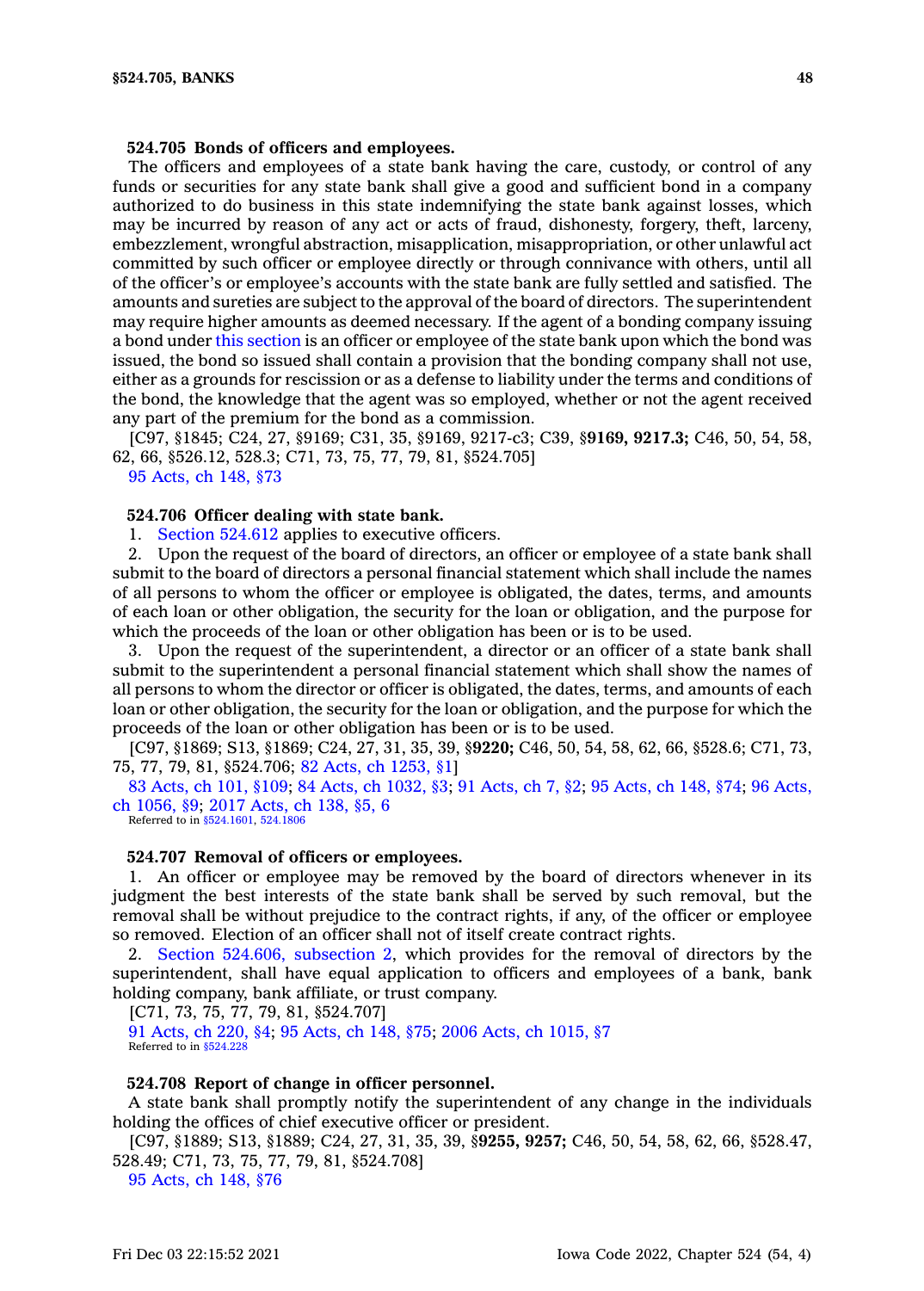#### 524.705 Bonds of officers and employees.

The officers and employees of a state bank having the care, custody, or control of any funds or securities for any state bank shall give a good and sufficient bond in a company authorized to do business in this state indemnifying the state bank against losses, which may be incurred by reason of any act or acts of fraud, dishonesty, forgery, theft, larceny, embezzlement, wrongful abstraction, misapplication, misappropriation, or other unlawful act committed by such officer or employee directly or through connivance with others, until all of the officer's or employee's accounts with the state bank are fully settled and satisfied. The amounts and sureties are subject to the approval of the board of directors. The superintendent may require higher amounts as deemed necessary. If the agent of a bonding company issuing a bond under this section is an officer or employee of the state bank upon which the bond was issued, the bond so issued shall contain a provision that the bonding company shall not use, either as a grounds for rescission or as a defense to liability under the terms and conditions of the bond, the knowledge that the agent was so employed, whether or not the agent received any part of the premium for the bond as a commission.

[C97, §1845; C24, 27, §9169; C31, 35, §9169, 9217-c3; C39, §**9169, 9217.3;** C46, 50, 54, 58, 62, 66, §526.12, 528.3; C71, 73, 75, 77, 79, 81, §524.705]

95 Acts, ch 148, §73

#### 524.706 Officer dealing with state bank.

1. Section 524.612 applies to executive officers.

2. Upon the request of the board of directors, an officer or employee of a state bank shall submit to the board of directors a personal financial statement which shall include the names of all persons to whom the officer or employee is obligated, the dates, terms, and amounts of each loan or other obligation, the security for the loan or obligation, and the purpose for which the proceeds of the loan or other obligation has been or is to be used.

3. Upon the request of the superintendent, a director or an officer of a state bank shall submit to the superintendent a personal financial statement which shall show the names of all persons to whom the director or officer is obligated, the dates, terms, and amounts of each loan or other obligation, the security for the loan or obligation, and the purpose for which the proceeds of the loan or other obligation has been or is to be used.

[C97, §1869; S13, §1869; C24, 27, 31, 35, 39, §**9220;** C46, 50, 54, 58, 62, 66, §528.6; C71, 73, 75, 77, 79, 81, §524.706; 82 Acts, ch 1253, §1]

83 Acts, ch 101, §109; 84 Acts, ch 1032, §3; 91 Acts, ch 7, §2; 95 Acts, ch 148, §74; 96 Acts, ch 1056, §9; 2017 Acts, ch 138, §5, 6

Referred to in §524.1601, 524.1806

#### 524.707 Removal of officers or employees.

1. An officer or employee may be removed by the board of directors whenever in its judgment the best interests of the state bank shall be served by such removal, but the removal shall be without prejudice to the contract rights, if any, of the officer or employee so removed. Election of an officer shall not of itself create contract rights.

2. Section 524.606, subsection 2, which provides for the removal of directors by the superintendent, shall have equal application to officers and employees of a bank, bank holding company, bank affiliate, or trust company.

[C71, 73, 75, 77, 79, 81, §524.707]

91 Acts, ch 220, §4; 95 Acts, ch 148, §75; 2006 Acts, ch 1015, §7

Referred to in §524.228

#### 524.708 Report of change in officer personnel.

A state bank shall promptly notify the superintendent of any change in the individuals holding the offices of chief executive officer or president.

[C97, §1889; S13, §1889; C24, 27, 31, 35, 39, §**9255, 9257;** C46, 50, 54, 58, 62, 66, §528.47, 528.49; C71, 73, 75, 77, 79, 81, §524.708]

95 Acts, ch 148, §76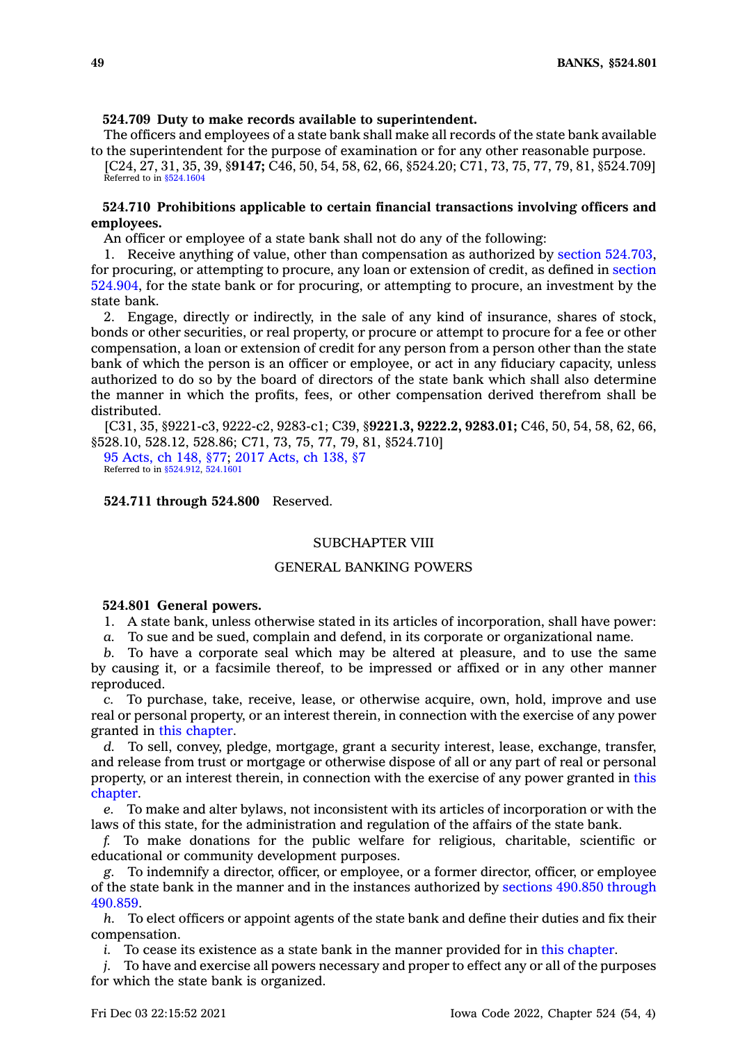**524.709 Duty to make records available to superintendent.**

The officers and employees of a state bank shall make all records of the state bank available to the superintendent for the purpose of examination or for any other reasonable purpose.

[C24, 27, 31, 35, 39, §**9147;** C46, 50, 54, 58, 62, 66, §524.20; C71, 73, 75, 77, 79, 81, §524.709]

Referred to in §524.1604

**524.710 Prohibitions applicable to certain financial transactions involving officers and employees.**

An officer or employee of a state bank shall not do any of the following:

1. Receive anything of value, other than compensation as authorized by section 524.703, for procuring, or attempting to procure, any loan or extension of credit, as defined in section 524.904, for the state bank or for procuring, or attempting to procure, an investment by the state bank.

2. Engage, directly or indirectly, in the sale of any kind of insurance, shares of stock, bonds or other securities, or real property, or procure or attempt to procure for a fee or other compensation, a loan or extension of credit for any person from a person other than the state bank of which the person is an officer or employee, or act in any fiduciary capacity, unless authorized to do so by the board of directors of the state bank which shall also determine the manner in which the profits, fees, or other compensation derived therefrom shall be distributed.

[C31, 35, §9221-c3, 9222-c2, 9283-c1; C39, §**9221.3, 9222.2, 9283.01;** C46, 50, 54, 58, 62, 66, §528.10, 528.12, 528.86; C71, 73, 75, 77, 79, 81, §524.710]

95 Acts, ch 148, §77; 2017 Acts, ch 138, §7

Referred to in §524.912, 524.1601

**524.711 through 524.800** Reserved.

## SUBCHAPTER VIII

## GENERAL BANKING POWERS

**524.801 General powers.**

1. A state bank, unless otherwise stated in its articles of incorporation, shall have power:

*a.* To sue and be sued, complain and defend, in its corporate or organizational name.

*b.* To have a corporate seal which may be altered at pleasure, and to use the same by causing it, or a facsimile thereof, to be impressed or affixed or in any other manner reproduced.

*c.* To purchase, take, receive, lease, or otherwise acquire, own, hold, improve and use real or personal property, or an interest therein, in connection with the exercise of any power granted in this chapter.

*d.* To sell, convey, pledge, mortgage, grant a security interest, lease, exchange, transfer, and release from trust or mortgage or otherwise dispose of all or any part of real or personal property, or an interest therein, in connection with the exercise of any power granted in this chapter.

*e.* To make and alter bylaws, not inconsistent with its articles of incorporation or with the laws of this state, for the administration and regulation of the affairs of the state bank.

*f.* To make donations for the public welfare for religious, charitable, scientific or educational or community development purposes.

*g.* To indemnify a director, officer, or employee, or a former director, officer, or employee of the state bank in the manner and in the instances authorized by sections 490.850 through 490.859.

*h.* To elect officers or appoint agents of the state bank and define their duties and fix their compensation.

*i.* To cease its existence as a state bank in the manner provided for in this chapter.

*j.* To have and exercise all powers necessary and proper to effect any or all of the purposes for which the state bank is organized.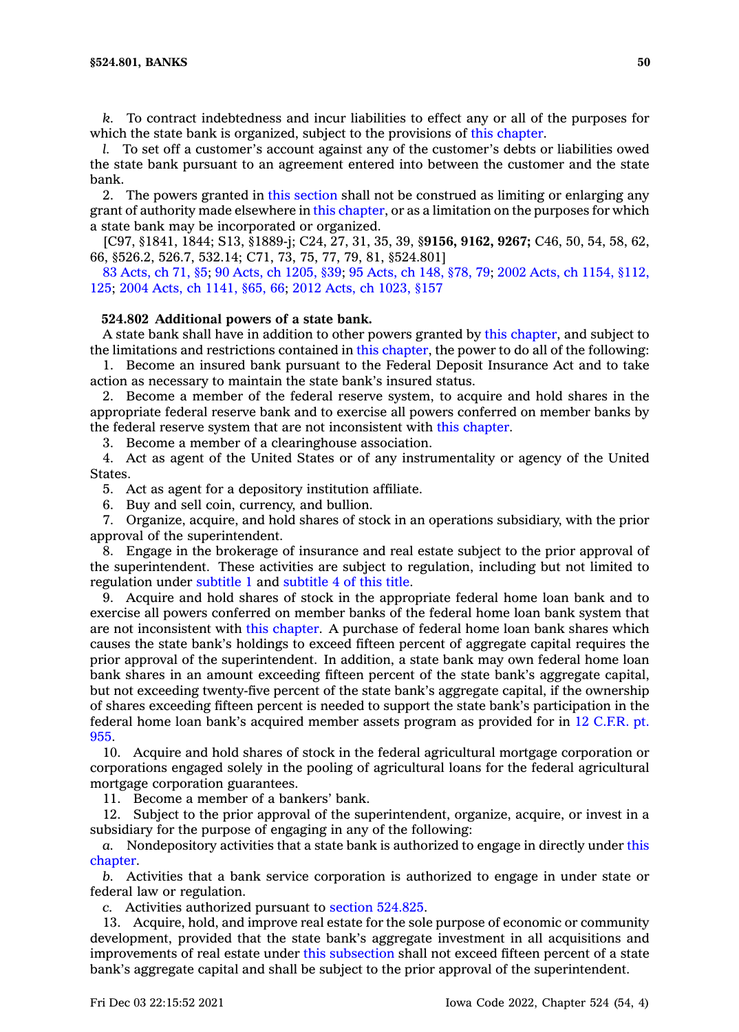*k.* To contract indebtedness and incur liabilities to effect any or all of the purposes for which the state bank is organized, subject to the provisions of this chapter.

*l.* To set off a customer's account against any of the customer's debts or liabilities owed the state bank pursuant to an agreement entered into between the customer and the state bank.

2. The powers granted in this section shall not be construed as limiting or enlarging any grant of authority made elsewhere in this chapter, or as a limitation on the purposes for which a state bank may be incorporated or organized.

[C97, §1841, 1844; S13, §1889-j; C24, 27, 31, 35, 39, §**9156, 9162, 9267;** C46, 50, 54, 58, 62, 66, §526.2, 526.7, 532.14; C71, 73, 75, 77, 79, 81, §524.801]

83 Acts, ch 71, §5; 90 Acts, ch 1205, §39; 95 Acts, ch 148, §78, 79; 2002 Acts, ch 1154, §112, 125; 2004 Acts, ch 1141, §65, 66; 2012 Acts, ch 1023, §157

**524.802 Additional powers of a state bank.**

A state bank shall have in addition to other powers granted by this chapter, and subject to the limitations and restrictions contained in this chapter, the power to do all of the following:

1. Become an insured bank pursuant to the Federal Deposit Insurance Act and to take action as necessary to maintain the state bank's insured status.

2. Become a member of the federal reserve system, to acquire and hold shares in the appropriate federal reserve bank and to exercise all powers conferred on member banks by the federal reserve system that are not inconsistent with this chapter.

3. Become a member of a clearinghouse association.

4. Act as agent of the United States or of any instrumentality or agency of the United States.

5. Act as agent for a depository institution affiliate.

6. Buy and sell coin, currency, and bullion.

7. Organize, acquire, and hold shares of stock in an operations subsidiary, with the prior approval of the superintendent.

8. Engage in the brokerage of insurance and real estate subject to the prior approval of the superintendent. These activities are subject to regulation, including but not limited to regulation under subtitle 1 and subtitle 4 of this title.

9. Acquire and hold shares of stock in the appropriate federal home loan bank and to exercise all powers conferred on member banks of the federal home loan bank system that are not inconsistent with this chapter. A purchase of federal home loan bank shares which causes the state bank's holdings to exceed fifteen percent of aggregate capital requires the prior approval of the superintendent. In addition, a state bank may own federal home loan bank shares in an amount exceeding fifteen percent of the state bank's aggregate capital, but not exceeding twenty-five percent of the state bank's aggregate capital, if the ownership of shares exceeding fifteen percent is needed to support the state bank's participation in the federal home loan bank's acquired member assets program as provided for in 12 C.F.R. pt. 955.

10. Acquire and hold shares of stock in the federal agricultural mortgage corporation or corporations engaged solely in the pooling of agricultural loans for the federal agricultural mortgage corporation guarantees.

11. Become a member of a bankers' bank.

12. Subject to the prior approval of the superintendent, organize, acquire, or invest in a subsidiary for the purpose of engaging in any of the following:

*a.* Nondepository activities that a state bank is authorized to engage in directly under this chapter.

*b.* Activities that a bank service corporation is authorized to engage in under state or federal law or regulation.

*c.* Activities authorized pursuant to section 524.825.

13. Acquire, hold, and improve real estate for the sole purpose of economic or community development, provided that the state bank's aggregate investment in all acquisitions and improvements of real estate under this subsection shall not exceed fifteen percent of a state bank's aggregate capital and shall be subject to the prior approval of the superintendent.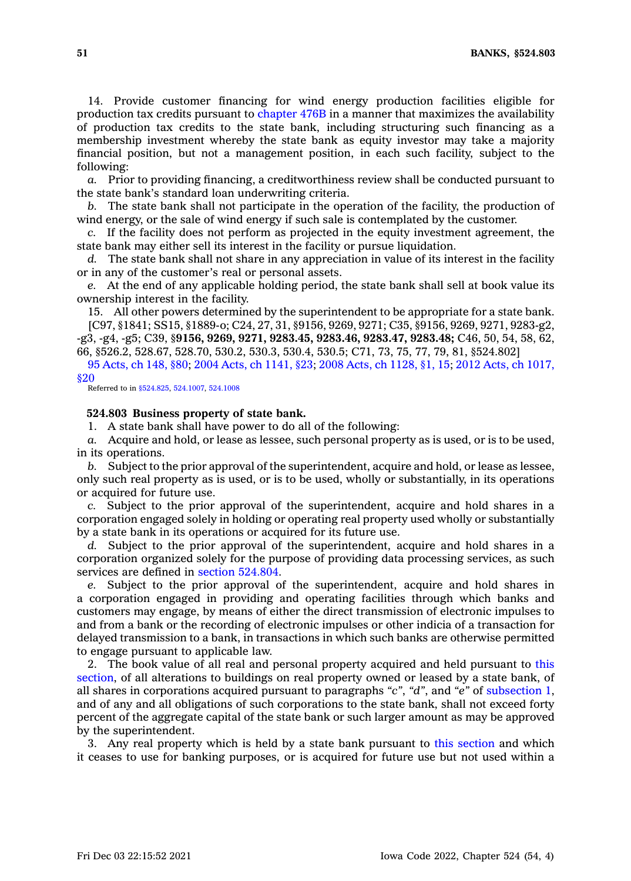14. Provide customer financing for wind energy production facilities eligible for production tax credits pursuant to chapter 476B in a manner that maximizes the availability of production tax credits to the state bank, including structuring such financing as a membership investment whereby the state bank as equity investor may take a majority financial position, but not a management position, in each such facility, subject to the following:

*a.* Prior to providing financing, a creditworthiness review shall be conducted pursuant to the state bank's standard loan underwriting criteria.

*b.* The state bank shall not participate in the operation of the facility, the production of wind energy, or the sale of wind energy if such sale is contemplated by the customer.

*c.* If the facility does not perform as projected in the equity investment agreement, the state bank may either sell its interest in the facility or pursue liquidation.

*d.* The state bank shall not share in any appreciation in value of its interest in the facility or in any of the customer's real or personal assets.

*e.* At the end of any applicable holding period, the state bank shall sell at book value its ownership interest in the facility.

15. All other powers determined by the superintendent to be appropriate for a state bank.

[C97, §1841; SS15, §1889-o; C24, 27, 31, §9156, 9269, 9271; C35, §9156, 9269, 9271, 9283-g2, -g3, -g4, -g5; C39, §**9156, 9269, 9271, 9283.45, 9283.46, 9283.47, 9283.48;** C46, 50, 54, 58, 62, 66, §526.2, 528.67, 528.70, 530.2, 530.3, 530.4, 530.5; C71, 73, 75, 77, 79, 81, §524.802]

95 Acts, ch 148, §80; 2004 Acts, ch 1141, §23; 2008 Acts, ch 1128, §1, 15; 2012 Acts, ch 1017, §20

Referred to in §524.825, 524.1007, 524.1008

**524.803 Business property of state bank.**

1. A state bank shall have power to do all of the following:

*a.* Acquire and hold, or lease as lessee, such personal property as is used, or is to be used, in its operations.

*b.* Subject to the prior approval of the superintendent, acquire and hold, or lease as lessee, only such real property as is used, or is to be used, wholly or substantially, in its operations or acquired for future use.

*c.* Subject to the prior approval of the superintendent, acquire and hold shares in a corporation engaged solely in holding or operating real property used wholly or substantially by a state bank in its operations or acquired for its future use.

*d.* Subject to the prior approval of the superintendent, acquire and hold shares in a corporation organized solely for the purpose of providing data processing services, as such services are defined in section 524.804.

*e.* Subject to the prior approval of the superintendent, acquire and hold shares in a corporation engaged in providing and operating facilities through which banks and customers may engage, by means of either the direct transmission of electronic impulses to and from a bank or the recording of electronic impulses or other indicia of a transaction for delayed transmission to a bank, in transactions in which such banks are otherwise permitted to engage pursuant to applicable law.

2. The book value of all real and personal property acquired and held pursuant to this section, of all alterations to buildings on real property owned or leased by a state bank, of all shares in corporations acquired pursuant to paragraphs "*c*", "*d*", and "*e*" of subsection 1, and of any and all obligations of such corporations to the state bank, shall not exceed forty percent of the aggregate capital of the state bank or such larger amount as may be approved by the superintendent.

3. Any real property which is held by a state bank pursuant to this section and which it ceases to use for banking purposes, or is acquired for future use but not used within a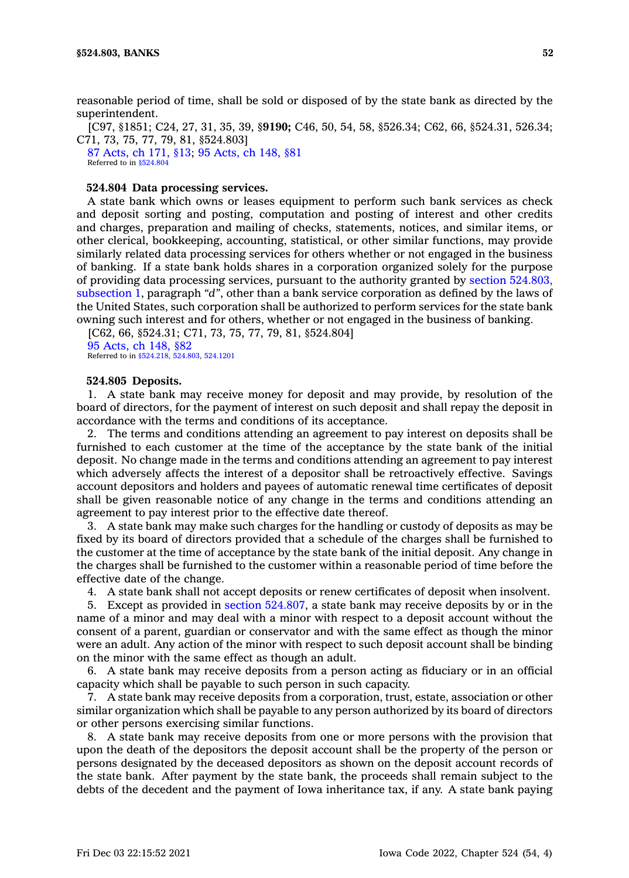reasonable period of time, shall be sold or disposed of by the state bank as directed by the superintendent.

[C97, §1851; C24, 27, 31, 35, 39, §**9190;** C46, 50, 54, 58, §526.34; C62, 66, §524.31, 526.34; C71, 73, 75, 77, 79, 81, §524.803]

87 Acts, ch 171, §13; 95 Acts, ch 148, §81
Referred to in §524.804

### 524.804 Data processing services.

A state bank which owns or leases equipment to perform such bank services as check and deposit sorting and posting, computation and posting of interest and other credits and charges, preparation and mailing of checks, statements, notices, and similar items, or other clerical, bookkeeping, accounting, statistical, or other similar functions, may provide similarly related data processing services for others whether or not engaged in the business of banking. If a state bank holds shares in a corporation organized solely for the purpose of providing data processing services, pursuant to the authority granted by section 524.803, subsection 1, paragraph *"d"*, other than a bank service corporation as defined by the laws of the United States, such corporation shall be authorized to perform services for the state bank owning such interest and for others, whether or not engaged in the business of banking.

[C62, 66, §524.31; C71, 73, 75, 77, 79, 81, §524.804]

95 Acts, ch 148, §82
Referred to in §524.218, 524.803, 524.1201

### 524.805 Deposits.

1. A state bank may receive money for deposit and may provide, by resolution of the board of directors, for the payment of interest on such deposit and shall repay the deposit in accordance with the terms and conditions of its acceptance.

2. The terms and conditions attending an agreement to pay interest on deposits shall be furnished to each customer at the time of the acceptance by the state bank of the initial deposit. No change made in the terms and conditions attending an agreement to pay interest which adversely affects the interest of a depositor shall be retroactively effective. Savings account depositors and holders and payees of automatic renewal time certificates of deposit shall be given reasonable notice of any change in the terms and conditions attending an agreement to pay interest prior to the effective date thereof.

3. A state bank may make such charges for the handling or custody of deposits as may be fixed by its board of directors provided that a schedule of the charges shall be furnished to the customer at the time of acceptance by the state bank of the initial deposit. Any change in the charges shall be furnished to the customer within a reasonable period of time before the effective date of the change.

4. A state bank shall not accept deposits or renew certificates of deposit when insolvent.

5. Except as provided in section 524.807, a state bank may receive deposits by or in the name of a minor and may deal with a minor with respect to a deposit account without the consent of a parent, guardian or conservator and with the same effect as though the minor were an adult. Any action of the minor with respect to such deposit account shall be binding on the minor with the same effect as though an adult.

6. A state bank may receive deposits from a person acting as fiduciary or in an official capacity which shall be payable to such person in such capacity.

7. A state bank may receive deposits from a corporation, trust, estate, association or other similar organization which shall be payable to any person authorized by its board of directors or other persons exercising similar functions.

8. A state bank may receive deposits from one or more persons with the provision that upon the death of the depositors the deposit account shall be the property of the person or persons designated by the deceased depositors as shown on the deposit account records of the state bank. After payment by the state bank, the proceeds shall remain subject to the debts of the decedent and the payment of Iowa inheritance tax, if any. A state bank paying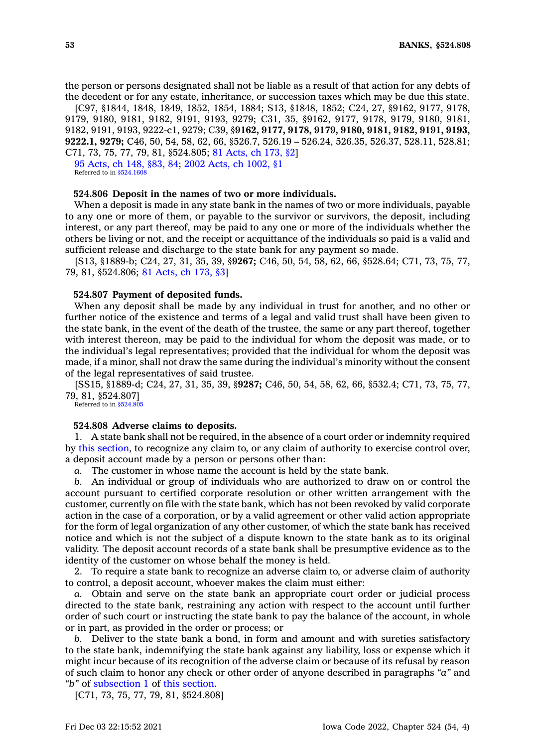the person or persons designated shall not be liable as a result of that action for any debts of the decedent or for any estate, inheritance, or succession taxes which may be due this state.

[C97, §1844, 1848, 1849, 1852, 1854, 1884; S13, §1848, 1852; C24, 27, §9162, 9177, 9178, 9179, 9180, 9181, 9182, 9191, 9193, 9279; C31, 35, §9162, 9177, 9178, 9179, 9180, 9181, 9182, 9191, 9193, 9222-c1, 9279; C39, §**9162, 9177, 9178, 9179, 9180, 9181, 9182, 9191, 9193, 9222.1, 9279;** C46, 50, 54, 58, 62, 66, §526.7, 526.19 – 526.24, 526.35, 526.37, 528.11, 528.81; C71, 73, 75, 77, 79, 81, §524.805; 81 Acts, ch 173, §2]

95 Acts, ch 148, §83, 84; 2002 Acts, ch 1002, §1

Referred to in §524.1608

**524.806 Deposit in the names of two or more individuals.**

When a deposit is made in any state bank in the names of two or more individuals, payable to any one or more of them, or payable to the survivor or survivors, the deposit, including interest, or any part thereof, may be paid to any one or more of the individuals whether the others be living or not, and the receipt or acquittance of the individuals so paid is a valid and sufficient release and discharge to the state bank for any payment so made.

[S13, §1889-b; C24, 27, 31, 35, 39, §**9267;** C46, 50, 54, 58, 62, 66, §528.64; C71, 73, 75, 77, 79, 81, §524.806; 81 Acts, ch 173, §3]

**524.807 Payment of deposited funds.**

When any deposit shall be made by any individual in trust for another, and no other or further notice of the existence and terms of a legal and valid trust shall have been given to the state bank, in the event of the death of the trustee, the same or any part thereof, together with interest thereon, may be paid to the individual for whom the deposit was made, or to the individual's legal representatives; provided that the individual for whom the deposit was made, if a minor, shall not draw the same during the individual's minority without the consent of the legal representatives of said trustee.

[SS15, §1889-d; C24, 27, 31, 35, 39, §**9287;** C46, 50, 54, 58, 62, 66, §532.4; C71, 73, 75, 77, 79, 81, §524.807]

Referred to in §524.805

**524.808 Adverse claims to deposits.**

1. A state bank shall not be required, in the absence of a court order or indemnity required by this section, to recognize any claim to, or any claim of authority to exercise control over, a deposit account made by a person or persons other than:

*a.* The customer in whose name the account is held by the state bank.

*b.* An individual or group of individuals who are authorized to draw on or control the account pursuant to certified corporate resolution or other written arrangement with the customer, currently on file with the state bank, which has not been revoked by valid corporate action in the case of a corporation, or by a valid agreement or other valid action appropriate for the form of legal organization of any other customer, of which the state bank has received notice and which is not the subject of a dispute known to the state bank as to its original validity. The deposit account records of a state bank shall be presumptive evidence as to the identity of the customer on whose behalf the money is held.

2. To require a state bank to recognize an adverse claim to, or adverse claim of authority to control, a deposit account, whoever makes the claim must either:

*a.* Obtain and serve on the state bank an appropriate court order or judicial process directed to the state bank, restraining any action with respect to the account until further order of such court or instructing the state bank to pay the balance of the account, in whole or in part, as provided in the order or process; or

*b.* Deliver to the state bank a bond, in form and amount and with sureties satisfactory to the state bank, indemnifying the state bank against any liability, loss or expense which it might incur because of its recognition of the adverse claim or because of its refusal by reason of such claim to honor any check or other order of anyone described in paragraphs *"a"* and *"b"* of subsection 1 of this section.

[C71, 73, 75, 77, 79, 81, §524.808]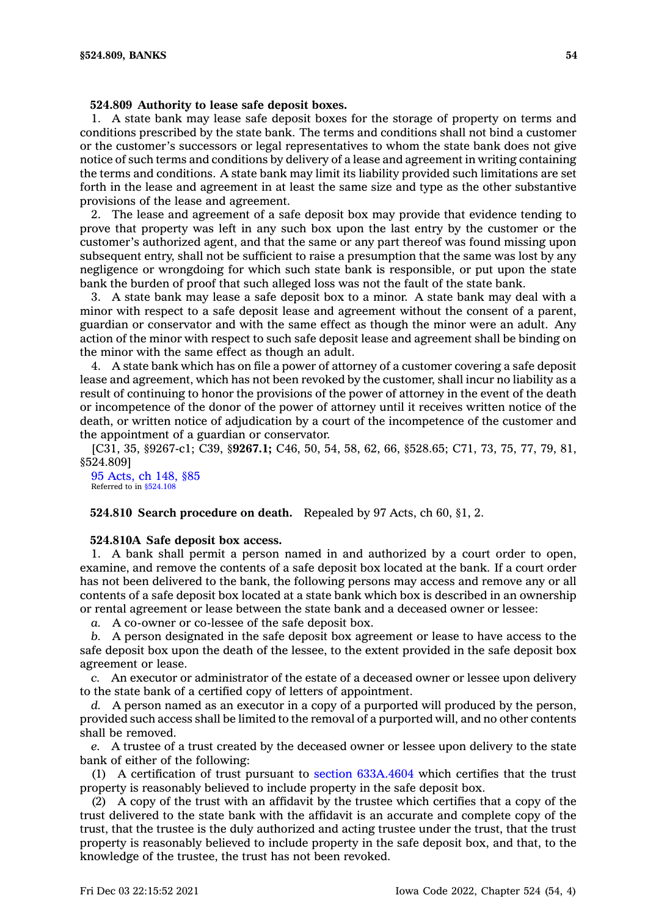**524.809 Authority to lease safe deposit boxes.**

1. A state bank may lease safe deposit boxes for the storage of property on terms and conditions prescribed by the state bank. The terms and conditions shall not bind a customer or the customer's successors or legal representatives to whom the state bank does not give notice of such terms and conditions by delivery of a lease and agreement in writing containing the terms and conditions. A state bank may limit its liability provided such limitations are set forth in the lease and agreement in at least the same size and type as the other substantive provisions of the lease and agreement.

2. The lease and agreement of a safe deposit box may provide that evidence tending to prove that property was left in any such box upon the last entry by the customer or the customer's authorized agent, and that the same or any part thereof was found missing upon subsequent entry, shall not be sufficient to raise a presumption that the same was lost by any negligence or wrongdoing for which such state bank is responsible, or put upon the state bank the burden of proof that such alleged loss was not the fault of the state bank.

3. A state bank may lease a safe deposit box to a minor. A state bank may deal with a minor with respect to a safe deposit lease and agreement without the consent of a parent, guardian or conservator and with the same effect as though the minor were an adult. Any action of the minor with respect to such safe deposit lease and agreement shall be binding on the minor with the same effect as though an adult.

4. A state bank which has on file a power of attorney of a customer covering a safe deposit lease and agreement, which has not been revoked by the customer, shall incur no liability as a result of continuing to honor the provisions of the power of attorney in the event of the death or incompetence of the donor of the power of attorney until it receives written notice of the death, or written notice of adjudication by a court of the incompetence of the customer and the appointment of a guardian or conservator.

[C31, 35, §9267-c1; C39, §**9267.1;** C46, 50, 54, 58, 62, 66, §528.65; C71, 73, 75, 77, 79, 81, §524.809]

95 Acts, ch 148, §85
Referred to in §524.108

**524.810 Search procedure on death.** Repealed by 97 Acts, ch 60, §1, 2.

**524.810A Safe deposit box access.**

1. A bank shall permit a person named in and authorized by a court order to open, examine, and remove the contents of a safe deposit box located at the bank. If a court order has not been delivered to the bank, the following persons may access and remove any or all contents of a safe deposit box located at a state bank which box is described in an ownership or rental agreement or lease between the state bank and a deceased owner or lessee:

*a.* A co-owner or co-lessee of the safe deposit box.

*b.* A person designated in the safe deposit box agreement or lease to have access to the safe deposit box upon the death of the lessee, to the extent provided in the safe deposit box agreement or lease.

*c.* An executor or administrator of the estate of a deceased owner or lessee upon delivery to the state bank of a certified copy of letters of appointment.

*d.* A person named as an executor in a copy of a purported will produced by the person, provided such access shall be limited to the removal of a purported will, and no other contents shall be removed.

*e.* A trustee of a trust created by the deceased owner or lessee upon delivery to the state bank of either of the following:

(1) A certification of trust pursuant to section 633A.4604 which certifies that the trust property is reasonably believed to include property in the safe deposit box.

(2) A copy of the trust with an affidavit by the trustee which certifies that a copy of the trust delivered to the state bank with the affidavit is an accurate and complete copy of the trust, that the trustee is the duly authorized and acting trustee under the trust, that the trust property is reasonably believed to include property in the safe deposit box, and that, to the knowledge of the trustee, the trust has not been revoked.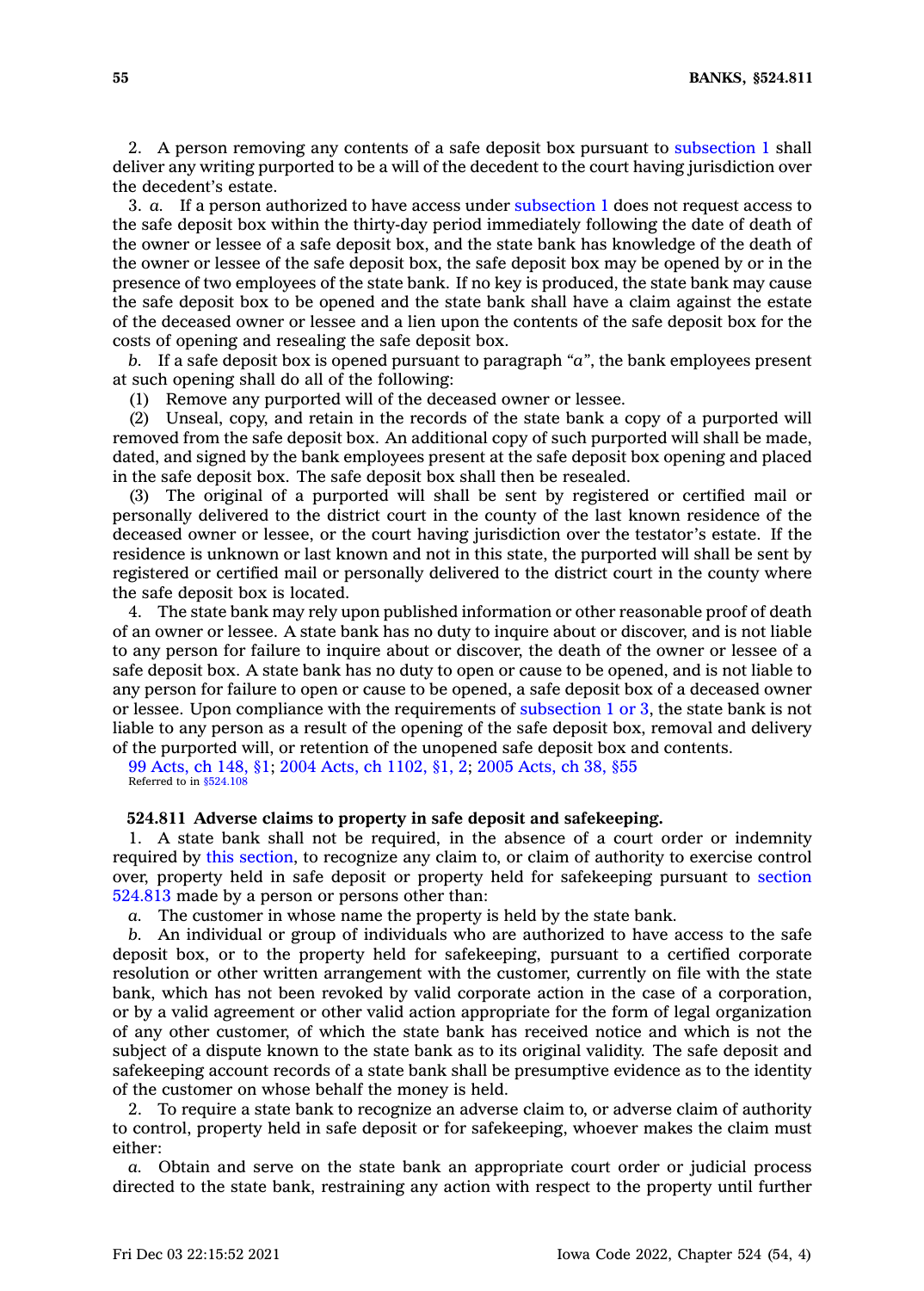2. A person removing any contents of a safe deposit box pursuant to subsection 1 shall deliver any writing purported to be a will of the decedent to the court having jurisdiction over the decedent's estate.

3. *a.* If a person authorized to have access under subsection 1 does not request access to the safe deposit box within the thirty-day period immediately following the date of death of the owner or lessee of a safe deposit box, and the state bank has knowledge of the death of the owner or lessee of the safe deposit box, the safe deposit box may be opened by or in the presence of two employees of the state bank. If no key is produced, the state bank may cause the safe deposit box to be opened and the state bank shall have a claim against the estate of the deceased owner or lessee and a lien upon the contents of the safe deposit box for the costs of opening and resealing the safe deposit box.

*b.* If a safe deposit box is opened pursuant to paragraph *"a"*, the bank employees present at such opening shall do all of the following:

(1) Remove any purported will of the deceased owner or lessee.

(2) Unseal, copy, and retain in the records of the state bank a copy of a purported will removed from the safe deposit box. An additional copy of such purported will shall be made, dated, and signed by the bank employees present at the safe deposit box opening and placed in the safe deposit box. The safe deposit box shall then be resealed.

(3) The original of a purported will shall be sent by registered or certified mail or personally delivered to the district court in the county of the last known residence of the deceased owner or lessee, or the court having jurisdiction over the testator's estate. If the residence is unknown or last known and not in this state, the purported will shall be sent by registered or certified mail or personally delivered to the district court in the county where the safe deposit box is located.

4. The state bank may rely upon published information or other reasonable proof of death of an owner or lessee. A state bank has no duty to inquire about or discover, and is not liable to any person for failure to inquire about or discover, the death of the owner or lessee of a safe deposit box. A state bank has no duty to open or cause to be opened, and is not liable to any person for failure to open or cause to be opened, a safe deposit box of a deceased owner or lessee. Upon compliance with the requirements of subsection 1 or 3, the state bank is not liable to any person as a result of the opening of the safe deposit box, removal and delivery of the purported will, or retention of the unopened safe deposit box and contents.

99 Acts, ch 148, §1; 2004 Acts, ch 1102, §1, 2; 2005 Acts, ch 38, §55
Referred to in §524.108

**524.811 Adverse claims to property in safe deposit and safekeeping.**

1. A state bank shall not be required, in the absence of a court order or indemnity required by this section, to recognize any claim to, or claim of authority to exercise control over, property held in safe deposit or property held for safekeeping pursuant to section 524.813 made by a person or persons other than:

*a.* The customer in whose name the property is held by the state bank.

*b.* An individual or group of individuals who are authorized to have access to the safe deposit box, or to the property held for safekeeping, pursuant to a certified corporate resolution or other written arrangement with the customer, currently on file with the state bank, which has not been revoked by valid corporate action in the case of a corporation, or by a valid agreement or other valid action appropriate for the form of legal organization of any other customer, of which the state bank has received notice and which is not the subject of a dispute known to the state bank as to its original validity. The safe deposit and safekeeping account records of a state bank shall be presumptive evidence as to the identity of the customer on whose behalf the money is held.

2. To require a state bank to recognize an adverse claim to, or adverse claim of authority to control, property held in safe deposit or for safekeeping, whoever makes the claim must either:

*a.* Obtain and serve on the state bank an appropriate court order or judicial process directed to the state bank, restraining any action with respect to the property until further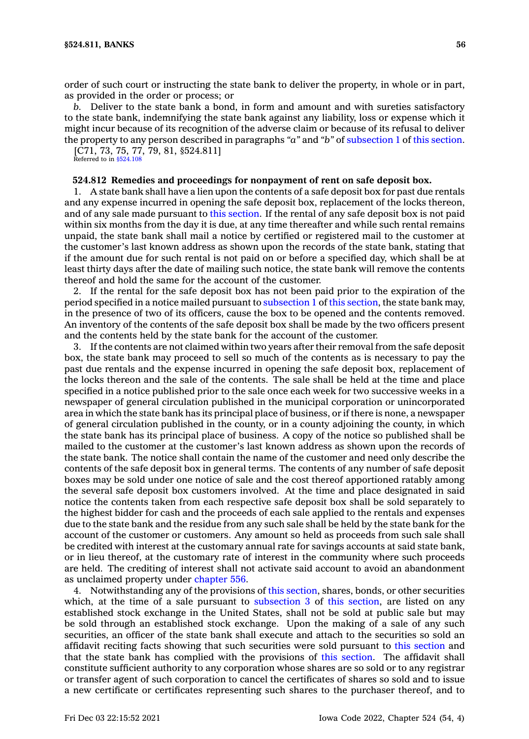order of such court or instructing the state bank to deliver the property, in whole or in part, as provided in the order or process; or

*b.* Deliver to the state bank a bond, in form and amount and with sureties satisfactory to the state bank, indemnifying the state bank against any liability, loss or expense which it might incur because of its recognition of the adverse claim or because of its refusal to deliver the property to any person described in paragraphs *"a"* and *"b"* of subsection 1 of this section.

[C71, 73, 75, 77, 79, 81, §524.811]

Referred to in §524.108

**524.812 Remedies and proceedings for nonpayment of rent on safe deposit box.**

1. A state bank shall have a lien upon the contents of a safe deposit box for past due rentals and any expense incurred in opening the safe deposit box, replacement of the locks thereon, and of any sale made pursuant to this section. If the rental of any safe deposit box is not paid within six months from the day it is due, at any time thereafter and while such rental remains unpaid, the state bank shall mail a notice by certified or registered mail to the customer at the customer's last known address as shown upon the records of the state bank, stating that if the amount due for such rental is not paid on or before a specified day, which shall be at least thirty days after the date of mailing such notice, the state bank will remove the contents thereof and hold the same for the account of the customer.

2. If the rental for the safe deposit box has not been paid prior to the expiration of the period specified in a notice mailed pursuant to subsection 1 of this section, the state bank may, in the presence of two of its officers, cause the box to be opened and the contents removed. An inventory of the contents of the safe deposit box shall be made by the two officers present and the contents held by the state bank for the account of the customer.

3. If the contents are not claimed within two years after their removal from the safe deposit box, the state bank may proceed to sell so much of the contents as is necessary to pay the past due rentals and the expense incurred in opening the safe deposit box, replacement of the locks thereon and the sale of the contents. The sale shall be held at the time and place specified in a notice published prior to the sale once each week for two successive weeks in a newspaper of general circulation published in the municipal corporation or unincorporated area in which the state bank has its principal place of business, or if there is none, a newspaper of general circulation published in the county, or in a county adjoining the county, in which the state bank has its principal place of business. A copy of the notice so published shall be mailed to the customer at the customer's last known address as shown upon the records of the state bank. The notice shall contain the name of the customer and need only describe the contents of the safe deposit box in general terms. The contents of any number of safe deposit boxes may be sold under one notice of sale and the cost thereof apportioned ratably among the several safe deposit box customers involved. At the time and place designated in said notice the contents taken from each respective safe deposit box shall be sold separately to the highest bidder for cash and the proceeds of each sale applied to the rentals and expenses due to the state bank and the residue from any such sale shall be held by the state bank for the account of the customer or customers. Any amount so held as proceeds from such sale shall be credited with interest at the customary annual rate for savings accounts at said state bank, or in lieu thereof, at the customary rate of interest in the community where such proceeds are held. The crediting of interest shall not activate said account to avoid an abandonment as unclaimed property under chapter 556.

4. Notwithstanding any of the provisions of this section, shares, bonds, or other securities which, at the time of a sale pursuant to subsection 3 of this section, are listed on any established stock exchange in the United States, shall not be sold at public sale but may be sold through an established stock exchange. Upon the making of a sale of any such securities, an officer of the state bank shall execute and attach to the securities so sold an affidavit reciting facts showing that such securities were sold pursuant to this section and that the state bank has complied with the provisions of this section. The affidavit shall constitute sufficient authority to any corporation whose shares are so sold or to any registrar or transfer agent of such corporation to cancel the certificates of shares so sold and to issue a new certificate or certificates representing such shares to the purchaser thereof, and to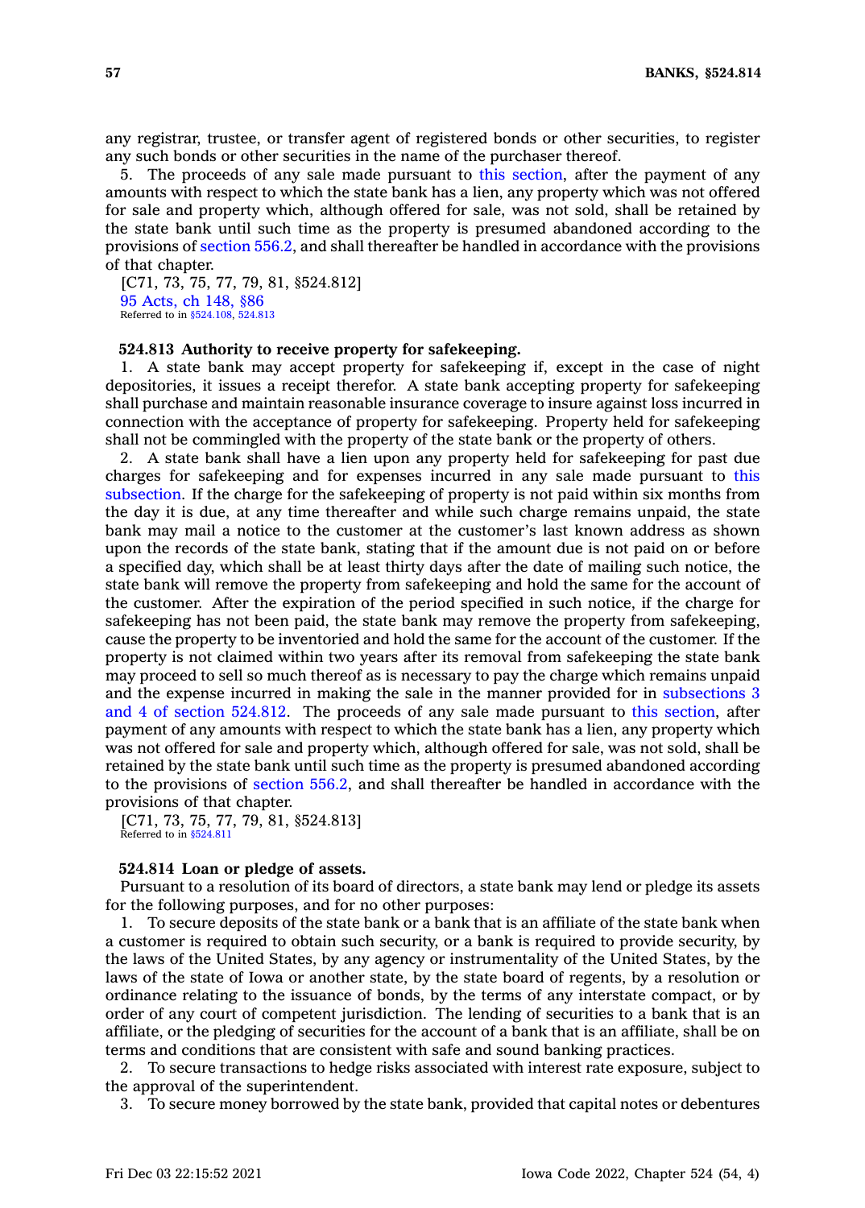any registrar, trustee, or transfer agent of registered bonds or other securities, to register any such bonds or other securities in the name of the purchaser thereof.

5. The proceeds of any sale made pursuant to this section, after the payment of any amounts with respect to which the state bank has a lien, any property which was not offered for sale and property which, although offered for sale, was not sold, shall be retained by the state bank until such time as the property is presumed abandoned according to the provisions of section 556.2, and shall thereafter be handled in accordance with the provisions of that chapter.

[C71, 73, 75, 77, 79, 81, §524.812]

95 Acts, ch 148, §86

Referred to in §524.108, 524.813

**524.813 Authority to receive property for safekeeping.**

1. A state bank may accept property for safekeeping if, except in the case of night depositories, it issues a receipt therefor. A state bank accepting property for safekeeping shall purchase and maintain reasonable insurance coverage to insure against loss incurred in connection with the acceptance of property for safekeeping. Property held for safekeeping shall not be commingled with the property of the state bank or the property of others.

2. A state bank shall have a lien upon any property held for safekeeping for past due charges for safekeeping and for expenses incurred in any sale made pursuant to this subsection. If the charge for the safekeeping of property is not paid within six months from the day it is due, at any time thereafter and while such charge remains unpaid, the state bank may mail a notice to the customer at the customer's last known address as shown upon the records of the state bank, stating that if the amount due is not paid on or before a specified day, which shall be at least thirty days after the date of mailing such notice, the state bank will remove the property from safekeeping and hold the same for the account of the customer. After the expiration of the period specified in such notice, if the charge for safekeeping has not been paid, the state bank may remove the property from safekeeping, cause the property to be inventoried and hold the same for the account of the customer. If the property is not claimed within two years after its removal from safekeeping the state bank may proceed to sell so much thereof as is necessary to pay the charge which remains unpaid and the expense incurred in making the sale in the manner provided for in subsections 3 and 4 of section 524.812. The proceeds of any sale made pursuant to this section, after payment of any amounts with respect to which the state bank has a lien, any property which was not offered for sale and property which, although offered for sale, was not sold, shall be retained by the state bank until such time as the property is presumed abandoned according to the provisions of section 556.2, and shall thereafter be handled in accordance with the provisions of that chapter.

[C71, 73, 75, 77, 79, 81, §524.813]

Referred to in §524.811

**524.814 Loan or pledge of assets.**

Pursuant to a resolution of its board of directors, a state bank may lend or pledge its assets for the following purposes, and for no other purposes:

1. To secure deposits of the state bank or a bank that is an affiliate of the state bank when a customer is required to obtain such security, or a bank is required to provide security, by the laws of the United States, by any agency or instrumentality of the United States, by the laws of the state of Iowa or another state, by the state board of regents, by a resolution or ordinance relating to the issuance of bonds, by the terms of any interstate compact, or by order of any court of competent jurisdiction. The lending of securities to a bank that is an affiliate, or the pledging of securities for the account of a bank that is an affiliate, shall be on terms and conditions that are consistent with safe and sound banking practices.

2. To secure transactions to hedge risks associated with interest rate exposure, subject to the approval of the superintendent.

3. To secure money borrowed by the state bank, provided that capital notes or debentures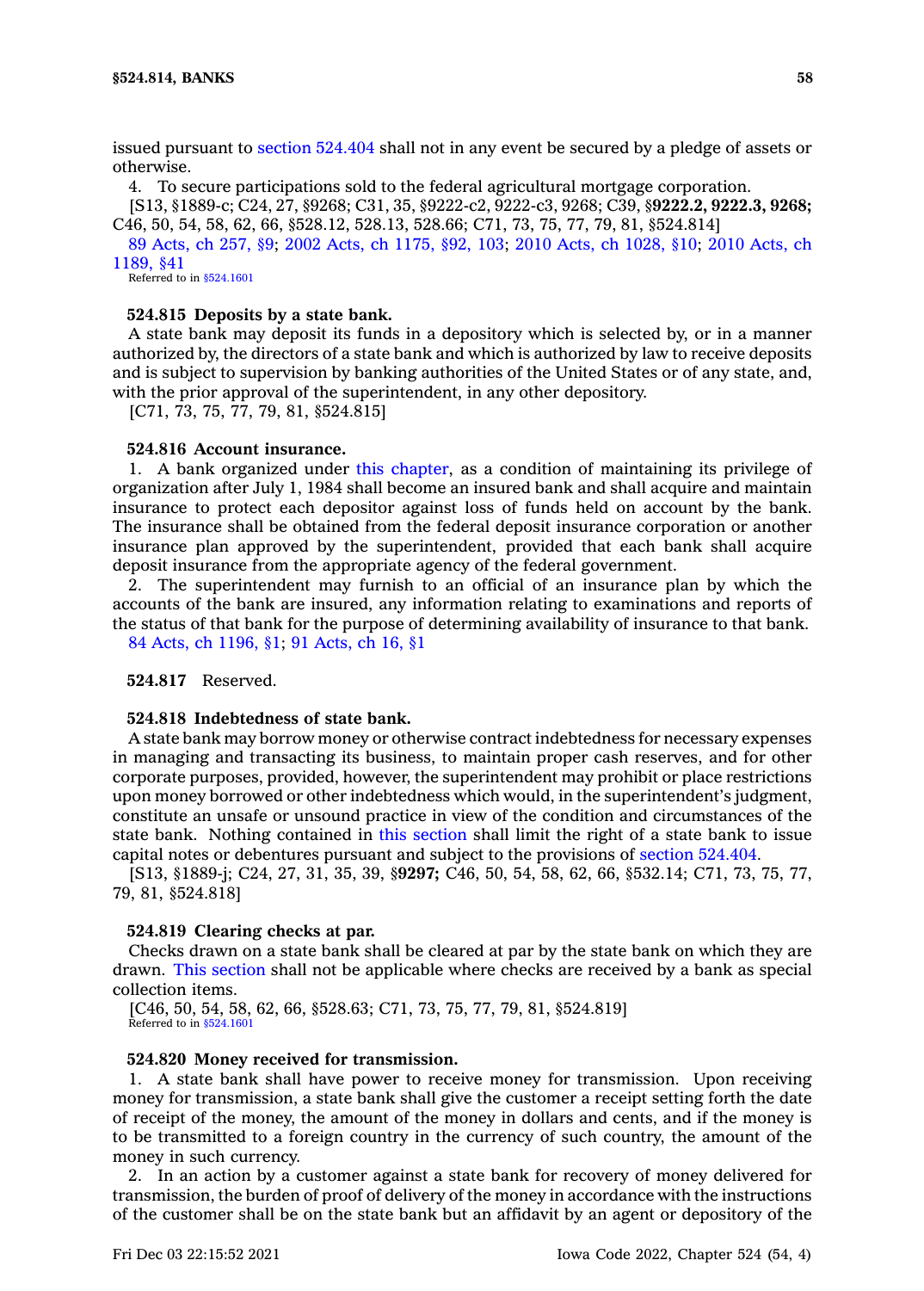issued pursuant to section 524.404 shall not in any event be secured by a pledge of assets or otherwise.

4. To secure participations sold to the federal agricultural mortgage corporation.

[S13, §1889-c; C24, 27, §9268; C31, 35, §9222-c2, 9222-c3, 9268; C39, §**9222.2, 9222.3, 9268;** C46, 50, 54, 58, 62, 66, §528.12, 528.13, 528.66; C71, 73, 75, 77, 79, 81, §524.814]

89 Acts, ch 257, §9; 2002 Acts, ch 1175, §92, 103; 2010 Acts, ch 1028, §10; 2010 Acts, ch 1189, §41

Referred to in §524.1601

**524.815 Deposits by a state bank.**

A state bank may deposit its funds in a depository which is selected by, or in a manner authorized by, the directors of a state bank and which is authorized by law to receive deposits and is subject to supervision by banking authorities of the United States or of any state, and, with the prior approval of the superintendent, in any other depository.

[C71, 73, 75, 77, 79, 81, §524.815]

**524.816 Account insurance.**

1. A bank organized under this chapter, as a condition of maintaining its privilege of organization after July 1, 1984 shall become an insured bank and shall acquire and maintain insurance to protect each depositor against loss of funds held on account by the bank. The insurance shall be obtained from the federal deposit insurance corporation or another insurance plan approved by the superintendent, provided that each bank shall acquire deposit insurance from the appropriate agency of the federal government.

2. The superintendent may furnish to an official of an insurance plan by which the accounts of the bank are insured, any information relating to examinations and reports of the status of that bank for the purpose of determining availability of insurance to that bank.

84 Acts, ch 1196, §1; 91 Acts, ch 16, §1

**524.817** Reserved.

**524.818 Indebtedness of state bank.**

A state bank may borrow money or otherwise contract indebtedness for necessary expenses in managing and transacting its business, to maintain proper cash reserves, and for other corporate purposes, provided, however, the superintendent may prohibit or place restrictions upon money borrowed or other indebtedness which would, in the superintendent's judgment, constitute an unsafe or unsound practice in view of the condition and circumstances of the state bank. Nothing contained in this section shall limit the right of a state bank to issue capital notes or debentures pursuant and subject to the provisions of section 524.404.

[S13, §1889-j; C24, 27, 31, 35, 39, §**9297;** C46, 50, 54, 58, 62, 66, §532.14; C71, 73, 75, 77, 79, 81, §524.818]

**524.819 Clearing checks at par.**

Checks drawn on a state bank shall be cleared at par by the state bank on which they are drawn. This section shall not be applicable where checks are received by a bank as special collection items.

[C46, 50, 54, 58, 62, 66, §528.63; C71, 73, 75, 77, 79, 81, §524.819]

Referred to in §524.1601

**524.820 Money received for transmission.**

1. A state bank shall have power to receive money for transmission. Upon receiving money for transmission, a state bank shall give the customer a receipt setting forth the date of receipt of the money, the amount of the money in dollars and cents, and if the money is to be transmitted to a foreign country in the currency of such country, the amount of the money in such currency.

2. In an action by a customer against a state bank for recovery of money delivered for transmission, the burden of proof of delivery of the money in accordance with the instructions of the customer shall be on the state bank but an affidavit by an agent or depository of the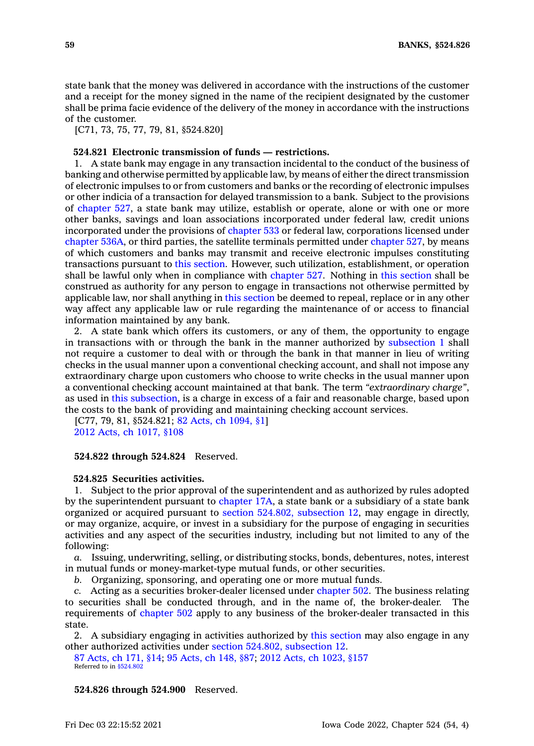state bank that the money was delivered in accordance with the instructions of the customer and a receipt for the money signed in the name of the recipient designated by the customer shall be prima facie evidence of the delivery of the money in accordance with the instructions of the customer.

[C71, 73, 75, 77, 79, 81, §524.820]

**524.821 Electronic transmission of funds — restrictions.**

1. A state bank may engage in any transaction incidental to the conduct of the business of banking and otherwise permitted by applicable law, by means of either the direct transmission of electronic impulses to or from customers and banks or the recording of electronic impulses or other indicia of a transaction for delayed transmission to a bank. Subject to the provisions of chapter 527, a state bank may utilize, establish or operate, alone or with one or more other banks, savings and loan associations incorporated under federal law, credit unions incorporated under the provisions of chapter 533 or federal law, corporations licensed under chapter 536A, or third parties, the satellite terminals permitted under chapter 527, by means of which customers and banks may transmit and receive electronic impulses constituting transactions pursuant to this section. However, such utilization, establishment, or operation shall be lawful only when in compliance with chapter 527. Nothing in this section shall be construed as authority for any person to engage in transactions not otherwise permitted by applicable law, nor shall anything in this section be deemed to repeal, replace or in any other way affect any applicable law or rule regarding the maintenance of or access to financial information maintained by any bank.

2. A state bank which offers its customers, or any of them, the opportunity to engage in transactions with or through the bank in the manner authorized by subsection 1 shall not require a customer to deal with or through the bank in that manner in lieu of writing checks in the usual manner upon a conventional checking account, and shall not impose any extraordinary charge upon customers who choose to write checks in the usual manner upon a conventional checking account maintained at that bank. The term *"extraordinary charge"*, as used in this subsection, is a charge in excess of a fair and reasonable charge, based upon the costs to the bank of providing and maintaining checking account services.

[C77, 79, 81, §524.821; 82 Acts, ch 1094, §1]

2012 Acts, ch 1017, §108

**524.822 through 524.824** Reserved.

**524.825 Securities activities.**

1. Subject to the prior approval of the superintendent and as authorized by rules adopted by the superintendent pursuant to chapter 17A, a state bank or a subsidiary of a state bank organized or acquired pursuant to section 524.802, subsection 12, may engage in directly, or may organize, acquire, or invest in a subsidiary for the purpose of engaging in securities activities and any aspect of the securities industry, including but not limited to any of the following:

*a.* Issuing, underwriting, selling, or distributing stocks, bonds, debentures, notes, interest in mutual funds or money-market-type mutual funds, or other securities.

*b.* Organizing, sponsoring, and operating one or more mutual funds.

*c.* Acting as a securities broker-dealer licensed under chapter 502. The business relating to securities shall be conducted through, and in the name of, the broker-dealer. The requirements of chapter 502 apply to any business of the broker-dealer transacted in this state.

2. A subsidiary engaging in activities authorized by this section may also engage in any other authorized activities under section 524.802, subsection 12.

87 Acts, ch 171, §14; 95 Acts, ch 148, §87; 2012 Acts, ch 1023, §157

Referred to in §524.802

**524.826 through 524.900** Reserved.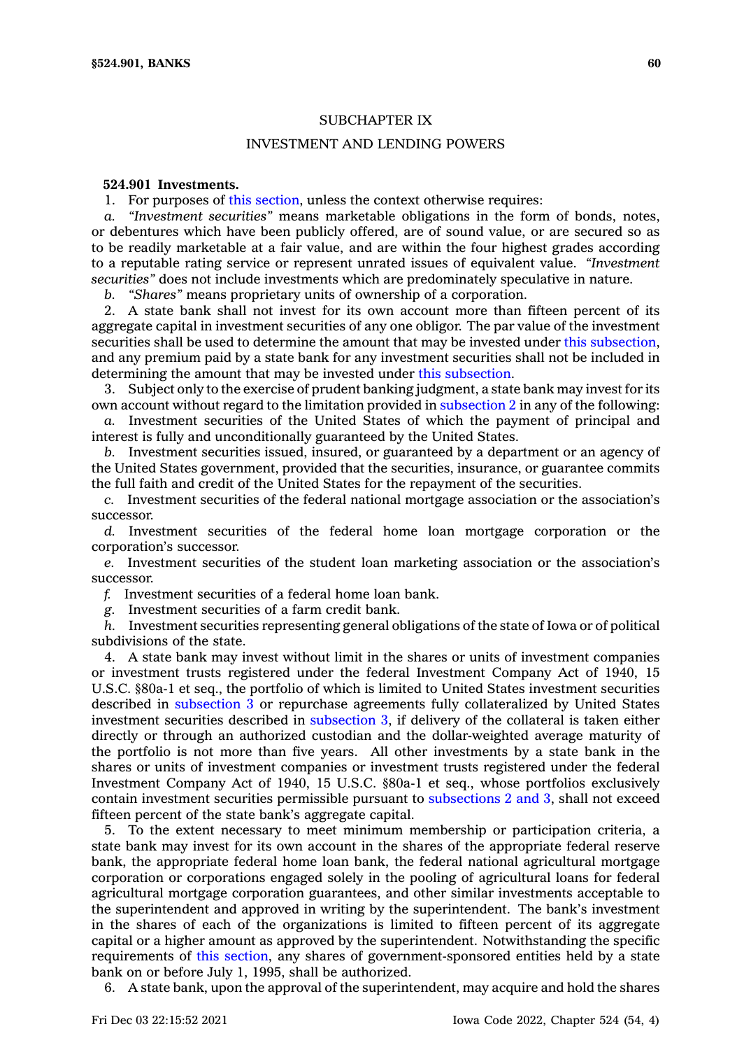## SUBCHAPTER IX

## INVESTMENT AND LENDING POWERS

**524.901 Investments.**

1. For purposes of this section, unless the context otherwise requires:

*a. "Investment securities"* means marketable obligations in the form of bonds, notes, or debentures which have been publicly offered, are of sound value, or are secured so as to be readily marketable at a fair value, and are within the four highest grades according to a reputable rating service or represent unrated issues of equivalent value. *"Investment securities"* does not include investments which are predominately speculative in nature.

*b. "Shares"* means proprietary units of ownership of a corporation.

2. A state bank shall not invest for its own account more than fifteen percent of its aggregate capital in investment securities of any one obligor. The par value of the investment securities shall be used to determine the amount that may be invested under this subsection, and any premium paid by a state bank for any investment securities shall not be included in determining the amount that may be invested under this subsection.

3. Subject only to the exercise of prudent banking judgment, a state bank may invest for its own account without regard to the limitation provided in subsection 2 in any of the following:

*a.* Investment securities of the United States of which the payment of principal and interest is fully and unconditionally guaranteed by the United States.

*b.* Investment securities issued, insured, or guaranteed by a department or an agency of the United States government, provided that the securities, insurance, or guarantee commits the full faith and credit of the United States for the repayment of the securities.

*c.* Investment securities of the federal national mortgage association or the association's successor.

*d.* Investment securities of the federal home loan mortgage corporation or the corporation's successor.

*e.* Investment securities of the student loan marketing association or the association's successor.

*f.* Investment securities of a federal home loan bank.

*g.* Investment securities of a farm credit bank.

*h.* Investment securities representing general obligations of the state of Iowa or of political subdivisions of the state.

4. A state bank may invest without limit in the shares or units of investment companies or investment trusts registered under the federal Investment Company Act of 1940, 15 U.S.C. §80a-1 et seq., the portfolio of which is limited to United States investment securities described in subsection 3 or repurchase agreements fully collateralized by United States investment securities described in subsection 3, if delivery of the collateral is taken either directly or through an authorized custodian and the dollar-weighted average maturity of the portfolio is not more than five years. All other investments by a state bank in the shares or units of investment companies or investment trusts registered under the federal Investment Company Act of 1940, 15 U.S.C. §80a-1 et seq., whose portfolios exclusively contain investment securities permissible pursuant to subsections 2 and 3, shall not exceed fifteen percent of the state bank's aggregate capital.

5. To the extent necessary to meet minimum membership or participation criteria, a state bank may invest for its own account in the shares of the appropriate federal reserve bank, the appropriate federal home loan bank, the federal national agricultural mortgage corporation or corporations engaged solely in the pooling of agricultural loans for federal agricultural mortgage corporation guarantees, and other similar investments acceptable to the superintendent and approved in writing by the superintendent. The bank's investment in the shares of each of the organizations is limited to fifteen percent of its aggregate capital or a higher amount as approved by the superintendent. Notwithstanding the specific requirements of this section, any shares of government-sponsored entities held by a state bank on or before July 1, 1995, shall be authorized.

6. A state bank, upon the approval of the superintendent, may acquire and hold the shares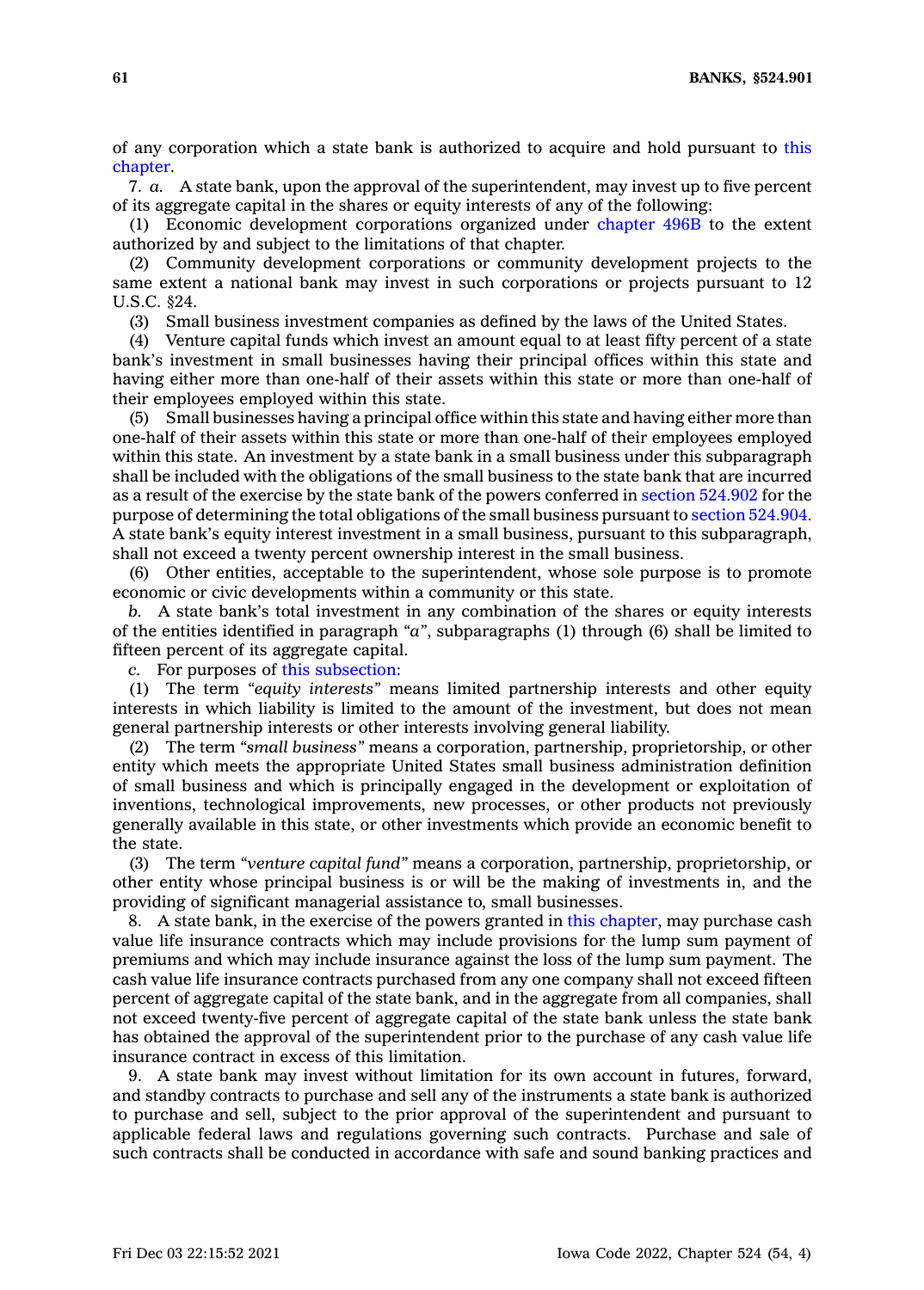of any corporation which a state bank is authorized to acquire and hold pursuant to this chapter.

7. *a.* A state bank, upon the approval of the superintendent, may invest up to five percent of its aggregate capital in the shares or equity interests of any of the following:

(1) Economic development corporations organized under chapter 496B to the extent authorized by and subject to the limitations of that chapter.

(2) Community development corporations or community development projects to the same extent a national bank may invest in such corporations or projects pursuant to 12 U.S.C. §24.

(3) Small business investment companies as defined by the laws of the United States.

(4) Venture capital funds which invest an amount equal to at least fifty percent of a state bank's investment in small businesses having their principal offices within this state and having either more than one-half of their assets within this state or more than one-half of their employees employed within this state.

(5) Small businesses having a principal office within this state and having either more than one-half of their assets within this state or more than one-half of their employees employed within this state. An investment by a state bank in a small business under this subparagraph shall be included with the obligations of the small business to the state bank that are incurred as a result of the exercise by the state bank of the powers conferred in section 524.902 for the purpose of determining the total obligations of the small business pursuant to section 524.904. A state bank's equity interest investment in a small business, pursuant to this subparagraph, shall not exceed a twenty percent ownership interest in the small business.

(6) Other entities, acceptable to the superintendent, whose sole purpose is to promote economic or civic developments within a community or this state.

*b.* A state bank's total investment in any combination of the shares or equity interests of the entities identified in paragraph *"a"*, subparagraphs (1) through (6) shall be limited to fifteen percent of its aggregate capital.

*c.* For purposes of this subsection:

(1) The term *"equity interests"* means limited partnership interests and other equity interests in which liability is limited to the amount of the investment, but does not mean general partnership interests or other interests involving general liability.

(2) The term *"small business"* means a corporation, partnership, proprietorship, or other entity which meets the appropriate United States small business administration definition of small business and which is principally engaged in the development or exploitation of inventions, technological improvements, new processes, or other products not previously generally available in this state, or other investments which provide an economic benefit to the state.

(3) The term *"venture capital fund"* means a corporation, partnership, proprietorship, or other entity whose principal business is or will be the making of investments in, and the providing of significant managerial assistance to, small businesses.

8. A state bank, in the exercise of the powers granted in this chapter, may purchase cash value life insurance contracts which may include provisions for the lump sum payment of premiums and which may include insurance against the loss of the lump sum payment. The cash value life insurance contracts purchased from any one company shall not exceed fifteen percent of aggregate capital of the state bank, and in the aggregate from all companies, shall not exceed twenty-five percent of aggregate capital of the state bank unless the state bank has obtained the approval of the superintendent prior to the purchase of any cash value life insurance contract in excess of this limitation.

9. A state bank may invest without limitation for its own account in futures, forward, and standby contracts to purchase and sell any of the instruments a state bank is authorized to purchase and sell, subject to the prior approval of the superintendent and pursuant to applicable federal laws and regulations governing such contracts. Purchase and sale of such contracts shall be conducted in accordance with safe and sound banking practices and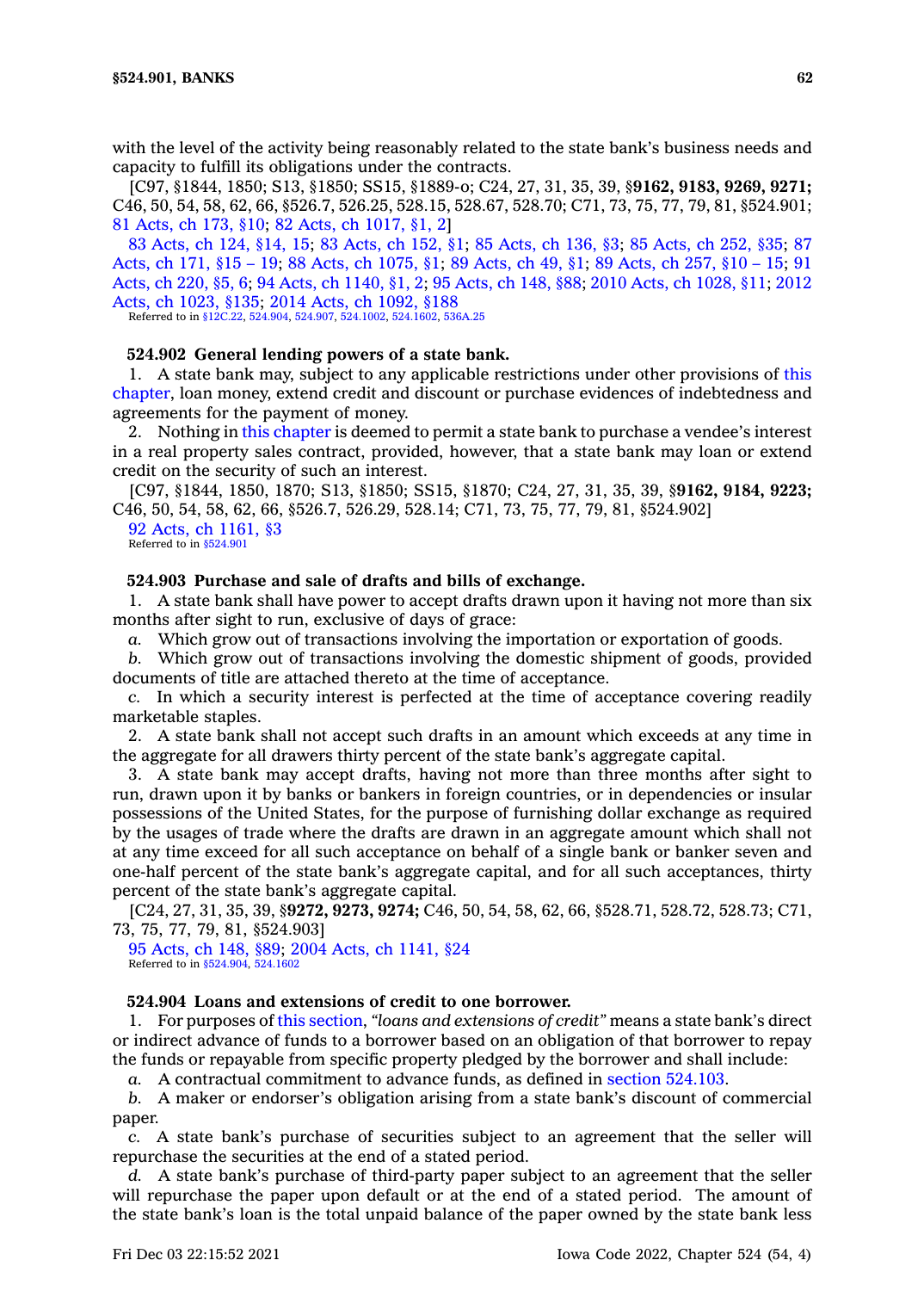with the level of the activity being reasonably related to the state bank's business needs and capacity to fulfill its obligations under the contracts.

[C97, §1844, 1850; S13, §1850; SS15, §1889-o; C24, 27, 31, 35, 39, §**9162, 9183, 9269, 9271;** C46, 50, 54, 58, 62, 66, §526.7, 526.25, 528.15, 528.67, 528.70; C71, 73, 75, 77, 79, 81, §524.901; 81 Acts, ch 173, §10; 82 Acts, ch 1017, §1, 2]

83 Acts, ch 124, §14, 15; 83 Acts, ch 152, §1; 85 Acts, ch 136, §3; 85 Acts, ch 252, §35; 87 Acts, ch 171, §15 – 19; 88 Acts, ch 1075, §1; 89 Acts, ch 49, §1; 89 Acts, ch 257, §10 – 15; 91 Acts, ch 220, §5, 6; 94 Acts, ch 1140, §1, 2; 95 Acts, ch 148, §88; 2010 Acts, ch 1028, §11; 2012 Acts, ch 1023, §135; 2014 Acts, ch 1092, §188

Referred to in §12C.22, 524.904, 524.907, 524.1002, 524.1602, 536A.25

### 524.902 General lending powers of a state bank.

1. A state bank may, subject to any applicable restrictions under other provisions of this chapter, loan money, extend credit and discount or purchase evidences of indebtedness and agreements for the payment of money.

2. Nothing in this chapter is deemed to permit a state bank to purchase a vendee's interest in a real property sales contract, provided, however, that a state bank may loan or extend credit on the security of such an interest.

[C97, §1844, 1850, 1870; S13, §1850; SS15, §1870; C24, 27, 31, 35, 39, §**9162, 9184, 9223;** C46, 50, 54, 58, 62, 66, §526.7, 526.29, 528.14; C71, 73, 75, 77, 79, 81, §524.902]

92 Acts, ch 1161, §3

Referred to in §524.901

### 524.903 Purchase and sale of drafts and bills of exchange.

1. A state bank shall have power to accept drafts drawn upon it having not more than six months after sight to run, exclusive of days of grace:

*a.* Which grow out of transactions involving the importation or exportation of goods.

*b.* Which grow out of transactions involving the domestic shipment of goods, provided documents of title are attached thereto at the time of acceptance.

*c.* In which a security interest is perfected at the time of acceptance covering readily marketable staples.

2. A state bank shall not accept such drafts in an amount which exceeds at any time in the aggregate for all drawers thirty percent of the state bank's aggregate capital.

3. A state bank may accept drafts, having not more than three months after sight to run, drawn upon it by banks or bankers in foreign countries, or in dependencies or insular possessions of the United States, for the purpose of furnishing dollar exchange as required by the usages of trade where the drafts are drawn in an aggregate amount which shall not at any time exceed for all such acceptance on behalf of a single bank or banker seven and one-half percent of the state bank's aggregate capital, and for all such acceptances, thirty percent of the state bank's aggregate capital.

[C24, 27, 31, 35, 39, §**9272, 9273, 9274;** C46, 50, 54, 58, 62, 66, §528.71, 528.72, 528.73; C71, 73, 75, 77, 79, 81, §524.903]

95 Acts, ch 148, §89; 2004 Acts, ch 1141, §24

Referred to in §524.904, 524.1602

### 524.904 Loans and extensions of credit to one borrower.

1. For purposes of this section, *"loans and extensions of credit"* means a state bank's direct or indirect advance of funds to a borrower based on an obligation of that borrower to repay the funds or repayable from specific property pledged by the borrower and shall include:

*a.* A contractual commitment to advance funds, as defined in section 524.103.

*b.* A maker or endorser's obligation arising from a state bank's discount of commercial paper.

*c.* A state bank's purchase of securities subject to an agreement that the seller will repurchase the securities at the end of a stated period.

*d.* A state bank's purchase of third-party paper subject to an agreement that the seller will repurchase the paper upon default or at the end of a stated period. The amount of the state bank's loan is the total unpaid balance of the paper owned by the state bank less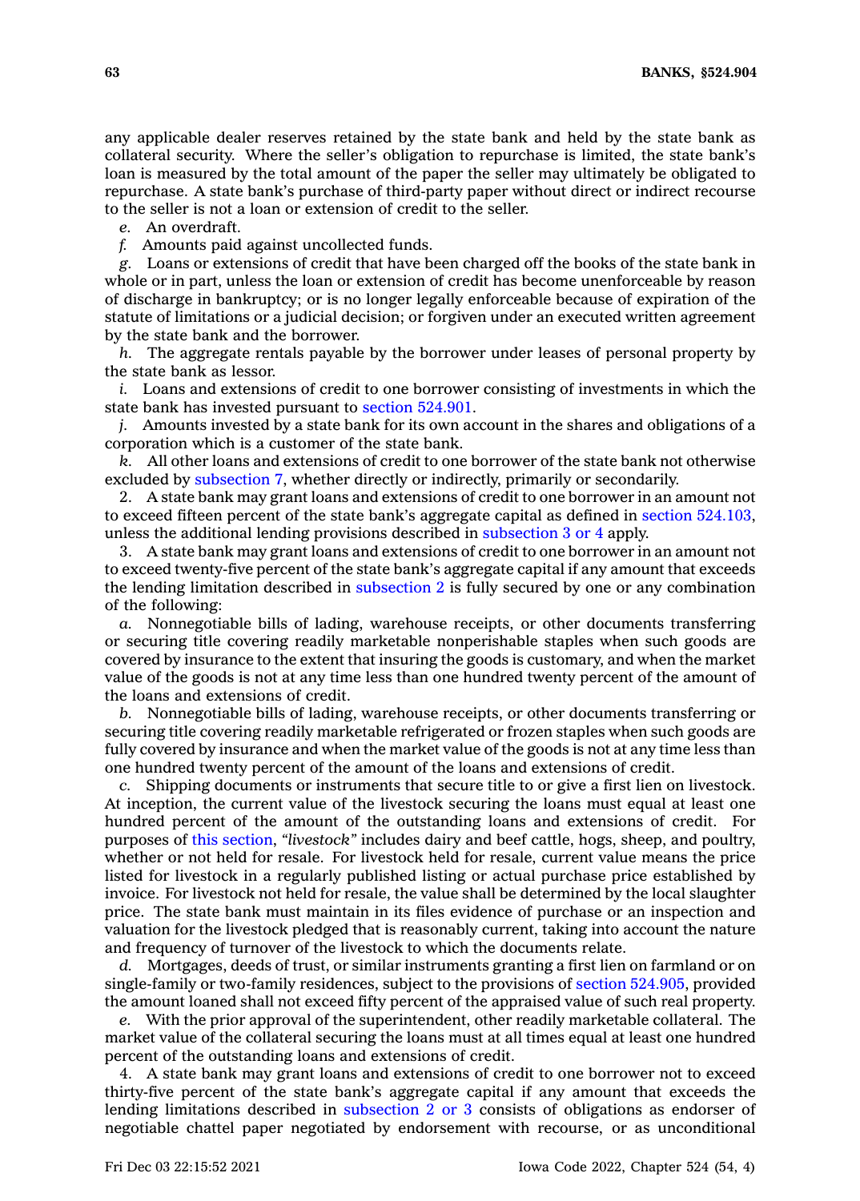any applicable dealer reserves retained by the state bank and held by the state bank as collateral security. Where the seller's obligation to repurchase is limited, the state bank's loan is measured by the total amount of the paper the seller may ultimately be obligated to repurchase. A state bank's purchase of third-party paper without direct or indirect recourse to the seller is not a loan or extension of credit to the seller.

*e.* An overdraft.

*f.* Amounts paid against uncollected funds.

*g.* Loans or extensions of credit that have been charged off the books of the state bank in whole or in part, unless the loan or extension of credit has become unenforceable by reason of discharge in bankruptcy; or is no longer legally enforceable because of expiration of the statute of limitations or a judicial decision; or forgiven under an executed written agreement by the state bank and the borrower.

*h.* The aggregate rentals payable by the borrower under leases of personal property by the state bank as lessor.

*i.* Loans and extensions of credit to one borrower consisting of investments in which the state bank has invested pursuant to section 524.901.

*j.* Amounts invested by a state bank for its own account in the shares and obligations of a corporation which is a customer of the state bank.

*k.* All other loans and extensions of credit to one borrower of the state bank not otherwise excluded by subsection 7, whether directly or indirectly, primarily or secondarily.

2. A state bank may grant loans and extensions of credit to one borrower in an amount not to exceed fifteen percent of the state bank's aggregate capital as defined in section 524.103, unless the additional lending provisions described in subsection 3 or 4 apply.

3. A state bank may grant loans and extensions of credit to one borrower in an amount not to exceed twenty-five percent of the state bank's aggregate capital if any amount that exceeds the lending limitation described in subsection 2 is fully secured by one or any combination of the following:

*a.* Nonnegotiable bills of lading, warehouse receipts, or other documents transferring or securing title covering readily marketable nonperishable staples when such goods are covered by insurance to the extent that insuring the goods is customary, and when the market value of the goods is not at any time less than one hundred twenty percent of the amount of the loans and extensions of credit.

*b.* Nonnegotiable bills of lading, warehouse receipts, or other documents transferring or securing title covering readily marketable refrigerated or frozen staples when such goods are fully covered by insurance and when the market value of the goods is not at any time less than one hundred twenty percent of the amount of the loans and extensions of credit.

*c.* Shipping documents or instruments that secure title to or give a first lien on livestock. At inception, the current value of the livestock securing the loans must equal at least one hundred percent of the amount of the outstanding loans and extensions of credit. For purposes of this section, *"livestock"* includes dairy and beef cattle, hogs, sheep, and poultry, whether or not held for resale. For livestock held for resale, current value means the price listed for livestock in a regularly published listing or actual purchase price established by invoice. For livestock not held for resale, the value shall be determined by the local slaughter price. The state bank must maintain in its files evidence of purchase or an inspection and valuation for the livestock pledged that is reasonably current, taking into account the nature and frequency of turnover of the livestock to which the documents relate.

*d.* Mortgages, deeds of trust, or similar instruments granting a first lien on farmland or on single-family or two-family residences, subject to the provisions of section 524.905, provided the amount loaned shall not exceed fifty percent of the appraised value of such real property.

*e.* With the prior approval of the superintendent, other readily marketable collateral. The market value of the collateral securing the loans must at all times equal at least one hundred percent of the outstanding loans and extensions of credit.

4. A state bank may grant loans and extensions of credit to one borrower not to exceed thirty-five percent of the state bank's aggregate capital if any amount that exceeds the lending limitations described in subsection 2 or 3 consists of obligations as endorser of negotiable chattel paper negotiated by endorsement with recourse, or as unconditional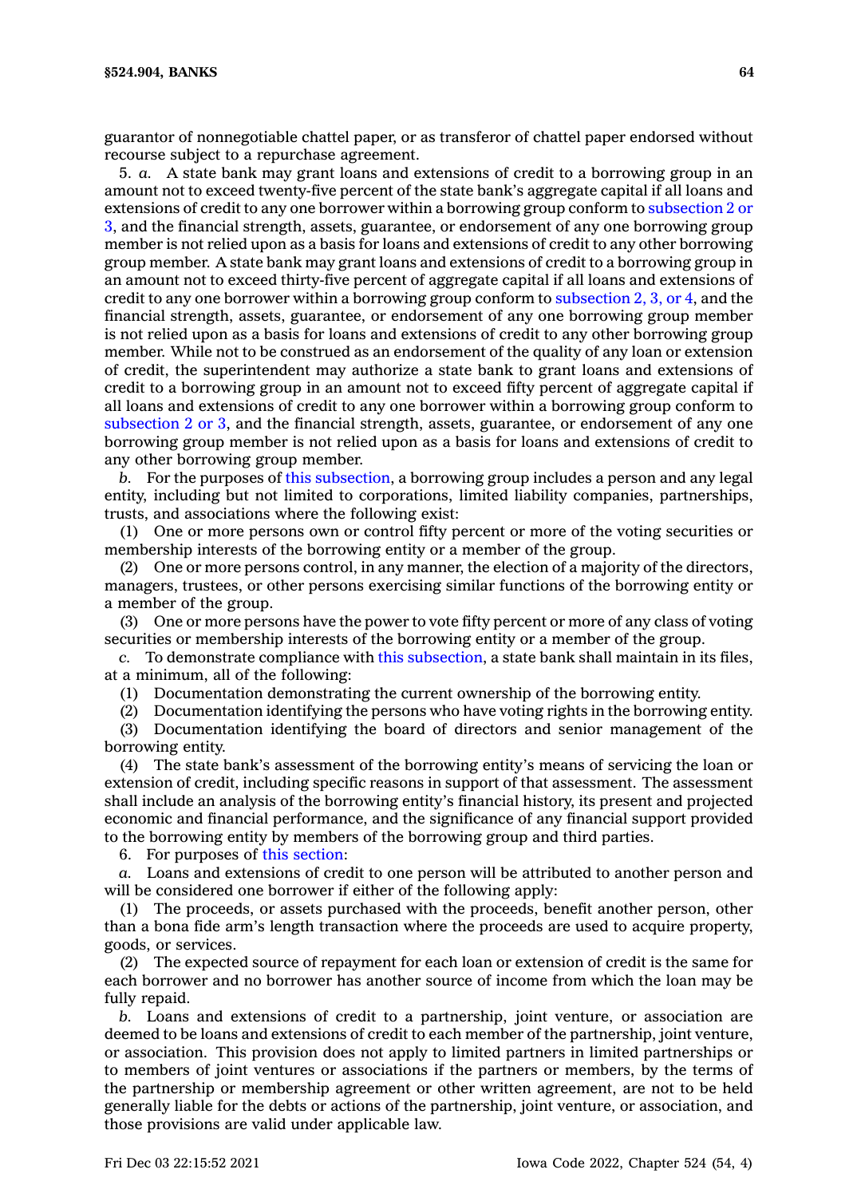guarantor of nonnegotiable chattel paper, or as transferor of chattel paper endorsed without recourse subject to a repurchase agreement.

5. *a.* A state bank may grant loans and extensions of credit to a borrowing group in an amount not to exceed twenty-five percent of the state bank's aggregate capital if all loans and extensions of credit to any one borrower within a borrowing group conform to subsection 2 or 3, and the financial strength, assets, guarantee, or endorsement of any one borrowing group member is not relied upon as a basis for loans and extensions of credit to any other borrowing group member. A state bank may grant loans and extensions of credit to a borrowing group in an amount not to exceed thirty-five percent of aggregate capital if all loans and extensions of credit to any one borrower within a borrowing group conform to subsection 2, 3, or 4, and the financial strength, assets, guarantee, or endorsement of any one borrowing group member is not relied upon as a basis for loans and extensions of credit to any other borrowing group member. While not to be construed as an endorsement of the quality of any loan or extension of credit, the superintendent may authorize a state bank to grant loans and extensions of credit to a borrowing group in an amount not to exceed fifty percent of aggregate capital if all loans and extensions of credit to any one borrower within a borrowing group conform to subsection 2 or 3, and the financial strength, assets, guarantee, or endorsement of any one borrowing group member is not relied upon as a basis for loans and extensions of credit to any other borrowing group member.

*b.* For the purposes of this subsection, a borrowing group includes a person and any legal entity, including but not limited to corporations, limited liability companies, partnerships, trusts, and associations where the following exist:

(1) One or more persons own or control fifty percent or more of the voting securities or membership interests of the borrowing entity or a member of the group.

(2) One or more persons control, in any manner, the election of a majority of the directors, managers, trustees, or other persons exercising similar functions of the borrowing entity or a member of the group.

(3) One or more persons have the power to vote fifty percent or more of any class of voting securities or membership interests of the borrowing entity or a member of the group.

*c.* To demonstrate compliance with this subsection, a state bank shall maintain in its files, at a minimum, all of the following:

(1) Documentation demonstrating the current ownership of the borrowing entity.

(2) Documentation identifying the persons who have voting rights in the borrowing entity.

(3) Documentation identifying the board of directors and senior management of the borrowing entity.

(4) The state bank's assessment of the borrowing entity's means of servicing the loan or extension of credit, including specific reasons in support of that assessment. The assessment shall include an analysis of the borrowing entity's financial history, its present and projected economic and financial performance, and the significance of any financial support provided to the borrowing entity by members of the borrowing group and third parties.

6. For purposes of this section:

*a.* Loans and extensions of credit to one person will be attributed to another person and will be considered one borrower if either of the following apply:

(1) The proceeds, or assets purchased with the proceeds, benefit another person, other than a bona fide arm's length transaction where the proceeds are used to acquire property, goods, or services.

(2) The expected source of repayment for each loan or extension of credit is the same for each borrower and no borrower has another source of income from which the loan may be fully repaid.

*b.* Loans and extensions of credit to a partnership, joint venture, or association are deemed to be loans and extensions of credit to each member of the partnership, joint venture, or association. This provision does not apply to limited partners in limited partnerships or to members of joint ventures or associations if the partners or members, by the terms of the partnership or membership agreement or other written agreement, are not to be held generally liable for the debts or actions of the partnership, joint venture, or association, and those provisions are valid under applicable law.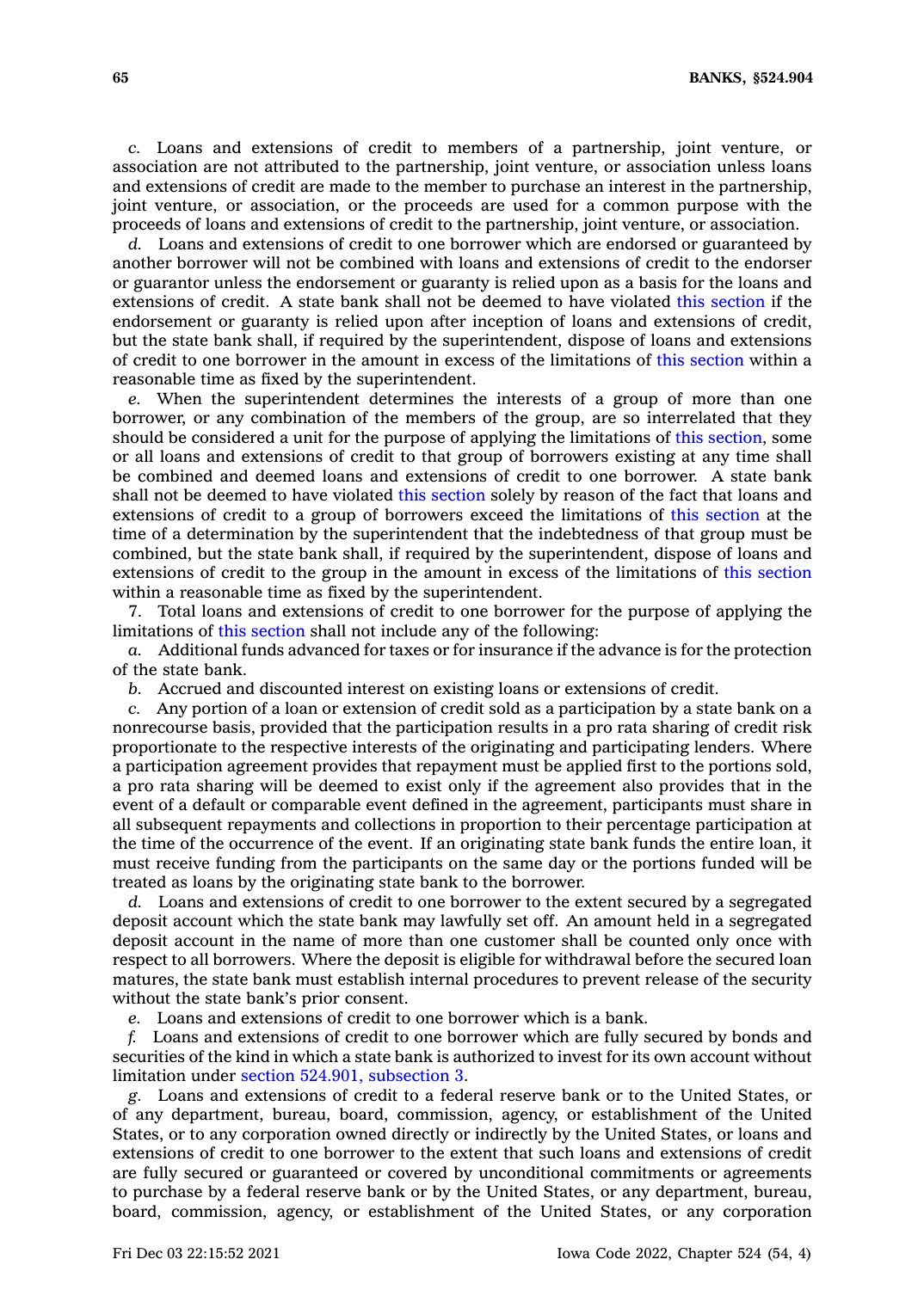*c.* Loans and extensions of credit to members of a partnership, joint venture, or association are not attributed to the partnership, joint venture, or association unless loans and extensions of credit are made to the member to purchase an interest in the partnership, joint venture, or association, or the proceeds are used for a common purpose with the proceeds of loans and extensions of credit to the partnership, joint venture, or association.

*d.* Loans and extensions of credit to one borrower which are endorsed or guaranteed by another borrower will not be combined with loans and extensions of credit to the endorser or guarantor unless the endorsement or guaranty is relied upon as a basis for the loans and extensions of credit. A state bank shall not be deemed to have violated this section if the endorsement or guaranty is relied upon after inception of loans and extensions of credit, but the state bank shall, if required by the superintendent, dispose of loans and extensions of credit to one borrower in the amount in excess of the limitations of this section within a reasonable time as fixed by the superintendent.

*e.* When the superintendent determines the interests of a group of more than one borrower, or any combination of the members of the group, are so interrelated that they should be considered a unit for the purpose of applying the limitations of this section, some or all loans and extensions of credit to that group of borrowers existing at any time shall be combined and deemed loans and extensions of credit to one borrower. A state bank shall not be deemed to have violated this section solely by reason of the fact that loans and extensions of credit to a group of borrowers exceed the limitations of this section at the time of a determination by the superintendent that the indebtedness of that group must be combined, but the state bank shall, if required by the superintendent, dispose of loans and extensions of credit to the group in the amount in excess of the limitations of this section within a reasonable time as fixed by the superintendent.

7. Total loans and extensions of credit to one borrower for the purpose of applying the limitations of this section shall not include any of the following:

*a.* Additional funds advanced for taxes or for insurance if the advance is for the protection of the state bank.

*b.* Accrued and discounted interest on existing loans or extensions of credit.

*c.* Any portion of a loan or extension of credit sold as a participation by a state bank on a nonrecourse basis, provided that the participation results in a pro rata sharing of credit risk proportionate to the respective interests of the originating and participating lenders. Where a participation agreement provides that repayment must be applied first to the portions sold, a pro rata sharing will be deemed to exist only if the agreement also provides that in the event of a default or comparable event defined in the agreement, participants must share in all subsequent repayments and collections in proportion to their percentage participation at the time of the occurrence of the event. If an originating state bank funds the entire loan, it must receive funding from the participants on the same day or the portions funded will be treated as loans by the originating state bank to the borrower.

*d.* Loans and extensions of credit to one borrower to the extent secured by a segregated deposit account which the state bank may lawfully set off. An amount held in a segregated deposit account in the name of more than one customer shall be counted only once with respect to all borrowers. Where the deposit is eligible for withdrawal before the secured loan matures, the state bank must establish internal procedures to prevent release of the security without the state bank's prior consent.

*e.* Loans and extensions of credit to one borrower which is a bank.

*f.* Loans and extensions of credit to one borrower which are fully secured by bonds and securities of the kind in which a state bank is authorized to invest for its own account without limitation under section 524.901, subsection 3.

*g.* Loans and extensions of credit to a federal reserve bank or to the United States, or of any department, bureau, board, commission, agency, or establishment of the United States, or to any corporation owned directly or indirectly by the United States, or loans and extensions of credit to one borrower to the extent that such loans and extensions of credit are fully secured or guaranteed or covered by unconditional commitments or agreements to purchase by a federal reserve bank or by the United States, or any department, bureau, board, commission, agency, or establishment of the United States, or any corporation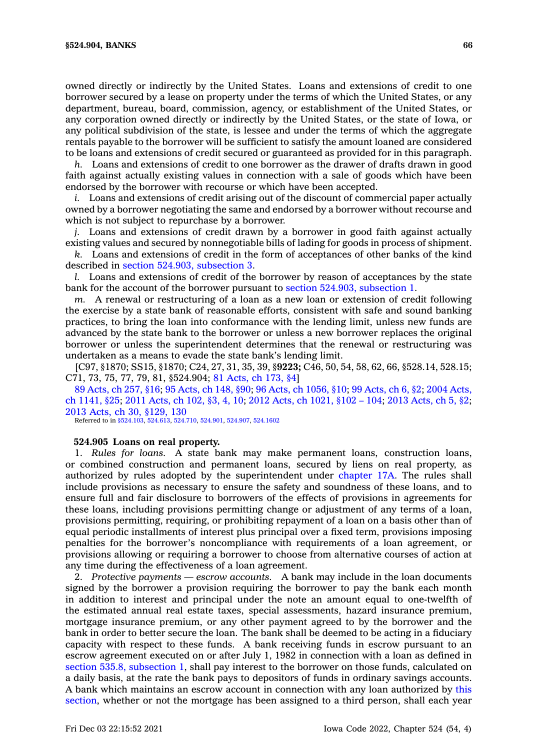owned directly or indirectly by the United States. Loans and extensions of credit to one borrower secured by a lease on property under the terms of which the United States, or any department, bureau, board, commission, agency, or establishment of the United States, or any corporation owned directly or indirectly by the United States, or the state of Iowa, or any political subdivision of the state, is lessee and under the terms of which the aggregate rentals payable to the borrower will be sufficient to satisfy the amount loaned are considered to be loans and extensions of credit secured or guaranteed as provided for in this paragraph.

*h.* Loans and extensions of credit to one borrower as the drawer of drafts drawn in good faith against actually existing values in connection with a sale of goods which have been endorsed by the borrower with recourse or which have been accepted.

*i.* Loans and extensions of credit arising out of the discount of commercial paper actually owned by a borrower negotiating the same and endorsed by a borrower without recourse and which is not subject to repurchase by a borrower.

*j.* Loans and extensions of credit drawn by a borrower in good faith against actually existing values and secured by nonnegotiable bills of lading for goods in process of shipment.

*k.* Loans and extensions of credit in the form of acceptances of other banks of the kind described in section 524.903, subsection 3.

*l.* Loans and extensions of credit of the borrower by reason of acceptances by the state bank for the account of the borrower pursuant to section 524.903, subsection 1.

*m.* A renewal or restructuring of a loan as a new loan or extension of credit following the exercise by a state bank of reasonable efforts, consistent with safe and sound banking practices, to bring the loan into conformance with the lending limit, unless new funds are advanced by the state bank to the borrower or unless a new borrower replaces the original borrower or unless the superintendent determines that the renewal or restructuring was undertaken as a means to evade the state bank's lending limit.

[C97, §1870; SS15, §1870; C24, 27, 31, 35, 39, §**9223;** C46, 50, 54, 58, 62, 66, §528.14, 528.15; C71, 73, 75, 77, 79, 81, §524.904; 81 Acts, ch 173, §4]

89 Acts, ch 257, §16; 95 Acts, ch 148, §90; 96 Acts, ch 1056, §10; 99 Acts, ch 6, §2; 2004 Acts, ch 1141, §25; 2011 Acts, ch 102, §3, 4, 10; 2012 Acts, ch 1021, §102 – 104; 2013 Acts, ch 5, §2; 2013 Acts, ch 30, §129, 130

Referred to in §524.103, 524.613, 524.710, 524.901, 524.907, 524.1602

**524.905 Loans on real property.**

1. *Rules for loans.* A state bank may make permanent loans, construction loans, or combined construction and permanent loans, secured by liens on real property, as authorized by rules adopted by the superintendent under chapter 17A. The rules shall include provisions as necessary to ensure the safety and soundness of these loans, and to ensure full and fair disclosure to borrowers of the effects of provisions in agreements for these loans, including provisions permitting change or adjustment of any terms of a loan, provisions permitting, requiring, or prohibiting repayment of a loan on a basis other than of equal periodic installments of interest plus principal over a fixed term, provisions imposing penalties for the borrower's noncompliance with requirements of a loan agreement, or provisions allowing or requiring a borrower to choose from alternative courses of action at any time during the effectiveness of a loan agreement.

2. *Protective payments — escrow accounts.* A bank may include in the loan documents signed by the borrower a provision requiring the borrower to pay the bank each month in addition to interest and principal under the note an amount equal to one-twelfth of the estimated annual real estate taxes, special assessments, hazard insurance premium, mortgage insurance premium, or any other payment agreed to by the borrower and the bank in order to better secure the loan. The bank shall be deemed to be acting in a fiduciary capacity with respect to these funds. A bank receiving funds in escrow pursuant to an escrow agreement executed on or after July 1, 1982 in connection with a loan as defined in section 535.8, subsection 1, shall pay interest to the borrower on those funds, calculated on a daily basis, at the rate the bank pays to depositors of funds in ordinary savings accounts. A bank which maintains an escrow account in connection with any loan authorized by this section, whether or not the mortgage has been assigned to a third person, shall each year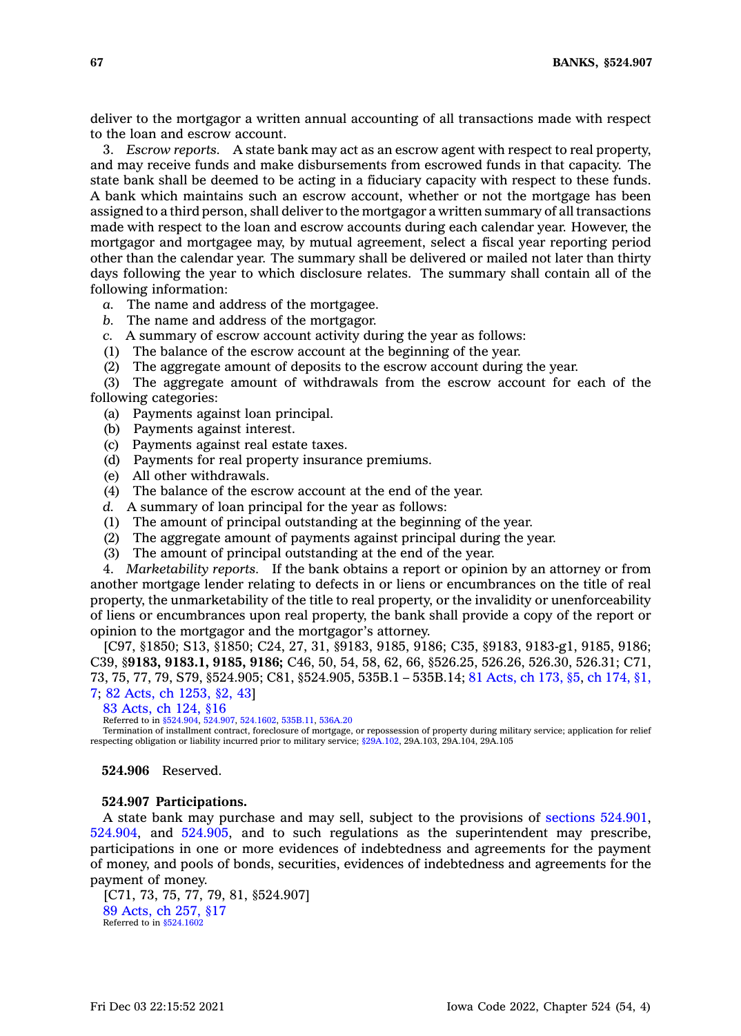deliver to the mortgagor a written annual accounting of all transactions made with respect to the loan and escrow account.

3. *Escrow reports.* A state bank may act as an escrow agent with respect to real property, and may receive funds and make disbursements from escrowed funds in that capacity. The state bank shall be deemed to be acting in a fiduciary capacity with respect to these funds. A bank which maintains such an escrow account, whether or not the mortgage has been assigned to a third person, shall deliver to the mortgagor a written summary of all transactions made with respect to the loan and escrow accounts during each calendar year. However, the mortgagor and mortgagee may, by mutual agreement, select a fiscal year reporting period other than the calendar year. The summary shall be delivered or mailed not later than thirty days following the year to which disclosure relates. The summary shall contain all of the following information:

*a.* The name and address of the mortgagee.

*b.* The name and address of the mortgagor.

*c.* A summary of escrow account activity during the year as follows:

(1) The balance of the escrow account at the beginning of the year.

(2) The aggregate amount of deposits to the escrow account during the year.

(3) The aggregate amount of withdrawals from the escrow account for each of the following categories:

(a) Payments against loan principal.

(b) Payments against interest.

(c) Payments against real estate taxes.

(d) Payments for real property insurance premiums.

(e) All other withdrawals.

(4) The balance of the escrow account at the end of the year.

*d.* A summary of loan principal for the year as follows:

(1) The amount of principal outstanding at the beginning of the year.

(2) The aggregate amount of payments against principal during the year.

(3) The amount of principal outstanding at the end of the year.

4. *Marketability reports.* If the bank obtains a report or opinion by an attorney or from another mortgage lender relating to defects in or liens or encumbrances on the title of real property, the unmarketability of the title to real property, or the invalidity or unenforceability of liens or encumbrances upon real property, the bank shall provide a copy of the report or opinion to the mortgagor and the mortgagor's attorney.

[C97, §1850; S13, §1850; C24, 27, 31, §9183, 9185, 9186; C35, §9183, 9183-g1, 9185, 9186; C39, §**9183, 9183.1, 9185, 9186;** C46, 50, 54, 58, 62, 66, §526.25, 526.26, 526.30, 526.31; C71, 73, 75, 77, 79, S79, §524.905; C81, §524.905, 535B.1 – 535B.14; 81 Acts, ch 173, §5, ch 174, §1, 7; 82 Acts, ch 1253, §2, 43]

83 Acts, ch 124, §16

Referred to in §524.904, 524.907, 524.1602, 535B.11, 536A.20

Termination of installment contract, foreclosure of mortgage, or repossession of property during military service; application for relief respecting obligation or liability incurred prior to military service; §29A.102, 29A.103, 29A.104, 29A.105

**524.906** Reserved.

**524.907 Participations.**

A state bank may purchase and may sell, subject to the provisions of sections 524.901, 524.904, and 524.905, and to such regulations as the superintendent may prescribe, participations in one or more evidences of indebtedness and agreements for the payment of money, and pools of bonds, securities, evidences of indebtedness and agreements for the payment of money.

[C71, 73, 75, 77, 79, 81, §524.907]

89 Acts, ch 257, §17

Referred to in §524.1602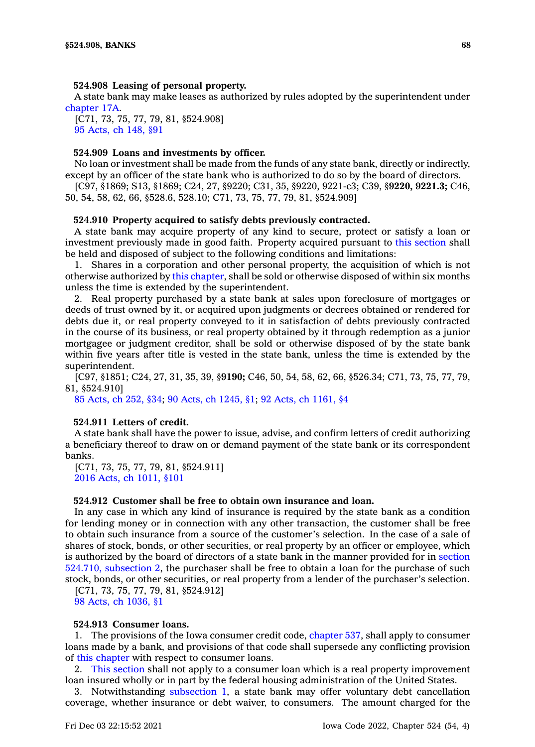**524.908 Leasing of personal property.**

A state bank may make leases as authorized by rules adopted by the superintendent under chapter 17A.

[C71, 73, 75, 77, 79, 81, §524.908]

95 Acts, ch 148, §91

**524.909 Loans and investments by officer.**

No loan or investment shall be made from the funds of any state bank, directly or indirectly, except by an officer of the state bank who is authorized to do so by the board of directors.

[C97, §1869; S13, §1869; C24, 27, §9220; C31, 35, §9220, 9221-c3; C39, §**9220, 9221.3;** C46, 50, 54, 58, 62, 66, §528.6, 528.10; C71, 73, 75, 77, 79, 81, §524.909]

**524.910 Property acquired to satisfy debts previously contracted.**

A state bank may acquire property of any kind to secure, protect or satisfy a loan or investment previously made in good faith. Property acquired pursuant to this section shall be held and disposed of subject to the following conditions and limitations:

1. Shares in a corporation and other personal property, the acquisition of which is not otherwise authorized by this chapter, shall be sold or otherwise disposed of within six months unless the time is extended by the superintendent.

2. Real property purchased by a state bank at sales upon foreclosure of mortgages or deeds of trust owned by it, or acquired upon judgments or decrees obtained or rendered for debts due it, or real property conveyed to it in satisfaction of debts previously contracted in the course of its business, or real property obtained by it through redemption as a junior mortgagee or judgment creditor, shall be sold or otherwise disposed of by the state bank within five years after title is vested in the state bank, unless the time is extended by the superintendent.

[C97, §1851; C24, 27, 31, 35, 39, §**9190;** C46, 50, 54, 58, 62, 66, §526.34; C71, 73, 75, 77, 79, 81, §524.910]

85 Acts, ch 252, §34; 90 Acts, ch 1245, §1; 92 Acts, ch 1161, §4

**524.911 Letters of credit.**

A state bank shall have the power to issue, advise, and confirm letters of credit authorizing a beneficiary thereof to draw on or demand payment of the state bank or its correspondent banks.

[C71, 73, 75, 77, 79, 81, §524.911]

2016 Acts, ch 1011, §101

**524.912 Customer shall be free to obtain own insurance and loan.**

In any case in which any kind of insurance is required by the state bank as a condition for lending money or in connection with any other transaction, the customer shall be free to obtain such insurance from a source of the customer's selection. In the case of a sale of shares of stock, bonds, or other securities, or real property by an officer or employee, which is authorized by the board of directors of a state bank in the manner provided for in section 524.710, subsection 2, the purchaser shall be free to obtain a loan for the purchase of such stock, bonds, or other securities, or real property from a lender of the purchaser's selection.

[C71, 73, 75, 77, 79, 81, §524.912]

98 Acts, ch 1036, §1

**524.913 Consumer loans.**

1. The provisions of the Iowa consumer credit code, chapter 537, shall apply to consumer loans made by a bank, and provisions of that code shall supersede any conflicting provision of this chapter with respect to consumer loans.

2. This section shall not apply to a consumer loan which is a real property improvement loan insured wholly or in part by the federal housing administration of the United States.

3. Notwithstanding subsection 1, a state bank may offer voluntary debt cancellation coverage, whether insurance or debt waiver, to consumers. The amount charged for the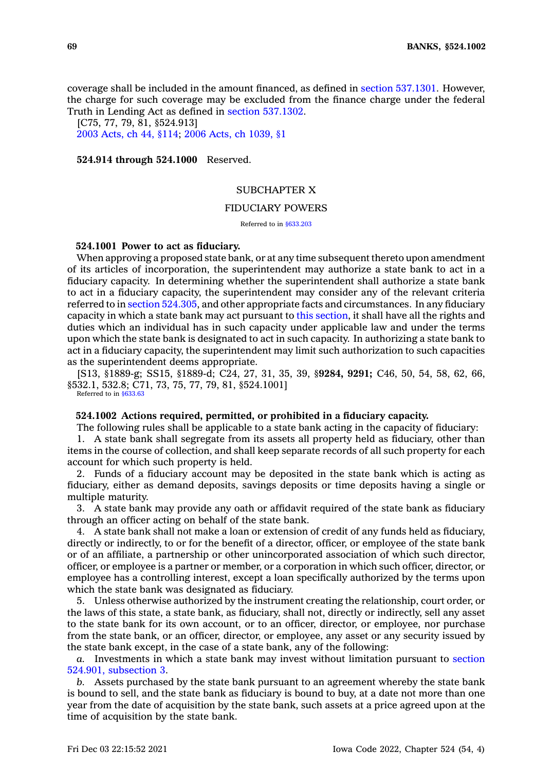coverage shall be included in the amount financed, as defined in section 537.1301. However, the charge for such coverage may be excluded from the finance charge under the federal Truth in Lending Act as defined in section 537.1302.

[C75, 77, 79, 81, §524.913]

2003 Acts, ch 44, §114; 2006 Acts, ch 1039, §1

**524.914 through 524.1000** Reserved.

## SUBCHAPTER X

## FIDUCIARY POWERS

Referred to in §633.203

**524.1001 Power to act as fiduciary.**

When approving a proposed state bank, or at any time subsequent thereto upon amendment of its articles of incorporation, the superintendent may authorize a state bank to act in a fiduciary capacity. In determining whether the superintendent shall authorize a state bank to act in a fiduciary capacity, the superintendent may consider any of the relevant criteria referred to in section 524.305, and other appropriate facts and circumstances. In any fiduciary capacity in which a state bank may act pursuant to this section, it shall have all the rights and duties which an individual has in such capacity under applicable law and under the terms upon which the state bank is designated to act in such capacity. In authorizing a state bank to act in a fiduciary capacity, the superintendent may limit such authorization to such capacities as the superintendent deems appropriate.

[S13, §1889-g; SS15, §1889-d; C24, 27, 31, 35, 39, §**9284, 9291;** C46, 50, 54, 58, 62, 66, §532.1, 532.8; C71, 73, 75, 77, 79, 81, §524.1001]

Referred to in §633.63

**524.1002 Actions required, permitted, or prohibited in a fiduciary capacity.**

The following rules shall be applicable to a state bank acting in the capacity of fiduciary:

1. A state bank shall segregate from its assets all property held as fiduciary, other than items in the course of collection, and shall keep separate records of all such property for each account for which such property is held.

2. Funds of a fiduciary account may be deposited in the state bank which is acting as fiduciary, either as demand deposits, savings deposits or time deposits having a single or multiple maturity.

3. A state bank may provide any oath or affidavit required of the state bank as fiduciary through an officer acting on behalf of the state bank.

4. A state bank shall not make a loan or extension of credit of any funds held as fiduciary, directly or indirectly, to or for the benefit of a director, officer, or employee of the state bank or of an affiliate, a partnership or other unincorporated association of which such director, officer, or employee is a partner or member, or a corporation in which such officer, director, or employee has a controlling interest, except a loan specifically authorized by the terms upon which the state bank was designated as fiduciary.

5. Unless otherwise authorized by the instrument creating the relationship, court order, or the laws of this state, a state bank, as fiduciary, shall not, directly or indirectly, sell any asset to the state bank for its own account, or to an officer, director, or employee, nor purchase from the state bank, or an officer, director, or employee, any asset or any security issued by the state bank except, in the case of a state bank, any of the following:

*a.* Investments in which a state bank may invest without limitation pursuant to section 524.901, subsection 3.

*b.* Assets purchased by the state bank pursuant to an agreement whereby the state bank is bound to sell, and the state bank as fiduciary is bound to buy, at a date not more than one year from the date of acquisition by the state bank, such assets at a price agreed upon at the time of acquisition by the state bank.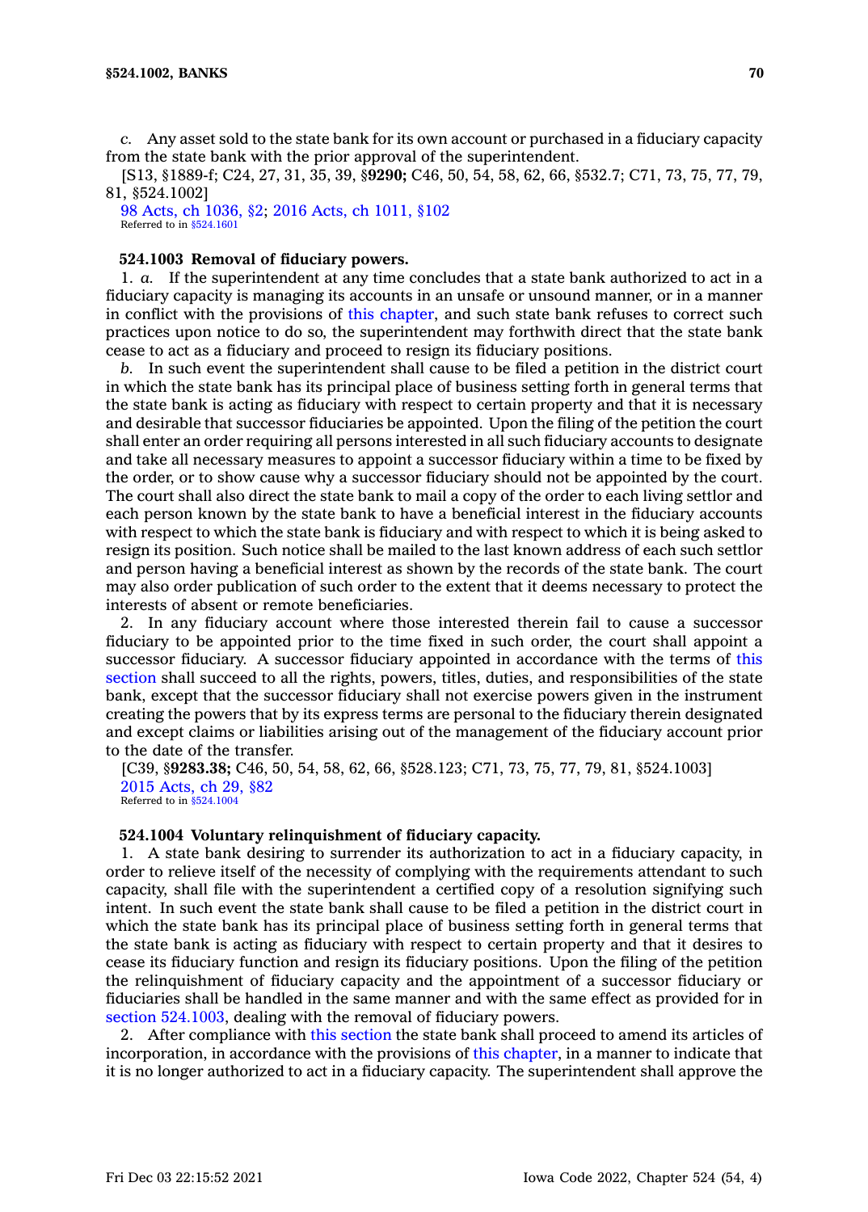*c.* Any asset sold to the state bank for its own account or purchased in a fiduciary capacity from the state bank with the prior approval of the superintendent.

[S13, §1889-f; C24, 27, 31, 35, 39, §**9290;** C46, 50, 54, 58, 62, 66, §532.7; C71, 73, 75, 77, 79, 81, §524.1002]

98 Acts, ch 1036, §2; 2016 Acts, ch 1011, §102
Referred to in §524.1601

**524.1003 Removal of fiduciary powers.**

1. *a.* If the superintendent at any time concludes that a state bank authorized to act in a fiduciary capacity is managing its accounts in an unsafe or unsound manner, or in a manner in conflict with the provisions of this chapter, and such state bank refuses to correct such practices upon notice to do so, the superintendent may forthwith direct that the state bank cease to act as a fiduciary and proceed to resign its fiduciary positions.

*b.* In such event the superintendent shall cause to be filed a petition in the district court in which the state bank has its principal place of business setting forth in general terms that the state bank is acting as fiduciary with respect to certain property and that it is necessary and desirable that successor fiduciaries be appointed. Upon the filing of the petition the court shall enter an order requiring all persons interested in all such fiduciary accounts to designate and take all necessary measures to appoint a successor fiduciary within a time to be fixed by the order, or to show cause why a successor fiduciary should not be appointed by the court. The court shall also direct the state bank to mail a copy of the order to each living settlor and each person known by the state bank to have a beneficial interest in the fiduciary accounts with respect to which the state bank is fiduciary and with respect to which it is being asked to resign its position. Such notice shall be mailed to the last known address of each such settlor and person having a beneficial interest as shown by the records of the state bank. The court may also order publication of such order to the extent that it deems necessary to protect the interests of absent or remote beneficiaries.

2. In any fiduciary account where those interested therein fail to cause a successor fiduciary to be appointed prior to the time fixed in such order, the court shall appoint a successor fiduciary. A successor fiduciary appointed in accordance with the terms of this section shall succeed to all the rights, powers, titles, duties, and responsibilities of the state bank, except that the successor fiduciary shall not exercise powers given in the instrument creating the powers that by its express terms are personal to the fiduciary therein designated and except claims or liabilities arising out of the management of the fiduciary account prior to the date of the transfer.

[C39, §**9283.38;** C46, 50, 54, 58, 62, 66, §528.123; C71, 73, 75, 77, 79, 81, §524.1003]

2015 Acts, ch 29, §82
Referred to in §524.1004

**524.1004 Voluntary relinquishment of fiduciary capacity.**

1. A state bank desiring to surrender its authorization to act in a fiduciary capacity, in order to relieve itself of the necessity of complying with the requirements attendant to such capacity, shall file with the superintendent a certified copy of a resolution signifying such intent. In such event the state bank shall cause to be filed a petition in the district court in which the state bank has its principal place of business setting forth in general terms that the state bank is acting as fiduciary with respect to certain property and that it desires to cease its fiduciary function and resign its fiduciary positions. Upon the filing of the petition the relinquishment of fiduciary capacity and the appointment of a successor fiduciary or fiduciaries shall be handled in the same manner and with the same effect as provided for in section 524.1003, dealing with the removal of fiduciary powers.

2. After compliance with this section the state bank shall proceed to amend its articles of incorporation, in accordance with the provisions of this chapter, in a manner to indicate that it is no longer authorized to act in a fiduciary capacity. The superintendent shall approve the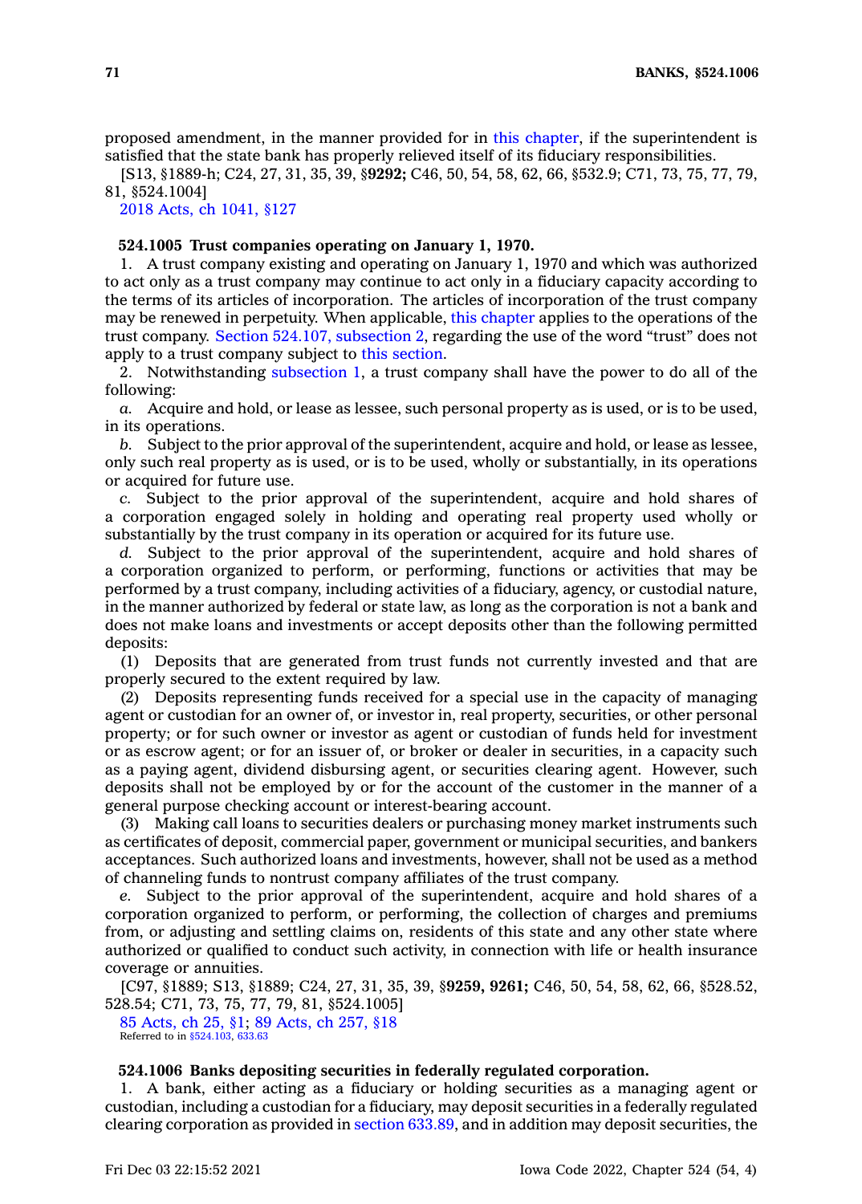proposed amendment, in the manner provided for in this chapter, if the superintendent is satisfied that the state bank has properly relieved itself of its fiduciary responsibilities.

[S13, §1889-h; C24, 27, 31, 35, 39, §**9292;** C46, 50, 54, 58, 62, 66, §532.9; C71, 73, 75, 77, 79, 81, §524.1004]

2018 Acts, ch 1041, §127

**524.1005 Trust companies operating on January 1, 1970.**

1. A trust company existing and operating on January 1, 1970 and which was authorized to act only as a trust company may continue to act only in a fiduciary capacity according to the terms of its articles of incorporation. The articles of incorporation of the trust company may be renewed in perpetuity. When applicable, this chapter applies to the operations of the trust company. Section 524.107, subsection 2, regarding the use of the word "trust" does not apply to a trust company subject to this section.

2. Notwithstanding subsection 1, a trust company shall have the power to do all of the following:

*a.* Acquire and hold, or lease as lessee, such personal property as is used, or is to be used, in its operations.

*b.* Subject to the prior approval of the superintendent, acquire and hold, or lease as lessee, only such real property as is used, or is to be used, wholly or substantially, in its operations or acquired for future use.

*c.* Subject to the prior approval of the superintendent, acquire and hold shares of a corporation engaged solely in holding and operating real property used wholly or substantially by the trust company in its operation or acquired for its future use.

*d.* Subject to the prior approval of the superintendent, acquire and hold shares of a corporation organized to perform, or performing, functions or activities that may be performed by a trust company, including activities of a fiduciary, agency, or custodial nature, in the manner authorized by federal or state law, as long as the corporation is not a bank and does not make loans and investments or accept deposits other than the following permitted deposits:

(1) Deposits that are generated from trust funds not currently invested and that are properly secured to the extent required by law.

(2) Deposits representing funds received for a special use in the capacity of managing agent or custodian for an owner of, or investor in, real property, securities, or other personal property; or for such owner or investor as agent or custodian of funds held for investment or as escrow agent; or for an issuer of, or broker or dealer in securities, in a capacity such as a paying agent, dividend disbursing agent, or securities clearing agent. However, such deposits shall not be employed by or for the account of the customer in the manner of a general purpose checking account or interest-bearing account.

(3) Making call loans to securities dealers or purchasing money market instruments such as certificates of deposit, commercial paper, government or municipal securities, and bankers acceptances. Such authorized loans and investments, however, shall not be used as a method of channeling funds to nontrust company affiliates of the trust company.

*e.* Subject to the prior approval of the superintendent, acquire and hold shares of a corporation organized to perform, or performing, the collection of charges and premiums from, or adjusting and settling claims on, residents of this state and any other state where authorized or qualified to conduct such activity, in connection with life or health insurance coverage or annuities.

[C97, §1889; S13, §1889; C24, 27, 31, 35, 39, §**9259, 9261;** C46, 50, 54, 58, 62, 66, §528.52, 528.54; C71, 73, 75, 77, 79, 81, §524.1005]

85 Acts, ch 25, §1; 89 Acts, ch 257, §18

Referred to in §524.103, 633.63

**524.1006 Banks depositing securities in federally regulated corporation.**

1. A bank, either acting as a fiduciary or holding securities as a managing agent or custodian, including a custodian for a fiduciary, may deposit securities in a federally regulated clearing corporation as provided in section 633.89, and in addition may deposit securities, the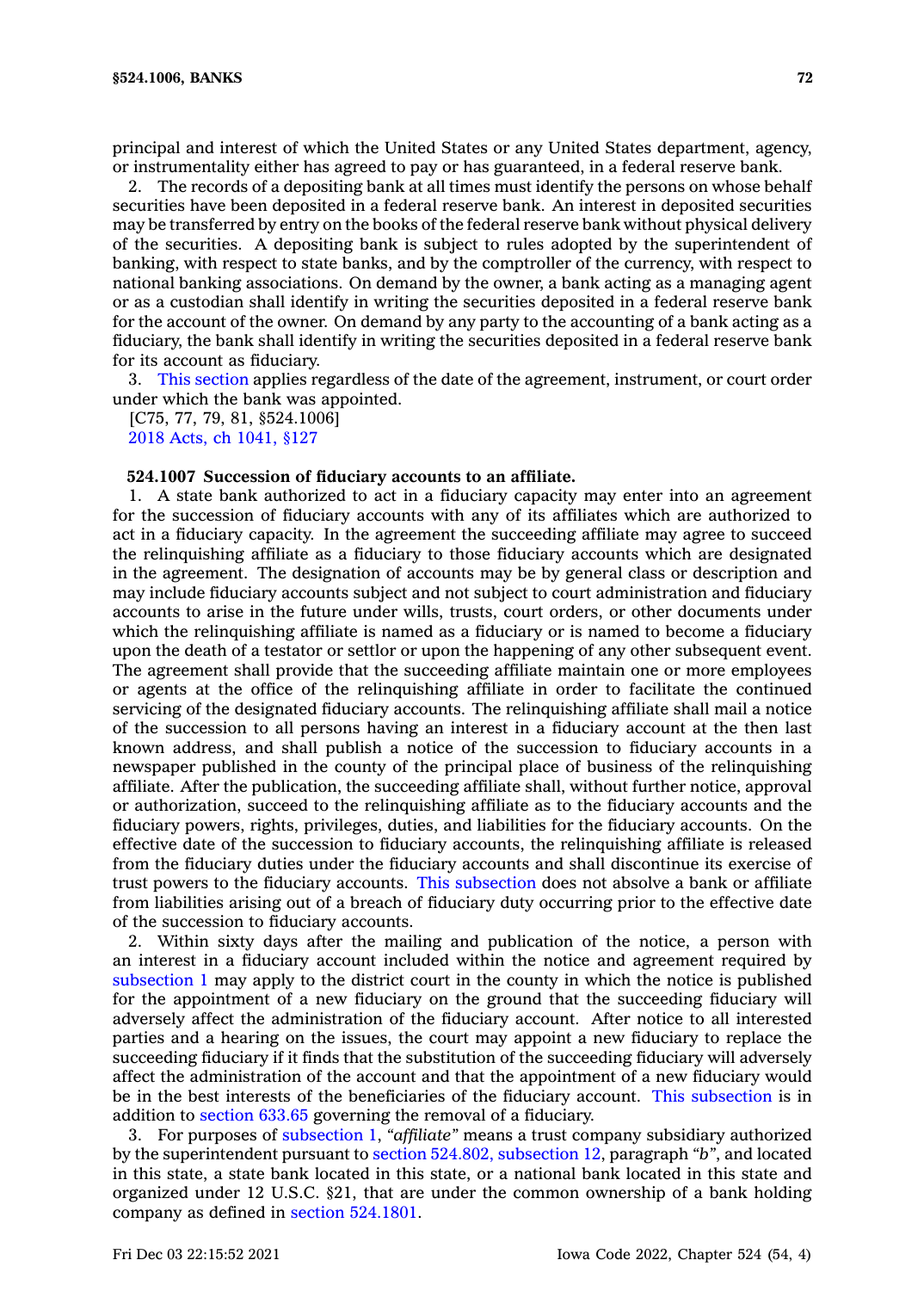principal and interest of which the United States or any United States department, agency, or instrumentality either has agreed to pay or has guaranteed, in a federal reserve bank.

2. The records of a depositing bank at all times must identify the persons on whose behalf securities have been deposited in a federal reserve bank. An interest in deposited securities may be transferred by entry on the books of the federal reserve bank without physical delivery of the securities. A depositing bank is subject to rules adopted by the superintendent of banking, with respect to state banks, and by the comptroller of the currency, with respect to national banking associations. On demand by the owner, a bank acting as a managing agent or as a custodian shall identify in writing the securities deposited in a federal reserve bank for the account of the owner. On demand by any party to the accounting of a bank acting as a fiduciary, the bank shall identify in writing the securities deposited in a federal reserve bank for its account as fiduciary.

3. This section applies regardless of the date of the agreement, instrument, or court order under which the bank was appointed.

[C75, 77, 79, 81, §524.1006]

2018 Acts, ch 1041, §127

**524.1007 Succession of fiduciary accounts to an affiliate.**

1. A state bank authorized to act in a fiduciary capacity may enter into an agreement for the succession of fiduciary accounts with any of its affiliates which are authorized to act in a fiduciary capacity. In the agreement the succeeding affiliate may agree to succeed the relinquishing affiliate as a fiduciary to those fiduciary accounts which are designated in the agreement. The designation of accounts may be by general class or description and may include fiduciary accounts subject and not subject to court administration and fiduciary accounts to arise in the future under wills, trusts, court orders, or other documents under which the relinquishing affiliate is named as a fiduciary or is named to become a fiduciary upon the death of a testator or settlor or upon the happening of any other subsequent event. The agreement shall provide that the succeeding affiliate maintain one or more employees or agents at the office of the relinquishing affiliate in order to facilitate the continued servicing of the designated fiduciary accounts. The relinquishing affiliate shall mail a notice of the succession to all persons having an interest in a fiduciary account at the then last known address, and shall publish a notice of the succession to fiduciary accounts in a newspaper published in the county of the principal place of business of the relinquishing affiliate. After the publication, the succeeding affiliate shall, without further notice, approval or authorization, succeed to the relinquishing affiliate as to the fiduciary accounts and the fiduciary powers, rights, privileges, duties, and liabilities for the fiduciary accounts. On the effective date of the succession to fiduciary accounts, the relinquishing affiliate is released from the fiduciary duties under the fiduciary accounts and shall discontinue its exercise of trust powers to the fiduciary accounts. This subsection does not absolve a bank or affiliate from liabilities arising out of a breach of fiduciary duty occurring prior to the effective date of the succession to fiduciary accounts.

2. Within sixty days after the mailing and publication of the notice, a person with an interest in a fiduciary account included within the notice and agreement required by subsection 1 may apply to the district court in the county in which the notice is published for the appointment of a new fiduciary on the ground that the succeeding fiduciary will adversely affect the administration of the fiduciary account. After notice to all interested parties and a hearing on the issues, the court may appoint a new fiduciary to replace the succeeding fiduciary if it finds that the substitution of the succeeding fiduciary will adversely affect the administration of the account and that the appointment of a new fiduciary would be in the best interests of the beneficiaries of the fiduciary account. This subsection is in addition to section 633.65 governing the removal of a fiduciary.

3. For purposes of subsection 1, *"affiliate"* means a trust company subsidiary authorized by the superintendent pursuant to section 524.802, subsection 12, paragraph *"b"*, and located in this state, a state bank located in this state, or a national bank located in this state and organized under 12 U.S.C. §21, that are under the common ownership of a bank holding company as defined in section 524.1801.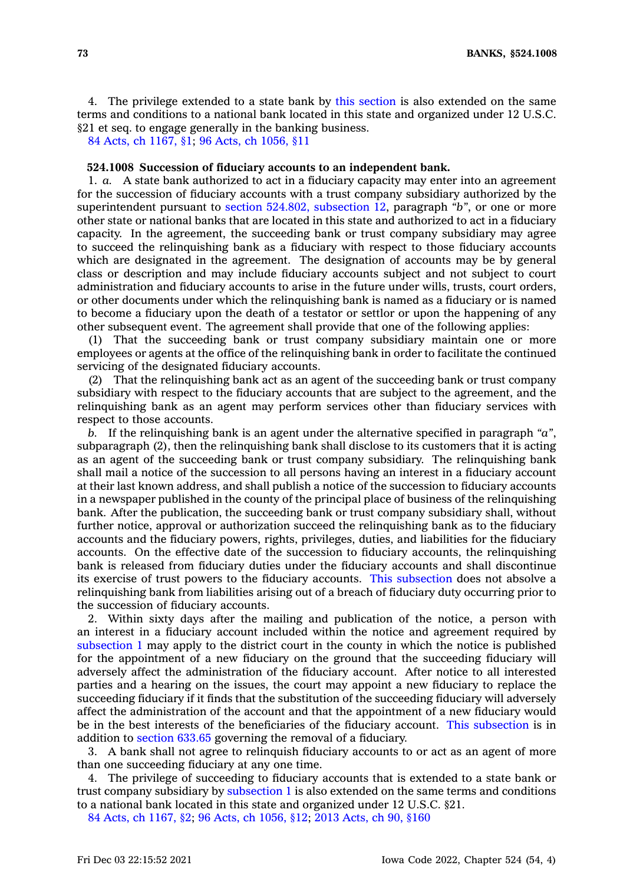4. The privilege extended to a state bank by this section is also extended on the same terms and conditions to a national bank located in this state and organized under 12 U.S.C. §21 et seq. to engage generally in the banking business.

84 Acts, ch 1167, §1; 96 Acts, ch 1056, §11

**524.1008 Succession of fiduciary accounts to an independent bank.**

1. *a.* A state bank authorized to act in a fiduciary capacity may enter into an agreement for the succession of fiduciary accounts with a trust company subsidiary authorized by the superintendent pursuant to section 524.802, subsection 12, paragraph *"b"*, or one or more other state or national banks that are located in this state and authorized to act in a fiduciary capacity. In the agreement, the succeeding bank or trust company subsidiary may agree to succeed the relinquishing bank as a fiduciary with respect to those fiduciary accounts which are designated in the agreement. The designation of accounts may be by general class or description and may include fiduciary accounts subject and not subject to court administration and fiduciary accounts to arise in the future under wills, trusts, court orders, or other documents under which the relinquishing bank is named as a fiduciary or is named to become a fiduciary upon the death of a testator or settlor or upon the happening of any other subsequent event. The agreement shall provide that one of the following applies:

(1) That the succeeding bank or trust company subsidiary maintain one or more employees or agents at the office of the relinquishing bank in order to facilitate the continued servicing of the designated fiduciary accounts.

(2) That the relinquishing bank act as an agent of the succeeding bank or trust company subsidiary with respect to the fiduciary accounts that are subject to the agreement, and the relinquishing bank as an agent may perform services other than fiduciary services with respect to those accounts.

*b.* If the relinquishing bank is an agent under the alternative specified in paragraph *"a"*, subparagraph (2), then the relinquishing bank shall disclose to its customers that it is acting as an agent of the succeeding bank or trust company subsidiary. The relinquishing bank shall mail a notice of the succession to all persons having an interest in a fiduciary account at their last known address, and shall publish a notice of the succession to fiduciary accounts in a newspaper published in the county of the principal place of business of the relinquishing bank. After the publication, the succeeding bank or trust company subsidiary shall, without further notice, approval or authorization succeed the relinquishing bank as to the fiduciary accounts and the fiduciary powers, rights, privileges, duties, and liabilities for the fiduciary accounts. On the effective date of the succession to fiduciary accounts, the relinquishing bank is released from fiduciary duties under the fiduciary accounts and shall discontinue its exercise of trust powers to the fiduciary accounts. This subsection does not absolve a relinquishing bank from liabilities arising out of a breach of fiduciary duty occurring prior to the succession of fiduciary accounts.

2. Within sixty days after the mailing and publication of the notice, a person with an interest in a fiduciary account included within the notice and agreement required by subsection 1 may apply to the district court in the county in which the notice is published for the appointment of a new fiduciary on the ground that the succeeding fiduciary will adversely affect the administration of the fiduciary account. After notice to all interested parties and a hearing on the issues, the court may appoint a new fiduciary to replace the succeeding fiduciary if it finds that the substitution of the succeeding fiduciary will adversely affect the administration of the account and that the appointment of a new fiduciary would be in the best interests of the beneficiaries of the fiduciary account. This subsection is in addition to section 633.65 governing the removal of a fiduciary.

3. A bank shall not agree to relinquish fiduciary accounts to or act as an agent of more than one succeeding fiduciary at any one time.

4. The privilege of succeeding to fiduciary accounts that is extended to a state bank or trust company subsidiary by subsection 1 is also extended on the same terms and conditions to a national bank located in this state and organized under 12 U.S.C. §21.

84 Acts, ch 1167, §2; 96 Acts, ch 1056, §12; 2013 Acts, ch 90, §160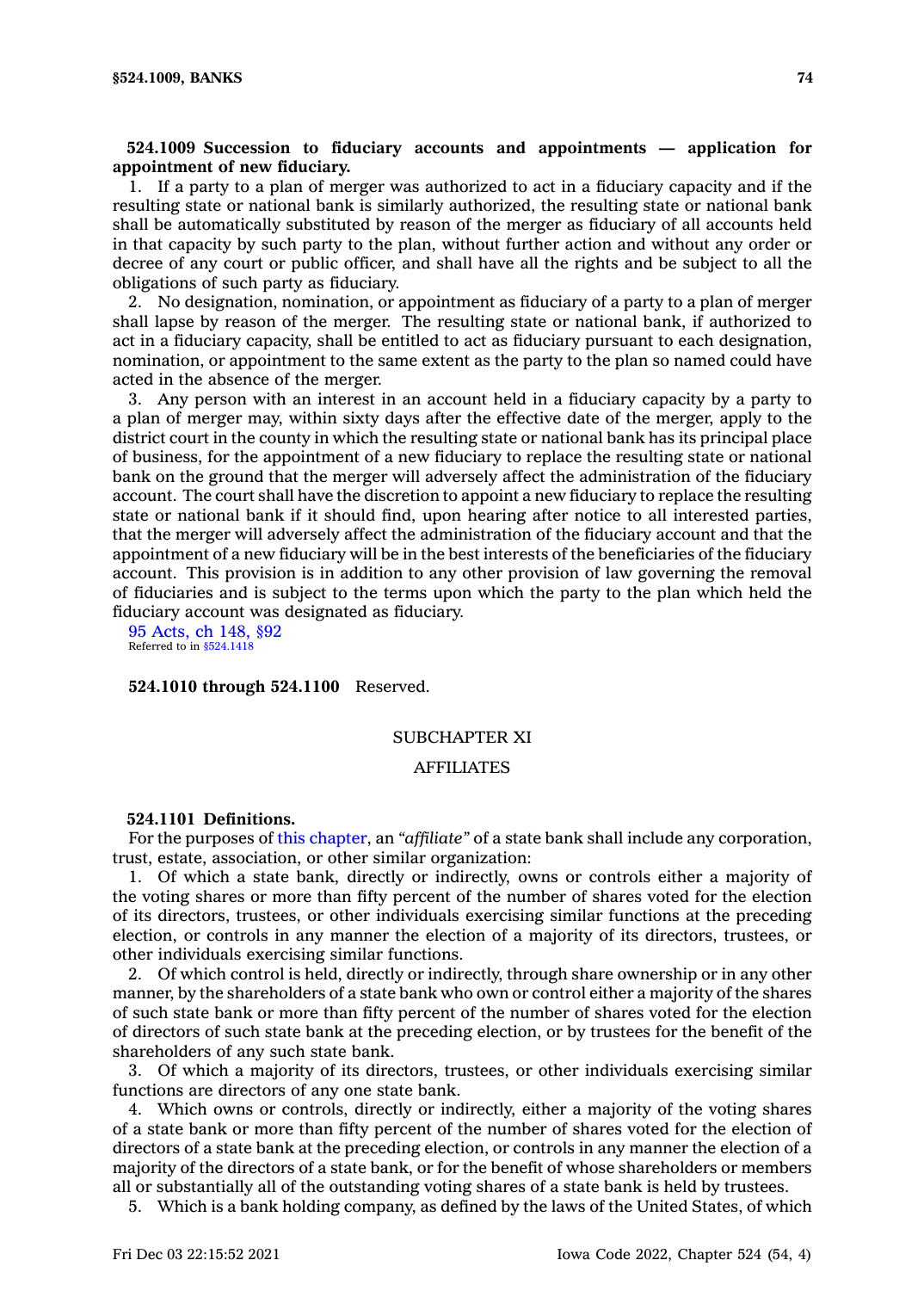**524.1009 Succession to fiduciary accounts and appointments — application for appointment of new fiduciary.**

1. If a party to a plan of merger was authorized to act in a fiduciary capacity and if the resulting state or national bank is similarly authorized, the resulting state or national bank shall be automatically substituted by reason of the merger as fiduciary of all accounts held in that capacity by such party to the plan, without further action and without any order or decree of any court or public officer, and shall have all the rights and be subject to all the obligations of such party as fiduciary.

2. No designation, nomination, or appointment as fiduciary of a party to a plan of merger shall lapse by reason of the merger. The resulting state or national bank, if authorized to act in a fiduciary capacity, shall be entitled to act as fiduciary pursuant to each designation, nomination, or appointment to the same extent as the party to the plan so named could have acted in the absence of the merger.

3. Any person with an interest in an account held in a fiduciary capacity by a party to a plan of merger may, within sixty days after the effective date of the merger, apply to the district court in the county in which the resulting state or national bank has its principal place of business, for the appointment of a new fiduciary to replace the resulting state or national bank on the ground that the merger will adversely affect the administration of the fiduciary account. The court shall have the discretion to appoint a new fiduciary to replace the resulting state or national bank if it should find, upon hearing after notice to all interested parties, that the merger will adversely affect the administration of the fiduciary account and that the appointment of a new fiduciary will be in the best interests of the beneficiaries of the fiduciary account. This provision is in addition to any other provision of law governing the removal of fiduciaries and is subject to the terms upon which the party to the plan which held the fiduciary account was designated as fiduciary.

95 Acts, ch 148, §92
Referred to in §524.1418

**524.1010 through 524.1100** Reserved.

SUBCHAPTER XI

AFFILIATES

**524.1101 Definitions.**

For the purposes of this chapter, an *"affiliate"* of a state bank shall include any corporation, trust, estate, association, or other similar organization:

1. Of which a state bank, directly or indirectly, owns or controls either a majority of the voting shares or more than fifty percent of the number of shares voted for the election of its directors, trustees, or other individuals exercising similar functions at the preceding election, or controls in any manner the election of a majority of its directors, trustees, or other individuals exercising similar functions.

2. Of which control is held, directly or indirectly, through share ownership or in any other manner, by the shareholders of a state bank who own or control either a majority of the shares of such state bank or more than fifty percent of the number of shares voted for the election of directors of such state bank at the preceding election, or by trustees for the benefit of the shareholders of any such state bank.

3. Of which a majority of its directors, trustees, or other individuals exercising similar functions are directors of any one state bank.

4. Which owns or controls, directly or indirectly, either a majority of the voting shares of a state bank or more than fifty percent of the number of shares voted for the election of directors of a state bank at the preceding election, or controls in any manner the election of a majority of the directors of a state bank, or for the benefit of whose shareholders or members all or substantially all of the outstanding voting shares of a state bank is held by trustees.

5. Which is a bank holding company, as defined by the laws of the United States, of which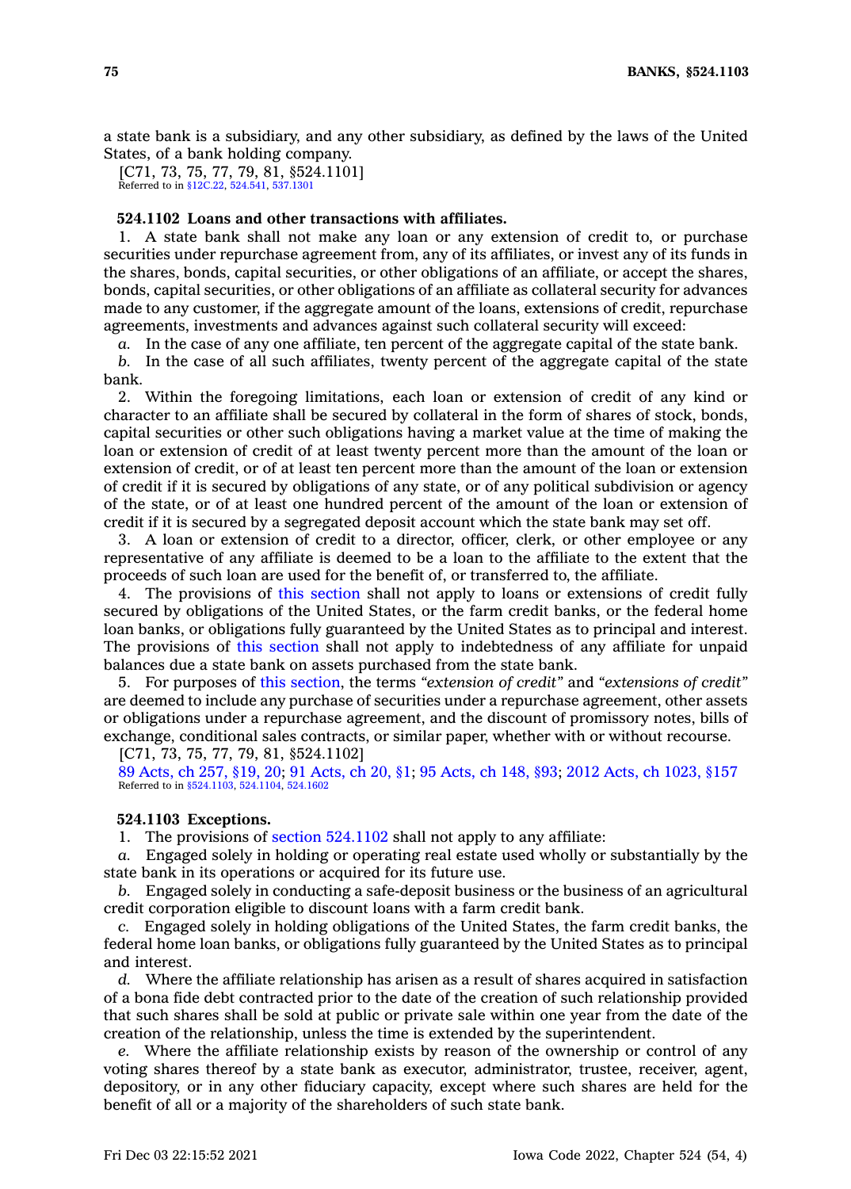a state bank is a subsidiary, and any other subsidiary, as defined by the laws of the United States, of a bank holding company.

[C71, 73, 75, 77, 79, 81, §524.1101]

Referred to in §12C.22, 524.541, 537.1301

**524.1102 Loans and other transactions with affiliates.**

1. A state bank shall not make any loan or any extension of credit to, or purchase securities under repurchase agreement from, any of its affiliates, or invest any of its funds in the shares, bonds, capital securities, or other obligations of an affiliate, or accept the shares, bonds, capital securities, or other obligations of an affiliate as collateral security for advances made to any customer, if the aggregate amount of the loans, extensions of credit, repurchase agreements, investments and advances against such collateral security will exceed:

*a.* In the case of any one affiliate, ten percent of the aggregate capital of the state bank.

*b.* In the case of all such affiliates, twenty percent of the aggregate capital of the state bank.

2. Within the foregoing limitations, each loan or extension of credit of any kind or character to an affiliate shall be secured by collateral in the form of shares of stock, bonds, capital securities or other such obligations having a market value at the time of making the loan or extension of credit of at least twenty percent more than the amount of the loan or extension of credit, or of at least ten percent more than the amount of the loan or extension of credit if it is secured by obligations of any state, or of any political subdivision or agency of the state, or of at least one hundred percent of the amount of the loan or extension of credit if it is secured by a segregated deposit account which the state bank may set off.

3. A loan or extension of credit to a director, officer, clerk, or other employee or any representative of any affiliate is deemed to be a loan to the affiliate to the extent that the proceeds of such loan are used for the benefit of, or transferred to, the affiliate.

4. The provisions of this section shall not apply to loans or extensions of credit fully secured by obligations of the United States, or the farm credit banks, or the federal home loan banks, or obligations fully guaranteed by the United States as to principal and interest. The provisions of this section shall not apply to indebtedness of any affiliate for unpaid balances due a state bank on assets purchased from the state bank.

5. For purposes of this section, the terms *"extension of credit"* and *"extensions of credit"* are deemed to include any purchase of securities under a repurchase agreement, other assets or obligations under a repurchase agreement, and the discount of promissory notes, bills of exchange, conditional sales contracts, or similar paper, whether with or without recourse.

[C71, 73, 75, 77, 79, 81, §524.1102]

89 Acts, ch 257, §19, 20; 91 Acts, ch 20, §1; 95 Acts, ch 148, §93; 2012 Acts, ch 1023, §157

Referred to in §524.1103, 524.1104, 524.1602

**524.1103 Exceptions.**

1. The provisions of section 524.1102 shall not apply to any affiliate:

*a.* Engaged solely in holding or operating real estate used wholly or substantially by the state bank in its operations or acquired for its future use.

*b.* Engaged solely in conducting a safe-deposit business or the business of an agricultural credit corporation eligible to discount loans with a farm credit bank.

*c.* Engaged solely in holding obligations of the United States, the farm credit banks, the federal home loan banks, or obligations fully guaranteed by the United States as to principal and interest.

*d.* Where the affiliate relationship has arisen as a result of shares acquired in satisfaction of a bona fide debt contracted prior to the date of the creation of such relationship provided that such shares shall be sold at public or private sale within one year from the date of the creation of the relationship, unless the time is extended by the superintendent.

*e.* Where the affiliate relationship exists by reason of the ownership or control of any voting shares thereof by a state bank as executor, administrator, trustee, receiver, agent, depository, or in any other fiduciary capacity, except where such shares are held for the benefit of all or a majority of the shareholders of such state bank.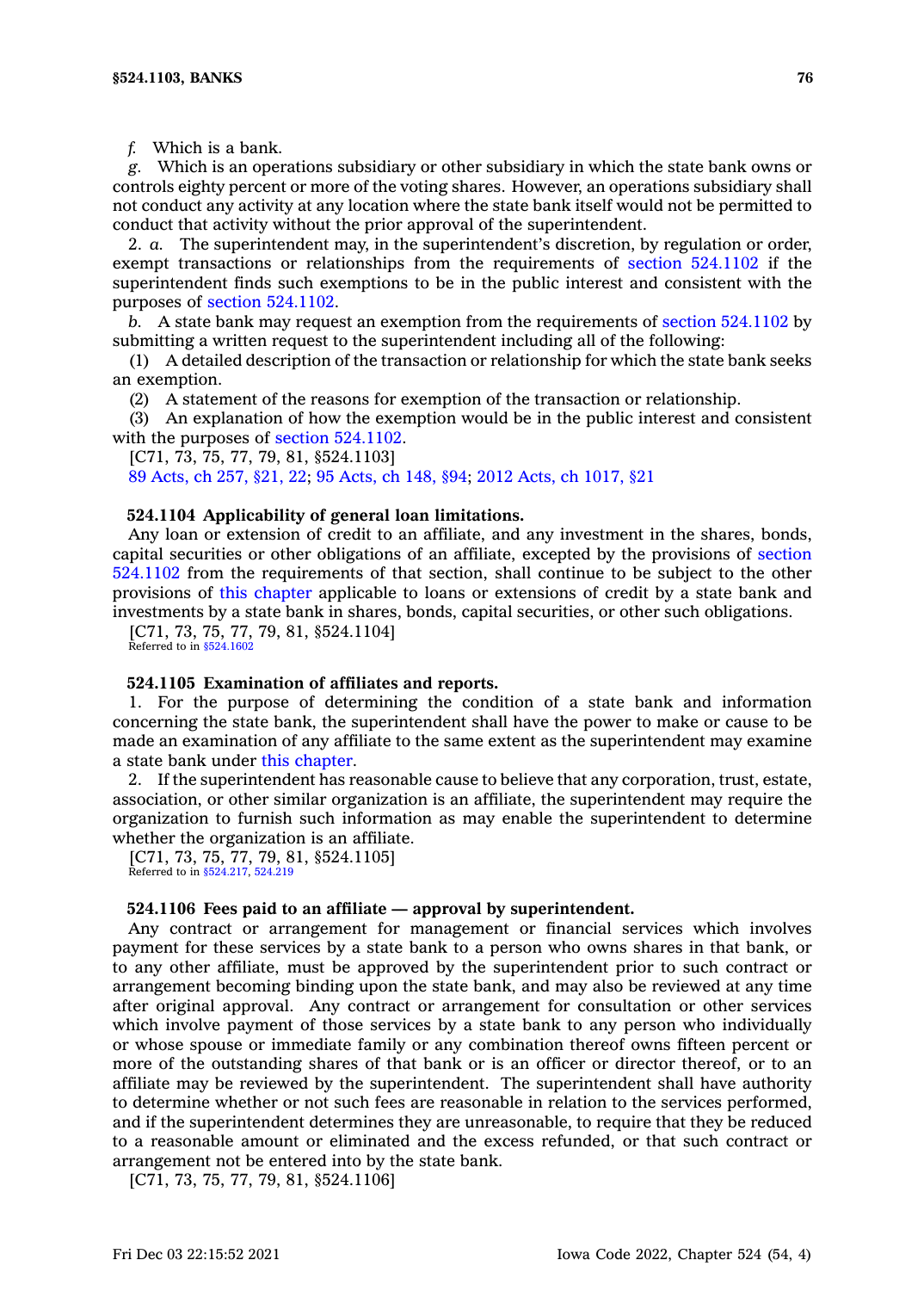*f.* Which is a bank.

*g.* Which is an operations subsidiary or other subsidiary in which the state bank owns or controls eighty percent or more of the voting shares. However, an operations subsidiary shall not conduct any activity at any location where the state bank itself would not be permitted to conduct that activity without the prior approval of the superintendent.

2. *a.* The superintendent may, in the superintendent's discretion, by regulation or order, exempt transactions or relationships from the requirements of section 524.1102 if the superintendent finds such exemptions to be in the public interest and consistent with the purposes of section 524.1102.

*b.* A state bank may request an exemption from the requirements of section 524.1102 by submitting a written request to the superintendent including all of the following:

(1) A detailed description of the transaction or relationship for which the state bank seeks an exemption.

(2) A statement of the reasons for exemption of the transaction or relationship.

(3) An explanation of how the exemption would be in the public interest and consistent with the purposes of section 524.1102.

[C71, 73, 75, 77, 79, 81, §524.1103]

89 Acts, ch 257, §21, 22; 95 Acts, ch 148, §94; 2012 Acts, ch 1017, §21

**524.1104 Applicability of general loan limitations.**

Any loan or extension of credit to an affiliate, and any investment in the shares, bonds, capital securities or other obligations of an affiliate, excepted by the provisions of section 524.1102 from the requirements of that section, shall continue to be subject to the other provisions of this chapter applicable to loans or extensions of credit by a state bank and investments by a state bank in shares, bonds, capital securities, or other such obligations.

[C71, 73, 75, 77, 79, 81, §524.1104]

Referred to in §524.1602

**524.1105 Examination of affiliates and reports.**

1. For the purpose of determining the condition of a state bank and information concerning the state bank, the superintendent shall have the power to make or cause to be made an examination of any affiliate to the same extent as the superintendent may examine a state bank under this chapter.

2. If the superintendent has reasonable cause to believe that any corporation, trust, estate, association, or other similar organization is an affiliate, the superintendent may require the organization to furnish such information as may enable the superintendent to determine whether the organization is an affiliate.

[C71, 73, 75, 77, 79, 81, §524.1105]

Referred to in §524.217, 524.219

**524.1106 Fees paid to an affiliate — approval by superintendent.**

Any contract or arrangement for management or financial services which involves payment for these services by a state bank to a person who owns shares in that bank, or to any other affiliate, must be approved by the superintendent prior to such contract or arrangement becoming binding upon the state bank, and may also be reviewed at any time after original approval. Any contract or arrangement for consultation or other services which involve payment of those services by a state bank to any person who individually or whose spouse or immediate family or any combination thereof owns fifteen percent or more of the outstanding shares of that bank or is an officer or director thereof, or to an affiliate may be reviewed by the superintendent. The superintendent shall have authority to determine whether or not such fees are reasonable in relation to the services performed, and if the superintendent determines they are unreasonable, to require that they be reduced to a reasonable amount or eliminated and the excess refunded, or that such contract or arrangement not be entered into by the state bank.

[C71, 73, 75, 77, 79, 81, §524.1106]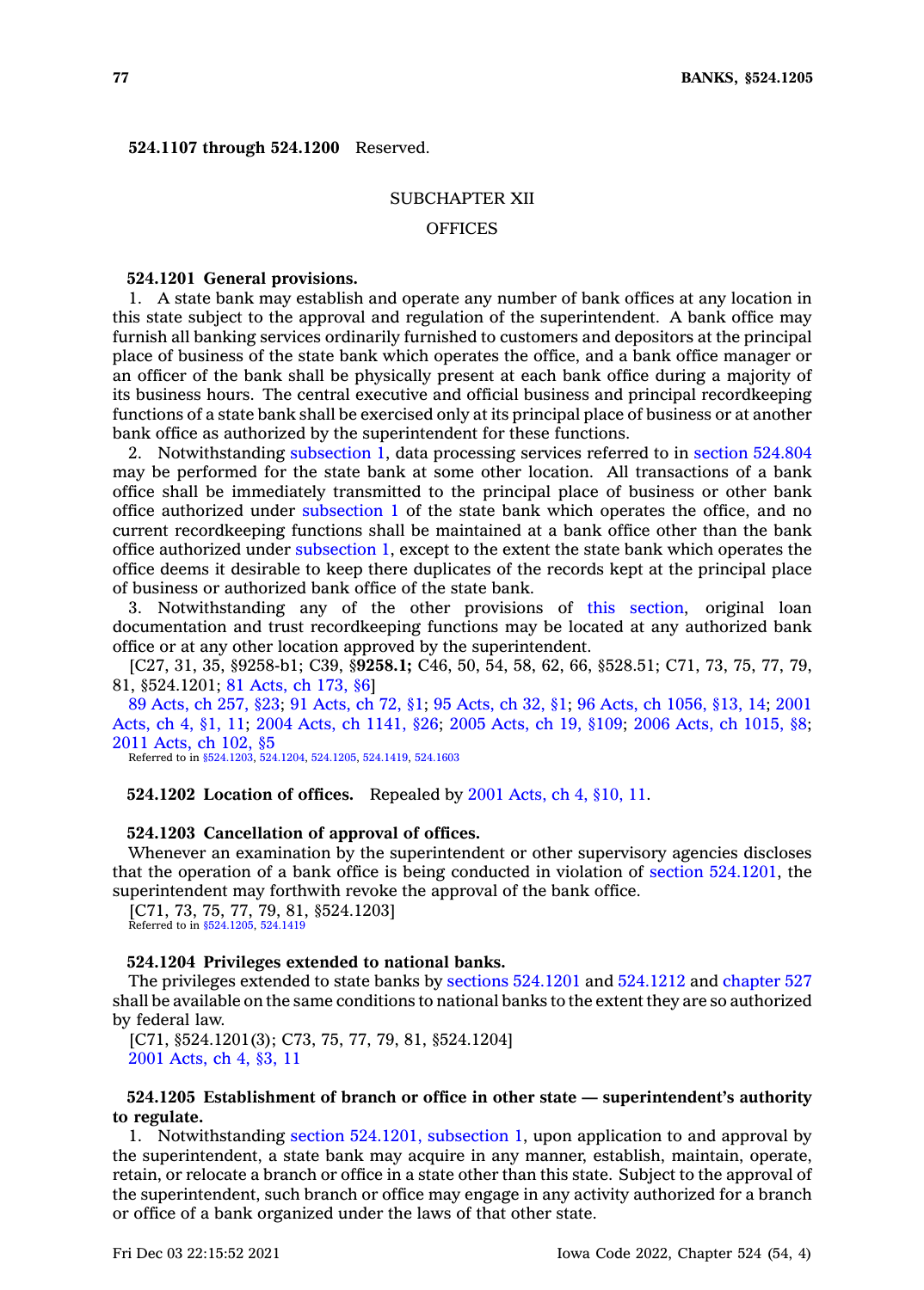**524.1107 through 524.1200** Reserved.

## SUBCHAPTER XII

## OFFICES

**524.1201 General provisions.**

1. A state bank may establish and operate any number of bank offices at any location in this state subject to the approval and regulation of the superintendent. A bank office may furnish all banking services ordinarily furnished to customers and depositors at the principal place of business of the state bank which operates the office, and a bank office manager or an officer of the bank shall be physically present at each bank office during a majority of its business hours. The central executive and official business and principal recordkeeping functions of a state bank shall be exercised only at its principal place of business or at another bank office as authorized by the superintendent for these functions.

2. Notwithstanding subsection 1, data processing services referred to in section 524.804 may be performed for the state bank at some other location. All transactions of a bank office shall be immediately transmitted to the principal place of business or other bank office authorized under subsection 1 of the state bank which operates the office, and no current recordkeeping functions shall be maintained at a bank office other than the bank office authorized under subsection 1, except to the extent the state bank which operates the office deems it desirable to keep there duplicates of the records kept at the principal place of business or authorized bank office of the state bank.

3. Notwithstanding any of the other provisions of this section, original loan documentation and trust recordkeeping functions may be located at any authorized bank office or at any other location approved by the superintendent.

[C27, 31, 35, §9258-b1; C39, §**9258.1;** C46, 50, 54, 58, 62, 66, §528.51; C71, 73, 75, 77, 79, 81, §524.1201; 81 Acts, ch 173, §6]

89 Acts, ch 257, §23; 91 Acts, ch 72, §1; 95 Acts, ch 32, §1; 96 Acts, ch 1056, §13, 14; 2001 Acts, ch 4, §1, 11; 2004 Acts, ch 1141, §26; 2005 Acts, ch 19, §109; 2006 Acts, ch 1015, §8; 2011 Acts, ch 102, §5

Referred to in §524.1203, 524.1204, 524.1205, 524.1419, 524.1603

**524.1202 Location of offices.** Repealed by 2001 Acts, ch 4, §10, 11.

**524.1203 Cancellation of approval of offices.**

Whenever an examination by the superintendent or other supervisory agencies discloses that the operation of a bank office is being conducted in violation of section 524.1201, the superintendent may forthwith revoke the approval of the bank office.

[C71, 73, 75, 77, 79, 81, §524.1203]

Referred to in §524.1205, 524.1419

**524.1204 Privileges extended to national banks.**

The privileges extended to state banks by sections 524.1201 and 524.1212 and chapter 527 shall be available on the same conditions to national banks to the extent they are so authorized by federal law.

[C71, §524.1201(3); C73, 75, 77, 79, 81, §524.1204]

2001 Acts, ch 4, §3, 11

**524.1205 Establishment of branch or office in other state — superintendent's authority to regulate.**

1. Notwithstanding section 524.1201, subsection 1, upon application to and approval by the superintendent, a state bank may acquire in any manner, establish, maintain, operate, retain, or relocate a branch or office in a state other than this state. Subject to the approval of the superintendent, such branch or office may engage in any activity authorized for a branch or office of a bank organized under the laws of that other state.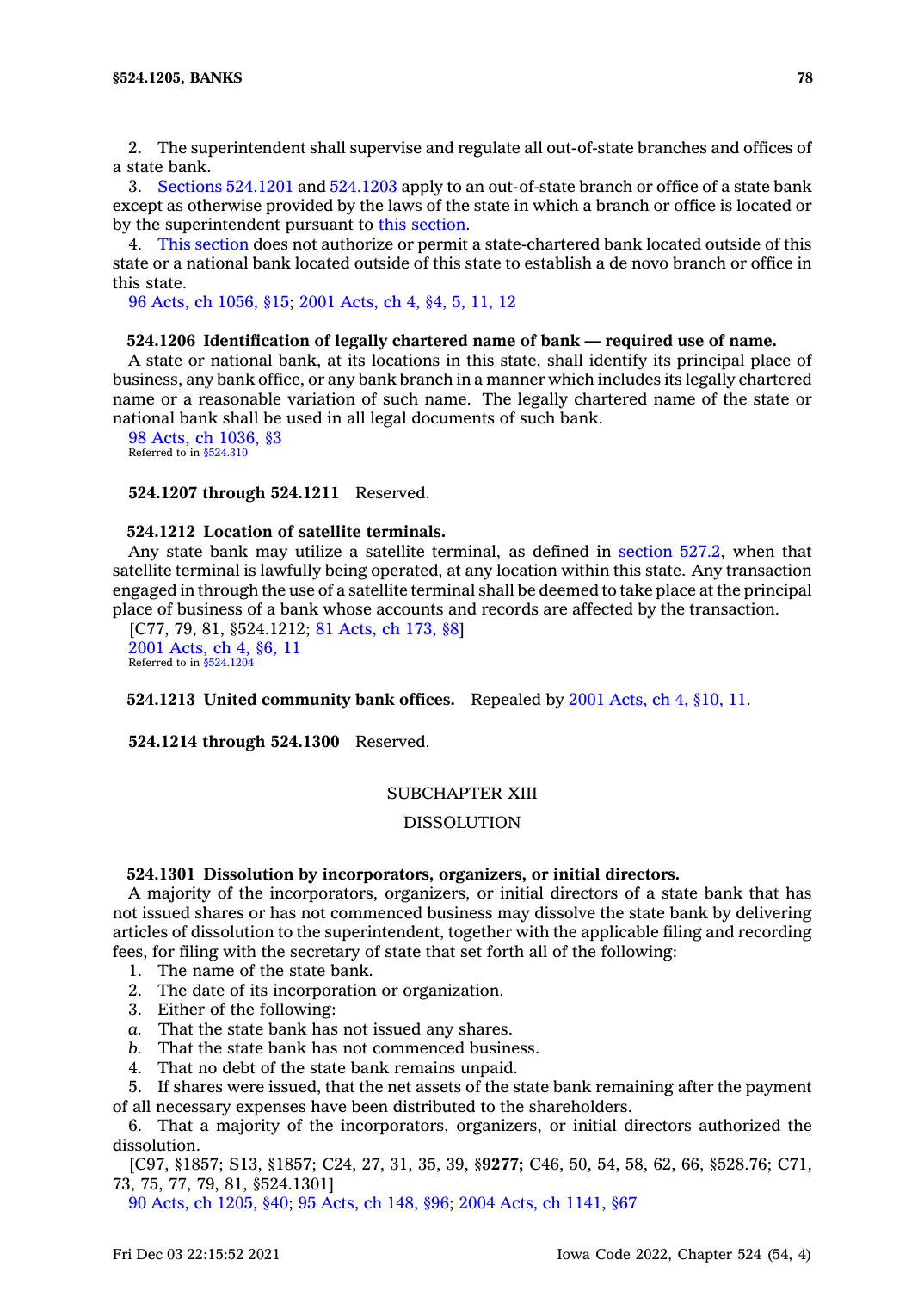2. The superintendent shall supervise and regulate all out-of-state branches and offices of a state bank.

3. Sections 524.1201 and 524.1203 apply to an out-of-state branch or office of a state bank except as otherwise provided by the laws of the state in which a branch or office is located or by the superintendent pursuant to this section.

4. This section does not authorize or permit a state-chartered bank located outside of this state or a national bank located outside of this state to establish a de novo branch or office in this state.

96 Acts, ch 1056, §15; 2001 Acts, ch 4, §4, 5, 11, 12

**524.1206 Identification of legally chartered name of bank — required use of name.**

A state or national bank, at its locations in this state, shall identify its principal place of business, any bank office, or any bank branch in a manner which includes its legally chartered name or a reasonable variation of such name. The legally chartered name of the state or national bank shall be used in all legal documents of such bank.

98 Acts, ch 1036, §3
Referred to in §524.310

**524.1207 through 524.1211** Reserved.

**524.1212 Location of satellite terminals.**

Any state bank may utilize a satellite terminal, as defined in section 527.2, when that satellite terminal is lawfully being operated, at any location within this state. Any transaction engaged in through the use of a satellite terminal shall be deemed to take place at the principal place of business of a bank whose accounts and records are affected by the transaction.

[C77, 79, 81, §524.1212; 81 Acts, ch 173, §8]
2001 Acts, ch 4, §6, 11
Referred to in §524.1204

**524.1213 United community bank offices.** Repealed by 2001 Acts, ch 4, §10, 11.

**524.1214 through 524.1300** Reserved.

## SUBCHAPTER XIII

## DISSOLUTION

**524.1301 Dissolution by incorporators, organizers, or initial directors.**

A majority of the incorporators, organizers, or initial directors of a state bank that has not issued shares or has not commenced business may dissolve the state bank by delivering articles of dissolution to the superintendent, together with the applicable filing and recording fees, for filing with the secretary of state that set forth all of the following:

1. The name of the state bank.
2. The date of its incorporation or organization.
3. Either of the following:
   *a.* That the state bank has not issued any shares.
   *b.* That the state bank has not commenced business.
4. That no debt of the state bank remains unpaid.
5. If shares were issued, that the net assets of the state bank remaining after the payment of all necessary expenses have been distributed to the shareholders.
6. That a majority of the incorporators, organizers, or initial directors authorized the dissolution.

[C97, §1857; S13, §1857; C24, 27, 31, 35, 39, §**9277;** C46, 50, 54, 58, 62, 66, §528.76; C71, 73, 75, 77, 79, 81, §524.1301]
90 Acts, ch 1205, §40; 95 Acts, ch 148, §96; 2004 Acts, ch 1141, §67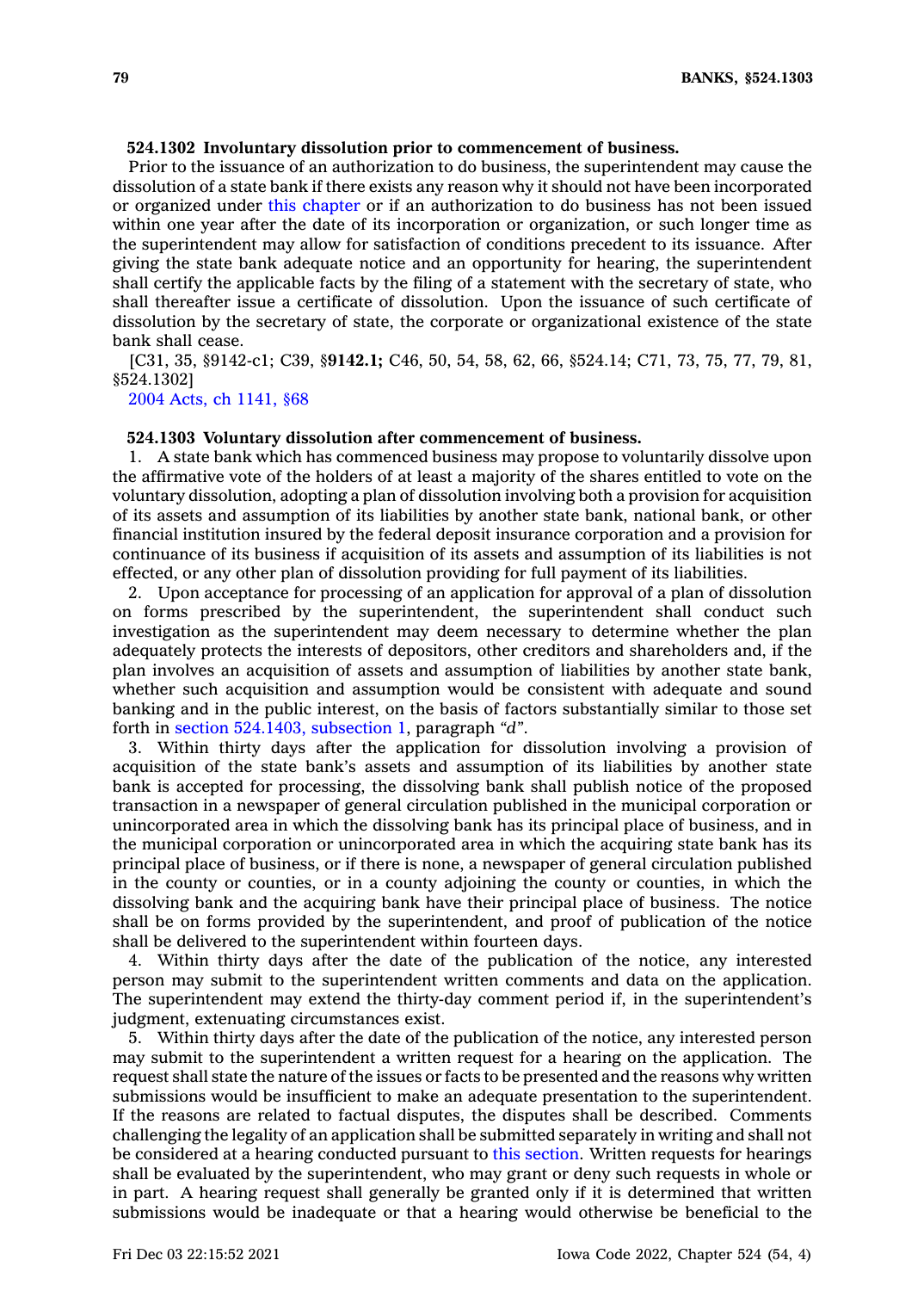**524.1302 Involuntary dissolution prior to commencement of business.**

Prior to the issuance of an authorization to do business, the superintendent may cause the dissolution of a state bank if there exists any reason why it should not have been incorporated or organized under this chapter or if an authorization to do business has not been issued within one year after the date of its incorporation or organization, or such longer time as the superintendent may allow for satisfaction of conditions precedent to its issuance. After giving the state bank adequate notice and an opportunity for hearing, the superintendent shall certify the applicable facts by the filing of a statement with the secretary of state, who shall thereafter issue a certificate of dissolution. Upon the issuance of such certificate of dissolution by the secretary of state, the corporate or organizational existence of the state bank shall cease.

[C31, 35, §9142-c1; C39, §**9142.1;** C46, 50, 54, 58, 62, 66, §524.14; C71, 73, 75, 77, 79, 81, §524.1302]

2004 Acts, ch 1141, §68

**524.1303 Voluntary dissolution after commencement of business.**

1. A state bank which has commenced business may propose to voluntarily dissolve upon the affirmative vote of the holders of at least a majority of the shares entitled to vote on the voluntary dissolution, adopting a plan of dissolution involving both a provision for acquisition of its assets and assumption of its liabilities by another state bank, national bank, or other financial institution insured by the federal deposit insurance corporation and a provision for continuance of its business if acquisition of its assets and assumption of its liabilities is not effected, or any other plan of dissolution providing for full payment of its liabilities.

2. Upon acceptance for processing of an application for approval of a plan of dissolution on forms prescribed by the superintendent, the superintendent shall conduct such investigation as the superintendent may deem necessary to determine whether the plan adequately protects the interests of depositors, other creditors and shareholders and, if the plan involves an acquisition of assets and assumption of liabilities by another state bank, whether such acquisition and assumption would be consistent with adequate and sound banking and in the public interest, on the basis of factors substantially similar to those set forth in section 524.1403, subsection 1, paragraph *"d"*.

3. Within thirty days after the application for dissolution involving a provision of acquisition of the state bank's assets and assumption of its liabilities by another state bank is accepted for processing, the dissolving bank shall publish notice of the proposed transaction in a newspaper of general circulation published in the municipal corporation or unincorporated area in which the dissolving bank has its principal place of business, and in the municipal corporation or unincorporated area in which the acquiring state bank has its principal place of business, or if there is none, a newspaper of general circulation published in the county or counties, or in a county adjoining the county or counties, in which the dissolving bank and the acquiring bank have their principal place of business. The notice shall be on forms provided by the superintendent, and proof of publication of the notice shall be delivered to the superintendent within fourteen days.

4. Within thirty days after the date of the publication of the notice, any interested person may submit to the superintendent written comments and data on the application. The superintendent may extend the thirty-day comment period if, in the superintendent's judgment, extenuating circumstances exist.

5. Within thirty days after the date of the publication of the notice, any interested person may submit to the superintendent a written request for a hearing on the application. The request shall state the nature of the issues or facts to be presented and the reasons why written submissions would be insufficient to make an adequate presentation to the superintendent. If the reasons are related to factual disputes, the disputes shall be described. Comments challenging the legality of an application shall be submitted separately in writing and shall not be considered at a hearing conducted pursuant to this section. Written requests for hearings shall be evaluated by the superintendent, who may grant or deny such requests in whole or in part. A hearing request shall generally be granted only if it is determined that written submissions would be inadequate or that a hearing would otherwise be beneficial to the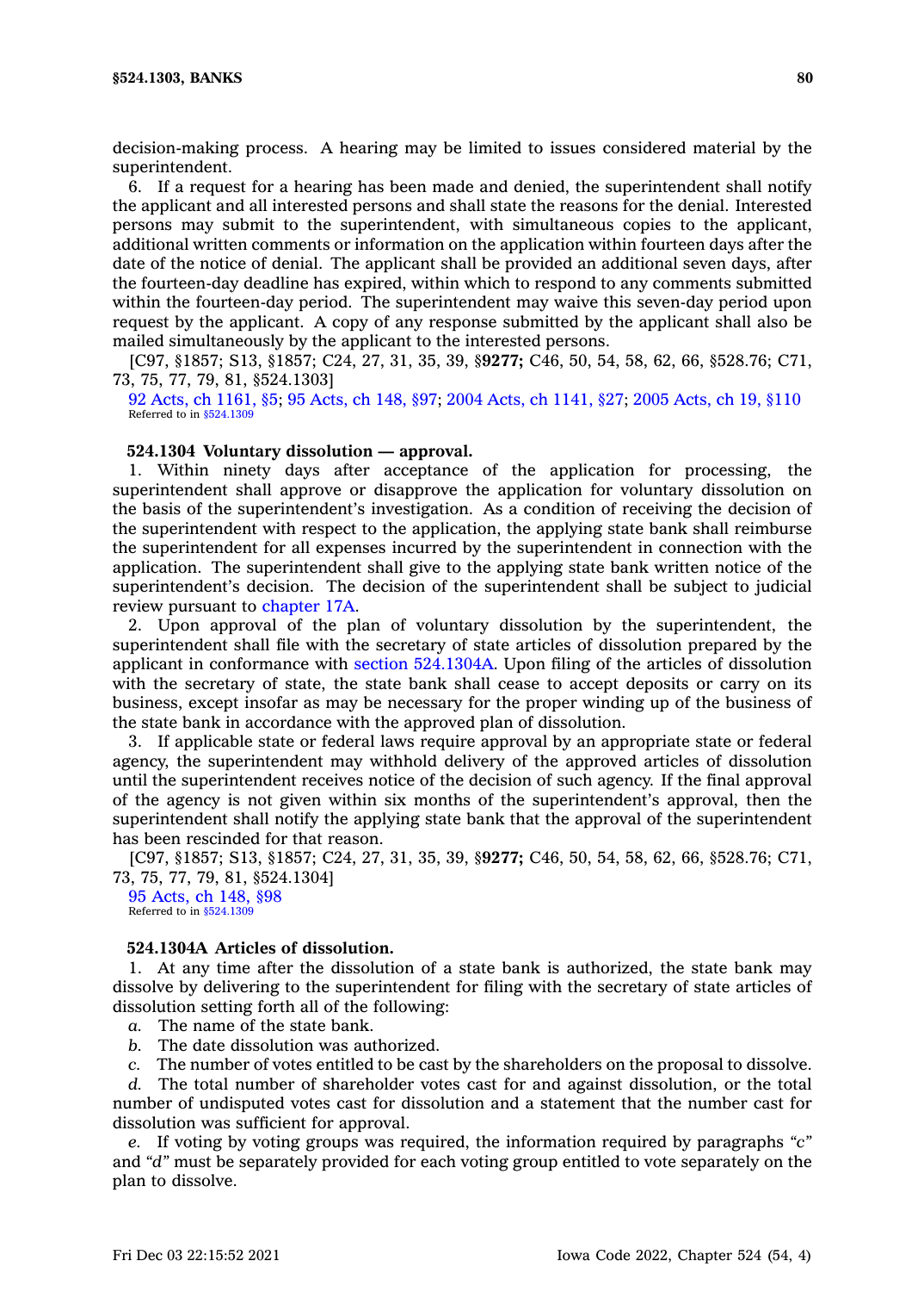decision-making process. A hearing may be limited to issues considered material by the superintendent.

6. If a request for a hearing has been made and denied, the superintendent shall notify the applicant and all interested persons and shall state the reasons for the denial. Interested persons may submit to the superintendent, with simultaneous copies to the applicant, additional written comments or information on the application within fourteen days after the date of the notice of denial. The applicant shall be provided an additional seven days, after the fourteen-day deadline has expired, within which to respond to any comments submitted within the fourteen-day period. The superintendent may waive this seven-day period upon request by the applicant. A copy of any response submitted by the applicant shall also be mailed simultaneously by the applicant to the interested persons.

[C97, §1857; S13, §1857; C24, 27, 31, 35, 39, §**9277;** C46, 50, 54, 58, 62, 66, §528.76; C71, 73, 75, 77, 79, 81, §524.1303]

92 Acts, ch 1161, §5; 95 Acts, ch 148, §97; 2004 Acts, ch 1141, §27; 2005 Acts, ch 19, §110
Referred to in §524.1309

**524.1304 Voluntary dissolution — approval.**

1. Within ninety days after acceptance of the application for processing, the superintendent shall approve or disapprove the application for voluntary dissolution on the basis of the superintendent's investigation. As a condition of receiving the decision of the superintendent with respect to the application, the applying state bank shall reimburse the superintendent for all expenses incurred by the superintendent in connection with the application. The superintendent shall give to the applying state bank written notice of the superintendent's decision. The decision of the superintendent shall be subject to judicial review pursuant to chapter 17A.

2. Upon approval of the plan of voluntary dissolution by the superintendent, the superintendent shall file with the secretary of state articles of dissolution prepared by the applicant in conformance with section 524.1304A. Upon filing of the articles of dissolution with the secretary of state, the state bank shall cease to accept deposits or carry on its business, except insofar as may be necessary for the proper winding up of the business of the state bank in accordance with the approved plan of dissolution.

3. If applicable state or federal laws require approval by an appropriate state or federal agency, the superintendent may withhold delivery of the approved articles of dissolution until the superintendent receives notice of the decision of such agency. If the final approval of the agency is not given within six months of the superintendent's approval, then the superintendent shall notify the applying state bank that the approval of the superintendent has been rescinded for that reason.

[C97, §1857; S13, §1857; C24, 27, 31, 35, 39, §**9277;** C46, 50, 54, 58, 62, 66, §528.76; C71, 73, 75, 77, 79, 81, §524.1304]

95 Acts, ch 148, §98
Referred to in §524.1309

**524.1304A Articles of dissolution.**

1. At any time after the dissolution of a state bank is authorized, the state bank may dissolve by delivering to the superintendent for filing with the secretary of state articles of dissolution setting forth all of the following:

*a.* The name of the state bank.

*b.* The date dissolution was authorized.

*c.* The number of votes entitled to be cast by the shareholders on the proposal to dissolve.

*d.* The total number of shareholder votes cast for and against dissolution, or the total number of undisputed votes cast for dissolution and a statement that the number cast for dissolution was sufficient for approval.

*e.* If voting by voting groups was required, the information required by paragraphs *"c"* and *"d"* must be separately provided for each voting group entitled to vote separately on the plan to dissolve.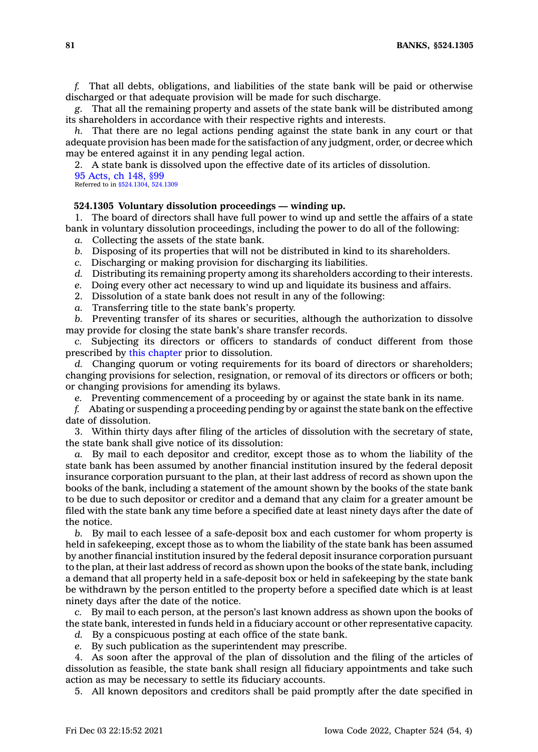*f.* That all debts, obligations, and liabilities of the state bank will be paid or otherwise discharged or that adequate provision will be made for such discharge.

*g.* That all the remaining property and assets of the state bank will be distributed among its shareholders in accordance with their respective rights and interests.

*h.* That there are no legal actions pending against the state bank in any court or that adequate provision has been made for the satisfaction of any judgment, order, or decree which may be entered against it in any pending legal action.

2. A state bank is dissolved upon the effective date of its articles of dissolution.

95 Acts, ch 148, §99
Referred to in §524.1304, 524.1309

**524.1305 Voluntary dissolution proceedings — winding up.**

1. The board of directors shall have full power to wind up and settle the affairs of a state bank in voluntary dissolution proceedings, including the power to do all of the following:

*a.* Collecting the assets of the state bank.

*b.* Disposing of its properties that will not be distributed in kind to its shareholders.

*c.* Discharging or making provision for discharging its liabilities.

*d.* Distributing its remaining property among its shareholders according to their interests.

*e.* Doing every other act necessary to wind up and liquidate its business and affairs.

2. Dissolution of a state bank does not result in any of the following:

*a.* Transferring title to the state bank's property.

*b.* Preventing transfer of its shares or securities, although the authorization to dissolve may provide for closing the state bank's share transfer records.

*c.* Subjecting its directors or officers to standards of conduct different from those prescribed by this chapter prior to dissolution.

*d.* Changing quorum or voting requirements for its board of directors or shareholders; changing provisions for selection, resignation, or removal of its directors or officers or both; or changing provisions for amending its bylaws.

*e.* Preventing commencement of a proceeding by or against the state bank in its name.

*f.* Abating or suspending a proceeding pending by or against the state bank on the effective date of dissolution.

3. Within thirty days after filing of the articles of dissolution with the secretary of state, the state bank shall give notice of its dissolution:

*a.* By mail to each depositor and creditor, except those as to whom the liability of the state bank has been assumed by another financial institution insured by the federal deposit insurance corporation pursuant to the plan, at their last address of record as shown upon the books of the bank, including a statement of the amount shown by the books of the state bank to be due to such depositor or creditor and a demand that any claim for a greater amount be filed with the state bank any time before a specified date at least ninety days after the date of the notice.

*b.* By mail to each lessee of a safe-deposit box and each customer for whom property is held in safekeeping, except those as to whom the liability of the state bank has been assumed by another financial institution insured by the federal deposit insurance corporation pursuant to the plan, at their last address of record as shown upon the books of the state bank, including a demand that all property held in a safe-deposit box or held in safekeeping by the state bank be withdrawn by the person entitled to the property before a specified date which is at least ninety days after the date of the notice.

*c.* By mail to each person, at the person's last known address as shown upon the books of the state bank, interested in funds held in a fiduciary account or other representative capacity.

*d.* By a conspicuous posting at each office of the state bank.

*e.* By such publication as the superintendent may prescribe.

4. As soon after the approval of the plan of dissolution and the filing of the articles of dissolution as feasible, the state bank shall resign all fiduciary appointments and take such action as may be necessary to settle its fiduciary accounts.

5. All known depositors and creditors shall be paid promptly after the date specified in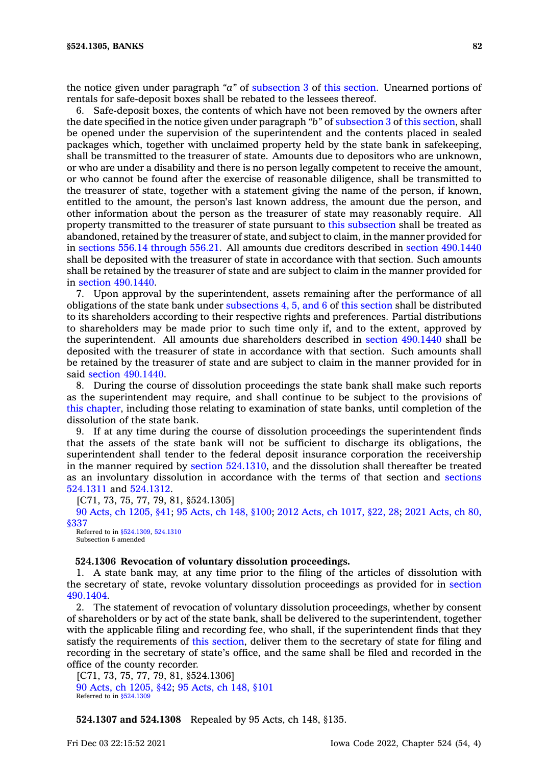the notice given under paragraph *"a"* of subsection 3 of this section. Unearned portions of rentals for safe-deposit boxes shall be rebated to the lessees thereof.

6. Safe-deposit boxes, the contents of which have not been removed by the owners after the date specified in the notice given under paragraph *"b"* of subsection 3 of this section, shall be opened under the supervision of the superintendent and the contents placed in sealed packages which, together with unclaimed property held by the state bank in safekeeping, shall be transmitted to the treasurer of state. Amounts due to depositors who are unknown, or who are under a disability and there is no person legally competent to receive the amount, or who cannot be found after the exercise of reasonable diligence, shall be transmitted to the treasurer of state, together with a statement giving the name of the person, if known, entitled to the amount, the person's last known address, the amount due the person, and other information about the person as the treasurer of state may reasonably require. All property transmitted to the treasurer of state pursuant to this subsection shall be treated as abandoned, retained by the treasurer of state, and subject to claim, in the manner provided for in sections 556.14 through 556.21. All amounts due creditors described in section 490.1440 shall be deposited with the treasurer of state in accordance with that section. Such amounts shall be retained by the treasurer of state and are subject to claim in the manner provided for in section 490.1440.

7. Upon approval by the superintendent, assets remaining after the performance of all obligations of the state bank under subsections 4, 5, and 6 of this section shall be distributed to its shareholders according to their respective rights and preferences. Partial distributions to shareholders may be made prior to such time only if, and to the extent, approved by the superintendent. All amounts due shareholders described in section 490.1440 shall be deposited with the treasurer of state in accordance with that section. Such amounts shall be retained by the treasurer of state and are subject to claim in the manner provided for in said section 490.1440.

8. During the course of dissolution proceedings the state bank shall make such reports as the superintendent may require, and shall continue to be subject to the provisions of this chapter, including those relating to examination of state banks, until completion of the dissolution of the state bank.

9. If at any time during the course of dissolution proceedings the superintendent finds that the assets of the state bank will not be sufficient to discharge its obligations, the superintendent shall tender to the federal deposit insurance corporation the receivership in the manner required by section 524.1310, and the dissolution shall thereafter be treated as an involuntary dissolution in accordance with the terms of that section and sections 524.1311 and 524.1312.

[C71, 73, 75, 77, 79, 81, §524.1305]

90 Acts, ch 1205, §41; 95 Acts, ch 148, §100; 2012 Acts, ch 1017, §22, 28; 2021 Acts, ch 80, §337

Referred to in §524.1309, 524.1310
Subsection 6 amended

**524.1306 Revocation of voluntary dissolution proceedings.**

1. A state bank may, at any time prior to the filing of the articles of dissolution with the secretary of state, revoke voluntary dissolution proceedings as provided for in section 490.1404.

2. The statement of revocation of voluntary dissolution proceedings, whether by consent of shareholders or by act of the state bank, shall be delivered to the superintendent, together with the applicable filing and recording fee, who shall, if the superintendent finds that they satisfy the requirements of this section, deliver them to the secretary of state for filing and recording in the secretary of state's office, and the same shall be filed and recorded in the office of the county recorder.

[C71, 73, 75, 77, 79, 81, §524.1306]

90 Acts, ch 1205, §42; 95 Acts, ch 148, §101

Referred to in §524.1309

**524.1307 and 524.1308** Repealed by 95 Acts, ch 148, §135.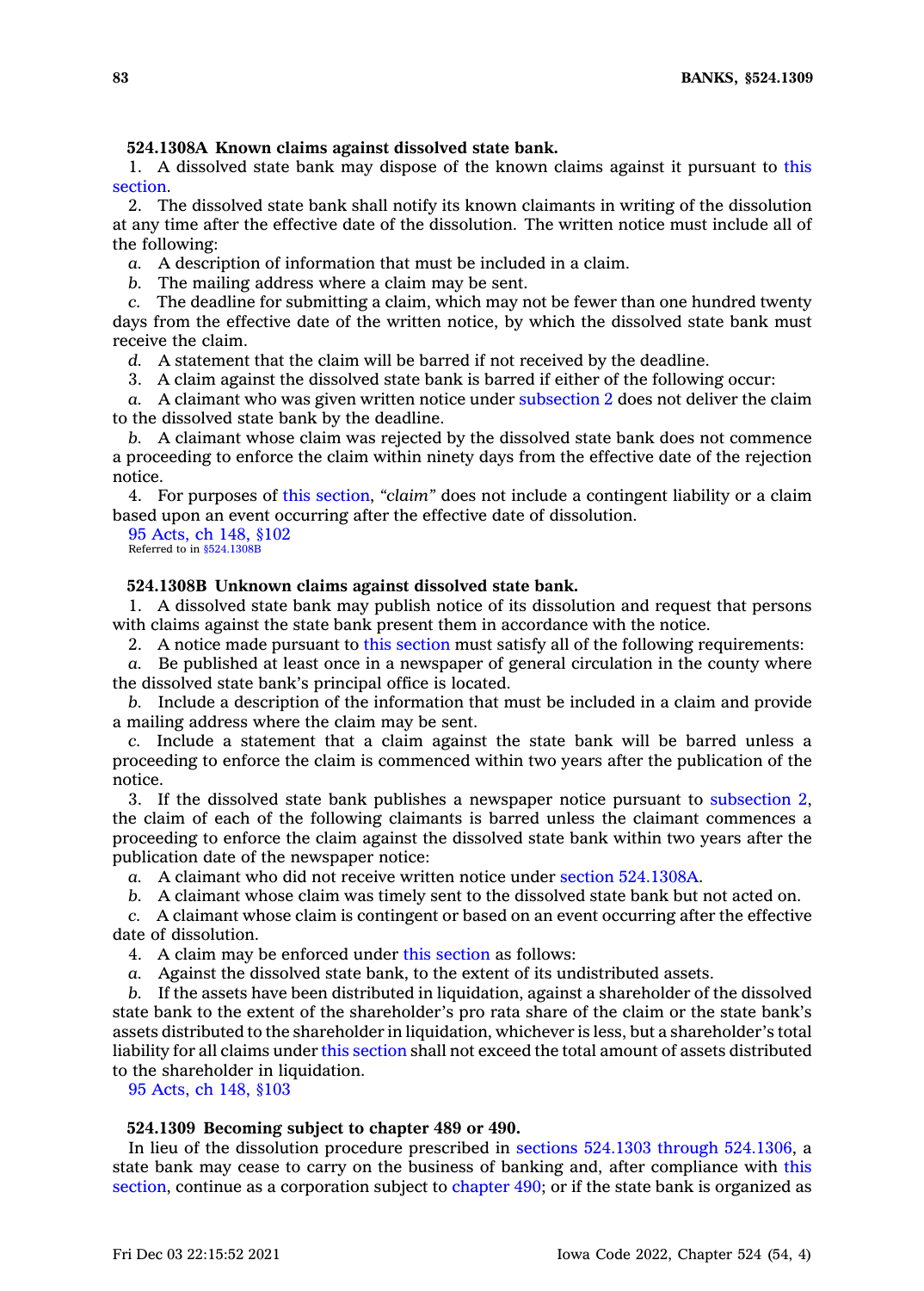**524.1308A Known claims against dissolved state bank.**

1. A dissolved state bank may dispose of the known claims against it pursuant to this section.

2. The dissolved state bank shall notify its known claimants in writing of the dissolution at any time after the effective date of the dissolution. The written notice must include all of the following:

*a.* A description of information that must be included in a claim.

*b.* The mailing address where a claim may be sent.

*c.* The deadline for submitting a claim, which may not be fewer than one hundred twenty days from the effective date of the written notice, by which the dissolved state bank must receive the claim.

*d.* A statement that the claim will be barred if not received by the deadline.

3. A claim against the dissolved state bank is barred if either of the following occur:

*a.* A claimant who was given written notice under subsection 2 does not deliver the claim to the dissolved state bank by the deadline.

*b.* A claimant whose claim was rejected by the dissolved state bank does not commence a proceeding to enforce the claim within ninety days from the effective date of the rejection notice.

4. For purposes of this section, *"claim"* does not include a contingent liability or a claim based upon an event occurring after the effective date of dissolution.

95 Acts, ch 148, §102
Referred to in §524.1308B

**524.1308B Unknown claims against dissolved state bank.**

1. A dissolved state bank may publish notice of its dissolution and request that persons with claims against the state bank present them in accordance with the notice.

2. A notice made pursuant to this section must satisfy all of the following requirements:

*a.* Be published at least once in a newspaper of general circulation in the county where the dissolved state bank's principal office is located.

*b.* Include a description of the information that must be included in a claim and provide a mailing address where the claim may be sent.

*c.* Include a statement that a claim against the state bank will be barred unless a proceeding to enforce the claim is commenced within two years after the publication of the notice.

3. If the dissolved state bank publishes a newspaper notice pursuant to subsection 2, the claim of each of the following claimants is barred unless the claimant commences a proceeding to enforce the claim against the dissolved state bank within two years after the publication date of the newspaper notice:

*a.* A claimant who did not receive written notice under section 524.1308A.

*b.* A claimant whose claim was timely sent to the dissolved state bank but not acted on.

*c.* A claimant whose claim is contingent or based on an event occurring after the effective date of dissolution.

4. A claim may be enforced under this section as follows:

*a.* Against the dissolved state bank, to the extent of its undistributed assets.

*b.* If the assets have been distributed in liquidation, against a shareholder of the dissolved state bank to the extent of the shareholder's pro rata share of the claim or the state bank's assets distributed to the shareholder in liquidation, whichever is less, but a shareholder's total liability for all claims under this section shall not exceed the total amount of assets distributed to the shareholder in liquidation.

95 Acts, ch 148, §103

**524.1309 Becoming subject to chapter 489 or 490.**

In lieu of the dissolution procedure prescribed in sections 524.1303 through 524.1306, a state bank may cease to carry on the business of banking and, after compliance with this section, continue as a corporation subject to chapter 490; or if the state bank is organized as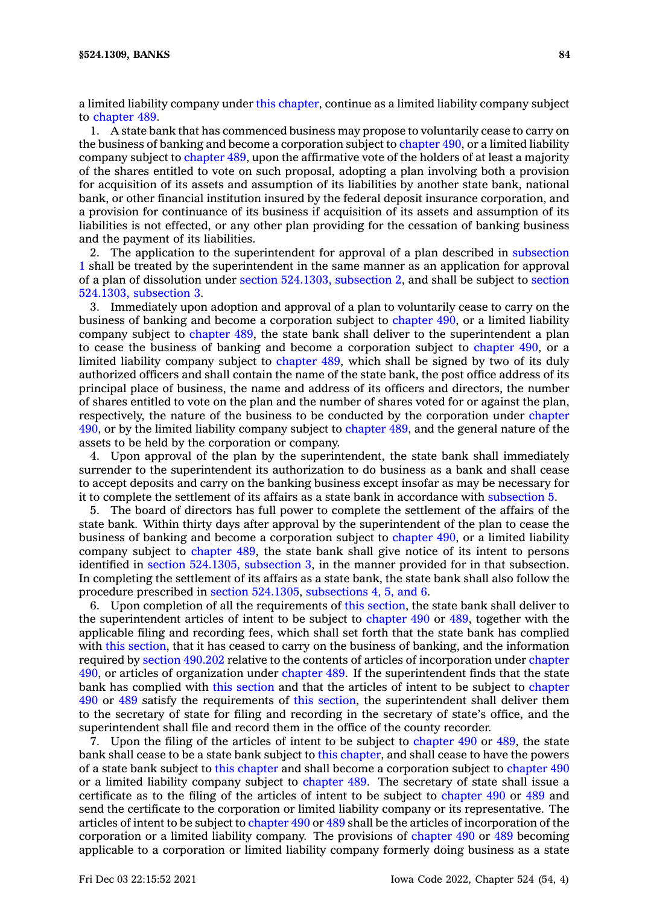a limited liability company under this chapter, continue as a limited liability company subject to chapter 489.

1. A state bank that has commenced business may propose to voluntarily cease to carry on the business of banking and become a corporation subject to chapter 490, or a limited liability company subject to chapter 489, upon the affirmative vote of the holders of at least a majority of the shares entitled to vote on such proposal, adopting a plan involving both a provision for acquisition of its assets and assumption of its liabilities by another state bank, national bank, or other financial institution insured by the federal deposit insurance corporation, and a provision for continuance of its business if acquisition of its assets and assumption of its liabilities is not effected, or any other plan providing for the cessation of banking business and the payment of its liabilities.

2. The application to the superintendent for approval of a plan described in subsection 1 shall be treated by the superintendent in the same manner as an application for approval of a plan of dissolution under section 524.1303, subsection 2, and shall be subject to section 524.1303, subsection 3.

3. Immediately upon adoption and approval of a plan to voluntarily cease to carry on the business of banking and become a corporation subject to chapter 490, or a limited liability company subject to chapter 489, the state bank shall deliver to the superintendent a plan to cease the business of banking and become a corporation subject to chapter 490, or a limited liability company subject to chapter 489, which shall be signed by two of its duly authorized officers and shall contain the name of the state bank, the post office address of its principal place of business, the name and address of its officers and directors, the number of shares entitled to vote on the plan and the number of shares voted for or against the plan, respectively, the nature of the business to be conducted by the corporation under chapter 490, or by the limited liability company subject to chapter 489, and the general nature of the assets to be held by the corporation or company.

4. Upon approval of the plan by the superintendent, the state bank shall immediately surrender to the superintendent its authorization to do business as a bank and shall cease to accept deposits and carry on the banking business except insofar as may be necessary for it to complete the settlement of its affairs as a state bank in accordance with subsection 5.

5. The board of directors has full power to complete the settlement of the affairs of the state bank. Within thirty days after approval by the superintendent of the plan to cease the business of banking and become a corporation subject to chapter 490, or a limited liability company subject to chapter 489, the state bank shall give notice of its intent to persons identified in section 524.1305, subsection 3, in the manner provided for in that subsection. In completing the settlement of its affairs as a state bank, the state bank shall also follow the procedure prescribed in section 524.1305, subsections 4, 5, and 6.

6. Upon completion of all the requirements of this section, the state bank shall deliver to the superintendent articles of intent to be subject to chapter 490 or 489, together with the applicable filing and recording fees, which shall set forth that the state bank has complied with this section, that it has ceased to carry on the business of banking, and the information required by section 490.202 relative to the contents of articles of incorporation under chapter 490, or articles of organization under chapter 489. If the superintendent finds that the state bank has complied with this section and that the articles of intent to be subject to chapter 490 or 489 satisfy the requirements of this section, the superintendent shall deliver them to the secretary of state for filing and recording in the secretary of state's office, and the superintendent shall file and record them in the office of the county recorder.

7. Upon the filing of the articles of intent to be subject to chapter 490 or 489, the state bank shall cease to be a state bank subject to this chapter, and shall cease to have the powers of a state bank subject to this chapter and shall become a corporation subject to chapter 490 or a limited liability company subject to chapter 489. The secretary of state shall issue a certificate as to the filing of the articles of intent to be subject to chapter 490 or 489 and send the certificate to the corporation or limited liability company or its representative. The articles of intent to be subject to chapter 490 or 489 shall be the articles of incorporation of the corporation or a limited liability company. The provisions of chapter 490 or 489 becoming applicable to a corporation or limited liability company formerly doing business as a state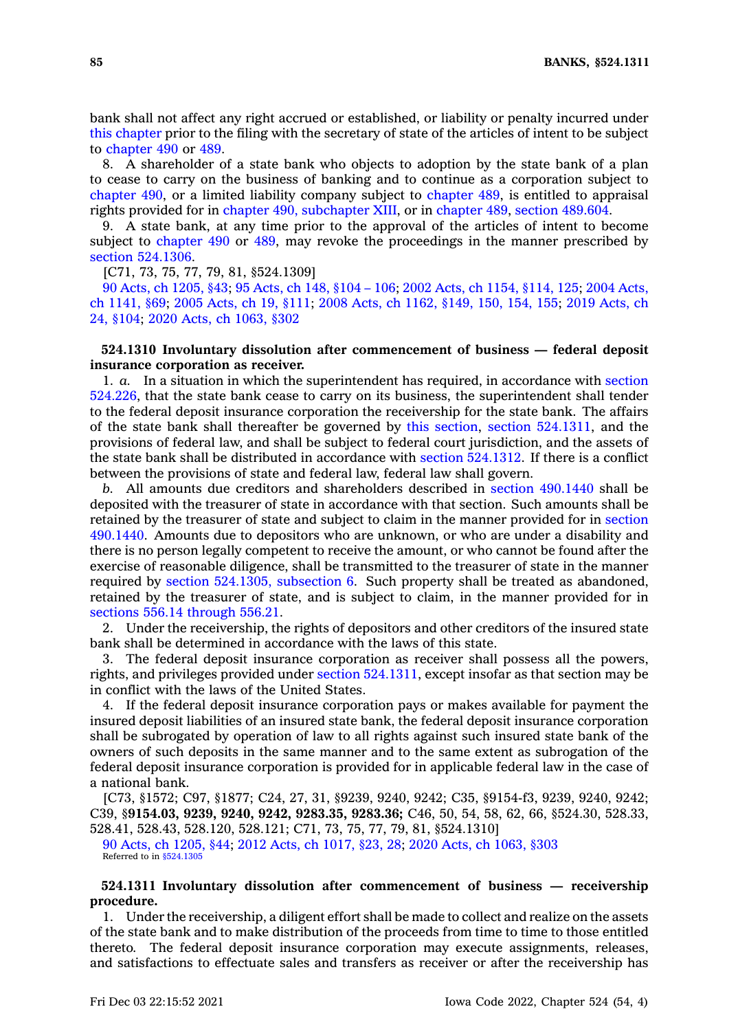bank shall not affect any right accrued or established, or liability or penalty incurred under this chapter prior to the filing with the secretary of state of the articles of intent to be subject to chapter 490 or 489.

8. A shareholder of a state bank who objects to adoption by the state bank of a plan to cease to carry on the business of banking and to continue as a corporation subject to chapter 490, or a limited liability company subject to chapter 489, is entitled to appraisal rights provided for in chapter 490, subchapter XIII, or in chapter 489, section 489.604.

9. A state bank, at any time prior to the approval of the articles of intent to become subject to chapter 490 or 489, may revoke the proceedings in the manner prescribed by section 524.1306.

[C71, 73, 75, 77, 79, 81, §524.1309]

90 Acts, ch 1205, §43; 95 Acts, ch 148, §104 – 106; 2002 Acts, ch 1154, §114, 125; 2004 Acts, ch 1141, §69; 2005 Acts, ch 19, §111; 2008 Acts, ch 1162, §149, 150, 154, 155; 2019 Acts, ch 24, §104; 2020 Acts, ch 1063, §302

**524.1310 Involuntary dissolution after commencement of business — federal deposit insurance corporation as receiver.**

1. *a.* In a situation in which the superintendent has required, in accordance with section 524.226, that the state bank cease to carry on its business, the superintendent shall tender to the federal deposit insurance corporation the receivership for the state bank. The affairs of the state bank shall thereafter be governed by this section, section 524.1311, and the provisions of federal law, and shall be subject to federal court jurisdiction, and the assets of the state bank shall be distributed in accordance with section 524.1312. If there is a conflict between the provisions of state and federal law, federal law shall govern.

*b.* All amounts due creditors and shareholders described in section 490.1440 shall be deposited with the treasurer of state in accordance with that section. Such amounts shall be retained by the treasurer of state and subject to claim in the manner provided for in section 490.1440. Amounts due to depositors who are unknown, or who are under a disability and there is no person legally competent to receive the amount, or who cannot be found after the exercise of reasonable diligence, shall be transmitted to the treasurer of state in the manner required by section 524.1305, subsection 6. Such property shall be treated as abandoned, retained by the treasurer of state, and is subject to claim, in the manner provided for in sections 556.14 through 556.21.

2. Under the receivership, the rights of depositors and other creditors of the insured state bank shall be determined in accordance with the laws of this state.

3. The federal deposit insurance corporation as receiver shall possess all the powers, rights, and privileges provided under section 524.1311, except insofar as that section may be in conflict with the laws of the United States.

4. If the federal deposit insurance corporation pays or makes available for payment the insured deposit liabilities of an insured state bank, the federal deposit insurance corporation shall be subrogated by operation of law to all rights against such insured state bank of the owners of such deposits in the same manner and to the same extent as subrogation of the federal deposit insurance corporation is provided for in applicable federal law in the case of a national bank.

[C73, §1572; C97, §1877; C24, 27, 31, §9239, 9240, 9242; C35, §9154-f3, 9239, 9240, 9242; C39, §**9154.03, 9239, 9240, 9242, 9283.35, 9283.36;** C46, 50, 54, 58, 62, 66, §524.30, 528.33, 528.41, 528.43, 528.120, 528.121; C71, 73, 75, 77, 79, 81, §524.1310]

90 Acts, ch 1205, §44; 2012 Acts, ch 1017, §23, 28; 2020 Acts, ch 1063, §303
Referred to in §524.1305

**524.1311 Involuntary dissolution after commencement of business — receivership procedure.**

1. Under the receivership, a diligent effort shall be made to collect and realize on the assets of the state bank and to make distribution of the proceeds from time to time to those entitled thereto. The federal deposit insurance corporation may execute assignments, releases, and satisfactions to effectuate sales and transfers as receiver or after the receivership has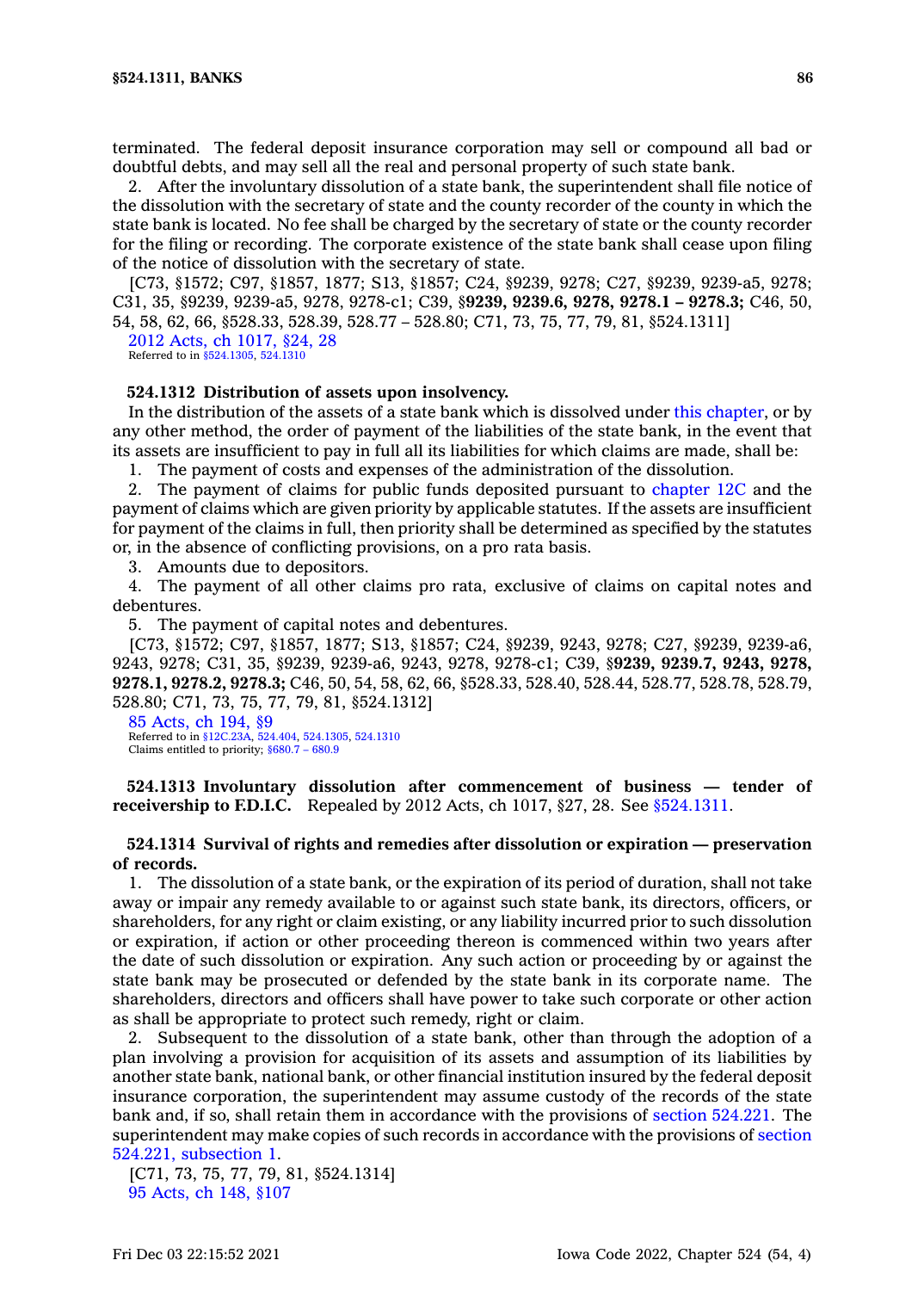terminated. The federal deposit insurance corporation may sell or compound all bad or doubtful debts, and may sell all the real and personal property of such state bank.

2. After the involuntary dissolution of a state bank, the superintendent shall file notice of the dissolution with the secretary of state and the county recorder of the county in which the state bank is located. No fee shall be charged by the secretary of state or the county recorder for the filing or recording. The corporate existence of the state bank shall cease upon filing of the notice of dissolution with the secretary of state.

[C73, §1572; C97, §1857, 1877; S13, §1857; C24, §9239, 9278; C27, §9239, 9239-a5, 9278; C31, 35, §9239, 9239-a5, 9278, 9278-c1; C39, §**9239, 9239.6, 9278, 9278.1 – 9278.3;** C46, 50, 54, 58, 62, 66, §528.33, 528.39, 528.77 – 528.80; C71, 73, 75, 77, 79, 81, §524.1311]

2012 Acts, ch 1017, §24, 28
Referred to in §524.1305, 524.1310

**524.1312 Distribution of assets upon insolvency.**

In the distribution of the assets of a state bank which is dissolved under this chapter, or by any other method, the order of payment of the liabilities of the state bank, in the event that its assets are insufficient to pay in full all its liabilities for which claims are made, shall be:

1. The payment of costs and expenses of the administration of the dissolution.

2. The payment of claims for public funds deposited pursuant to chapter 12C and the payment of claims which are given priority by applicable statutes. If the assets are insufficient for payment of the claims in full, then priority shall be determined as specified by the statutes or, in the absence of conflicting provisions, on a pro rata basis.

3. Amounts due to depositors.

4. The payment of all other claims pro rata, exclusive of claims on capital notes and debentures.

5. The payment of capital notes and debentures.

[C73, §1572; C97, §1857, 1877; S13, §1857; C24, §9239, 9243, 9278; C27, §9239, 9239-a6, 9243, 9278; C31, 35, §9239, 9239-a6, 9243, 9278, 9278-c1; C39, §**9239, 9239.7, 9243, 9278, 9278.1, 9278.2, 9278.3;** C46, 50, 54, 58, 62, 66, §528.33, 528.40, 528.44, 528.77, 528.78, 528.79, 528.80; C71, 73, 75, 77, 79, 81, §524.1312]

85 Acts, ch 194, §9
Referred to in §12C.23A, 524.404, 524.1305, 524.1310
Claims entitled to priority; §680.7 – 680.9

**524.1313 Involuntary dissolution after commencement of business — tender of receivership to F.D.I.C.** Repealed by 2012 Acts, ch 1017, §27, 28. See §524.1311.

**524.1314 Survival of rights and remedies after dissolution or expiration — preservation of records.**

1. The dissolution of a state bank, or the expiration of its period of duration, shall not take away or impair any remedy available to or against such state bank, its directors, officers, or shareholders, for any right or claim existing, or any liability incurred prior to such dissolution or expiration, if action or other proceeding thereon is commenced within two years after the date of such dissolution or expiration. Any such action or proceeding by or against the state bank may be prosecuted or defended by the state bank in its corporate name. The shareholders, directors and officers shall have power to take such corporate or other action as shall be appropriate to protect such remedy, right or claim.

2. Subsequent to the dissolution of a state bank, other than through the adoption of a plan involving a provision for acquisition of its assets and assumption of its liabilities by another state bank, national bank, or other financial institution insured by the federal deposit insurance corporation, the superintendent may assume custody of the records of the state bank and, if so, shall retain them in accordance with the provisions of section 524.221. The superintendent may make copies of such records in accordance with the provisions of section 524.221, subsection 1.

[C71, 73, 75, 77, 79, 81, §524.1314]

95 Acts, ch 148, §107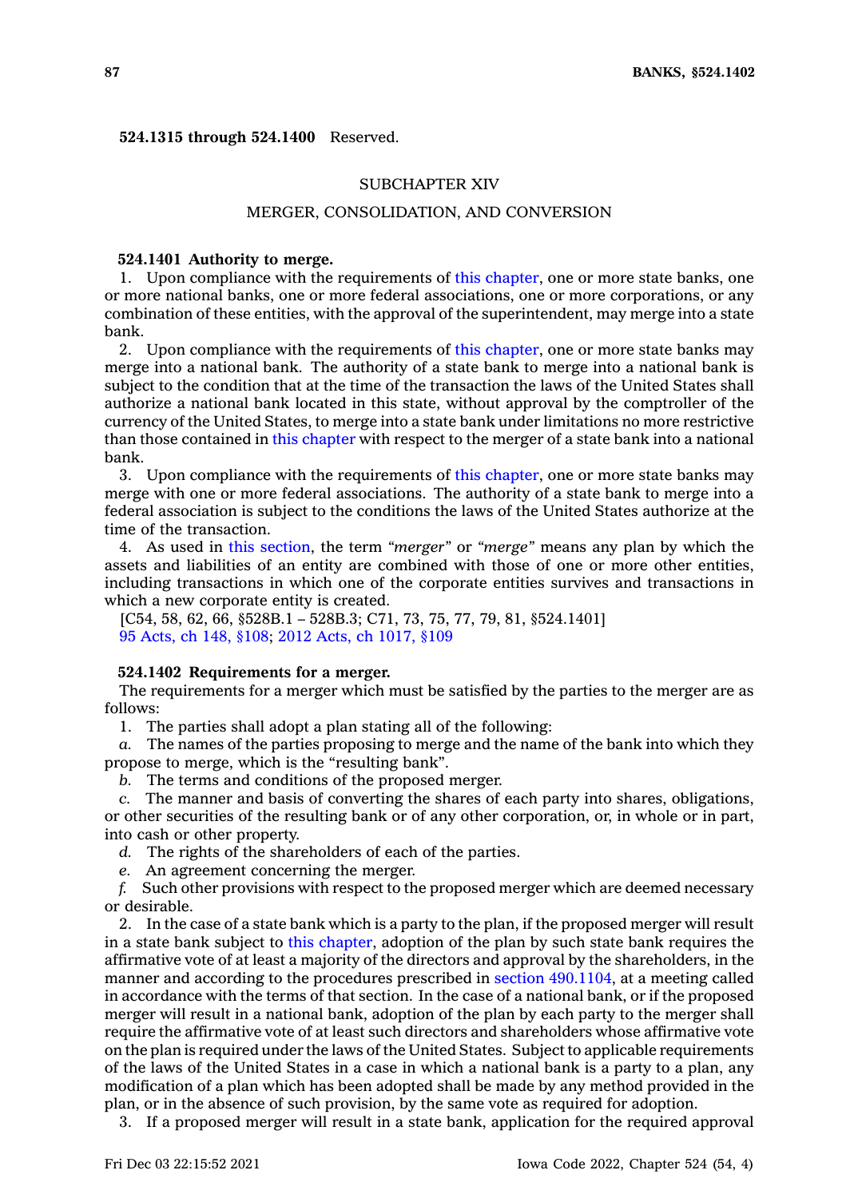**524.1315 through 524.1400** Reserved.

## SUBCHAPTER XIV

## MERGER, CONSOLIDATION, AND CONVERSION

**524.1401 Authority to merge.**

1. Upon compliance with the requirements of this chapter, one or more state banks, one or more national banks, one or more federal associations, one or more corporations, or any combination of these entities, with the approval of the superintendent, may merge into a state bank.

2. Upon compliance with the requirements of this chapter, one or more state banks may merge into a national bank. The authority of a state bank to merge into a national bank is subject to the condition that at the time of the transaction the laws of the United States shall authorize a national bank located in this state, without approval by the comptroller of the currency of the United States, to merge into a state bank under limitations no more restrictive than those contained in this chapter with respect to the merger of a state bank into a national bank.

3. Upon compliance with the requirements of this chapter, one or more state banks may merge with one or more federal associations. The authority of a state bank to merge into a federal association is subject to the conditions the laws of the United States authorize at the time of the transaction.

4. As used in this section, the term *"merger"* or *"merge"* means any plan by which the assets and liabilities of an entity are combined with those of one or more other entities, including transactions in which one of the corporate entities survives and transactions in which a new corporate entity is created.

[C54, 58, 62, 66, §528B.1 – 528B.3; C71, 73, 75, 77, 79, 81, §524.1401]
95 Acts, ch 148, §108; 2012 Acts, ch 1017, §109

**524.1402 Requirements for a merger.**

The requirements for a merger which must be satisfied by the parties to the merger are as follows:

1. The parties shall adopt a plan stating all of the following:

*a.* The names of the parties proposing to merge and the name of the bank into which they propose to merge, which is the "resulting bank".

*b.* The terms and conditions of the proposed merger.

*c.* The manner and basis of converting the shares of each party into shares, obligations, or other securities of the resulting bank or of any other corporation, or, in whole or in part, into cash or other property.

*d.* The rights of the shareholders of each of the parties.

*e.* An agreement concerning the merger.

*f.* Such other provisions with respect to the proposed merger which are deemed necessary or desirable.

2. In the case of a state bank which is a party to the plan, if the proposed merger will result in a state bank subject to this chapter, adoption of the plan by such state bank requires the affirmative vote of at least a majority of the directors and approval by the shareholders, in the manner and according to the procedures prescribed in section 490.1104, at a meeting called in accordance with the terms of that section. In the case of a national bank, or if the proposed merger will result in a national bank, adoption of the plan by each party to the merger shall require the affirmative vote of at least such directors and shareholders whose affirmative vote on the plan is required under the laws of the United States. Subject to applicable requirements of the laws of the United States in a case in which a national bank is a party to a plan, any modification of a plan which has been adopted shall be made by any method provided in the plan, or in the absence of such provision, by the same vote as required for adoption.

3. If a proposed merger will result in a state bank, application for the required approval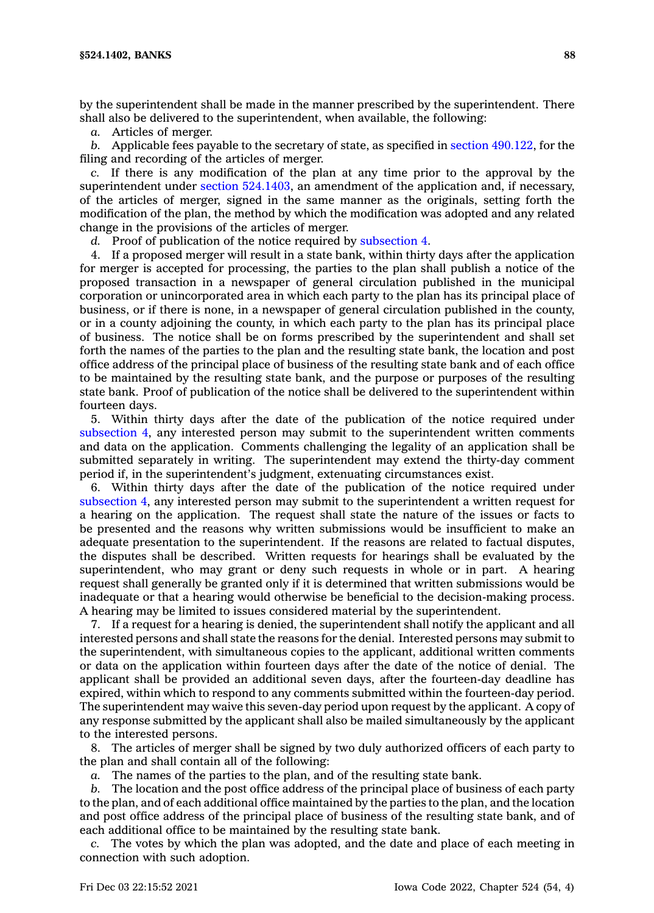by the superintendent shall be made in the manner prescribed by the superintendent. There shall also be delivered to the superintendent, when available, the following:

*a.* Articles of merger.

*b.* Applicable fees payable to the secretary of state, as specified in section 490.122, for the filing and recording of the articles of merger.

*c.* If there is any modification of the plan at any time prior to the approval by the superintendent under section 524.1403, an amendment of the application and, if necessary, of the articles of merger, signed in the same manner as the originals, setting forth the modification of the plan, the method by which the modification was adopted and any related change in the provisions of the articles of merger.

*d.* Proof of publication of the notice required by subsection 4.

4. If a proposed merger will result in a state bank, within thirty days after the application for merger is accepted for processing, the parties to the plan shall publish a notice of the proposed transaction in a newspaper of general circulation published in the municipal corporation or unincorporated area in which each party to the plan has its principal place of business, or if there is none, in a newspaper of general circulation published in the county, or in a county adjoining the county, in which each party to the plan has its principal place of business. The notice shall be on forms prescribed by the superintendent and shall set forth the names of the parties to the plan and the resulting state bank, the location and post office address of the principal place of business of the resulting state bank and of each office to be maintained by the resulting state bank, and the purpose or purposes of the resulting state bank. Proof of publication of the notice shall be delivered to the superintendent within fourteen days.

5. Within thirty days after the date of the publication of the notice required under subsection 4, any interested person may submit to the superintendent written comments and data on the application. Comments challenging the legality of an application shall be submitted separately in writing. The superintendent may extend the thirty-day comment period if, in the superintendent's judgment, extenuating circumstances exist.

6. Within thirty days after the date of the publication of the notice required under subsection 4, any interested person may submit to the superintendent a written request for a hearing on the application. The request shall state the nature of the issues or facts to be presented and the reasons why written submissions would be insufficient to make an adequate presentation to the superintendent. If the reasons are related to factual disputes, the disputes shall be described. Written requests for hearings shall be evaluated by the superintendent, who may grant or deny such requests in whole or in part. A hearing request shall generally be granted only if it is determined that written submissions would be inadequate or that a hearing would otherwise be beneficial to the decision-making process. A hearing may be limited to issues considered material by the superintendent.

7. If a request for a hearing is denied, the superintendent shall notify the applicant and all interested persons and shall state the reasons for the denial. Interested persons may submit to the superintendent, with simultaneous copies to the applicant, additional written comments or data on the application within fourteen days after the date of the notice of denial. The applicant shall be provided an additional seven days, after the fourteen-day deadline has expired, within which to respond to any comments submitted within the fourteen-day period. The superintendent may waive this seven-day period upon request by the applicant. A copy of any response submitted by the applicant shall also be mailed simultaneously by the applicant to the interested persons.

8. The articles of merger shall be signed by two duly authorized officers of each party to the plan and shall contain all of the following:

*a.* The names of the parties to the plan, and of the resulting state bank.

*b.* The location and the post office address of the principal place of business of each party to the plan, and of each additional office maintained by the parties to the plan, and the location and post office address of the principal place of business of the resulting state bank, and of each additional office to be maintained by the resulting state bank.

*c.* The votes by which the plan was adopted, and the date and place of each meeting in connection with such adoption.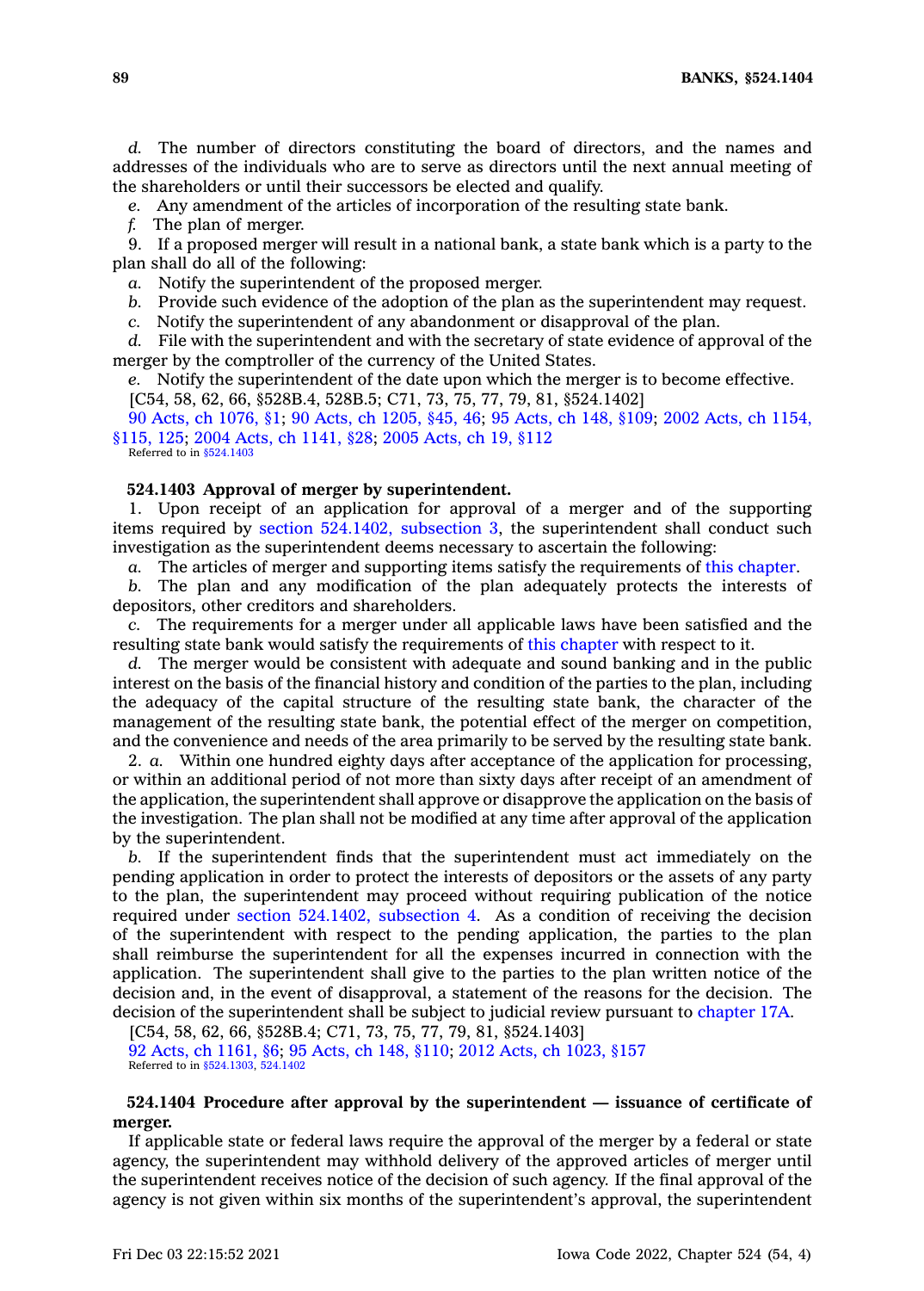*d.* The number of directors constituting the board of directors, and the names and addresses of the individuals who are to serve as directors until the next annual meeting of the shareholders or until their successors be elected and qualify.

*e.* Any amendment of the articles of incorporation of the resulting state bank.

*f.* The plan of merger.

9. If a proposed merger will result in a national bank, a state bank which is a party to the plan shall do all of the following:

*a.* Notify the superintendent of the proposed merger.

*b.* Provide such evidence of the adoption of the plan as the superintendent may request.

*c.* Notify the superintendent of any abandonment or disapproval of the plan.

*d.* File with the superintendent and with the secretary of state evidence of approval of the merger by the comptroller of the currency of the United States.

*e.* Notify the superintendent of the date upon which the merger is to become effective.

[C54, 58, 62, 66, §528B.4, 528B.5; C71, 73, 75, 77, 79, 81, §524.1402]

90 Acts, ch 1076, §1; 90 Acts, ch 1205, §45, 46; 95 Acts, ch 148, §109; 2002 Acts, ch 1154, §115, 125; 2004 Acts, ch 1141, §28; 2005 Acts, ch 19, §112

Referred to in §524.1403

**524.1403 Approval of merger by superintendent.**

1. Upon receipt of an application for approval of a merger and of the supporting items required by section 524.1402, subsection 3, the superintendent shall conduct such investigation as the superintendent deems necessary to ascertain the following:

*a.* The articles of merger and supporting items satisfy the requirements of this chapter.

*b.* The plan and any modification of the plan adequately protects the interests of depositors, other creditors and shareholders.

*c.* The requirements for a merger under all applicable laws have been satisfied and the resulting state bank would satisfy the requirements of this chapter with respect to it.

*d.* The merger would be consistent with adequate and sound banking and in the public interest on the basis of the financial history and condition of the parties to the plan, including the adequacy of the capital structure of the resulting state bank, the character of the management of the resulting state bank, the potential effect of the merger on competition, and the convenience and needs of the area primarily to be served by the resulting state bank.

2. *a.* Within one hundred eighty days after acceptance of the application for processing, or within an additional period of not more than sixty days after receipt of an amendment of the application, the superintendent shall approve or disapprove the application on the basis of the investigation. The plan shall not be modified at any time after approval of the application by the superintendent.

*b.* If the superintendent finds that the superintendent must act immediately on the pending application in order to protect the interests of depositors or the assets of any party to the plan, the superintendent may proceed without requiring publication of the notice required under section 524.1402, subsection 4. As a condition of receiving the decision of the superintendent with respect to the pending application, the parties to the plan shall reimburse the superintendent for all the expenses incurred in connection with the application. The superintendent shall give to the parties to the plan written notice of the decision and, in the event of disapproval, a statement of the reasons for the decision. The decision of the superintendent shall be subject to judicial review pursuant to chapter 17A.

[C54, 58, 62, 66, §528B.4; C71, 73, 75, 77, 79, 81, §524.1403]

92 Acts, ch 1161, §6; 95 Acts, ch 148, §110; 2012 Acts, ch 1023, §157

Referred to in §524.1303, 524.1402

**524.1404 Procedure after approval by the superintendent — issuance of certificate of merger.**

If applicable state or federal laws require the approval of the merger by a federal or state agency, the superintendent may withhold delivery of the approved articles of merger until the superintendent receives notice of the decision of such agency. If the final approval of the agency is not given within six months of the superintendent's approval, the superintendent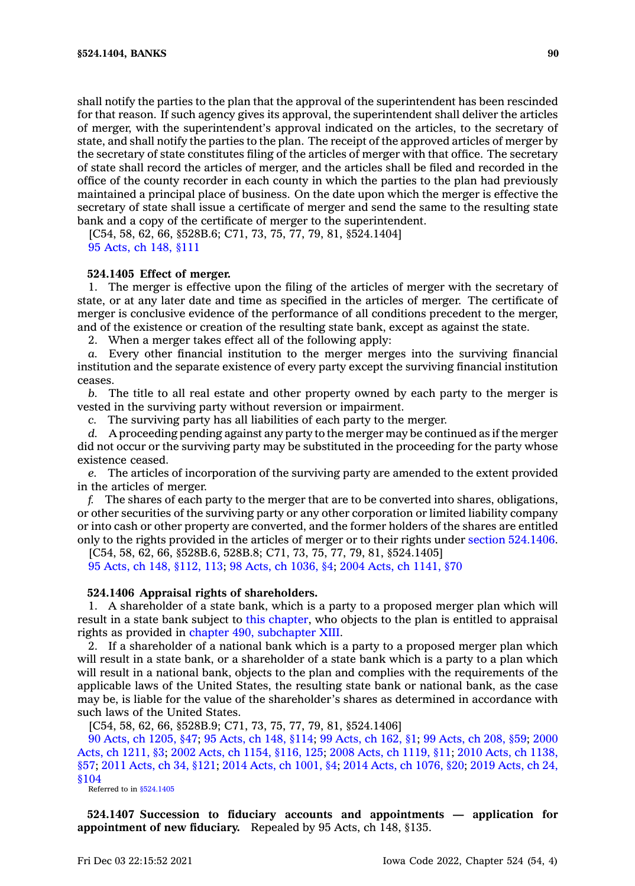shall notify the parties to the plan that the approval of the superintendent has been rescinded for that reason. If such agency gives its approval, the superintendent shall deliver the articles of merger, with the superintendent's approval indicated on the articles, to the secretary of state, and shall notify the parties to the plan. The receipt of the approved articles of merger by the secretary of state constitutes filing of the articles of merger with that office. The secretary of state shall record the articles of merger, and the articles shall be filed and recorded in the office of the county recorder in each county in which the parties to the plan had previously maintained a principal place of business. On the date upon which the merger is effective the secretary of state shall issue a certificate of merger and send the same to the resulting state bank and a copy of the certificate of merger to the superintendent.

[C54, 58, 62, 66, §528B.6; C71, 73, 75, 77, 79, 81, §524.1404]

95 Acts, ch 148, §111

**524.1405 Effect of merger.**

1. The merger is effective upon the filing of the articles of merger with the secretary of state, or at any later date and time as specified in the articles of merger. The certificate of merger is conclusive evidence of the performance of all conditions precedent to the merger, and of the existence or creation of the resulting state bank, except as against the state.

2. When a merger takes effect all of the following apply:

*a.* Every other financial institution to the merger merges into the surviving financial institution and the separate existence of every party except the surviving financial institution ceases.

*b.* The title to all real estate and other property owned by each party to the merger is vested in the surviving party without reversion or impairment.

*c.* The surviving party has all liabilities of each party to the merger.

*d.* A proceeding pending against any party to the merger may be continued as if the merger did not occur or the surviving party may be substituted in the proceeding for the party whose existence ceased.

*e.* The articles of incorporation of the surviving party are amended to the extent provided in the articles of merger.

*f.* The shares of each party to the merger that are to be converted into shares, obligations, or other securities of the surviving party or any other corporation or limited liability company or into cash or other property are converted, and the former holders of the shares are entitled only to the rights provided in the articles of merger or to their rights under section 524.1406.

[C54, 58, 62, 66, §528B.6, 528B.8; C71, 73, 75, 77, 79, 81, §524.1405]

95 Acts, ch 148, §112, 113; 98 Acts, ch 1036, §4; 2004 Acts, ch 1141, §70

**524.1406 Appraisal rights of shareholders.**

1. A shareholder of a state bank, which is a party to a proposed merger plan which will result in a state bank subject to this chapter, who objects to the plan is entitled to appraisal rights as provided in chapter 490, subchapter XIII.

2. If a shareholder of a national bank which is a party to a proposed merger plan which will result in a state bank, or a shareholder of a state bank which is a party to a plan which will result in a national bank, objects to the plan and complies with the requirements of the applicable laws of the United States, the resulting state bank or national bank, as the case may be, is liable for the value of the shareholder's shares as determined in accordance with such laws of the United States.

[C54, 58, 62, 66, §528B.9; C71, 73, 75, 77, 79, 81, §524.1406]

90 Acts, ch 1205, §47; 95 Acts, ch 148, §114; 99 Acts, ch 162, §1; 99 Acts, ch 208, §59; 2000 Acts, ch 1211, §3; 2002 Acts, ch 1154, §116, 125; 2008 Acts, ch 1119, §11; 2010 Acts, ch 1138, §57; 2011 Acts, ch 34, §121; 2014 Acts, ch 1001, §4; 2014 Acts, ch 1076, §20; 2019 Acts, ch 24, §104

Referred to in §524.1405

**524.1407 Succession to fiduciary accounts and appointments — application for appointment of new fiduciary.** Repealed by 95 Acts, ch 148, §135.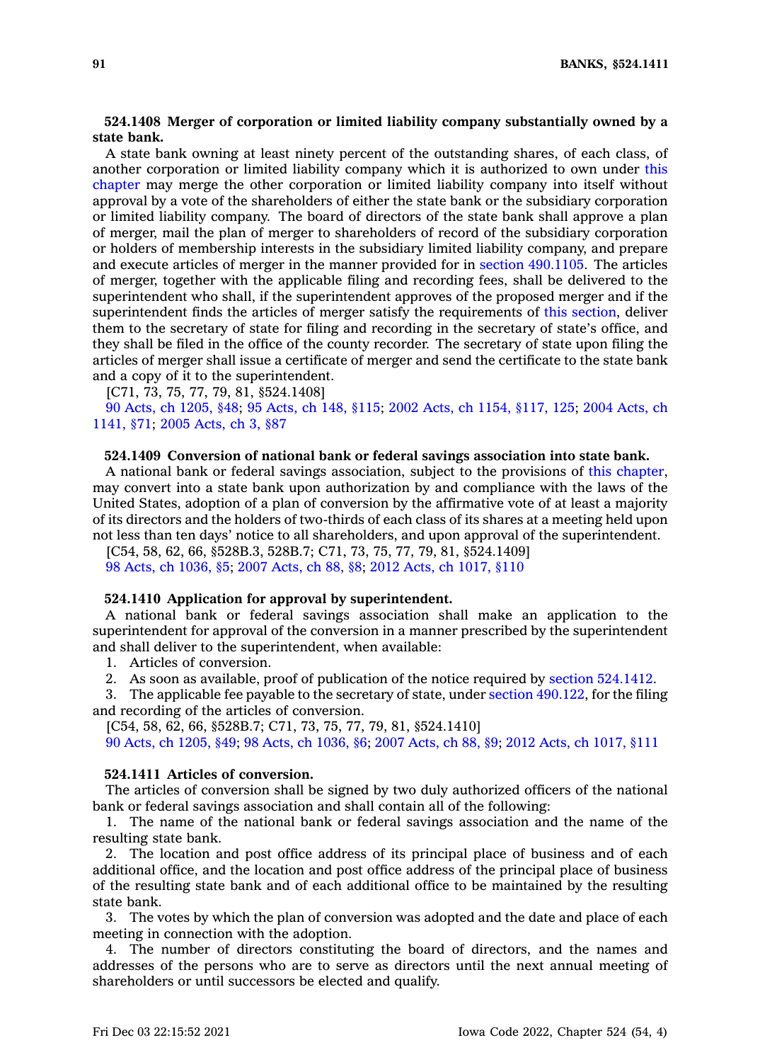**524.1408 Merger of corporation or limited liability company substantially owned by a state bank.**

A state bank owning at least ninety percent of the outstanding shares, of each class, of another corporation or limited liability company which it is authorized to own under this chapter may merge the other corporation or limited liability company into itself without approval by a vote of the shareholders of either the state bank or the subsidiary corporation or limited liability company. The board of directors of the state bank shall approve a plan of merger, mail the plan of merger to shareholders of record of the subsidiary corporation or holders of membership interests in the subsidiary limited liability company, and prepare and execute articles of merger in the manner provided for in section 490.1105. The articles of merger, together with the applicable filing and recording fees, shall be delivered to the superintendent who shall, if the superintendent approves of the proposed merger and if the superintendent finds the articles of merger satisfy the requirements of this section, deliver them to the secretary of state for filing and recording in the secretary of state's office, and they shall be filed in the office of the county recorder. The secretary of state upon filing the articles of merger shall issue a certificate of merger and send the certificate to the state bank and a copy of it to the superintendent.

[C71, 73, 75, 77, 79, 81, §524.1408]

90 Acts, ch 1205, §48; 95 Acts, ch 148, §115; 2002 Acts, ch 1154, §117, 125; 2004 Acts, ch 1141, §71; 2005 Acts, ch 3, §87

**524.1409 Conversion of national bank or federal savings association into state bank.**

A national bank or federal savings association, subject to the provisions of this chapter, may convert into a state bank upon authorization by and compliance with the laws of the United States, adoption of a plan of conversion by the affirmative vote of at least a majority of its directors and the holders of two-thirds of each class of its shares at a meeting held upon not less than ten days' notice to all shareholders, and upon approval of the superintendent.

[C54, 58, 62, 66, §528B.3, 528B.7; C71, 73, 75, 77, 79, 81, §524.1409]

98 Acts, ch 1036, §5; 2007 Acts, ch 88, §8; 2012 Acts, ch 1017, §110

**524.1410 Application for approval by superintendent.**

A national bank or federal savings association shall make an application to the superintendent for approval of the conversion in a manner prescribed by the superintendent and shall deliver to the superintendent, when available:

1. Articles of conversion.
2. As soon as available, proof of publication of the notice required by section 524.1412.
3. The applicable fee payable to the secretary of state, under section 490.122, for the filing and recording of the articles of conversion.

[C54, 58, 62, 66, §528B.7; C71, 73, 75, 77, 79, 81, §524.1410]

90 Acts, ch 1205, §49; 98 Acts, ch 1036, §6; 2007 Acts, ch 88, §9; 2012 Acts, ch 1017, §111

**524.1411 Articles of conversion.**

The articles of conversion shall be signed by two duly authorized officers of the national bank or federal savings association and shall contain all of the following:

1. The name of the national bank or federal savings association and the name of the resulting state bank.
2. The location and post office address of its principal place of business and of each additional office, and the location and post office address of the principal place of business of the resulting state bank and of each additional office to be maintained by the resulting state bank.
3. The votes by which the plan of conversion was adopted and the date and place of each meeting in connection with the adoption.
4. The number of directors constituting the board of directors, and the names and addresses of the persons who are to serve as directors until the next annual meeting of shareholders or until successors be elected and qualify.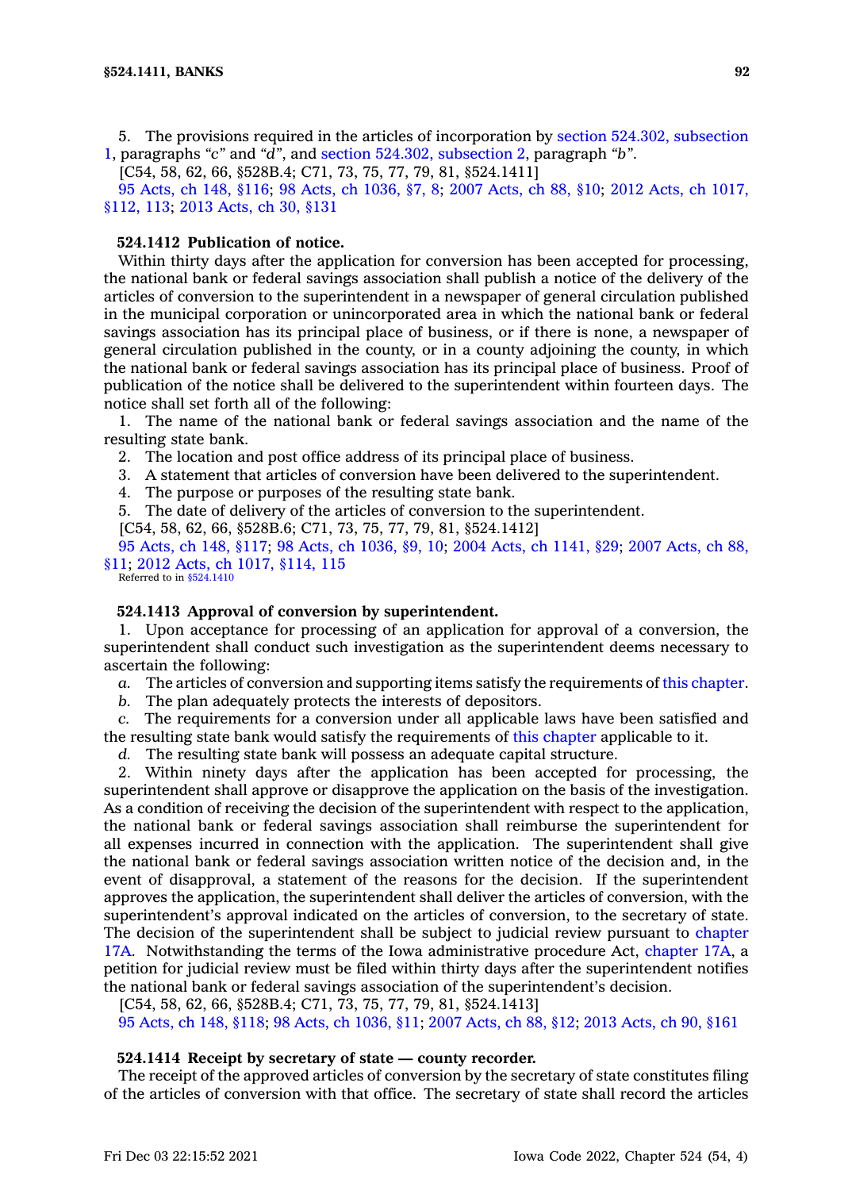5. The provisions required in the articles of incorporation by section 524.302, subsection 1, paragraphs *"c"* and *"d"*, and section 524.302, subsection 2, paragraph *"b"*.

[C54, 58, 62, 66, §528B.4; C71, 73, 75, 77, 79, 81, §524.1411]

95 Acts, ch 148, §116; 98 Acts, ch 1036, §7, 8; 2007 Acts, ch 88, §10; 2012 Acts, ch 1017, §112, 113; 2013 Acts, ch 30, §131

**524.1412 Publication of notice.**

Within thirty days after the application for conversion has been accepted for processing, the national bank or federal savings association shall publish a notice of the delivery of the articles of conversion to the superintendent in a newspaper of general circulation published in the municipal corporation or unincorporated area in which the national bank or federal savings association has its principal place of business, or if there is none, a newspaper of general circulation published in the county, or in a county adjoining the county, in which the national bank or federal savings association has its principal place of business. Proof of publication of the notice shall be delivered to the superintendent within fourteen days. The notice shall set forth all of the following:

1. The name of the national bank or federal savings association and the name of the resulting state bank.
2. The location and post office address of its principal place of business.
3. A statement that articles of conversion have been delivered to the superintendent.
4. The purpose or purposes of the resulting state bank.
5. The date of delivery of the articles of conversion to the superintendent.

[C54, 58, 62, 66, §528B.6; C71, 73, 75, 77, 79, 81, §524.1412]

95 Acts, ch 148, §117; 98 Acts, ch 1036, §9, 10; 2004 Acts, ch 1141, §29; 2007 Acts, ch 88, §11; 2012 Acts, ch 1017, §114, 115

Referred to in §524.1410

**524.1413 Approval of conversion by superintendent.**

1. Upon acceptance for processing of an application for approval of a conversion, the superintendent shall conduct such investigation as the superintendent deems necessary to ascertain the following:

*a.* The articles of conversion and supporting items satisfy the requirements of this chapter.

*b.* The plan adequately protects the interests of depositors.

*c.* The requirements for a conversion under all applicable laws have been satisfied and the resulting state bank would satisfy the requirements of this chapter applicable to it.

*d.* The resulting state bank will possess an adequate capital structure.

2. Within ninety days after the application has been accepted for processing, the superintendent shall approve or disapprove the application on the basis of the investigation. As a condition of receiving the decision of the superintendent with respect to the application, the national bank or federal savings association shall reimburse the superintendent for all expenses incurred in connection with the application. The superintendent shall give the national bank or federal savings association written notice of the decision and, in the event of disapproval, a statement of the reasons for the decision. If the superintendent approves the application, the superintendent shall deliver the articles of conversion, with the superintendent's approval indicated on the articles of conversion, to the secretary of state. The decision of the superintendent shall be subject to judicial review pursuant to chapter 17A. Notwithstanding the terms of the Iowa administrative procedure Act, chapter 17A, a petition for judicial review must be filed within thirty days after the superintendent notifies the national bank or federal savings association of the superintendent's decision.

[C54, 58, 62, 66, §528B.4; C71, 73, 75, 77, 79, 81, §524.1413]

95 Acts, ch 148, §118; 98 Acts, ch 1036, §11; 2007 Acts, ch 88, §12; 2013 Acts, ch 90, §161

**524.1414 Receipt by secretary of state — county recorder.**

The receipt of the approved articles of conversion by the secretary of state constitutes filing of the articles of conversion with that office. The secretary of state shall record the articles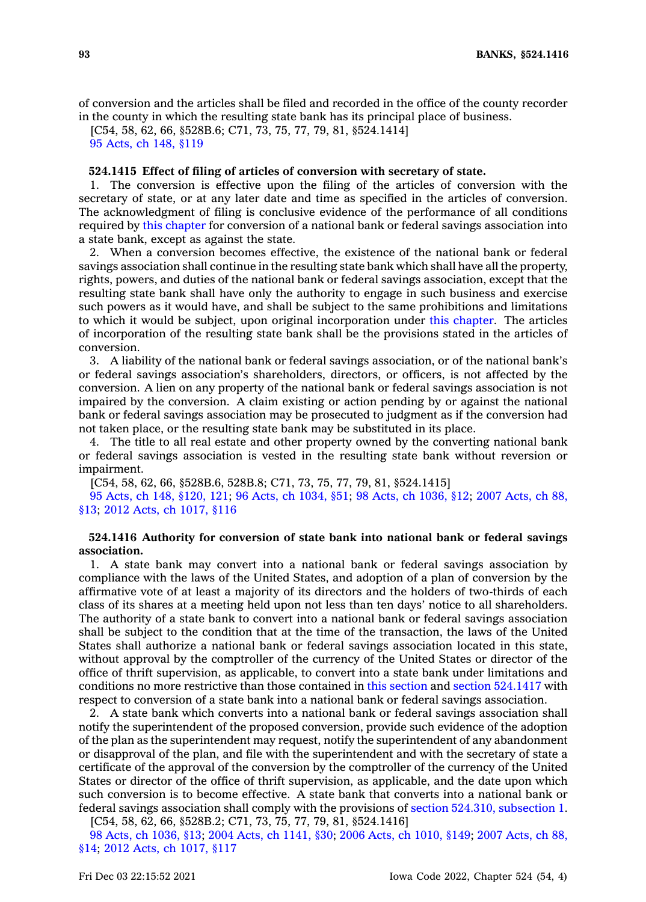of conversion and the articles shall be filed and recorded in the office of the county recorder in the county in which the resulting state bank has its principal place of business.

[C54, 58, 62, 66, §528B.6; C71, 73, 75, 77, 79, 81, §524.1414]

95 Acts, ch 148, §119

### 524.1415 Effect of filing of articles of conversion with secretary of state.

1. The conversion is effective upon the filing of the articles of conversion with the secretary of state, or at any later date and time as specified in the articles of conversion. The acknowledgment of filing is conclusive evidence of the performance of all conditions required by this chapter for conversion of a national bank or federal savings association into a state bank, except as against the state.

2. When a conversion becomes effective, the existence of the national bank or federal savings association shall continue in the resulting state bank which shall have all the property, rights, powers, and duties of the national bank or federal savings association, except that the resulting state bank shall have only the authority to engage in such business and exercise such powers as it would have, and shall be subject to the same prohibitions and limitations to which it would be subject, upon original incorporation under this chapter. The articles of incorporation of the resulting state bank shall be the provisions stated in the articles of conversion.

3. A liability of the national bank or federal savings association, or of the national bank's or federal savings association's shareholders, directors, or officers, is not affected by the conversion. A lien on any property of the national bank or federal savings association is not impaired by the conversion. A claim existing or action pending by or against the national bank or federal savings association may be prosecuted to judgment as if the conversion had not taken place, or the resulting state bank may be substituted in its place.

4. The title to all real estate and other property owned by the converting national bank or federal savings association is vested in the resulting state bank without reversion or impairment.

[C54, 58, 62, 66, §528B.6, 528B.8; C71, 73, 75, 77, 79, 81, §524.1415]

95 Acts, ch 148, §120, 121; 96 Acts, ch 1034, §51; 98 Acts, ch 1036, §12; 2007 Acts, ch 88, §13; 2012 Acts, ch 1017, §116

### 524.1416 Authority for conversion of state bank into national bank or federal savings association.

1. A state bank may convert into a national bank or federal savings association by compliance with the laws of the United States, and adoption of a plan of conversion by the affirmative vote of at least a majority of its directors and the holders of two-thirds of each class of its shares at a meeting held upon not less than ten days' notice to all shareholders. The authority of a state bank to convert into a national bank or federal savings association shall be subject to the condition that at the time of the transaction, the laws of the United States shall authorize a national bank or federal savings association located in this state, without approval by the comptroller of the currency of the United States or director of the office of thrift supervision, as applicable, to convert into a state bank under limitations and conditions no more restrictive than those contained in this section and section 524.1417 with respect to conversion of a state bank into a national bank or federal savings association.

2. A state bank which converts into a national bank or federal savings association shall notify the superintendent of the proposed conversion, provide such evidence of the adoption of the plan as the superintendent may request, notify the superintendent of any abandonment or disapproval of the plan, and file with the superintendent and with the secretary of state a certificate of the approval of the conversion by the comptroller of the currency of the United States or director of the office of thrift supervision, as applicable, and the date upon which such conversion is to become effective. A state bank that converts into a national bank or federal savings association shall comply with the provisions of section 524.310, subsection 1.

[C54, 58, 62, 66, §528B.2; C71, 73, 75, 77, 79, 81, §524.1416]

98 Acts, ch 1036, §13; 2004 Acts, ch 1141, §30; 2006 Acts, ch 1010, §149; 2007 Acts, ch 88, §14; 2012 Acts, ch 1017, §117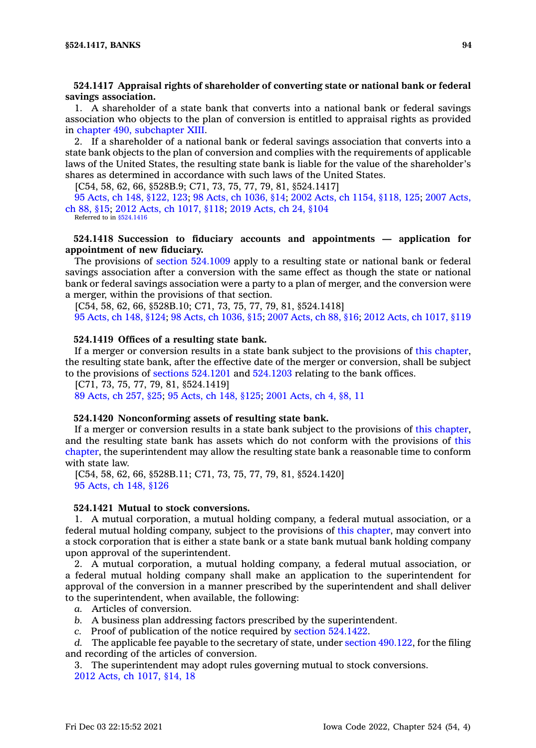**524.1417 Appraisal rights of shareholder of converting state or national bank or federal savings association.**

1. A shareholder of a state bank that converts into a national bank or federal savings association who objects to the plan of conversion is entitled to appraisal rights as provided in chapter 490, subchapter XIII.

2. If a shareholder of a national bank or federal savings association that converts into a state bank objects to the plan of conversion and complies with the requirements of applicable laws of the United States, the resulting state bank is liable for the value of the shareholder's shares as determined in accordance with such laws of the United States.

[C54, 58, 62, 66, §528B.9; C71, 73, 75, 77, 79, 81, §524.1417]

95 Acts, ch 148, §122, 123; 98 Acts, ch 1036, §14; 2002 Acts, ch 1154, §118, 125; 2007 Acts, ch 88, §15; 2012 Acts, ch 1017, §118; 2019 Acts, ch 24, §104

Referred to in §524.1416

**524.1418 Succession to fiduciary accounts and appointments — application for appointment of new fiduciary.**

The provisions of section 524.1009 apply to a resulting state or national bank or federal savings association after a conversion with the same effect as though the state or national bank or federal savings association were a party to a plan of merger, and the conversion were a merger, within the provisions of that section.

[C54, 58, 62, 66, §528B.10; C71, 73, 75, 77, 79, 81, §524.1418]

95 Acts, ch 148, §124; 98 Acts, ch 1036, §15; 2007 Acts, ch 88, §16; 2012 Acts, ch 1017, §119

**524.1419 Offices of a resulting state bank.**

If a merger or conversion results in a state bank subject to the provisions of this chapter, the resulting state bank, after the effective date of the merger or conversion, shall be subject to the provisions of sections 524.1201 and 524.1203 relating to the bank offices.

[C71, 73, 75, 77, 79, 81, §524.1419]

89 Acts, ch 257, §25; 95 Acts, ch 148, §125; 2001 Acts, ch 4, §8, 11

**524.1420 Nonconforming assets of resulting state bank.**

If a merger or conversion results in a state bank subject to the provisions of this chapter, and the resulting state bank has assets which do not conform with the provisions of this chapter, the superintendent may allow the resulting state bank a reasonable time to conform with state law.

[C54, 58, 62, 66, §528B.11; C71, 73, 75, 77, 79, 81, §524.1420]

95 Acts, ch 148, §126

**524.1421 Mutual to stock conversions.**

1. A mutual corporation, a mutual holding company, a federal mutual association, or a federal mutual holding company, subject to the provisions of this chapter, may convert into a stock corporation that is either a state bank or a state bank mutual bank holding company upon approval of the superintendent.

2. A mutual corporation, a mutual holding company, a federal mutual association, or a federal mutual holding company shall make an application to the superintendent for approval of the conversion in a manner prescribed by the superintendent and shall deliver to the superintendent, when available, the following:

*a.* Articles of conversion.

*b.* A business plan addressing factors prescribed by the superintendent.

*c.* Proof of publication of the notice required by section 524.1422.

*d.* The applicable fee payable to the secretary of state, under section 490.122, for the filing and recording of the articles of conversion.

3. The superintendent may adopt rules governing mutual to stock conversions.

2012 Acts, ch 1017, §14, 18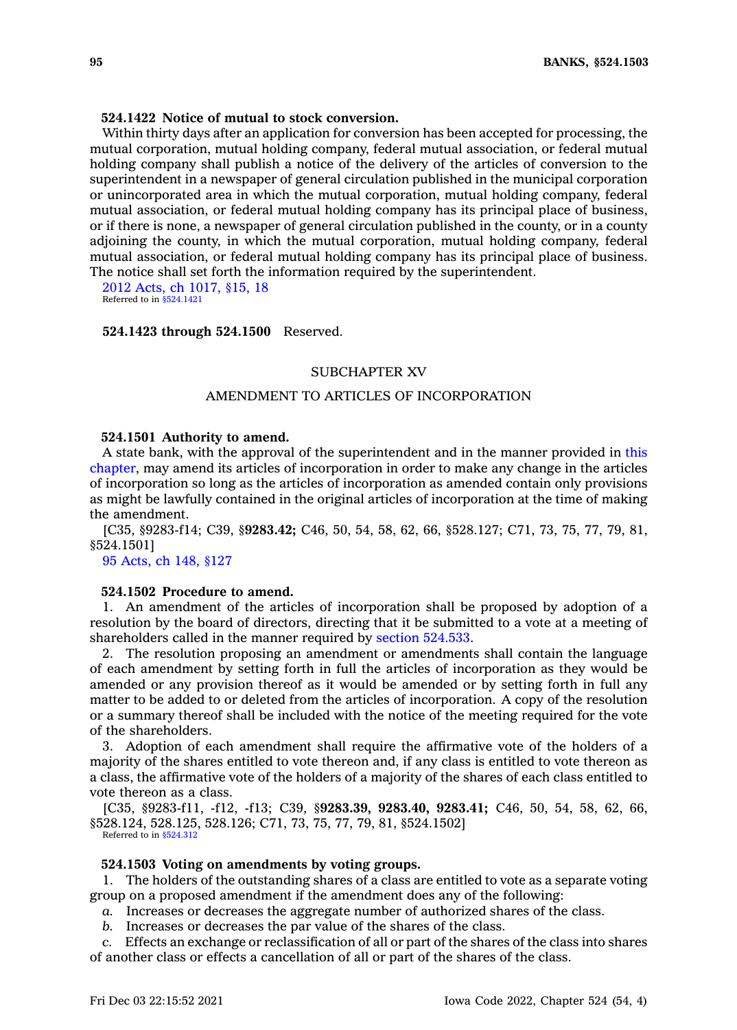**524.1422 Notice of mutual to stock conversion.**

Within thirty days after an application for conversion has been accepted for processing, the mutual corporation, mutual holding company, federal mutual association, or federal mutual holding company shall publish a notice of the delivery of the articles of conversion to the superintendent in a newspaper of general circulation published in the municipal corporation or unincorporated area in which the mutual corporation, mutual holding company, federal mutual association, or federal mutual holding company has its principal place of business, or if there is none, a newspaper of general circulation published in the county, or in a county adjoining the county, in which the mutual corporation, mutual holding company, federal mutual association, or federal mutual holding company has its principal place of business. The notice shall set forth the information required by the superintendent.

2012 Acts, ch 1017, §15, 18
Referred to in §524.1421

**524.1423 through 524.1500** Reserved.

## SUBCHAPTER XV

## AMENDMENT TO ARTICLES OF INCORPORATION

**524.1501 Authority to amend.**

A state bank, with the approval of the superintendent and in the manner provided in this chapter, may amend its articles of incorporation in order to make any change in the articles of incorporation so long as the articles of incorporation as amended contain only provisions as might be lawfully contained in the original articles of incorporation at the time of making the amendment.

[C35, §9283-f14; C39, §**9283.42;** C46, 50, 54, 58, 62, 66, §528.127; C71, 73, 75, 77, 79, 81, §524.1501]

95 Acts, ch 148, §127

**524.1502 Procedure to amend.**

1. An amendment of the articles of incorporation shall be proposed by adoption of a resolution by the board of directors, directing that it be submitted to a vote at a meeting of shareholders called in the manner required by section 524.533.

2. The resolution proposing an amendment or amendments shall contain the language of each amendment by setting forth in full the articles of incorporation as they would be amended or any provision thereof as it would be amended or by setting forth in full any matter to be added to or deleted from the articles of incorporation. A copy of the resolution or a summary thereof shall be included with the notice of the meeting required for the vote of the shareholders.

3. Adoption of each amendment shall require the affirmative vote of the holders of a majority of the shares entitled to vote thereon and, if any class is entitled to vote thereon as a class, the affirmative vote of the holders of a majority of the shares of each class entitled to vote thereon as a class.

[C35, §9283-f11, -f12, -f13; C39, §**9283.39, 9283.40, 9283.41;** C46, 50, 54, 58, 62, 66, §528.124, 528.125, 528.126; C71, 73, 75, 77, 79, 81, §524.1502]
Referred to in §524.312

**524.1503 Voting on amendments by voting groups.**

1. The holders of the outstanding shares of a class are entitled to vote as a separate voting group on a proposed amendment if the amendment does any of the following:

*a.* Increases or decreases the aggregate number of authorized shares of the class.

*b.* Increases or decreases the par value of the shares of the class.

*c.* Effects an exchange or reclassification of all or part of the shares of the class into shares of another class or effects a cancellation of all or part of the shares of the class.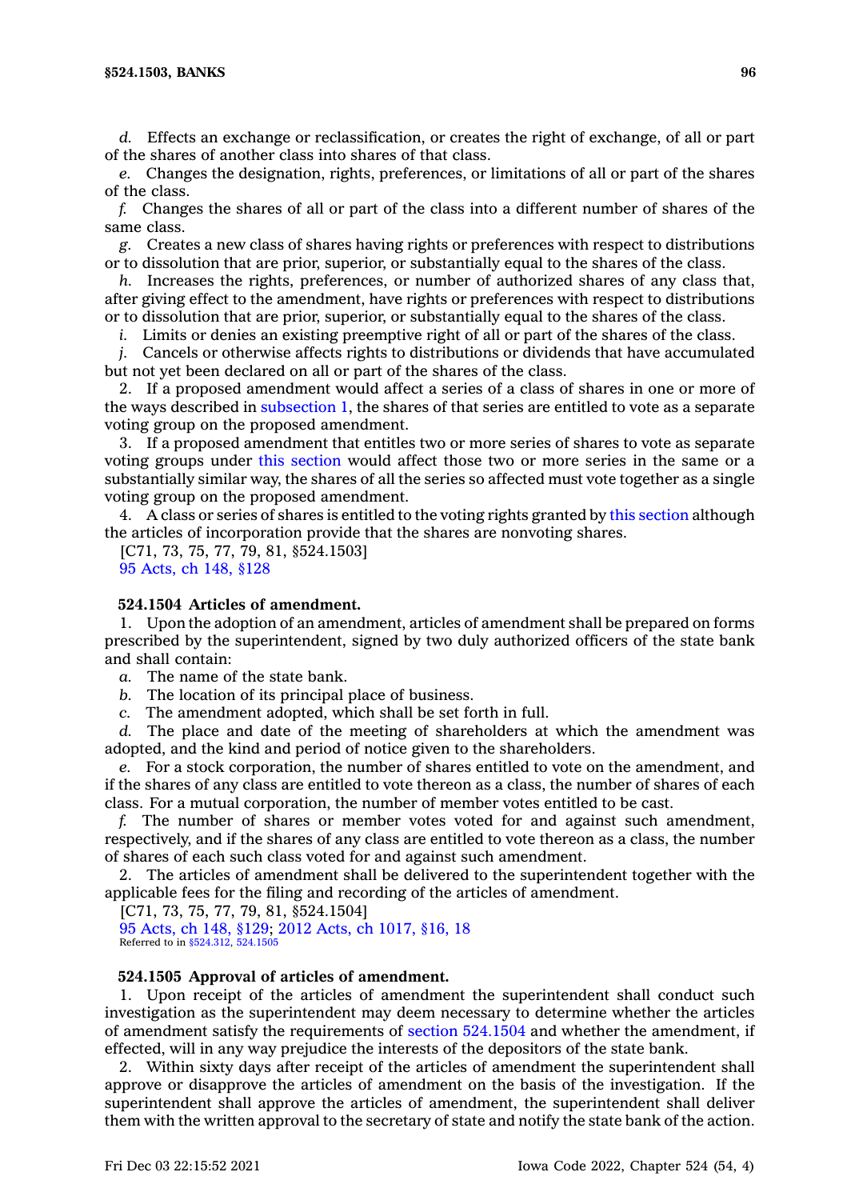*d.* Effects an exchange or reclassification, or creates the right of exchange, of all or part of the shares of another class into shares of that class.

*e.* Changes the designation, rights, preferences, or limitations of all or part of the shares of the class.

*f.* Changes the shares of all or part of the class into a different number of shares of the same class.

*g.* Creates a new class of shares having rights or preferences with respect to distributions or to dissolution that are prior, superior, or substantially equal to the shares of the class.

*h.* Increases the rights, preferences, or number of authorized shares of any class that, after giving effect to the amendment, have rights or preferences with respect to distributions or to dissolution that are prior, superior, or substantially equal to the shares of the class.

*i.* Limits or denies an existing preemptive right of all or part of the shares of the class.

*j.* Cancels or otherwise affects rights to distributions or dividends that have accumulated but not yet been declared on all or part of the shares of the class.

2. If a proposed amendment would affect a series of a class of shares in one or more of the ways described in subsection 1, the shares of that series are entitled to vote as a separate voting group on the proposed amendment.

3. If a proposed amendment that entitles two or more series of shares to vote as separate voting groups under this section would affect those two or more series in the same or a substantially similar way, the shares of all the series so affected must vote together as a single voting group on the proposed amendment.

4. A class or series of shares is entitled to the voting rights granted by this section although the articles of incorporation provide that the shares are nonvoting shares.

[C71, 73, 75, 77, 79, 81, §524.1503]

95 Acts, ch 148, §128

**524.1504 Articles of amendment.**

1. Upon the adoption of an amendment, articles of amendment shall be prepared on forms prescribed by the superintendent, signed by two duly authorized officers of the state bank and shall contain:

*a.* The name of the state bank.

*b.* The location of its principal place of business.

*c.* The amendment adopted, which shall be set forth in full.

*d.* The place and date of the meeting of shareholders at which the amendment was adopted, and the kind and period of notice given to the shareholders.

*e.* For a stock corporation, the number of shares entitled to vote on the amendment, and if the shares of any class are entitled to vote thereon as a class, the number of shares of each class. For a mutual corporation, the number of member votes entitled to be cast.

*f.* The number of shares or member votes voted for and against such amendment, respectively, and if the shares of any class are entitled to vote thereon as a class, the number of shares of each such class voted for and against such amendment.

2. The articles of amendment shall be delivered to the superintendent together with the applicable fees for the filing and recording of the articles of amendment.

[C71, 73, 75, 77, 79, 81, §524.1504]

95 Acts, ch 148, §129; 2012 Acts, ch 1017, §16, 18

Referred to in §524.312, 524.1505

**524.1505 Approval of articles of amendment.**

1. Upon receipt of the articles of amendment the superintendent shall conduct such investigation as the superintendent may deem necessary to determine whether the articles of amendment satisfy the requirements of section 524.1504 and whether the amendment, if effected, will in any way prejudice the interests of the depositors of the state bank.

2. Within sixty days after receipt of the articles of amendment the superintendent shall approve or disapprove the articles of amendment on the basis of the investigation. If the superintendent shall approve the articles of amendment, the superintendent shall deliver them with the written approval to the secretary of state and notify the state bank of the action.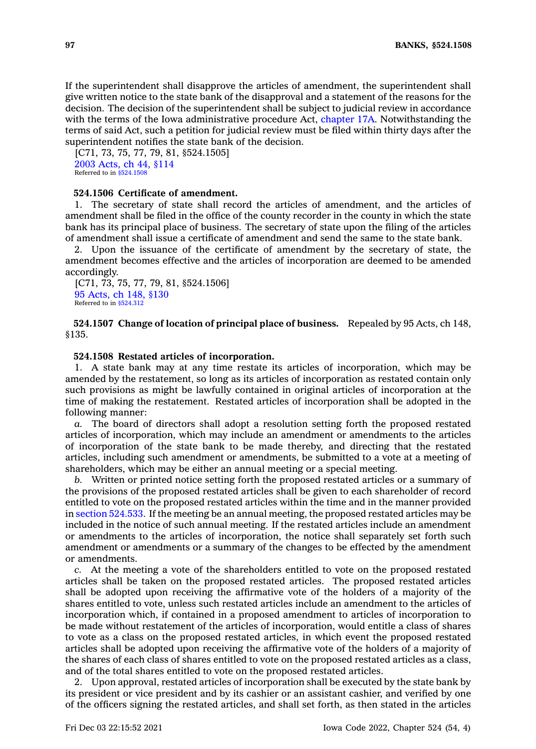If the superintendent shall disapprove the articles of amendment, the superintendent shall give written notice to the state bank of the disapproval and a statement of the reasons for the decision. The decision of the superintendent shall be subject to judicial review in accordance with the terms of the Iowa administrative procedure Act, chapter 17A. Notwithstanding the terms of said Act, such a petition for judicial review must be filed within thirty days after the superintendent notifies the state bank of the decision.

[C71, 73, 75, 77, 79, 81, §524.1505]

2003 Acts, ch 44, §114

Referred to in §524.1508

**524.1506 Certificate of amendment.**

1. The secretary of state shall record the articles of amendment, and the articles of amendment shall be filed in the office of the county recorder in the county in which the state bank has its principal place of business. The secretary of state upon the filing of the articles of amendment shall issue a certificate of amendment and send the same to the state bank.

2. Upon the issuance of the certificate of amendment by the secretary of state, the amendment becomes effective and the articles of incorporation are deemed to be amended accordingly.

[C71, 73, 75, 77, 79, 81, §524.1506]

95 Acts, ch 148, §130

Referred to in §524.312

**524.1507 Change of location of principal place of business.** Repealed by 95 Acts, ch 148, §135.

**524.1508 Restated articles of incorporation.**

1. A state bank may at any time restate its articles of incorporation, which may be amended by the restatement, so long as its articles of incorporation as restated contain only such provisions as might be lawfully contained in original articles of incorporation at the time of making the restatement. Restated articles of incorporation shall be adopted in the following manner:

*a.* The board of directors shall adopt a resolution setting forth the proposed restated articles of incorporation, which may include an amendment or amendments to the articles of incorporation of the state bank to be made thereby, and directing that the restated articles, including such amendment or amendments, be submitted to a vote at a meeting of shareholders, which may be either an annual meeting or a special meeting.

*b.* Written or printed notice setting forth the proposed restated articles or a summary of the provisions of the proposed restated articles shall be given to each shareholder of record entitled to vote on the proposed restated articles within the time and in the manner provided in section 524.533. If the meeting be an annual meeting, the proposed restated articles may be included in the notice of such annual meeting. If the restated articles include an amendment or amendments to the articles of incorporation, the notice shall separately set forth such amendment or amendments or a summary of the changes to be effected by the amendment or amendments.

*c.* At the meeting a vote of the shareholders entitled to vote on the proposed restated articles shall be taken on the proposed restated articles. The proposed restated articles shall be adopted upon receiving the affirmative vote of the holders of a majority of the shares entitled to vote, unless such restated articles include an amendment to the articles of incorporation which, if contained in a proposed amendment to articles of incorporation to be made without restatement of the articles of incorporation, would entitle a class of shares to vote as a class on the proposed restated articles, in which event the proposed restated articles shall be adopted upon receiving the affirmative vote of the holders of a majority of the shares of each class of shares entitled to vote on the proposed restated articles as a class, and of the total shares entitled to vote on the proposed restated articles.

2. Upon approval, restated articles of incorporation shall be executed by the state bank by its president or vice president and by its cashier or an assistant cashier, and verified by one of the officers signing the restated articles, and shall set forth, as then stated in the articles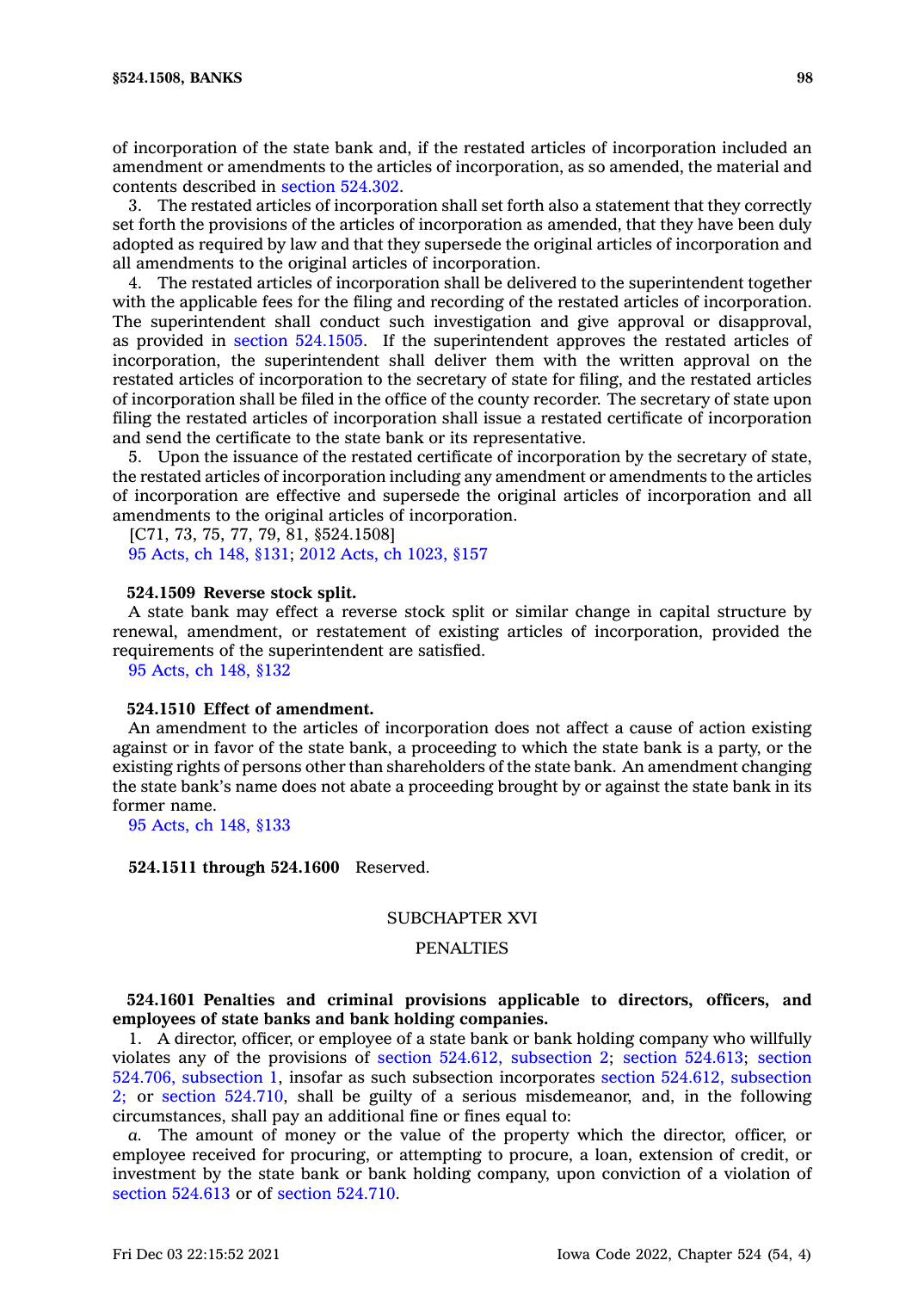of incorporation of the state bank and, if the restated articles of incorporation included an amendment or amendments to the articles of incorporation, as so amended, the material and contents described in section 524.302.

3. The restated articles of incorporation shall set forth also a statement that they correctly set forth the provisions of the articles of incorporation as amended, that they have been duly adopted as required by law and that they supersede the original articles of incorporation and all amendments to the original articles of incorporation.

4. The restated articles of incorporation shall be delivered to the superintendent together with the applicable fees for the filing and recording of the restated articles of incorporation. The superintendent shall conduct such investigation and give approval or disapproval, as provided in section 524.1505. If the superintendent approves the restated articles of incorporation, the superintendent shall deliver them with the written approval on the restated articles of incorporation to the secretary of state for filing, and the restated articles of incorporation shall be filed in the office of the county recorder. The secretary of state upon filing the restated articles of incorporation shall issue a restated certificate of incorporation and send the certificate to the state bank or its representative.

5. Upon the issuance of the restated certificate of incorporation by the secretary of state, the restated articles of incorporation including any amendment or amendments to the articles of incorporation are effective and supersede the original articles of incorporation and all amendments to the original articles of incorporation.

[C71, 73, 75, 77, 79, 81, §524.1508]

95 Acts, ch 148, §131; 2012 Acts, ch 1023, §157

**524.1509 Reverse stock split.**

A state bank may effect a reverse stock split or similar change in capital structure by renewal, amendment, or restatement of existing articles of incorporation, provided the requirements of the superintendent are satisfied.

95 Acts, ch 148, §132

**524.1510 Effect of amendment.**

An amendment to the articles of incorporation does not affect a cause of action existing against or in favor of the state bank, a proceeding to which the state bank is a party, or the existing rights of persons other than shareholders of the state bank. An amendment changing the state bank's name does not abate a proceeding brought by or against the state bank in its former name.

95 Acts, ch 148, §133

**524.1511 through 524.1600** Reserved.

## SUBCHAPTER XVI

## PENALTIES

**524.1601 Penalties and criminal provisions applicable to directors, officers, and employees of state banks and bank holding companies.**

1. A director, officer, or employee of a state bank or bank holding company who willfully violates any of the provisions of section 524.612, subsection 2; section 524.613; section 524.706, subsection 1, insofar as such subsection incorporates section 524.612, subsection 2; or section 524.710, shall be guilty of a serious misdemeanor, and, in the following circumstances, shall pay an additional fine or fines equal to:

*a.* The amount of money or the value of the property which the director, officer, or employee received for procuring, or attempting to procure, a loan, extension of credit, or investment by the state bank or bank holding company, upon conviction of a violation of section 524.613 or of section 524.710.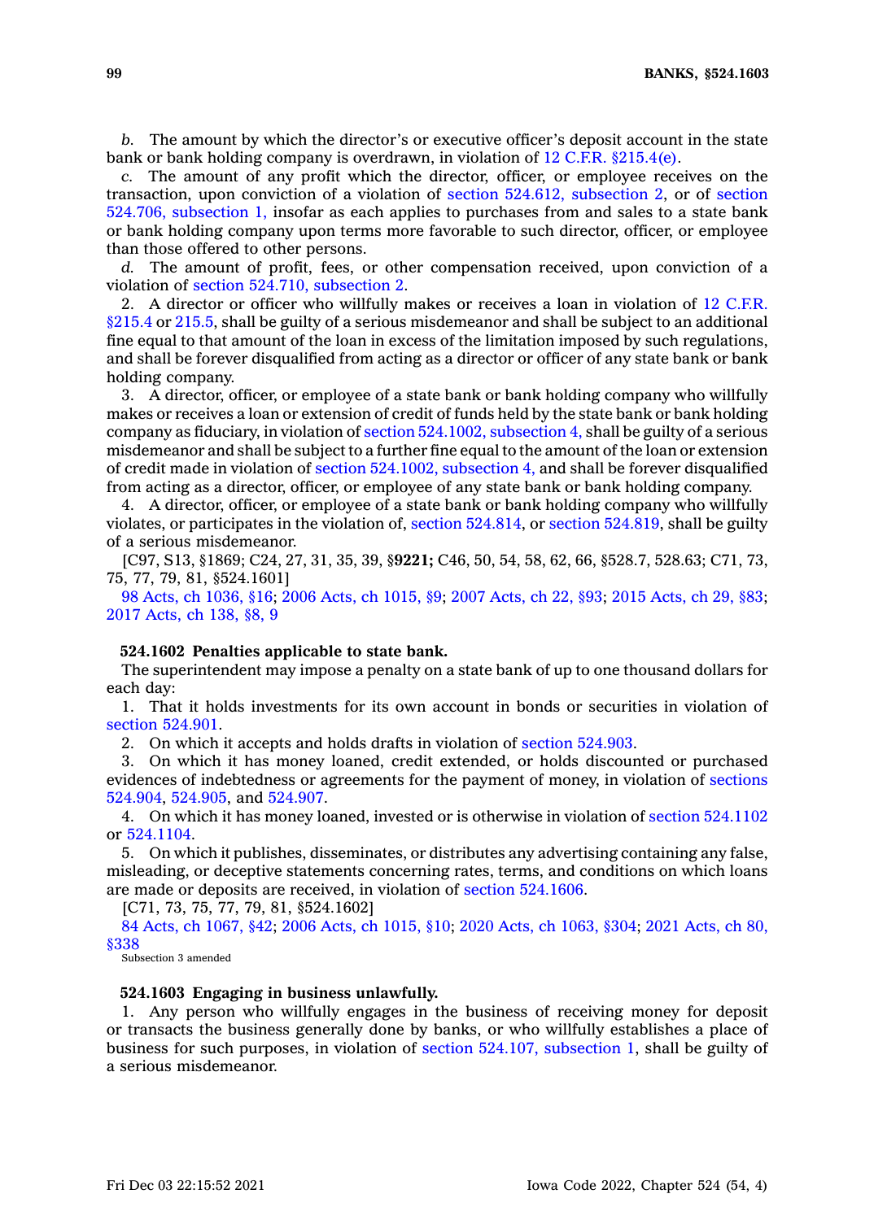*b.* The amount by which the director's or executive officer's deposit account in the state bank or bank holding company is overdrawn, in violation of 12 C.F.R. §215.4(e).

*c.* The amount of any profit which the director, officer, or employee receives on the transaction, upon conviction of a violation of section 524.612, subsection 2, or of section 524.706, subsection 1, insofar as each applies to purchases from and sales to a state bank or bank holding company upon terms more favorable to such director, officer, or employee than those offered to other persons.

*d.* The amount of profit, fees, or other compensation received, upon conviction of a violation of section 524.710, subsection 2.

2. A director or officer who willfully makes or receives a loan in violation of 12 C.F.R. §215.4 or 215.5, shall be guilty of a serious misdemeanor and shall be subject to an additional fine equal to that amount of the loan in excess of the limitation imposed by such regulations, and shall be forever disqualified from acting as a director or officer of any state bank or bank holding company.

3. A director, officer, or employee of a state bank or bank holding company who willfully makes or receives a loan or extension of credit of funds held by the state bank or bank holding company as fiduciary, in violation of section 524.1002, subsection 4, shall be guilty of a serious misdemeanor and shall be subject to a further fine equal to the amount of the loan or extension of credit made in violation of section 524.1002, subsection 4, and shall be forever disqualified from acting as a director, officer, or employee of any state bank or bank holding company.

4. A director, officer, or employee of a state bank or bank holding company who willfully violates, or participates in the violation of, section 524.814, or section 524.819, shall be guilty of a serious misdemeanor.

[C97, S13, §1869; C24, 27, 31, 35, 39, §**9221;** C46, 50, 54, 58, 62, 66, §528.7, 528.63; C71, 73, 75, 77, 79, 81, §524.1601]

98 Acts, ch 1036, §16; 2006 Acts, ch 1015, §9; 2007 Acts, ch 22, §93; 2015 Acts, ch 29, §83; 2017 Acts, ch 138, §8, 9

**524.1602 Penalties applicable to state bank.**

The superintendent may impose a penalty on a state bank of up to one thousand dollars for each day:

1. That it holds investments for its own account in bonds or securities in violation of section 524.901.

2. On which it accepts and holds drafts in violation of section 524.903.

3. On which it has money loaned, credit extended, or holds discounted or purchased evidences of indebtedness or agreements for the payment of money, in violation of sections 524.904, 524.905, and 524.907.

4. On which it has money loaned, invested or is otherwise in violation of section 524.1102 or 524.1104.

5. On which it publishes, disseminates, or distributes any advertising containing any false, misleading, or deceptive statements concerning rates, terms, and conditions on which loans are made or deposits are received, in violation of section 524.1606.

[C71, 73, 75, 77, 79, 81, §524.1602]

84 Acts, ch 1067, §42; 2006 Acts, ch 1015, §10; 2020 Acts, ch 1063, §304; 2021 Acts, ch 80, §338

Subsection 3 amended

**524.1603 Engaging in business unlawfully.**

1. Any person who willfully engages in the business of receiving money for deposit or transacts the business generally done by banks, or who willfully establishes a place of business for such purposes, in violation of section 524.107, subsection 1, shall be guilty of a serious misdemeanor.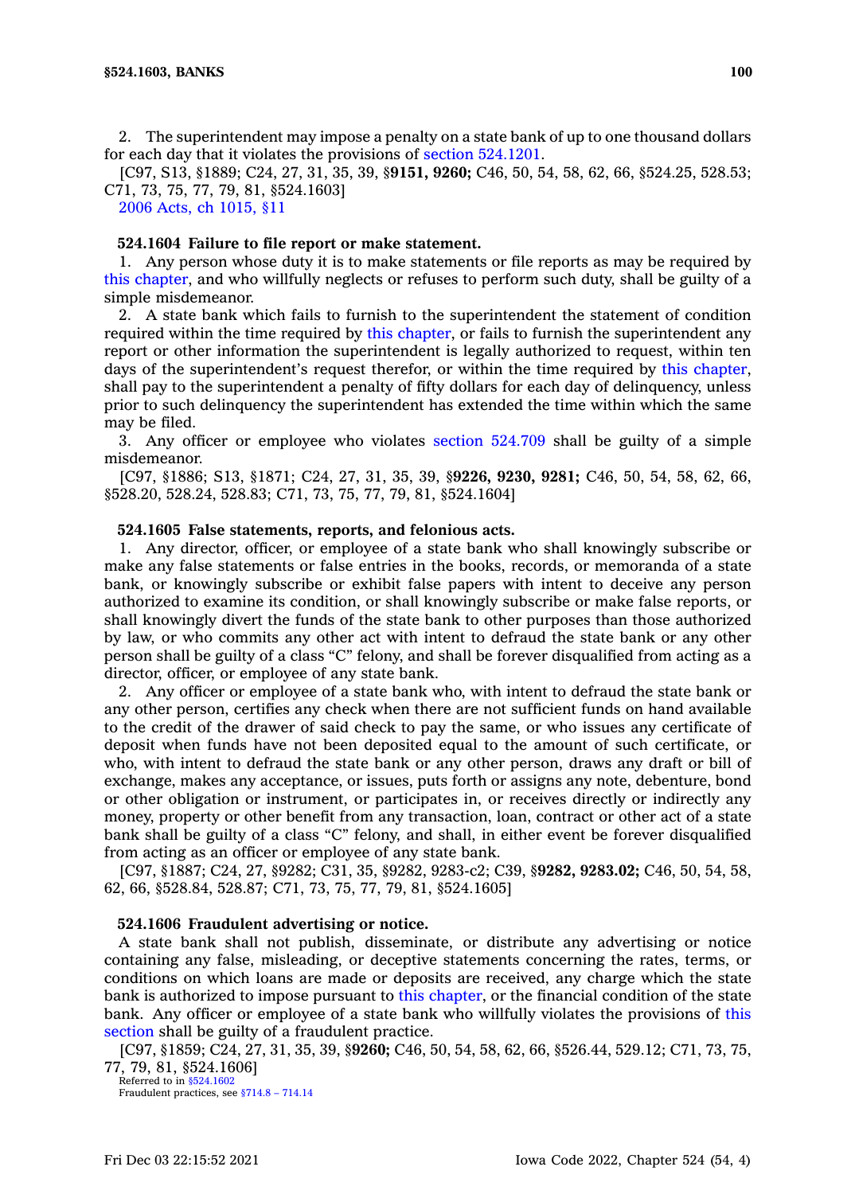2. The superintendent may impose a penalty on a state bank of up to one thousand dollars for each day that it violates the provisions of section 524.1201.

[C97, S13, §1889; C24, 27, 31, 35, 39, §**9151, 9260;** C46, 50, 54, 58, 62, 66, §524.25, 528.53; C71, 73, 75, 77, 79, 81, §524.1603]

2006 Acts, ch 1015, §11

**524.1604 Failure to file report or make statement.**

1. Any person whose duty it is to make statements or file reports as may be required by this chapter, and who willfully neglects or refuses to perform such duty, shall be guilty of a simple misdemeanor.

2. A state bank which fails to furnish to the superintendent the statement of condition required within the time required by this chapter, or fails to furnish the superintendent any report or other information the superintendent is legally authorized to request, within ten days of the superintendent's request therefor, or within the time required by this chapter, shall pay to the superintendent a penalty of fifty dollars for each day of delinquency, unless prior to such delinquency the superintendent has extended the time within which the same may be filed.

3. Any officer or employee who violates section 524.709 shall be guilty of a simple misdemeanor.

[C97, §1886; S13, §1871; C24, 27, 31, 35, 39, §**9226, 9230, 9281;** C46, 50, 54, 58, 62, 66, §528.20, 528.24, 528.83; C71, 73, 75, 77, 79, 81, §524.1604]

**524.1605 False statements, reports, and felonious acts.**

1. Any director, officer, or employee of a state bank who shall knowingly subscribe or make any false statements or false entries in the books, records, or memoranda of a state bank, or knowingly subscribe or exhibit false papers with intent to deceive any person authorized to examine its condition, or shall knowingly subscribe or make false reports, or shall knowingly divert the funds of the state bank to other purposes than those authorized by law, or who commits any other act with intent to defraud the state bank or any other person shall be guilty of a class "C" felony, and shall be forever disqualified from acting as a director, officer, or employee of any state bank.

2. Any officer or employee of a state bank who, with intent to defraud the state bank or any other person, certifies any check when there are not sufficient funds on hand available to the credit of the drawer of said check to pay the same, or who issues any certificate of deposit when funds have not been deposited equal to the amount of such certificate, or who, with intent to defraud the state bank or any other person, draws any draft or bill of exchange, makes any acceptance, or issues, puts forth or assigns any note, debenture, bond or other obligation or instrument, or participates in, or receives directly or indirectly any money, property or other benefit from any transaction, loan, contract or other act of a state bank shall be guilty of a class "C" felony, and shall, in either event be forever disqualified from acting as an officer or employee of any state bank.

[C97, §1887; C24, 27, §9282; C31, 35, §9282, 9283-c2; C39, §**9282, 9283.02;** C46, 50, 54, 58, 62, 66, §528.84, 528.87; C71, 73, 75, 77, 79, 81, §524.1605]

**524.1606 Fraudulent advertising or notice.**

A state bank shall not publish, disseminate, or distribute any advertising or notice containing any false, misleading, or deceptive statements concerning the rates, terms, or conditions on which loans are made or deposits are received, any charge which the state bank is authorized to impose pursuant to this chapter, or the financial condition of the state bank. Any officer or employee of a state bank who willfully violates the provisions of this section shall be guilty of a fraudulent practice.

[C97, §1859; C24, 27, 31, 35, 39, §**9260;** C46, 50, 54, 58, 62, 66, §526.44, 529.12; C71, 73, 75, 77, 79, 81, §524.1606]

Referred to in §524.1602
Fraudulent practices, see §714.8 – 714.14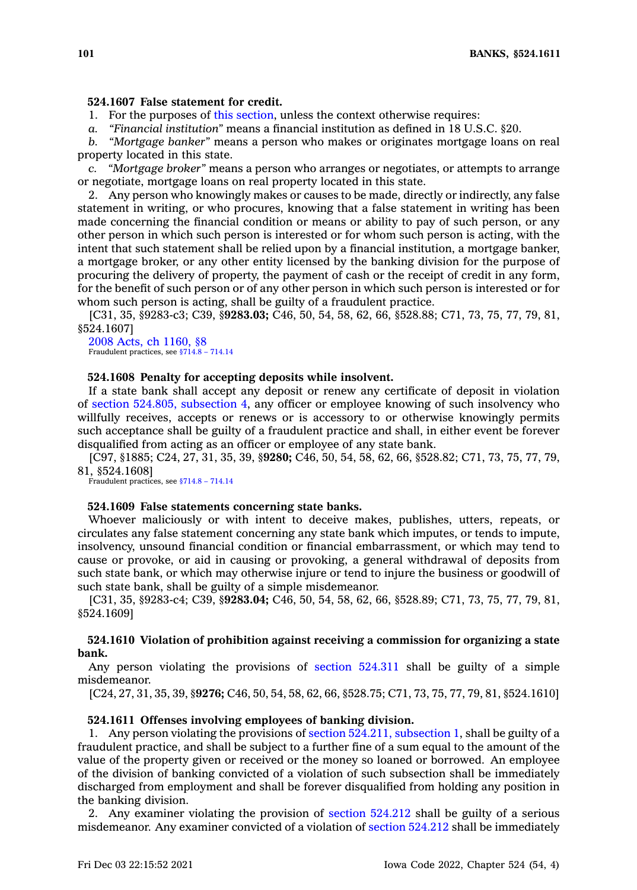**524.1607 False statement for credit.**

1. For the purposes of this section, unless the context otherwise requires:

*a.* *"Financial institution"* means a financial institution as defined in 18 U.S.C. §20.

*b.* *"Mortgage banker"* means a person who makes or originates mortgage loans on real property located in this state.

*c.* *"Mortgage broker"* means a person who arranges or negotiates, or attempts to arrange or negotiate, mortgage loans on real property located in this state.

2. Any person who knowingly makes or causes to be made, directly or indirectly, any false statement in writing, or who procures, knowing that a false statement in writing has been made concerning the financial condition or means or ability to pay of such person, or any other person in which such person is interested or for whom such person is acting, with the intent that such statement shall be relied upon by a financial institution, a mortgage banker, a mortgage broker, or any other entity licensed by the banking division for the purpose of procuring the delivery of property, the payment of cash or the receipt of credit in any form, for the benefit of such person or of any other person in which such person is interested or for whom such person is acting, shall be guilty of a fraudulent practice.

[C31, 35, §9283-c3; C39, §**9283.03;** C46, 50, 54, 58, 62, 66, §528.88; C71, 73, 75, 77, 79, 81, §524.1607]

2008 Acts, ch 1160, §8
Fraudulent practices, see §714.8 – 714.14

**524.1608 Penalty for accepting deposits while insolvent.**

If a state bank shall accept any deposit or renew any certificate of deposit in violation of section 524.805, subsection 4, any officer or employee knowing of such insolvency who willfully receives, accepts or renews or is accessory to or otherwise knowingly permits such acceptance shall be guilty of a fraudulent practice and shall, in either event be forever disqualified from acting as an officer or employee of any state bank.

[C97, §1885; C24, 27, 31, 35, 39, §**9280;** C46, 50, 54, 58, 62, 66, §528.82; C71, 73, 75, 77, 79, 81, §524.1608]
Fraudulent practices, see §714.8 – 714.14

**524.1609 False statements concerning state banks.**

Whoever maliciously or with intent to deceive makes, publishes, utters, repeats, or circulates any false statement concerning any state bank which imputes, or tends to impute, insolvency, unsound financial condition or financial embarrassment, or which may tend to cause or provoke, or aid in causing or provoking, a general withdrawal of deposits from such state bank, or which may otherwise injure or tend to injure the business or goodwill of such state bank, shall be guilty of a simple misdemeanor.

[C31, 35, §9283-c4; C39, §**9283.04;** C46, 50, 54, 58, 62, 66, §528.89; C71, 73, 75, 77, 79, 81, §524.1609]

**524.1610 Violation of prohibition against receiving a commission for organizing a state bank.**

Any person violating the provisions of section 524.311 shall be guilty of a simple misdemeanor.

[C24, 27, 31, 35, 39, §**9276;** C46, 50, 54, 58, 62, 66, §528.75; C71, 73, 75, 77, 79, 81, §524.1610]

**524.1611 Offenses involving employees of banking division.**

1. Any person violating the provisions of section 524.211, subsection 1, shall be guilty of a fraudulent practice, and shall be subject to a further fine of a sum equal to the amount of the value of the property given or received or the money so loaned or borrowed. An employee of the division of banking convicted of a violation of such subsection shall be immediately discharged from employment and shall be forever disqualified from holding any position in the banking division.

2. Any examiner violating the provision of section 524.212 shall be guilty of a serious misdemeanor. Any examiner convicted of a violation of section 524.212 shall be immediately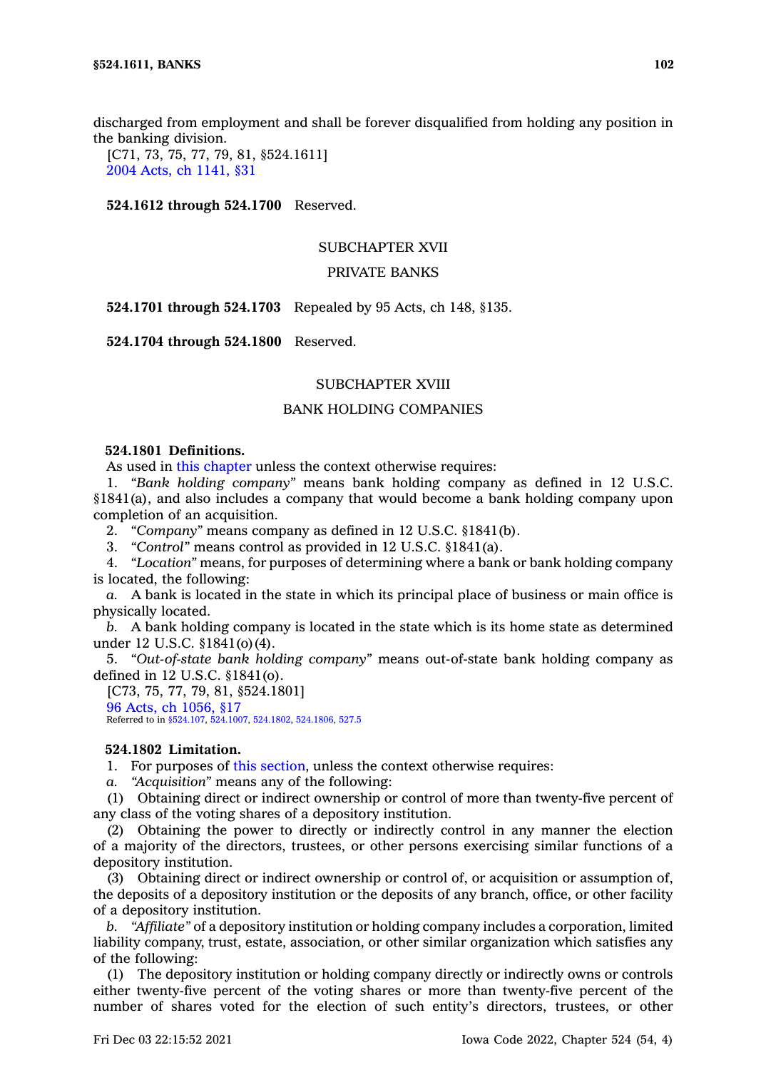discharged from employment and shall be forever disqualified from holding any position in the banking division.

[C71, 73, 75, 77, 79, 81, §524.1611]

2004 Acts, ch 1141, §31

**524.1612 through 524.1700** Reserved.

SUBCHAPTER XVII

PRIVATE BANKS

**524.1701 through 524.1703** Repealed by 95 Acts, ch 148, §135.

**524.1704 through 524.1800** Reserved.

SUBCHAPTER XVIII

BANK HOLDING COMPANIES

**524.1801 Definitions.**

As used in this chapter unless the context otherwise requires:

1. *"Bank holding company"* means bank holding company as defined in 12 U.S.C. §1841(a), and also includes a company that would become a bank holding company upon completion of an acquisition.

2. *"Company"* means company as defined in 12 U.S.C. §1841(b).

3. *"Control"* means control as provided in 12 U.S.C. §1841(a).

4. *"Location"* means, for purposes of determining where a bank or bank holding company is located, the following:

*a.* A bank is located in the state in which its principal place of business or main office is physically located.

*b.* A bank holding company is located in the state which is its home state as determined under 12 U.S.C. §1841(o)(4).

5. *"Out-of-state bank holding company"* means out-of-state bank holding company as defined in 12 U.S.C. §1841(o).

[C73, 75, 77, 79, 81, §524.1801]

96 Acts, ch 1056, §17

Referred to in §524.107, 524.1007, 524.1802, 524.1806, 527.5

**524.1802 Limitation.**

1. For purposes of this section, unless the context otherwise requires:

*a.* *"Acquisition"* means any of the following:

(1) Obtaining direct or indirect ownership or control of more than twenty-five percent of any class of the voting shares of a depository institution.

(2) Obtaining the power to directly or indirectly control in any manner the election of a majority of the directors, trustees, or other persons exercising similar functions of a depository institution.

(3) Obtaining direct or indirect ownership or control of, or acquisition or assumption of, the deposits of a depository institution or the deposits of any branch, office, or other facility of a depository institution.

*b.* *"Affiliate"* of a depository institution or holding company includes a corporation, limited liability company, trust, estate, association, or other similar organization which satisfies any of the following:

(1) The depository institution or holding company directly or indirectly owns or controls either twenty-five percent of the voting shares or more than twenty-five percent of the number of shares voted for the election of such entity's directors, trustees, or other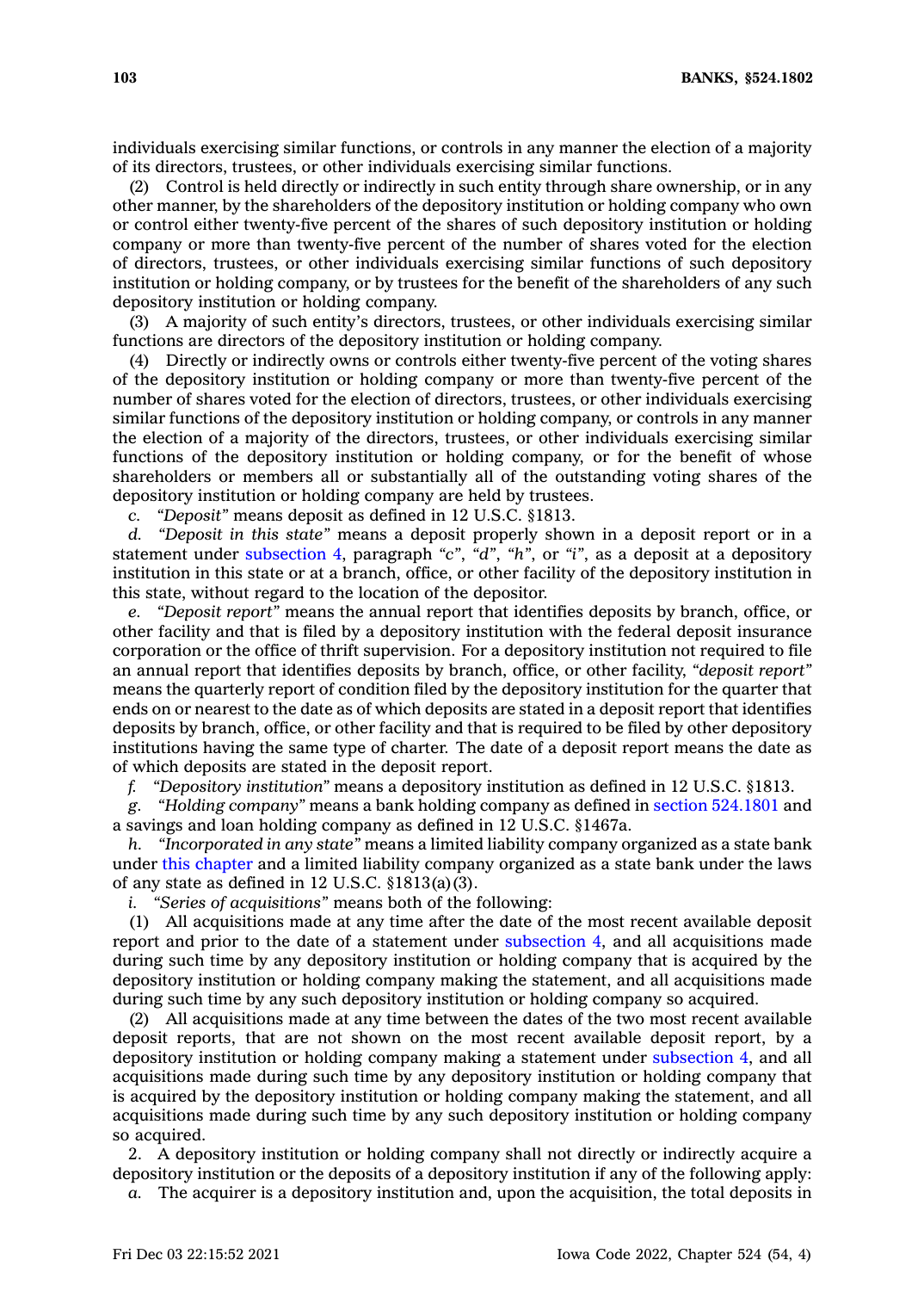individuals exercising similar functions, or controls in any manner the election of a majority of its directors, trustees, or other individuals exercising similar functions.

(2) Control is held directly or indirectly in such entity through share ownership, or in any other manner, by the shareholders of the depository institution or holding company who own or control either twenty-five percent of the shares of such depository institution or holding company or more than twenty-five percent of the number of shares voted for the election of directors, trustees, or other individuals exercising similar functions of such depository institution or holding company, or by trustees for the benefit of the shareholders of any such depository institution or holding company.

(3) A majority of such entity's directors, trustees, or other individuals exercising similar functions are directors of the depository institution or holding company.

(4) Directly or indirectly owns or controls either twenty-five percent of the voting shares of the depository institution or holding company or more than twenty-five percent of the number of shares voted for the election of directors, trustees, or other individuals exercising similar functions of the depository institution or holding company, or controls in any manner the election of a majority of the directors, trustees, or other individuals exercising similar functions of the depository institution or holding company, or for the benefit of whose shareholders or members all or substantially all of the outstanding voting shares of the depository institution or holding company are held by trustees.

*c. "Deposit"* means deposit as defined in 12 U.S.C. §1813.

*d. "Deposit in this state"* means a deposit properly shown in a deposit report or in a statement under subsection 4, paragraph *"c"*, *"d"*, *"h"*, or *"i"*, as a deposit at a depository institution in this state or at a branch, office, or other facility of the depository institution in this state, without regard to the location of the depositor.

*e. "Deposit report"* means the annual report that identifies deposits by branch, office, or other facility and that is filed by a depository institution with the federal deposit insurance corporation or the office of thrift supervision. For a depository institution not required to file an annual report that identifies deposits by branch, office, or other facility, *"deposit report"* means the quarterly report of condition filed by the depository institution for the quarter that ends on or nearest to the date as of which deposits are stated in a deposit report that identifies deposits by branch, office, or other facility and that is required to be filed by other depository institutions having the same type of charter. The date of a deposit report means the date as of which deposits are stated in the deposit report.

*f. "Depository institution"* means a depository institution as defined in 12 U.S.C. §1813.

*g. "Holding company"* means a bank holding company as defined in section 524.1801 and a savings and loan holding company as defined in 12 U.S.C. §1467a.

*h. "Incorporated in any state"* means a limited liability company organized as a state bank under this chapter and a limited liability company organized as a state bank under the laws of any state as defined in 12 U.S.C. §1813(a)(3).

*i. "Series of acquisitions"* means both of the following:

(1) All acquisitions made at any time after the date of the most recent available deposit report and prior to the date of a statement under subsection 4, and all acquisitions made during such time by any depository institution or holding company that is acquired by the depository institution or holding company making the statement, and all acquisitions made during such time by any such depository institution or holding company so acquired.

(2) All acquisitions made at any time between the dates of the two most recent available deposit reports, that are not shown on the most recent available deposit report, by a depository institution or holding company making a statement under subsection 4, and all acquisitions made during such time by any depository institution or holding company that is acquired by the depository institution or holding company making the statement, and all acquisitions made during such time by any such depository institution or holding company so acquired.

2. A depository institution or holding company shall not directly or indirectly acquire a depository institution or the deposits of a depository institution if any of the following apply:

*a.* The acquirer is a depository institution and, upon the acquisition, the total deposits in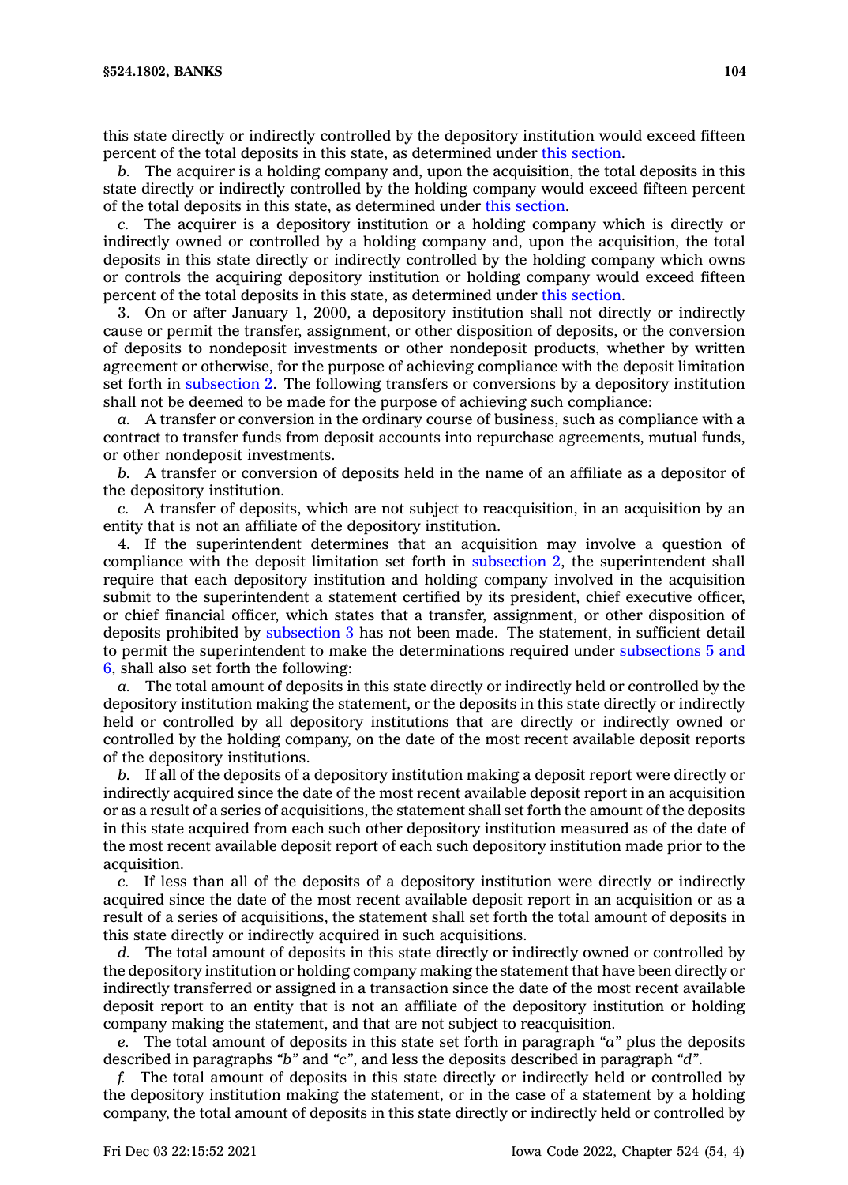this state directly or indirectly controlled by the depository institution would exceed fifteen percent of the total deposits in this state, as determined under this section.

*b.* The acquirer is a holding company and, upon the acquisition, the total deposits in this state directly or indirectly controlled by the holding company would exceed fifteen percent of the total deposits in this state, as determined under this section.

*c.* The acquirer is a depository institution or a holding company which is directly or indirectly owned or controlled by a holding company and, upon the acquisition, the total deposits in this state directly or indirectly controlled by the holding company which owns or controls the acquiring depository institution or holding company would exceed fifteen percent of the total deposits in this state, as determined under this section.

3. On or after January 1, 2000, a depository institution shall not directly or indirectly cause or permit the transfer, assignment, or other disposition of deposits, or the conversion of deposits to nondeposit investments or other nondeposit products, whether by written agreement or otherwise, for the purpose of achieving compliance with the deposit limitation set forth in subsection 2. The following transfers or conversions by a depository institution shall not be deemed to be made for the purpose of achieving such compliance:

*a.* A transfer or conversion in the ordinary course of business, such as compliance with a contract to transfer funds from deposit accounts into repurchase agreements, mutual funds, or other nondeposit investments.

*b.* A transfer or conversion of deposits held in the name of an affiliate as a depositor of the depository institution.

*c.* A transfer of deposits, which are not subject to reacquisition, in an acquisition by an entity that is not an affiliate of the depository institution.

4. If the superintendent determines that an acquisition may involve a question of compliance with the deposit limitation set forth in subsection 2, the superintendent shall require that each depository institution and holding company involved in the acquisition submit to the superintendent a statement certified by its president, chief executive officer, or chief financial officer, which states that a transfer, assignment, or other disposition of deposits prohibited by subsection 3 has not been made. The statement, in sufficient detail to permit the superintendent to make the determinations required under subsections 5 and 6, shall also set forth the following:

*a.* The total amount of deposits in this state directly or indirectly held or controlled by the depository institution making the statement, or the deposits in this state directly or indirectly held or controlled by all depository institutions that are directly or indirectly owned or controlled by the holding company, on the date of the most recent available deposit reports of the depository institutions.

*b.* If all of the deposits of a depository institution making a deposit report were directly or indirectly acquired since the date of the most recent available deposit report in an acquisition or as a result of a series of acquisitions, the statement shall set forth the amount of the deposits in this state acquired from each such other depository institution measured as of the date of the most recent available deposit report of each such depository institution made prior to the acquisition.

*c.* If less than all of the deposits of a depository institution were directly or indirectly acquired since the date of the most recent available deposit report in an acquisition or as a result of a series of acquisitions, the statement shall set forth the total amount of deposits in this state directly or indirectly acquired in such acquisitions.

*d.* The total amount of deposits in this state directly or indirectly owned or controlled by the depository institution or holding company making the statement that have been directly or indirectly transferred or assigned in a transaction since the date of the most recent available deposit report to an entity that is not an affiliate of the depository institution or holding company making the statement, and that are not subject to reacquisition.

*e.* The total amount of deposits in this state set forth in paragraph *"a"* plus the deposits described in paragraphs *"b"* and *"c"*, and less the deposits described in paragraph *"d"*.

*f.* The total amount of deposits in this state directly or indirectly held or controlled by the depository institution making the statement, or in the case of a statement by a holding company, the total amount of deposits in this state directly or indirectly held or controlled by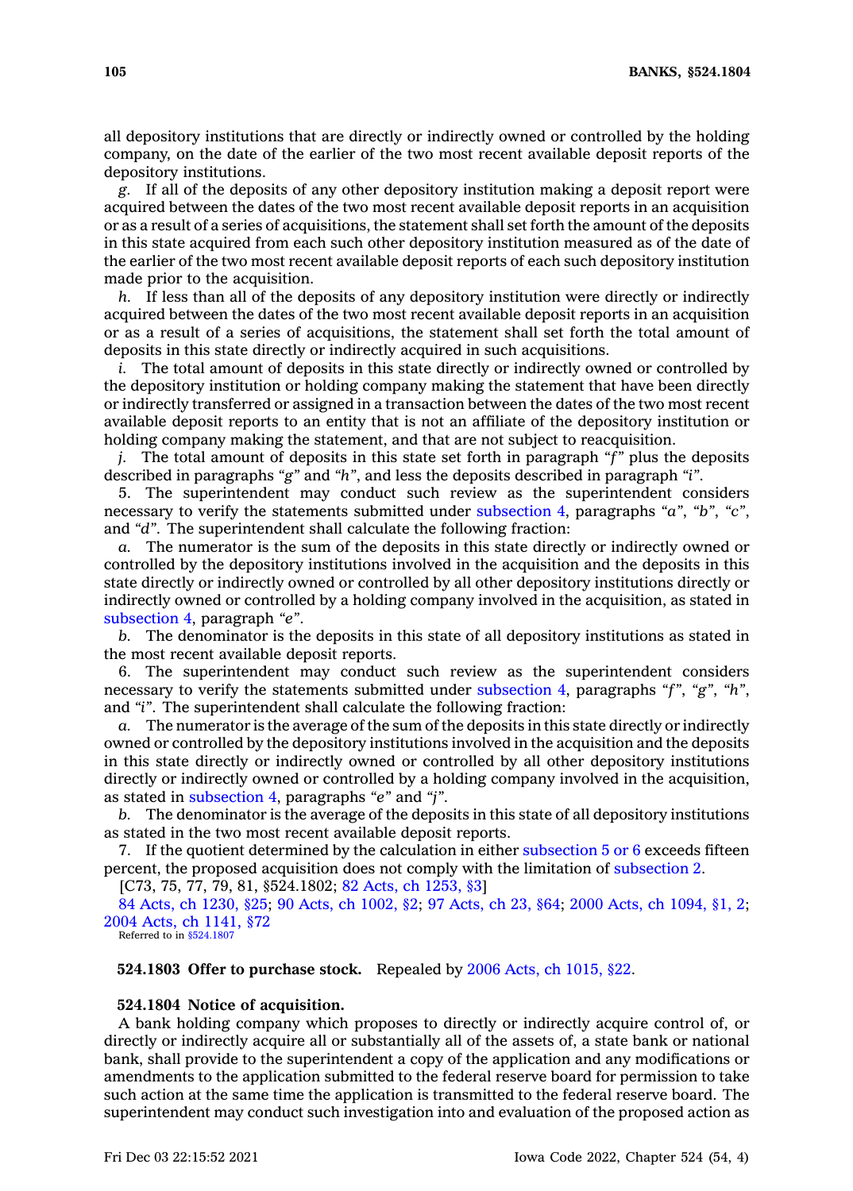all depository institutions that are directly or indirectly owned or controlled by the holding company, on the date of the earlier of the two most recent available deposit reports of the depository institutions.

*g.* If all of the deposits of any other depository institution making a deposit report were acquired between the dates of the two most recent available deposit reports in an acquisition or as a result of a series of acquisitions, the statement shall set forth the amount of the deposits in this state acquired from each such other depository institution measured as of the date of the earlier of the two most recent available deposit reports of each such depository institution made prior to the acquisition.

*h.* If less than all of the deposits of any depository institution were directly or indirectly acquired between the dates of the two most recent available deposit reports in an acquisition or as a result of a series of acquisitions, the statement shall set forth the total amount of deposits in this state directly or indirectly acquired in such acquisitions.

*i.* The total amount of deposits in this state directly or indirectly owned or controlled by the depository institution or holding company making the statement that have been directly or indirectly transferred or assigned in a transaction between the dates of the two most recent available deposit reports to an entity that is not an affiliate of the depository institution or holding company making the statement, and that are not subject to reacquisition.

*j.* The total amount of deposits in this state set forth in paragraph *"f"* plus the deposits described in paragraphs *"g"* and *"h"*, and less the deposits described in paragraph *"i"*.

5. The superintendent may conduct such review as the superintendent considers necessary to verify the statements submitted under subsection 4, paragraphs *"a"*, *"b"*, *"c"*, and *"d"*. The superintendent shall calculate the following fraction:

*a.* The numerator is the sum of the deposits in this state directly or indirectly owned or controlled by the depository institutions involved in the acquisition and the deposits in this state directly or indirectly owned or controlled by all other depository institutions directly or indirectly owned or controlled by a holding company involved in the acquisition, as stated in subsection 4, paragraph *"e"*.

*b.* The denominator is the deposits in this state of all depository institutions as stated in the most recent available deposit reports.

6. The superintendent may conduct such review as the superintendent considers necessary to verify the statements submitted under subsection 4, paragraphs *"f"*, *"g"*, *"h"*, and *"i"*. The superintendent shall calculate the following fraction:

*a.* The numerator is the average of the sum of the deposits in this state directly or indirectly owned or controlled by the depository institutions involved in the acquisition and the deposits in this state directly or indirectly owned or controlled by all other depository institutions directly or indirectly owned or controlled by a holding company involved in the acquisition, as stated in subsection 4, paragraphs *"e"* and *"j"*.

*b.* The denominator is the average of the deposits in this state of all depository institutions as stated in the two most recent available deposit reports.

7. If the quotient determined by the calculation in either subsection 5 or 6 exceeds fifteen percent, the proposed acquisition does not comply with the limitation of subsection 2.

[C73, 75, 77, 79, 81, §524.1802; 82 Acts, ch 1253, §3]

84 Acts, ch 1230, §25; 90 Acts, ch 1002, §2; 97 Acts, ch 23, §64; 2000 Acts, ch 1094, §1, 2; 2004 Acts, ch 1141, §72

Referred to in §524.1807

**524.1803 Offer to purchase stock.** Repealed by 2006 Acts, ch 1015, §22.

**524.1804 Notice of acquisition.**

A bank holding company which proposes to directly or indirectly acquire control of, or directly or indirectly acquire all or substantially all of the assets of, a state bank or national bank, shall provide to the superintendent a copy of the application and any modifications or amendments to the application submitted to the federal reserve board for permission to take such action at the same time the application is transmitted to the federal reserve board. The superintendent may conduct such investigation into and evaluation of the proposed action as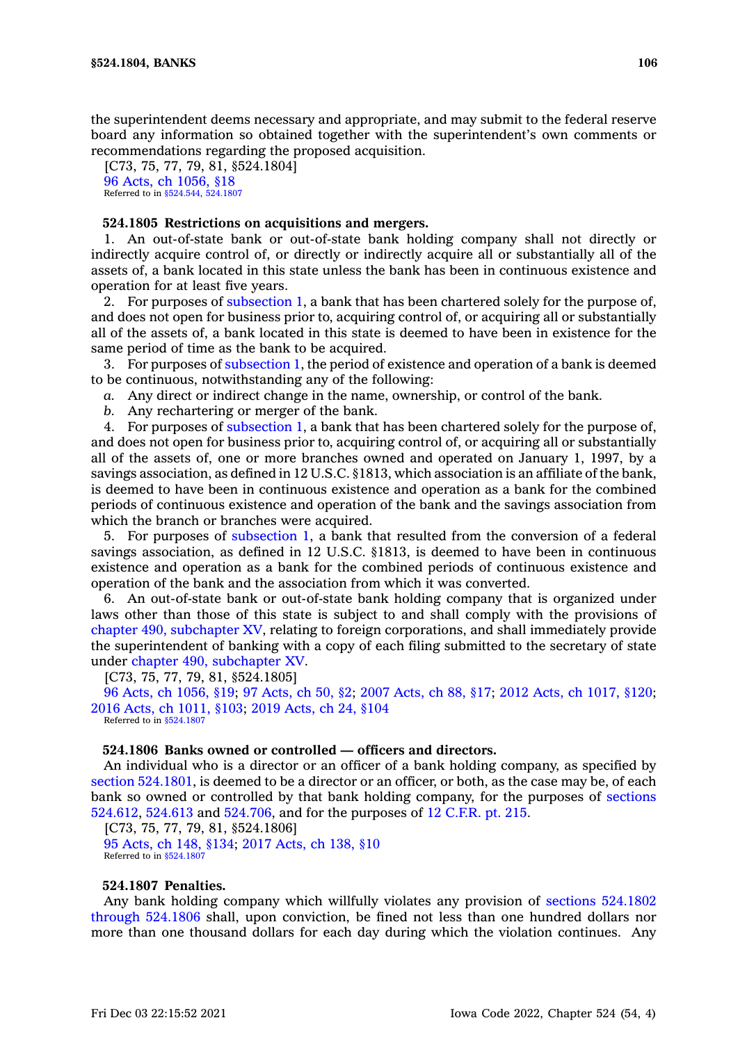the superintendent deems necessary and appropriate, and may submit to the federal reserve board any information so obtained together with the superintendent's own comments or recommendations regarding the proposed acquisition.

[C73, 75, 77, 79, 81, §524.1804]

96 Acts, ch 1056, §18

Referred to in §524.544, 524.1807

**524.1805 Restrictions on acquisitions and mergers.**

1. An out-of-state bank or out-of-state bank holding company shall not directly or indirectly acquire control of, or directly or indirectly acquire all or substantially all of the assets of, a bank located in this state unless the bank has been in continuous existence and operation for at least five years.

2. For purposes of subsection 1, a bank that has been chartered solely for the purpose of, and does not open for business prior to, acquiring control of, or acquiring all or substantially all of the assets of, a bank located in this state is deemed to have been in existence for the same period of time as the bank to be acquired.

3. For purposes of subsection 1, the period of existence and operation of a bank is deemed to be continuous, notwithstanding any of the following:

*a.* Any direct or indirect change in the name, ownership, or control of the bank.

*b.* Any rechartering or merger of the bank.

4. For purposes of subsection 1, a bank that has been chartered solely for the purpose of, and does not open for business prior to, acquiring control of, or acquiring all or substantially all of the assets of, one or more branches owned and operated on January 1, 1997, by a savings association, as defined in 12 U.S.C. §1813, which association is an affiliate of the bank, is deemed to have been in continuous existence and operation as a bank for the combined periods of continuous existence and operation of the bank and the savings association from which the branch or branches were acquired.

5. For purposes of subsection 1, a bank that resulted from the conversion of a federal savings association, as defined in 12 U.S.C. §1813, is deemed to have been in continuous existence and operation as a bank for the combined periods of continuous existence and operation of the bank and the association from which it was converted.

6. An out-of-state bank or out-of-state bank holding company that is organized under laws other than those of this state is subject to and shall comply with the provisions of chapter 490, subchapter XV, relating to foreign corporations, and shall immediately provide the superintendent of banking with a copy of each filing submitted to the secretary of state under chapter 490, subchapter XV.

[C73, 75, 77, 79, 81, §524.1805]

96 Acts, ch 1056, §19; 97 Acts, ch 50, §2; 2007 Acts, ch 88, §17; 2012 Acts, ch 1017, §120; 2016 Acts, ch 1011, §103; 2019 Acts, ch 24, §104

Referred to in §524.1807

**524.1806 Banks owned or controlled — officers and directors.**

An individual who is a director or an officer of a bank holding company, as specified by section 524.1801, is deemed to be a director or an officer, or both, as the case may be, of each bank so owned or controlled by that bank holding company, for the purposes of sections 524.612, 524.613 and 524.706, and for the purposes of 12 C.F.R. pt. 215.

[C73, 75, 77, 79, 81, §524.1806]

95 Acts, ch 148, §134; 2017 Acts, ch 138, §10

Referred to in §524.1807

**524.1807 Penalties.**

Any bank holding company which willfully violates any provision of sections 524.1802 through 524.1806 shall, upon conviction, be fined not less than one hundred dollars nor more than one thousand dollars for each day during which the violation continues. Any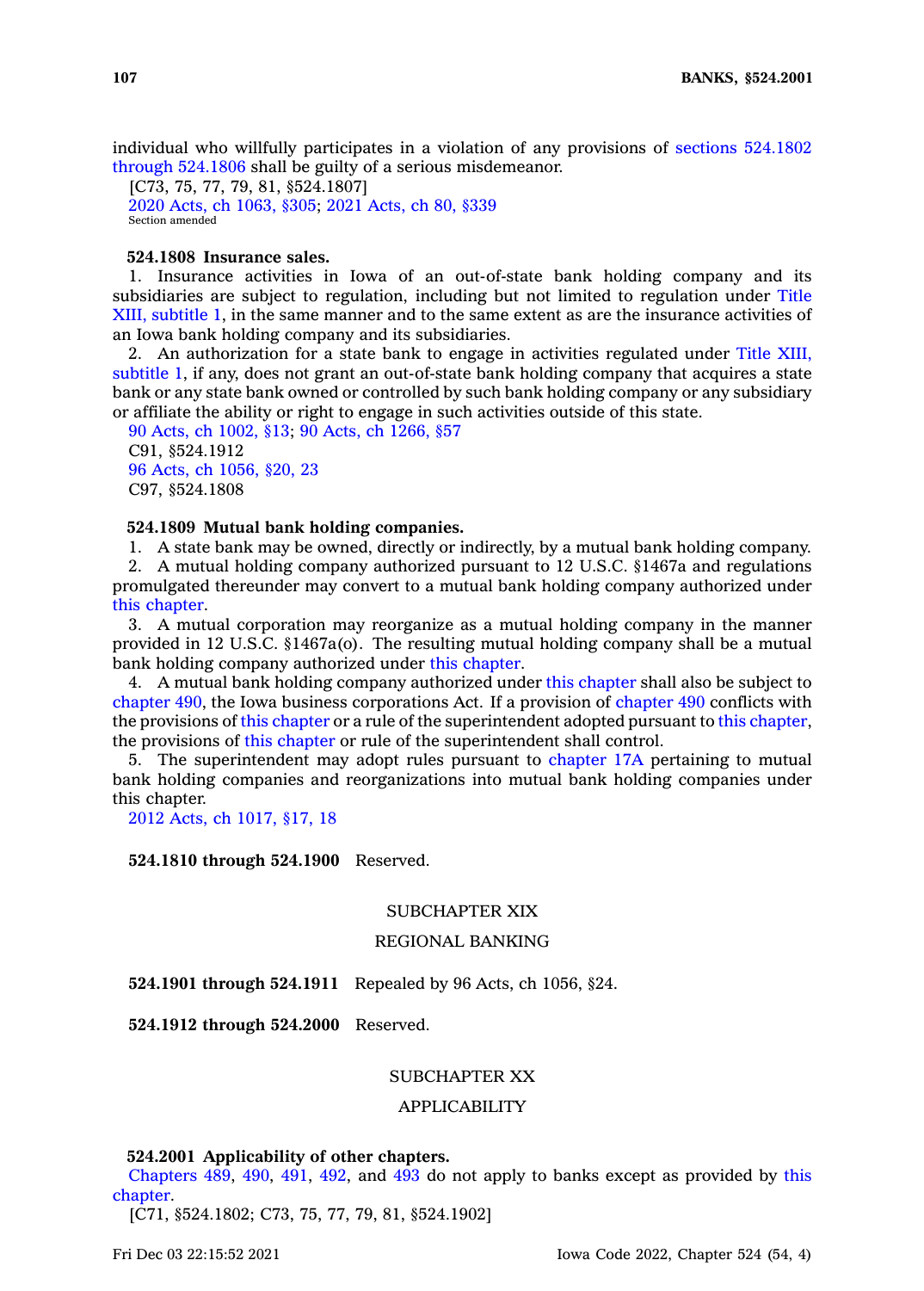individual who willfully participates in a violation of any provisions of sections 524.1802 through 524.1806 shall be guilty of a serious misdemeanor.

[C73, 75, 77, 79, 81, §524.1807]

2020 Acts, ch 1063, §305; 2021 Acts, ch 80, §339

Section amended

**524.1808 Insurance sales.**

1. Insurance activities in Iowa of an out-of-state bank holding company and its subsidiaries are subject to regulation, including but not limited to regulation under Title XIII, subtitle 1, in the same manner and to the same extent as are the insurance activities of an Iowa bank holding company and its subsidiaries.

2. An authorization for a state bank to engage in activities regulated under Title XIII, subtitle 1, if any, does not grant an out-of-state bank holding company that acquires a state bank or any state bank owned or controlled by such bank holding company or any subsidiary or affiliate the ability or right to engage in such activities outside of this state.

90 Acts, ch 1002, §13; 90 Acts, ch 1266, §57

C91, §524.1912

96 Acts, ch 1056, §20, 23

C97, §524.1808

**524.1809 Mutual bank holding companies.**

1. A state bank may be owned, directly or indirectly, by a mutual bank holding company.

2. A mutual holding company authorized pursuant to 12 U.S.C. §1467a and regulations promulgated thereunder may convert to a mutual bank holding company authorized under this chapter.

3. A mutual corporation may reorganize as a mutual holding company in the manner provided in 12 U.S.C. §1467a(o). The resulting mutual holding company shall be a mutual bank holding company authorized under this chapter.

4. A mutual bank holding company authorized under this chapter shall also be subject to chapter 490, the Iowa business corporations Act. If a provision of chapter 490 conflicts with the provisions of this chapter or a rule of the superintendent adopted pursuant to this chapter, the provisions of this chapter or rule of the superintendent shall control.

5. The superintendent may adopt rules pursuant to chapter 17A pertaining to mutual bank holding companies and reorganizations into mutual bank holding companies under this chapter.

2012 Acts, ch 1017, §17, 18

**524.1810 through 524.1900** Reserved.

## SUBCHAPTER XIX

## REGIONAL BANKING

**524.1901 through 524.1911** Repealed by 96 Acts, ch 1056, §24.

**524.1912 through 524.2000** Reserved.

## SUBCHAPTER XX

## APPLICABILITY

**524.2001 Applicability of other chapters.**

Chapters 489, 490, 491, 492, and 493 do not apply to banks except as provided by this chapter.

[C71, §524.1802; C73, 75, 77, 79, 81, §524.1902]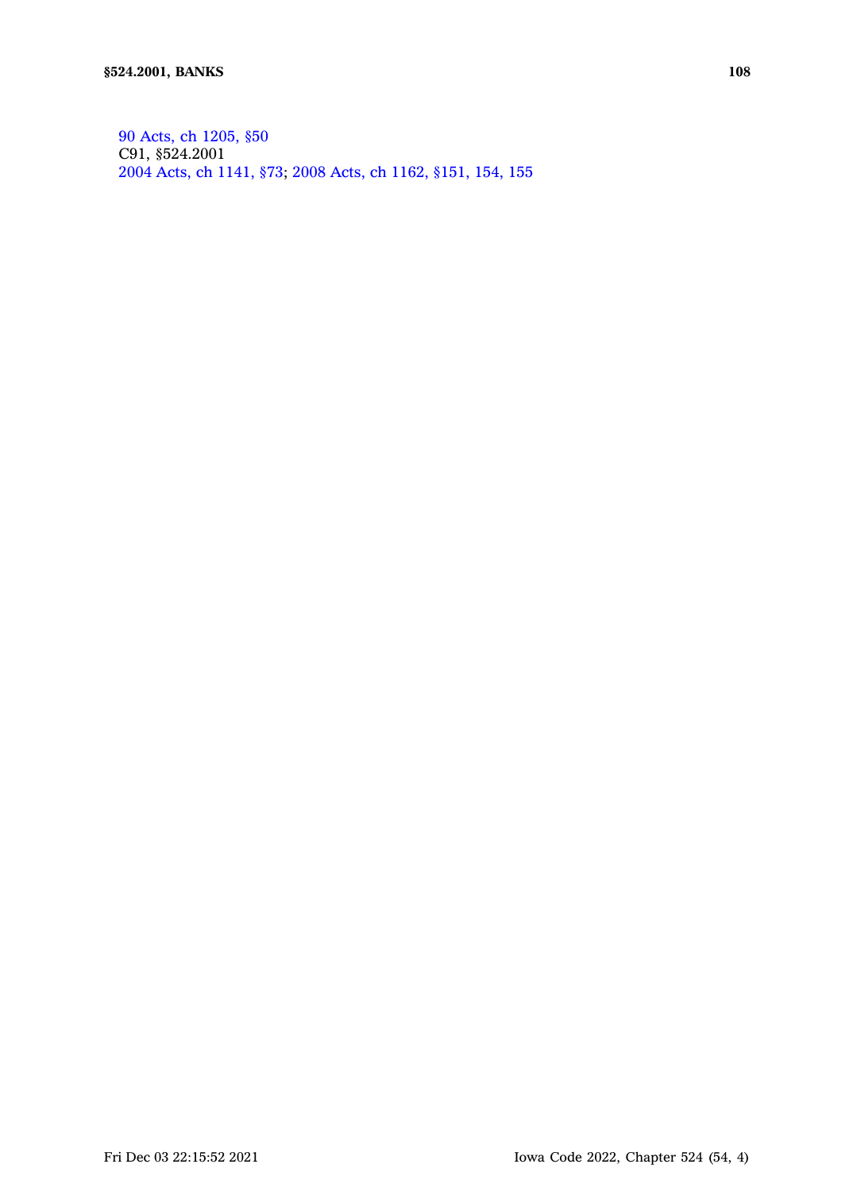90 Acts, ch 1205, §50
C91, §524.2001
2004 Acts, ch 1141, §73; 2008 Acts, ch 1162, §151, 154, 155